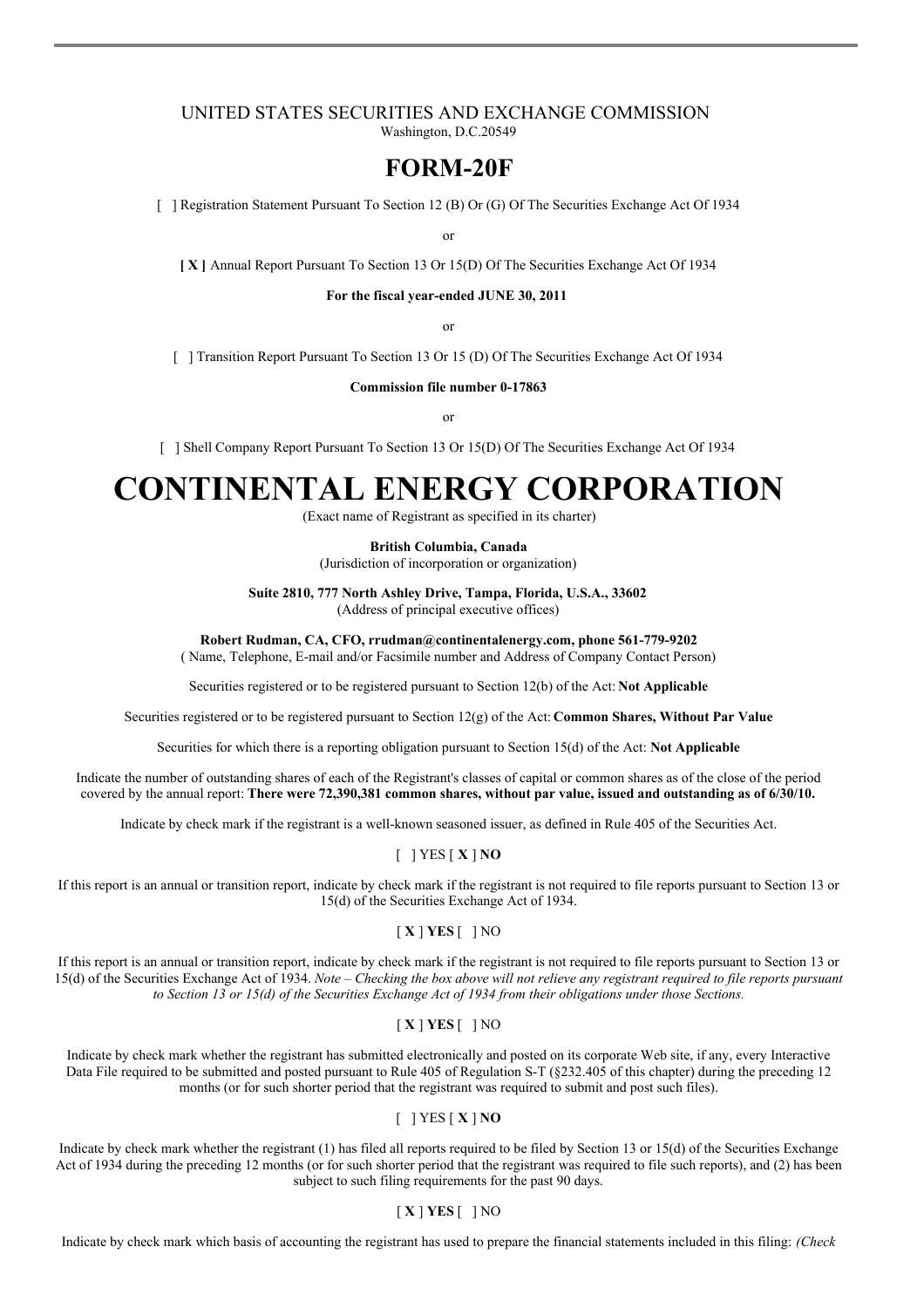UNITED STATES SECURITIES AND EXCHANGE COMMISSION
Washington, D.C.20549

# FORM-20F

[ ] Registration Statement Pursuant To Section 12 (B) Or (G) Of The Securities Exchange Act Of 1934

or

**[ X ]** Annual Report Pursuant To Section 13 Or 15(D) Of The Securities Exchange Act Of 1934

**For the fiscal year-ended JUNE 30, 2011**

or

[ ] Transition Report Pursuant To Section 13 Or 15 (D) Of The Securities Exchange Act Of 1934

**Commission file number 0-17863**

or

[ ] Shell Company Report Pursuant To Section 13 Or 15(D) Of The Securities Exchange Act Of 1934

# CONTINENTAL ENERGY CORPORATION

(Exact name of Registrant as specified in its charter)

**British Columbia, Canada**
(Jurisdiction of incorporation or organization)

**Suite 2810, 777 North Ashley Drive, Tampa, Florida, U.S.A., 33602**
(Address of principal executive offices)

**Robert Rudman, CA, CFO, rrudman@continentalenergy.com, phone 561-779-9202**
( Name, Telephone, E-mail and/or Facsimile number and Address of Company Contact Person)

Securities registered or to be registered pursuant to Section 12(b) of the Act: **Not Applicable**

Securities registered or to be registered pursuant to Section 12(g) of the Act: **Common Shares, Without Par Value**

Securities for which there is a reporting obligation pursuant to Section 15(d) of the Act: **Not Applicable**

Indicate the number of outstanding shares of each of the Registrant's classes of capital or common shares as of the close of the period covered by the annual report: **There were 72,390,381 common shares, without par value, issued and outstanding as of 6/30/10.**

Indicate by check mark if the registrant is a well-known seasoned issuer, as defined in Rule 405 of the Securities Act.

[ ] YES [ **X** ] **NO**

If this report is an annual or transition report, indicate by check mark if the registrant is not required to file reports pursuant to Section 13 or 15(d) of the Securities Exchange Act of 1934.

[ **X** ] **YES** [ ] NO

If this report is an annual or transition report, indicate by check mark if the registrant is not required to file reports pursuant to Section 13 or 15(d) of the Securities Exchange Act of 1934. *Note – Checking the box above will not relieve any registrant required to file reports pursuant to Section 13 or 15(d) of the Securities Exchange Act of 1934 from their obligations under those Sections.*

[ **X** ] **YES** [ ] NO

Indicate by check mark whether the registrant has submitted electronically and posted on its corporate Web site, if any, every Interactive Data File required to be submitted and posted pursuant to Rule 405 of Regulation S-T (§232.405 of this chapter) during the preceding 12 months (or for such shorter period that the registrant was required to submit and post such files).

[ ] YES [ **X** ] **NO**

Indicate by check mark whether the registrant (1) has filed all reports required to be filed by Section 13 or 15(d) of the Securities Exchange Act of 1934 during the preceding 12 months (or for such shorter period that the registrant was required to file such reports), and (2) has been subject to such filing requirements for the past 90 days.

[ **X** ] **YES** [ ] NO

Indicate by check mark which basis of accounting the registrant has used to prepare the financial statements included in this filing: *(Check*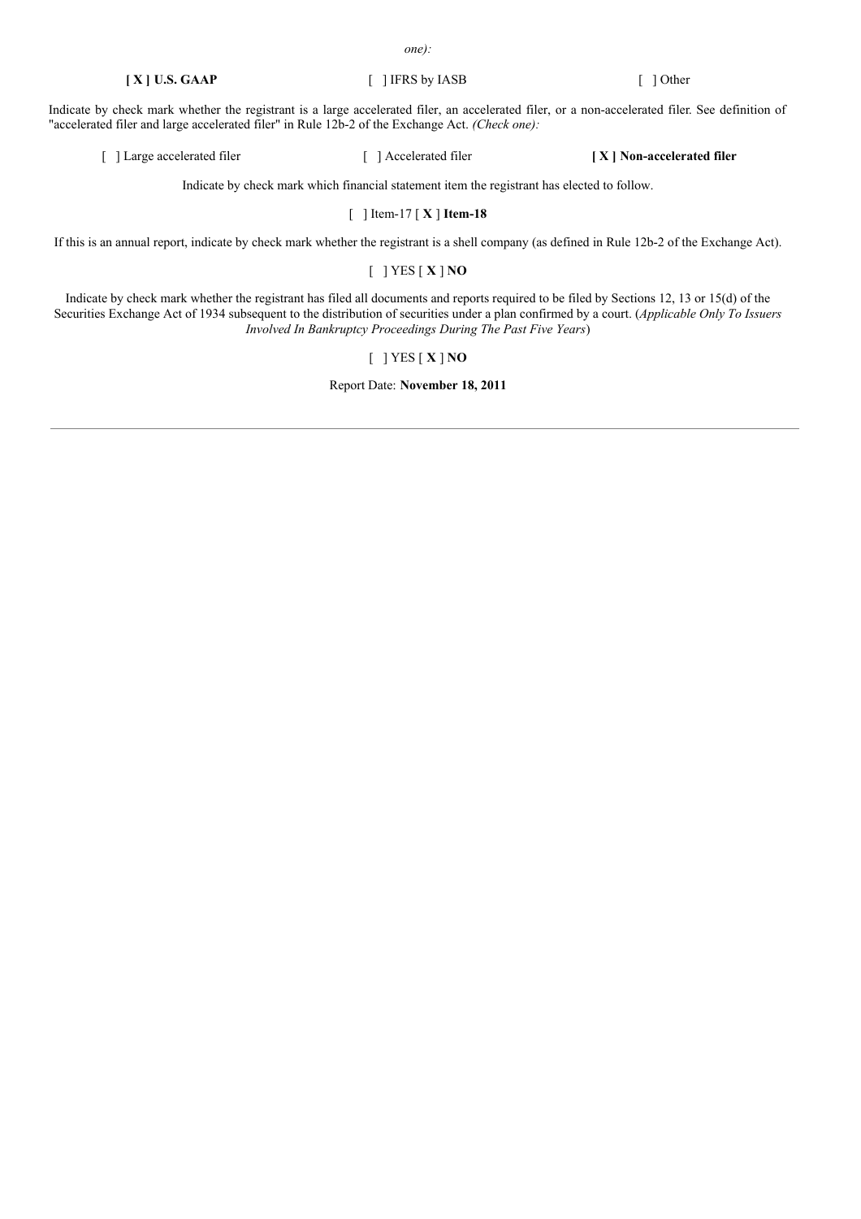*one):*

**[ X ] U.S. GAAP** [ ] IFRS by IASB [ ] Other

Indicate by check mark whether the registrant is a large accelerated filer, an accelerated filer, or a non-accelerated filer. See definition of "accelerated filer and large accelerated filer" in Rule 12b-2 of the Exchange Act. *(Check one):*

[ ] Large accelerated filer [ ] Accelerated filer **[ X ] Non-accelerated filer**

Indicate by check mark which financial statement item the registrant has elected to follow.

[ ] Item-17 [ **X** ] **Item-18**

If this is an annual report, indicate by check mark whether the registrant is a shell company (as defined in Rule 12b-2 of the Exchange Act).

[ ] YES [ **X** ] **NO**

Indicate by check mark whether the registrant has filed all documents and reports required to be filed by Sections 12, 13 or 15(d) of the Securities Exchange Act of 1934 subsequent to the distribution of securities under a plan confirmed by a court. (*Applicable Only To Issuers Involved In Bankruptcy Proceedings During The Past Five Years*)

[ ] YES [ **X** ] **NO**

Report Date: **November 18, 2011**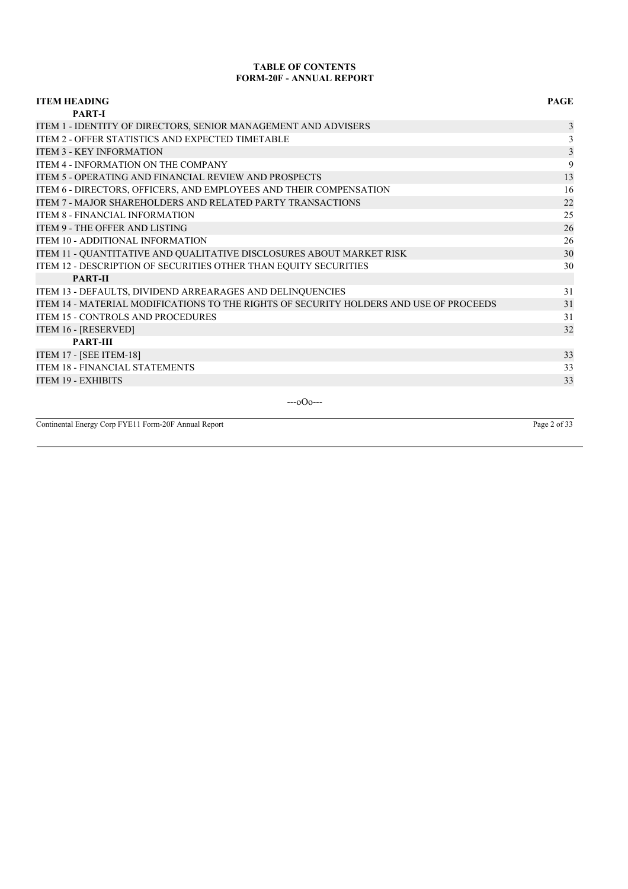**TABLE OF CONTENTS**
**FORM-20F - ANNUAL REPORT**

| ITEM HEADING | PAGE |
|---|---|
| **PART-I** | |
| ITEM 1 - IDENTITY OF DIRECTORS, SENIOR MANAGEMENT AND ADVISERS | 3 |
| ITEM 2 - OFFER STATISTICS AND EXPECTED TIMETABLE | 3 |
| ITEM 3 - KEY INFORMATION | 3 |
| ITEM 4 - INFORMATION ON THE COMPANY | 9 |
| ITEM 5 - OPERATING AND FINANCIAL REVIEW AND PROSPECTS | 13 |
| ITEM 6 - DIRECTORS, OFFICERS, AND EMPLOYEES AND THEIR COMPENSATION | 16 |
| ITEM 7 - MAJOR SHAREHOLDERS AND RELATED PARTY TRANSACTIONS | 22 |
| ITEM 8 - FINANCIAL INFORMATION | 25 |
| ITEM 9 - THE OFFER AND LISTING | 26 |
| ITEM 10 - ADDITIONAL INFORMATION | 26 |
| ITEM 11 - QUANTITATIVE AND QUALITATIVE DISCLOSURES ABOUT MARKET RISK | 30 |
| ITEM 12 - DESCRIPTION OF SECURITIES OTHER THAN EQUITY SECURITIES | 30 |
| **PART-II** | |
| ITEM 13 - DEFAULTS, DIVIDEND ARREARAGES AND DELINQUENCIES | 31 |
| ITEM 14 - MATERIAL MODIFICATIONS TO THE RIGHTS OF SECURITY HOLDERS AND USE OF PROCEEDS | 31 |
| ITEM 15 - CONTROLS AND PROCEDURES | 31 |
| ITEM 16 - [RESERVED] | 32 |
| **PART-III** | |
| ITEM 17 - [SEE ITEM-18] | 33 |
| ITEM 18 - FINANCIAL STATEMENTS | 33 |
| ITEM 19 - EXHIBITS | 33 |

---oOo---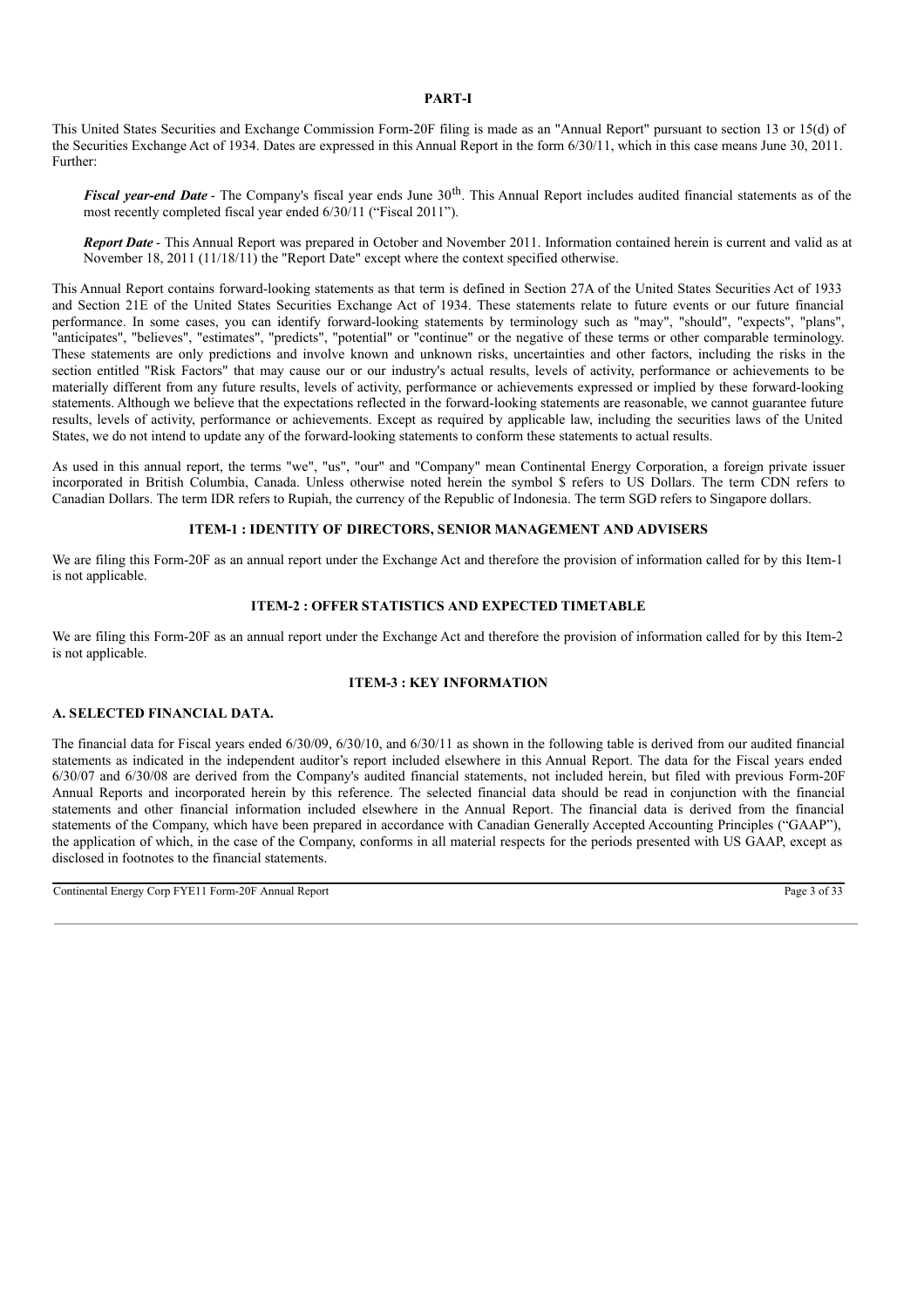## PART-I

This United States Securities and Exchange Commission Form-20F filing is made as an "Annual Report" pursuant to section 13 or 15(d) of the Securities Exchange Act of 1934. Dates are expressed in this Annual Report in the form 6/30/11, which in this case means June 30, 2011. Further:

***Fiscal year-end Date*** - The Company's fiscal year ends June 30th. This Annual Report includes audited financial statements as of the most recently completed fiscal year ended 6/30/11 ("Fiscal 2011").

***Report Date*** - This Annual Report was prepared in October and November 2011. Information contained herein is current and valid as at November 18, 2011 (11/18/11) the "Report Date" except where the context specified otherwise.

This Annual Report contains forward-looking statements as that term is defined in Section 27A of the United States Securities Act of 1933 and Section 21E of the United States Securities Exchange Act of 1934. These statements relate to future events or our future financial performance. In some cases, you can identify forward-looking statements by terminology such as "may", "should", "expects", "plans", "anticipates", "believes", "estimates", "predicts", "potential" or "continue" or the negative of these terms or other comparable terminology. These statements are only predictions and involve known and unknown risks, uncertainties and other factors, including the risks in the section entitled "Risk Factors" that may cause our or our industry's actual results, levels of activity, performance or achievements to be materially different from any future results, levels of activity, performance or achievements expressed or implied by these forward-looking statements. Although we believe that the expectations reflected in the forward-looking statements are reasonable, we cannot guarantee future results, levels of activity, performance or achievements. Except as required by applicable law, including the securities laws of the United States, we do not intend to update any of the forward-looking statements to conform these statements to actual results.

As used in this annual report, the terms "we", "us", "our" and "Company" mean Continental Energy Corporation, a foreign private issuer incorporated in British Columbia, Canada. Unless otherwise noted herein the symbol $ refers to US Dollars. The term CDN refers to Canadian Dollars. The term IDR refers to Rupiah, the currency of the Republic of Indonesia. The term SGD refers to Singapore dollars.

## ITEM-1 : IDENTITY OF DIRECTORS, SENIOR MANAGEMENT AND ADVISERS

We are filing this Form-20F as an annual report under the Exchange Act and therefore the provision of information called for by this Item-1 is not applicable.

## ITEM-2 : OFFER STATISTICS AND EXPECTED TIMETABLE

We are filing this Form-20F as an annual report under the Exchange Act and therefore the provision of information called for by this Item-2 is not applicable.

## ITEM-3 : KEY INFORMATION

### A. SELECTED FINANCIAL DATA.

The financial data for Fiscal years ended 6/30/09, 6/30/10, and 6/30/11 as shown in the following table is derived from our audited financial statements as indicated in the independent auditor's report included elsewhere in this Annual Report. The data for the Fiscal years ended 6/30/07 and 6/30/08 are derived from the Company's audited financial statements, not included herein, but filed with previous Form-20F Annual Reports and incorporated herein by this reference. The selected financial data should be read in conjunction with the financial statements and other financial information included elsewhere in the Annual Report. The financial data is derived from the financial statements of the Company, which have been prepared in accordance with Canadian Generally Accepted Accounting Principles ("GAAP"), the application of which, in the case of the Company, conforms in all material respects for the periods presented with US GAAP, except as disclosed in footnotes to the financial statements.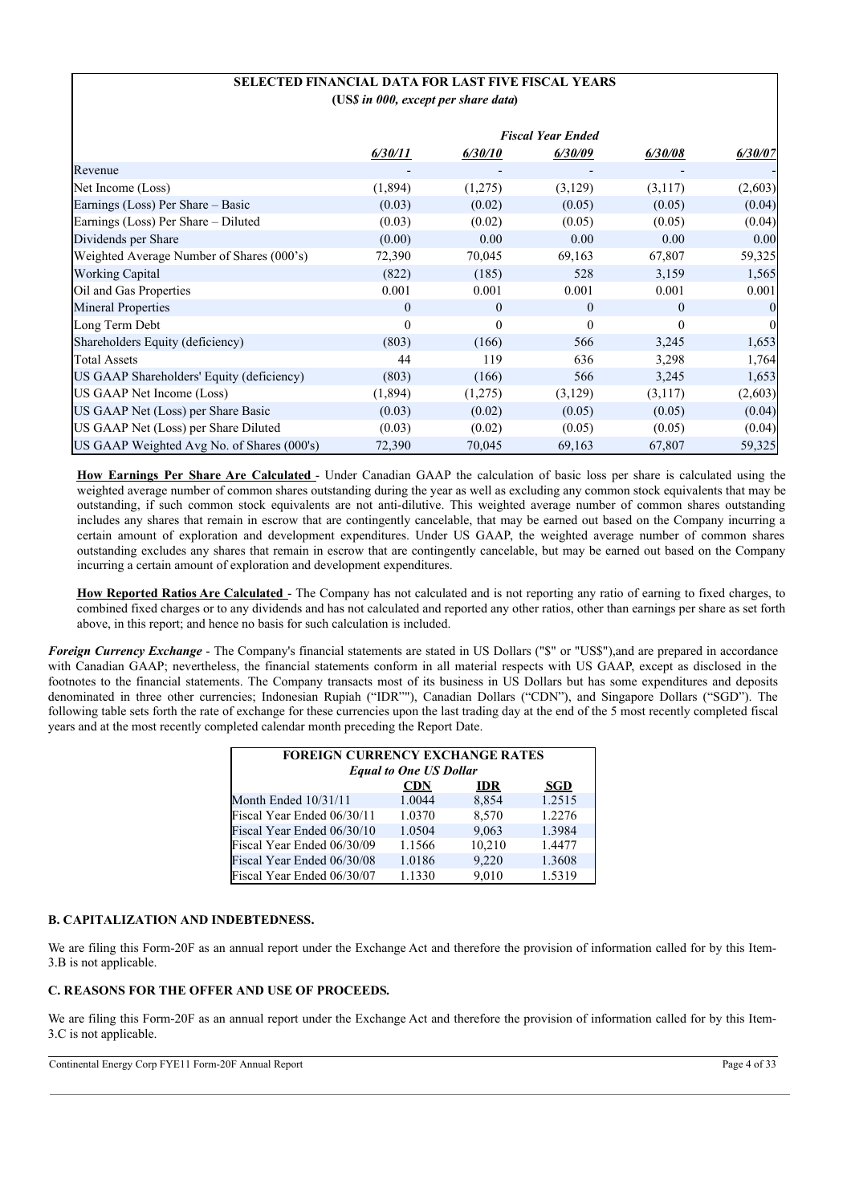**SELECTED FINANCIAL DATA FOR LAST FIVE FISCAL YEARS**
**(US$ *in 000, except per share data*)**

| | *Fiscal Year Ended* | | | | |
|---|---|---|---|---|---|
| | ***6/30/11*** | ***6/30/10*** | ***6/30/09*** | ***6/30/08*** | ***6/30/07*** |
| Revenue | - | - | - | - | - |
| Net Income (Loss) | (1,894) | (1,275) | (3,129) | (3,117) | (2,603) |
| Earnings (Loss) Per Share – Basic | (0.03) | (0.02) | (0.05) | (0.05) | (0.04) |
| Earnings (Loss) Per Share – Diluted | (0.03) | (0.02) | (0.05) | (0.05) | (0.04) |
| Dividends per Share | (0.00) | 0.00 | 0.00 | 0.00 | 0.00 |
| Weighted Average Number of Shares (000's) | 72,390 | 70,045 | 69,163 | 67,807 | 59,325 |
| Working Capital | (822) | (185) | 528 | 3,159 | 1,565 |
| Oil and Gas Properties | 0.001 | 0.001 | 0.001 | 0.001 | 0.001 |
| Mineral Properties | 0 | 0 | 0 | 0 | 0 |
| Long Term Debt | 0 | 0 | 0 | 0 | 0 |
| Shareholders Equity (deficiency) | (803) | (166) | 566 | 3,245 | 1,653 |
| Total Assets | 44 | 119 | 636 | 3,298 | 1,764 |
| US GAAP Shareholders' Equity (deficiency) | (803) | (166) | 566 | 3,245 | 1,653 |
| US GAAP Net Income (Loss) | (1,894) | (1,275) | (3,129) | (3,117) | (2,603) |
| US GAAP Net (Loss) per Share Basic | (0.03) | (0.02) | (0.05) | (0.05) | (0.04) |
| US GAAP Net (Loss) per Share Diluted | (0.03) | (0.02) | (0.05) | (0.05) | (0.04) |
| US GAAP Weighted Avg No. of Shares (000's) | 72,390 | 70,045 | 69,163 | 67,807 | 59,325 |

**How Earnings Per Share Are Calculated** - Under Canadian GAAP the calculation of basic loss per share is calculated using the weighted average number of common shares outstanding during the year as well as excluding any common stock equivalents that may be outstanding, if such common stock equivalents are not anti-dilutive. This weighted average number of common shares outstanding includes any shares that remain in escrow that are contingently cancelable, that may be earned out based on the Company incurring a certain amount of exploration and development expenditures. Under US GAAP, the weighted average number of common shares outstanding excludes any shares that remain in escrow that are contingently cancelable, but may be earned out based on the Company incurring a certain amount of exploration and development expenditures.

**How Reported Ratios Are Calculated** - The Company has not calculated and is not reporting any ratio of earning to fixed charges, to combined fixed charges or to any dividends and has not calculated and reported any other ratios, other than earnings per share as set forth above, in this report; and hence no basis for such calculation is included.

***Foreign Currency Exchange*** - The Company's financial statements are stated in US Dollars ("$" or "US$"),and are prepared in accordance with Canadian GAAP; nevertheless, the financial statements conform in all material respects with US GAAP, except as disclosed in the footnotes to the financial statements. The Company transacts most of its business in US Dollars but has some expenditures and deposits denominated in three other currencies; Indonesian Rupiah ("IDR""), Canadian Dollars ("CDN"), and Singapore Dollars ("SGD"). The following table sets forth the rate of exchange for these currencies upon the last trading day at the end of the 5 most recently completed fiscal years and at the most recently completed calendar month preceding the Report Date.

**FOREIGN CURRENCY EXCHANGE RATES**
***Equal to One US Dollar***

| | **CDN** | **IDR** | **SGD** |
|---|---|---|---|
| Month Ended 10/31/11 | 1.0044 | 8,854 | 1.2515 |
| Fiscal Year Ended 06/30/11 | 1.0370 | 8,570 | 1.2276 |
| Fiscal Year Ended 06/30/10 | 1.0504 | 9,063 | 1.3984 |
| Fiscal Year Ended 06/30/09 | 1.1566 | 10,210 | 1.4477 |
| Fiscal Year Ended 06/30/08 | 1.0186 | 9,220 | 1.3608 |
| Fiscal Year Ended 06/30/07 | 1.1330 | 9,010 | 1.5319 |

### B. CAPITALIZATION AND INDEBTEDNESS.

We are filing this Form-20F as an annual report under the Exchange Act and therefore the provision of information called for by this Item-3.B is not applicable.

### C. REASONS FOR THE OFFER AND USE OF PROCEEDS.

We are filing this Form-20F as an annual report under the Exchange Act and therefore the provision of information called for by this Item-3.C is not applicable.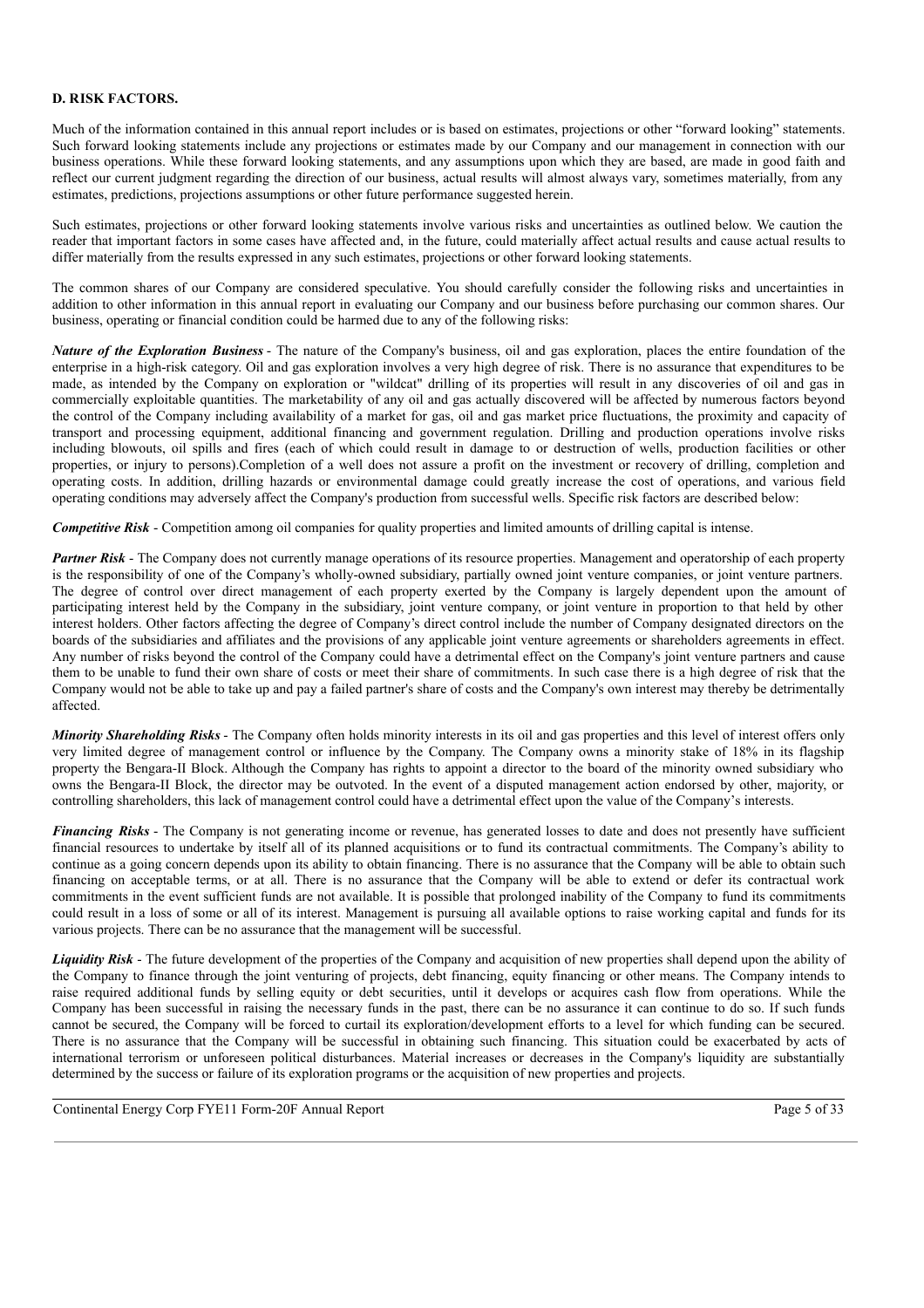### D. RISK FACTORS.

Much of the information contained in this annual report includes or is based on estimates, projections or other "forward looking" statements. Such forward looking statements include any projections or estimates made by our Company and our management in connection with our business operations. While these forward looking statements, and any assumptions upon which they are based, are made in good faith and reflect our current judgment regarding the direction of our business, actual results will almost always vary, sometimes materially, from any estimates, predictions, projections assumptions or other future performance suggested herein.

Such estimates, projections or other forward looking statements involve various risks and uncertainties as outlined below. We caution the reader that important factors in some cases have affected and, in the future, could materially affect actual results and cause actual results to differ materially from the results expressed in any such estimates, projections or other forward looking statements.

The common shares of our Company are considered speculative. You should carefully consider the following risks and uncertainties in addition to other information in this annual report in evaluating our Company and our business before purchasing our common shares. Our business, operating or financial condition could be harmed due to any of the following risks:

***Nature of the Exploration Business*** - The nature of the Company's business, oil and gas exploration, places the entire foundation of the enterprise in a high-risk category. Oil and gas exploration involves a very high degree of risk. There is no assurance that expenditures to be made, as intended by the Company on exploration or "wildcat" drilling of its properties will result in any discoveries of oil and gas in commercially exploitable quantities. The marketability of any oil and gas actually discovered will be affected by numerous factors beyond the control of the Company including availability of a market for gas, oil and gas market price fluctuations, the proximity and capacity of transport and processing equipment, additional financing and government regulation. Drilling and production operations involve risks including blowouts, oil spills and fires (each of which could result in damage to or destruction of wells, production facilities or other properties, or injury to persons).Completion of a well does not assure a profit on the investment or recovery of drilling, completion and operating costs. In addition, drilling hazards or environmental damage could greatly increase the cost of operations, and various field operating conditions may adversely affect the Company's production from successful wells. Specific risk factors are described below:

***Competitive Risk*** - Competition among oil companies for quality properties and limited amounts of drilling capital is intense.

***Partner Risk*** - The Company does not currently manage operations of its resource properties. Management and operatorship of each property is the responsibility of one of the Company's wholly-owned subsidiary, partially owned joint venture companies, or joint venture partners. The degree of control over direct management of each property exerted by the Company is largely dependent upon the amount of participating interest held by the Company in the subsidiary, joint venture company, or joint venture in proportion to that held by other interest holders. Other factors affecting the degree of Company's direct control include the number of Company designated directors on the boards of the subsidiaries and affiliates and the provisions of any applicable joint venture agreements or shareholders agreements in effect. Any number of risks beyond the control of the Company could have a detrimental effect on the Company's joint venture partners and cause them to be unable to fund their own share of costs or meet their share of commitments. In such case there is a high degree of risk that the Company would not be able to take up and pay a failed partner's share of costs and the Company's own interest may thereby be detrimentally affected.

***Minority Shareholding Risks*** - The Company often holds minority interests in its oil and gas properties and this level of interest offers only very limited degree of management control or influence by the Company. The Company owns a minority stake of 18% in its flagship property the Bengara-II Block. Although the Company has rights to appoint a director to the board of the minority owned subsidiary who owns the Bengara-II Block, the director may be outvoted. In the event of a disputed management action endorsed by other, majority, or controlling shareholders, this lack of management control could have a detrimental effect upon the value of the Company's interests.

***Financing Risks*** - The Company is not generating income or revenue, has generated losses to date and does not presently have sufficient financial resources to undertake by itself all of its planned acquisitions or to fund its contractual commitments. The Company's ability to continue as a going concern depends upon its ability to obtain financing. There is no assurance that the Company will be able to obtain such financing on acceptable terms, or at all. There is no assurance that the Company will be able to extend or defer its contractual work commitments in the event sufficient funds are not available. It is possible that prolonged inability of the Company to fund its commitments could result in a loss of some or all of its interest. Management is pursuing all available options to raise working capital and funds for its various projects. There can be no assurance that the management will be successful.

***Liquidity Risk*** - The future development of the properties of the Company and acquisition of new properties shall depend upon the ability of the Company to finance through the joint venturing of projects, debt financing, equity financing or other means. The Company intends to raise required additional funds by selling equity or debt securities, until it develops or acquires cash flow from operations. While the Company has been successful in raising the necessary funds in the past, there can be no assurance it can continue to do so. If such funds cannot be secured, the Company will be forced to curtail its exploration/development efforts to a level for which funding can be secured. There is no assurance that the Company will be successful in obtaining such financing. This situation could be exacerbated by acts of international terrorism or unforeseen political disturbances. Material increases or decreases in the Company's liquidity are substantially determined by the success or failure of its exploration programs or the acquisition of new properties and projects.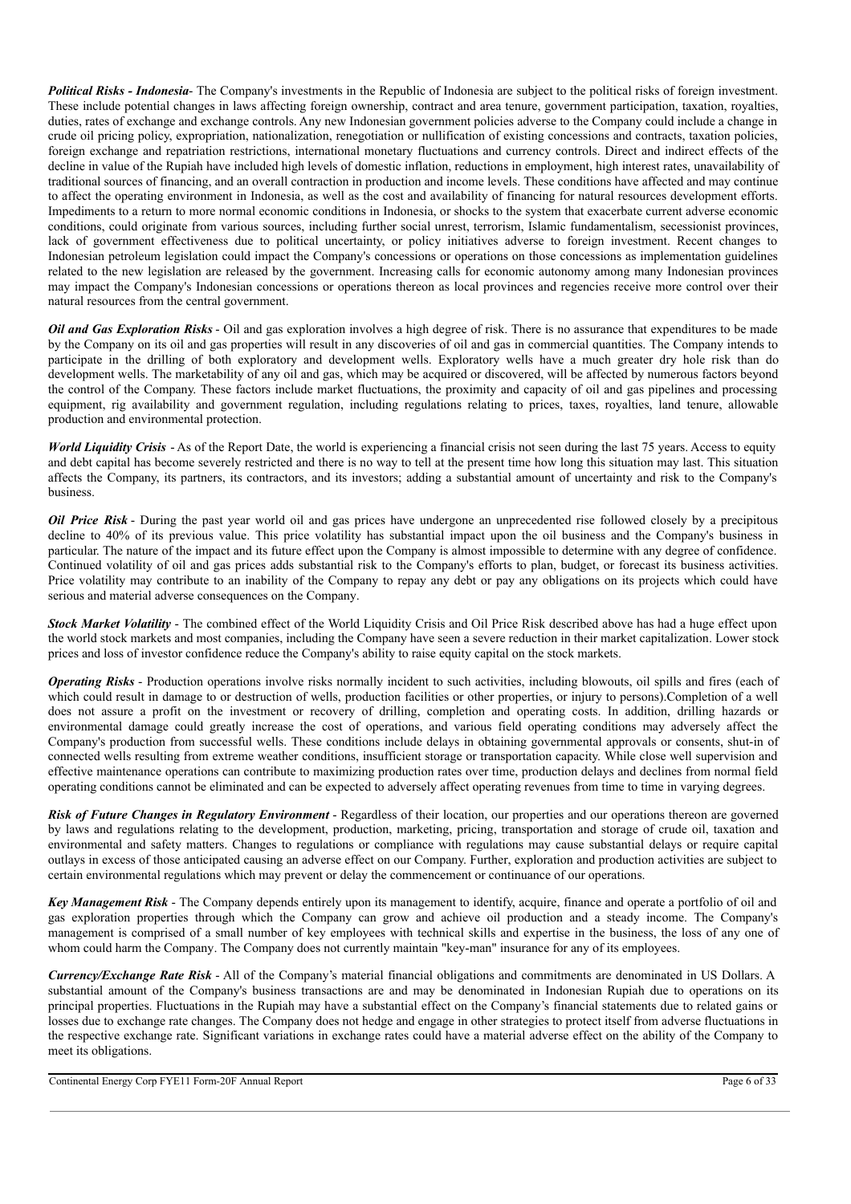***Political Risks - Indonesia***- The Company's investments in the Republic of Indonesia are subject to the political risks of foreign investment. These include potential changes in laws affecting foreign ownership, contract and area tenure, government participation, taxation, royalties, duties, rates of exchange and exchange controls. Any new Indonesian government policies adverse to the Company could include a change in crude oil pricing policy, expropriation, nationalization, renegotiation or nullification of existing concessions and contracts, taxation policies, foreign exchange and repatriation restrictions, international monetary fluctuations and currency controls. Direct and indirect effects of the decline in value of the Rupiah have included high levels of domestic inflation, reductions in employment, high interest rates, unavailability of traditional sources of financing, and an overall contraction in production and income levels. These conditions have affected and may continue to affect the operating environment in Indonesia, as well as the cost and availability of financing for natural resources development efforts. Impediments to a return to more normal economic conditions in Indonesia, or shocks to the system that exacerbate current adverse economic conditions, could originate from various sources, including further social unrest, terrorism, Islamic fundamentalism, secessionist provinces, lack of government effectiveness due to political uncertainty, or policy initiatives adverse to foreign investment. Recent changes to Indonesian petroleum legislation could impact the Company's concessions or operations on those concessions as implementation guidelines related to the new legislation are released by the government. Increasing calls for economic autonomy among many Indonesian provinces may impact the Company's Indonesian concessions or operations thereon as local provinces and regencies receive more control over their natural resources from the central government.

***Oil and Gas Exploration Risks*** - Oil and gas exploration involves a high degree of risk. There is no assurance that expenditures to be made by the Company on its oil and gas properties will result in any discoveries of oil and gas in commercial quantities. The Company intends to participate in the drilling of both exploratory and development wells. Exploratory wells have a much greater dry hole risk than do development wells. The marketability of any oil and gas, which may be acquired or discovered, will be affected by numerous factors beyond the control of the Company. These factors include market fluctuations, the proximity and capacity of oil and gas pipelines and processing equipment, rig availability and government regulation, including regulations relating to prices, taxes, royalties, land tenure, allowable production and environmental protection.

***World Liquidity Crisis*** - As of the Report Date, the world is experiencing a financial crisis not seen during the last 75 years. Access to equity and debt capital has become severely restricted and there is no way to tell at the present time how long this situation may last. This situation affects the Company, its partners, its contractors, and its investors; adding a substantial amount of uncertainty and risk to the Company's business.

***Oil Price Risk*** - During the past year world oil and gas prices have undergone an unprecedented rise followed closely by a precipitous decline to 40% of its previous value. This price volatility has substantial impact upon the oil business and the Company's business in particular. The nature of the impact and its future effect upon the Company is almost impossible to determine with any degree of confidence. Continued volatility of oil and gas prices adds substantial risk to the Company's efforts to plan, budget, or forecast its business activities. Price volatility may contribute to an inability of the Company to repay any debt or pay any obligations on its projects which could have serious and material adverse consequences on the Company.

***Stock Market Volatility*** - The combined effect of the World Liquidity Crisis and Oil Price Risk described above has had a huge effect upon the world stock markets and most companies, including the Company have seen a severe reduction in their market capitalization. Lower stock prices and loss of investor confidence reduce the Company's ability to raise equity capital on the stock markets.

***Operating Risks*** - Production operations involve risks normally incident to such activities, including blowouts, oil spills and fires (each of which could result in damage to or destruction of wells, production facilities or other properties, or injury to persons).Completion of a well does not assure a profit on the investment or recovery of drilling, completion and operating costs. In addition, drilling hazards or environmental damage could greatly increase the cost of operations, and various field operating conditions may adversely affect the Company's production from successful wells. These conditions include delays in obtaining governmental approvals or consents, shut-in of connected wells resulting from extreme weather conditions, insufficient storage or transportation capacity. While close well supervision and effective maintenance operations can contribute to maximizing production rates over time, production delays and declines from normal field operating conditions cannot be eliminated and can be expected to adversely affect operating revenues from time to time in varying degrees.

***Risk of Future Changes in Regulatory Environment*** - Regardless of their location, our properties and our operations thereon are governed by laws and regulations relating to the development, production, marketing, pricing, transportation and storage of crude oil, taxation and environmental and safety matters. Changes to regulations or compliance with regulations may cause substantial delays or require capital outlays in excess of those anticipated causing an adverse effect on our Company. Further, exploration and production activities are subject to certain environmental regulations which may prevent or delay the commencement or continuance of our operations.

***Key Management Risk*** - The Company depends entirely upon its management to identify, acquire, finance and operate a portfolio of oil and gas exploration properties through which the Company can grow and achieve oil production and a steady income. The Company's management is comprised of a small number of key employees with technical skills and expertise in the business, the loss of any one of whom could harm the Company. The Company does not currently maintain "key-man" insurance for any of its employees.

***Currency/Exchange Rate Risk*** - All of the Company's material financial obligations and commitments are denominated in US Dollars. A substantial amount of the Company's business transactions are and may be denominated in Indonesian Rupiah due to operations on its principal properties. Fluctuations in the Rupiah may have a substantial effect on the Company's financial statements due to related gains or losses due to exchange rate changes. The Company does not hedge and engage in other strategies to protect itself from adverse fluctuations in the respective exchange rate. Significant variations in exchange rates could have a material adverse effect on the ability of the Company to meet its obligations.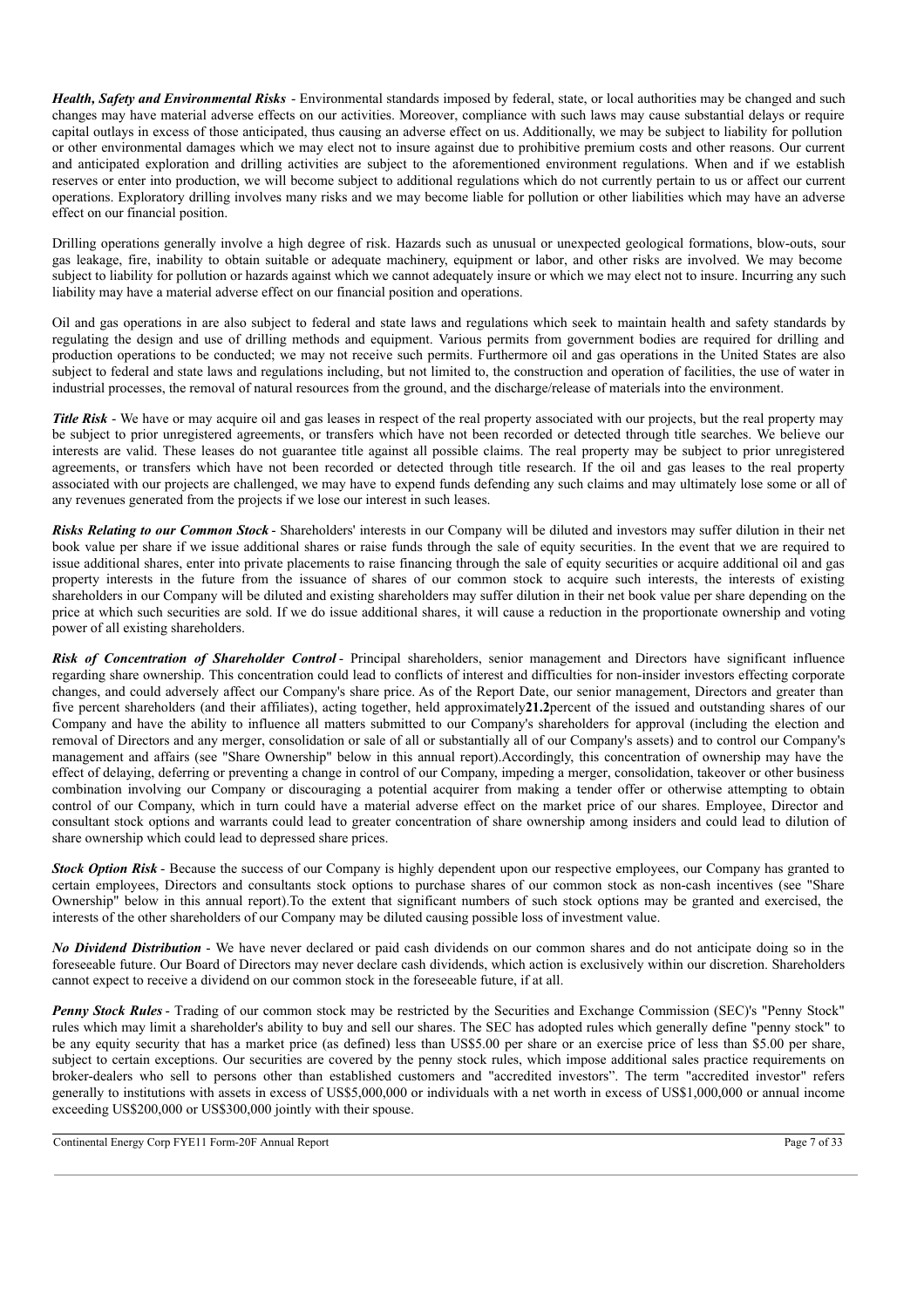***Health, Safety and Environmental Risks*** - Environmental standards imposed by federal, state, or local authorities may be changed and such changes may have material adverse effects on our activities. Moreover, compliance with such laws may cause substantial delays or require capital outlays in excess of those anticipated, thus causing an adverse effect on us. Additionally, we may be subject to liability for pollution or other environmental damages which we may elect not to insure against due to prohibitive premium costs and other reasons. Our current and anticipated exploration and drilling activities are subject to the aforementioned environment regulations. When and if we establish reserves or enter into production, we will become subject to additional regulations which do not currently pertain to us or affect our current operations. Exploratory drilling involves many risks and we may become liable for pollution or other liabilities which may have an adverse effect on our financial position.

Drilling operations generally involve a high degree of risk. Hazards such as unusual or unexpected geological formations, blow-outs, sour gas leakage, fire, inability to obtain suitable or adequate machinery, equipment or labor, and other risks are involved. We may become subject to liability for pollution or hazards against which we cannot adequately insure or which we may elect not to insure. Incurring any such liability may have a material adverse effect on our financial position and operations.

Oil and gas operations in are also subject to federal and state laws and regulations which seek to maintain health and safety standards by regulating the design and use of drilling methods and equipment. Various permits from government bodies are required for drilling and production operations to be conducted; we may not receive such permits. Furthermore oil and gas operations in the United States are also subject to federal and state laws and regulations including, but not limited to, the construction and operation of facilities, the use of water in industrial processes, the removal of natural resources from the ground, and the discharge/release of materials into the environment.

***Title Risk*** - We have or may acquire oil and gas leases in respect of the real property associated with our projects, but the real property may be subject to prior unregistered agreements, or transfers which have not been recorded or detected through title searches. We believe our interests are valid. These leases do not guarantee title against all possible claims. The real property may be subject to prior unregistered agreements, or transfers which have not been recorded or detected through title research. If the oil and gas leases to the real property associated with our projects are challenged, we may have to expend funds defending any such claims and may ultimately lose some or all of any revenues generated from the projects if we lose our interest in such leases.

***Risks Relating to our Common Stock*** - Shareholders' interests in our Company will be diluted and investors may suffer dilution in their net book value per share if we issue additional shares or raise funds through the sale of equity securities. In the event that we are required to issue additional shares, enter into private placements to raise financing through the sale of equity securities or acquire additional oil and gas property interests in the future from the issuance of shares of our common stock to acquire such interests, the interests of existing shareholders in our Company will be diluted and existing shareholders may suffer dilution in their net book value per share depending on the price at which such securities are sold. If we do issue additional shares, it will cause a reduction in the proportionate ownership and voting power of all existing shareholders.

***Risk of Concentration of Shareholder Control*** - Principal shareholders, senior management and Directors have significant influence regarding share ownership. This concentration could lead to conflicts of interest and difficulties for non-insider investors effecting corporate changes, and could adversely affect our Company's share price. As of the Report Date, our senior management, Directors and greater than five percent shareholders (and their affiliates), acting together, held approximately**21.2**percent of the issued and outstanding shares of our Company and have the ability to influence all matters submitted to our Company's shareholders for approval (including the election and removal of Directors and any merger, consolidation or sale of all or substantially all of our Company's assets) and to control our Company's management and affairs (see "Share Ownership" below in this annual report).Accordingly, this concentration of ownership may have the effect of delaying, deferring or preventing a change in control of our Company, impeding a merger, consolidation, takeover or other business combination involving our Company or discouraging a potential acquirer from making a tender offer or otherwise attempting to obtain control of our Company, which in turn could have a material adverse effect on the market price of our shares. Employee, Director and consultant stock options and warrants could lead to greater concentration of share ownership among insiders and could lead to dilution of share ownership which could lead to depressed share prices.

***Stock Option Risk*** - Because the success of our Company is highly dependent upon our respective employees, our Company has granted to certain employees, Directors and consultants stock options to purchase shares of our common stock as non-cash incentives (see "Share Ownership" below in this annual report).To the extent that significant numbers of such stock options may be granted and exercised, the interests of the other shareholders of our Company may be diluted causing possible loss of investment value.

***No Dividend Distribution*** - We have never declared or paid cash dividends on our common shares and do not anticipate doing so in the foreseeable future. Our Board of Directors may never declare cash dividends, which action is exclusively within our discretion. Shareholders cannot expect to receive a dividend on our common stock in the foreseeable future, if at all.

***Penny Stock Rules*** - Trading of our common stock may be restricted by the Securities and Exchange Commission (SEC)'s "Penny Stock" rules which may limit a shareholder's ability to buy and sell our shares. The SEC has adopted rules which generally define "penny stock" to be any equity security that has a market price (as defined) less than US$5.00 per share or an exercise price of less than $5.00 per share, subject to certain exceptions. Our securities are covered by the penny stock rules, which impose additional sales practice requirements on broker-dealers who sell to persons other than established customers and "accredited investors". The term "accredited investor" refers generally to institutions with assets in excess of US$5,000,000 or individuals with a net worth in excess of US$1,000,000 or annual income exceeding US$200,000 or US$300,000 jointly with their spouse.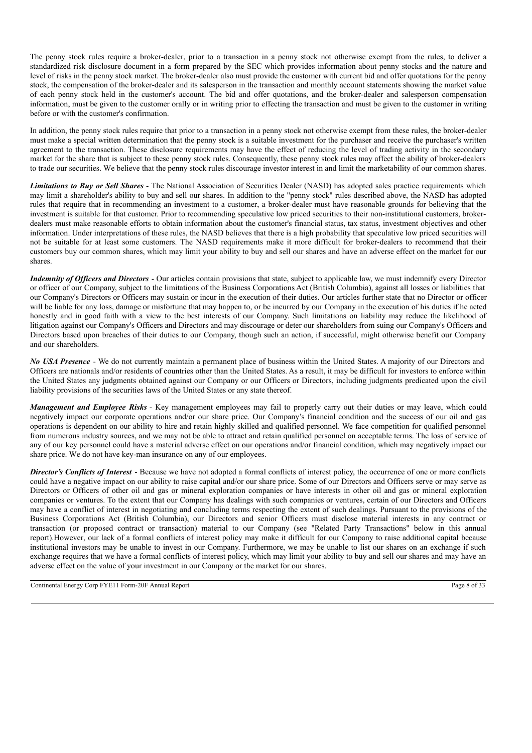The penny stock rules require a broker-dealer, prior to a transaction in a penny stock not otherwise exempt from the rules, to deliver a standardized risk disclosure document in a form prepared by the SEC which provides information about penny stocks and the nature and level of risks in the penny stock market. The broker-dealer also must provide the customer with current bid and offer quotations for the penny stock, the compensation of the broker-dealer and its salesperson in the transaction and monthly account statements showing the market value of each penny stock held in the customer's account. The bid and offer quotations, and the broker-dealer and salesperson compensation information, must be given to the customer orally or in writing prior to effecting the transaction and must be given to the customer in writing before or with the customer's confirmation.

In addition, the penny stock rules require that prior to a transaction in a penny stock not otherwise exempt from these rules, the broker-dealer must make a special written determination that the penny stock is a suitable investment for the purchaser and receive the purchaser's written agreement to the transaction. These disclosure requirements may have the effect of reducing the level of trading activity in the secondary market for the share that is subject to these penny stock rules. Consequently, these penny stock rules may affect the ability of broker-dealers to trade our securities. We believe that the penny stock rules discourage investor interest in and limit the marketability of our common shares.

***Limitations to Buy or Sell Shares*** - The National Association of Securities Dealer (NASD) has adopted sales practice requirements which may limit a shareholder's ability to buy and sell our shares. In addition to the "penny stock" rules described above, the NASD has adopted rules that require that in recommending an investment to a customer, a broker-dealer must have reasonable grounds for believing that the investment is suitable for that customer. Prior to recommending speculative low priced securities to their non-institutional customers, broker-dealers must make reasonable efforts to obtain information about the customer's financial status, tax status, investment objectives and other information. Under interpretations of these rules, the NASD believes that there is a high probability that speculative low priced securities will not be suitable for at least some customers. The NASD requirements make it more difficult for broker-dealers to recommend that their customers buy our common shares, which may limit your ability to buy and sell our shares and have an adverse effect on the market for our shares.

***Indemnity of Officers and Directors*** - Our articles contain provisions that state, subject to applicable law, we must indemnify every Director or officer of our Company, subject to the limitations of the Business Corporations Act (British Columbia), against all losses or liabilities that our Company's Directors or Officers may sustain or incur in the execution of their duties. Our articles further state that no Director or officer will be liable for any loss, damage or misfortune that may happen to, or be incurred by our Company in the execution of his duties if he acted honestly and in good faith with a view to the best interests of our Company. Such limitations on liability may reduce the likelihood of litigation against our Company's Officers and Directors and may discourage or deter our shareholders from suing our Company's Officers and Directors based upon breaches of their duties to our Company, though such an action, if successful, might otherwise benefit our Company and our shareholders.

***No USA Presence*** - We do not currently maintain a permanent place of business within the United States. A majority of our Directors and Officers are nationals and/or residents of countries other than the United States. As a result, it may be difficult for investors to enforce within the United States any judgments obtained against our Company or our Officers or Directors, including judgments predicated upon the civil liability provisions of the securities laws of the United States or any state thereof.

***Management and Employee Risks*** - Key management employees may fail to properly carry out their duties or may leave, which could negatively impact our corporate operations and/or our share price. Our Company's financial condition and the success of our oil and gas operations is dependent on our ability to hire and retain highly skilled and qualified personnel. We face competition for qualified personnel from numerous industry sources, and we may not be able to attract and retain qualified personnel on acceptable terms. The loss of service of any of our key personnel could have a material adverse effect on our operations and/or financial condition, which may negatively impact our share price. We do not have key-man insurance on any of our employees.

***Director's Conflicts of Interest*** - Because we have not adopted a formal conflicts of interest policy, the occurrence of one or more conflicts could have a negative impact on our ability to raise capital and/or our share price. Some of our Directors and Officers serve or may serve as Directors or Officers of other oil and gas or mineral exploration companies or have interests in other oil and gas or mineral exploration companies or ventures. To the extent that our Company has dealings with such companies or ventures, certain of our Directors and Officers may have a conflict of interest in negotiating and concluding terms respecting the extent of such dealings. Pursuant to the provisions of the Business Corporations Act (British Columbia), our Directors and senior Officers must disclose material interests in any contract or transaction (or proposed contract or transaction) material to our Company (see "Related Party Transactions" below in this annual report).However, our lack of a formal conflicts of interest policy may make it difficult for our Company to raise additional capital because institutional investors may be unable to invest in our Company. Furthermore, we may be unable to list our shares on an exchange if such exchange requires that we have a formal conflicts of interest policy, which may limit your ability to buy and sell our shares and may have an adverse effect on the value of your investment in our Company or the market for our shares.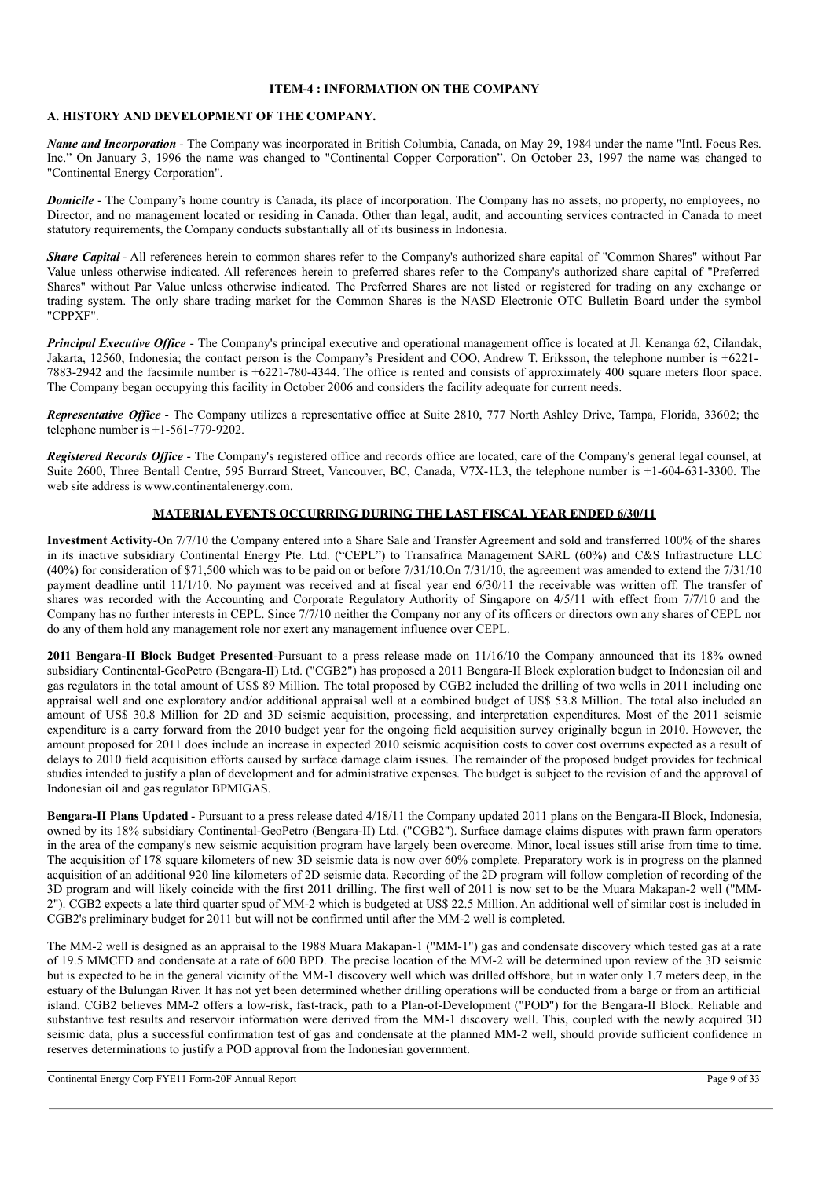## ITEM-4 : INFORMATION ON THE COMPANY

### A. HISTORY AND DEVELOPMENT OF THE COMPANY.

***Name and Incorporation*** - The Company was incorporated in British Columbia, Canada, on May 29, 1984 under the name "Intl. Focus Res. Inc." On January 3, 1996 the name was changed to "Continental Copper Corporation". On October 23, 1997 the name was changed to "Continental Energy Corporation".

***Domicile*** - The Company's home country is Canada, its place of incorporation. The Company has no assets, no property, no employees, no Director, and no management located or residing in Canada. Other than legal, audit, and accounting services contracted in Canada to meet statutory requirements, the Company conducts substantially all of its business in Indonesia.

***Share Capital*** - All references herein to common shares refer to the Company's authorized share capital of "Common Shares" without Par Value unless otherwise indicated. All references herein to preferred shares refer to the Company's authorized share capital of "Preferred Shares" without Par Value unless otherwise indicated. The Preferred Shares are not listed or registered for trading on any exchange or trading system. The only share trading market for the Common Shares is the NASD Electronic OTC Bulletin Board under the symbol "CPPXF".

***Principal Executive Office*** - The Company's principal executive and operational management office is located at Jl. Kenanga 62, Cilandak, Jakarta, 12560, Indonesia; the contact person is the Company's President and COO, Andrew T. Eriksson, the telephone number is +6221-7883-2942 and the facsimile number is +6221-780-4344. The office is rented and consists of approximately 400 square meters floor space. The Company began occupying this facility in October 2006 and considers the facility adequate for current needs.

***Representative Office*** - The Company utilizes a representative office at Suite 2810, 777 North Ashley Drive, Tampa, Florida, 33602; the telephone number is +1-561-779-9202.

***Registered Records Office*** - The Company's registered office and records office are located, care of the Company's general legal counsel, at Suite 2600, Three Bentall Centre, 595 Burrard Street, Vancouver, BC, Canada, V7X-1L3, the telephone number is +1-604-631-3300. The web site address is www.continentalenergy.com.

### MATERIAL EVENTS OCCURRING DURING THE LAST FISCAL YEAR ENDED 6/30/11

**Investment Activity**-On 7/7/10 the Company entered into a Share Sale and Transfer Agreement and sold and transferred 100% of the shares in its inactive subsidiary Continental Energy Pte. Ltd. ("CEPL") to Transafrica Management SARL (60%) and C&S Infrastructure LLC (40%) for consideration of $71,500 which was to be paid on or before 7/31/10.On 7/31/10, the agreement was amended to extend the 7/31/10 payment deadline until 11/1/10. No payment was received and at fiscal year end 6/30/11 the receivable was written off. The transfer of shares was recorded with the Accounting and Corporate Regulatory Authority of Singapore on 4/5/11 with effect from 7/7/10 and the Company has no further interests in CEPL. Since 7/7/10 neither the Company nor any of its officers or directors own any shares of CEPL nor do any of them hold any management role nor exert any management influence over CEPL.

**2011 Bengara-II Block Budget Presented**-Pursuant to a press release made on 11/16/10 the Company announced that its 18% owned subsidiary Continental-GeoPetro (Bengara-II) Ltd. ("CGB2") has proposed a 2011 Bengara-II Block exploration budget to Indonesian oil and gas regulators in the total amount of US$ 89 Million. The total proposed by CGB2 included the drilling of two wells in 2011 including one appraisal well and one exploratory and/or additional appraisal well at a combined budget of US$ 53.8 Million. The total also included an amount of US$ 30.8 Million for 2D and 3D seismic acquisition, processing, and interpretation expenditures. Most of the 2011 seismic expenditure is a carry forward from the 2010 budget year for the ongoing field acquisition survey originally begun in 2010. However, the amount proposed for 2011 does include an increase in expected 2010 seismic acquisition costs to cover cost overruns expected as a result of delays to 2010 field acquisition efforts caused by surface damage claim issues. The remainder of the proposed budget provides for technical studies intended to justify a plan of development and for administrative expenses. The budget is subject to the revision of and the approval of Indonesian oil and gas regulator BPMIGAS.

**Bengara-II Plans Updated** - Pursuant to a press release dated 4/18/11 the Company updated 2011 plans on the Bengara-II Block, Indonesia, owned by its 18% subsidiary Continental-GeoPetro (Bengara-II) Ltd. ("CGB2"). Surface damage claims disputes with prawn farm operators in the area of the company's new seismic acquisition program have largely been overcome. Minor, local issues still arise from time to time. The acquisition of 178 square kilometers of new 3D seismic data is now over 60% complete. Preparatory work is in progress on the planned acquisition of an additional 920 line kilometers of 2D seismic data. Recording of the 2D program will follow completion of recording of the 3D program and will likely coincide with the first 2011 drilling. The first well of 2011 is now set to be the Muara Makapan-2 well ("MM-2"). CGB2 expects a late third quarter spud of MM-2 which is budgeted at US$ 22.5 Million. An additional well of similar cost is included in CGB2's preliminary budget for 2011 but will not be confirmed until after the MM-2 well is completed.

The MM-2 well is designed as an appraisal to the 1988 Muara Makapan-1 ("MM-1") gas and condensate discovery which tested gas at a rate of 19.5 MMCFD and condensate at a rate of 600 BPD. The precise location of the MM-2 will be determined upon review of the 3D seismic but is expected to be in the general vicinity of the MM-1 discovery well which was drilled offshore, but in water only 1.7 meters deep, in the estuary of the Bulungan River. It has not yet been determined whether drilling operations will be conducted from a barge or from an artificial island. CGB2 believes MM-2 offers a low-risk, fast-track, path to a Plan-of-Development ("POD") for the Bengara-II Block. Reliable and substantive test results and reservoir information were derived from the MM-1 discovery well. This, coupled with the newly acquired 3D seismic data, plus a successful confirmation test of gas and condensate at the planned MM-2 well, should provide sufficient confidence in reserves determinations to justify a POD approval from the Indonesian government.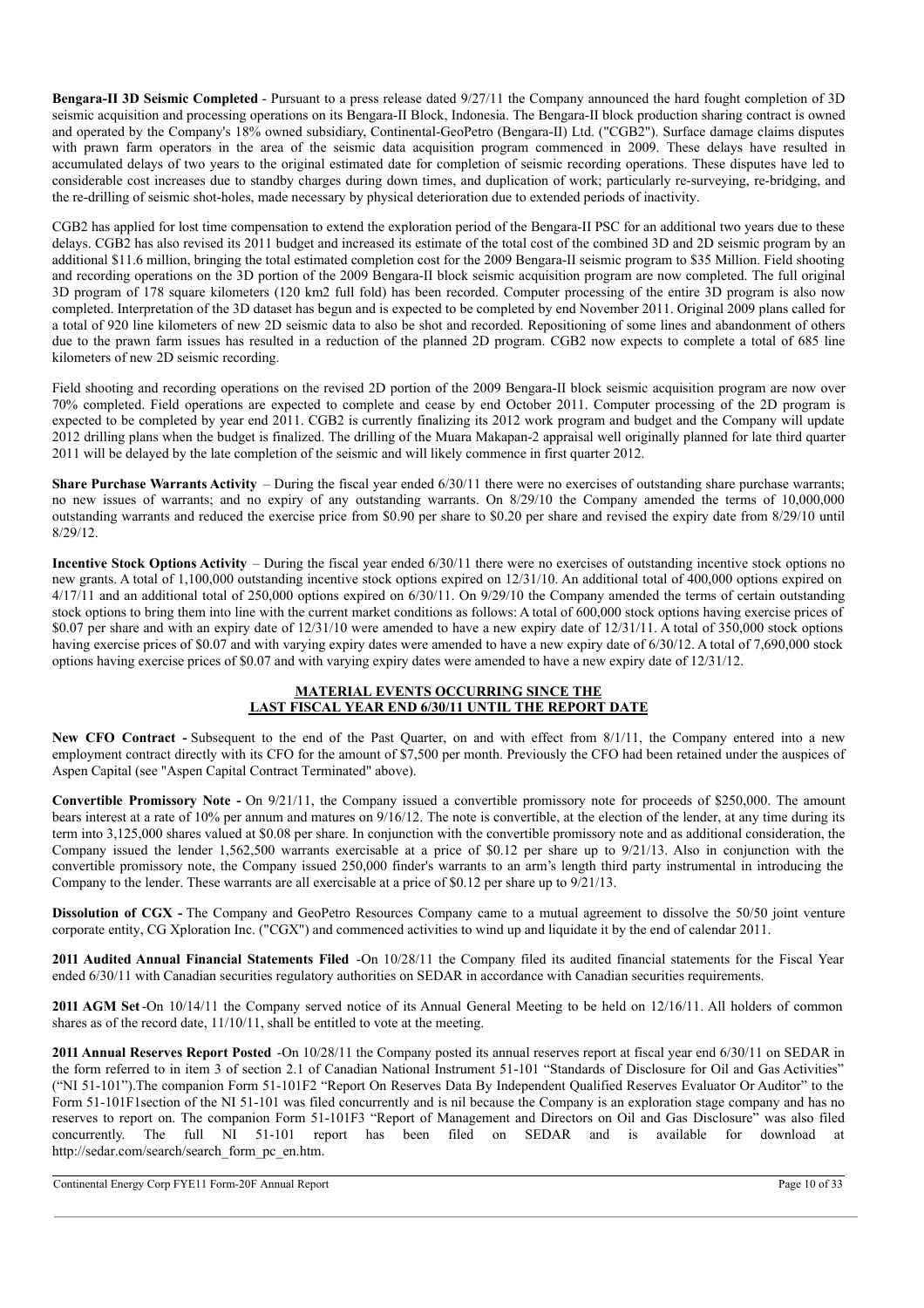**Bengara-II 3D Seismic Completed** - Pursuant to a press release dated 9/27/11 the Company announced the hard fought completion of 3D seismic acquisition and processing operations on its Bengara-II Block, Indonesia. The Bengara-II block production sharing contract is owned and operated by the Company's 18% owned subsidiary, Continental-GeoPetro (Bengara-II) Ltd. ("CGB2"). Surface damage claims disputes with prawn farm operators in the area of the seismic data acquisition program commenced in 2009. These delays have resulted in accumulated delays of two years to the original estimated date for completion of seismic recording operations. These disputes have led to considerable cost increases due to standby charges during down times, and duplication of work; particularly re-surveying, re-bridging, and the re-drilling of seismic shot-holes, made necessary by physical deterioration due to extended periods of inactivity.

CGB2 has applied for lost time compensation to extend the exploration period of the Bengara-II PSC for an additional two years due to these delays. CGB2 has also revised its 2011 budget and increased its estimate of the total cost of the combined 3D and 2D seismic program by an additional \$11.6 million, bringing the total estimated completion cost for the 2009 Bengara-II seismic program to \$35 Million. Field shooting and recording operations on the 3D portion of the 2009 Bengara-II block seismic acquisition program are now completed. The full original 3D program of 178 square kilometers (120 km2 full fold) has been recorded. Computer processing of the entire 3D program is also now completed. Interpretation of the 3D dataset has begun and is expected to be completed by end November 2011. Original 2009 plans called for a total of 920 line kilometers of new 2D seismic data to also be shot and recorded. Repositioning of some lines and abandonment of others due to the prawn farm issues has resulted in a reduction of the planned 2D program. CGB2 now expects to complete a total of 685 line kilometers of new 2D seismic recording.

Field shooting and recording operations on the revised 2D portion of the 2009 Bengara-II block seismic acquisition program are now over 70% completed. Field operations are expected to complete and cease by end October 2011. Computer processing of the 2D program is expected to be completed by year end 2011. CGB2 is currently finalizing its 2012 work program and budget and the Company will update 2012 drilling plans when the budget is finalized. The drilling of the Muara Makapan-2 appraisal well originally planned for late third quarter 2011 will be delayed by the late completion of the seismic and will likely commence in first quarter 2012.

**Share Purchase Warrants Activity** – During the fiscal year ended 6/30/11 there were no exercises of outstanding share purchase warrants; no new issues of warrants; and no expiry of any outstanding warrants. On 8/29/10 the Company amended the terms of 10,000,000 outstanding warrants and reduced the exercise price from \$0.90 per share to \$0.20 per share and revised the expiry date from 8/29/10 until 8/29/12.

**Incentive Stock Options Activity** – During the fiscal year ended 6/30/11 there were no exercises of outstanding incentive stock options no new grants. A total of 1,100,000 outstanding incentive stock options expired on 12/31/10. An additional total of 400,000 options expired on 4/17/11 and an additional total of 250,000 options expired on 6/30/11. On 9/29/10 the Company amended the terms of certain outstanding stock options to bring them into line with the current market conditions as follows: A total of 600,000 stock options having exercise prices of \$0.07 per share and with an expiry date of 12/31/10 were amended to have a new expiry date of 12/31/11. A total of 350,000 stock options having exercise prices of \$0.07 and with varying expiry dates were amended to have a new expiry date of 6/30/12. A total of 7,690,000 stock options having exercise prices of \$0.07 and with varying expiry dates were amended to have a new expiry date of 12/31/12.

## MATERIAL EVENTS OCCURRING SINCE THE LAST FISCAL YEAR END 6/30/11 UNTIL THE REPORT DATE

**New CFO Contract -** Subsequent to the end of the Past Quarter, on and with effect from 8/1/11, the Company entered into a new employment contract directly with its CFO for the amount of \$7,500 per month. Previously the CFO had been retained under the auspices of Aspen Capital (see "Aspen Capital Contract Terminated" above).

**Convertible Promissory Note -** On 9/21/11, the Company issued a convertible promissory note for proceeds of \$250,000. The amount bears interest at a rate of 10% per annum and matures on 9/16/12. The note is convertible, at the election of the lender, at any time during its term into 3,125,000 shares valued at \$0.08 per share. In conjunction with the convertible promissory note and as additional consideration, the Company issued the lender 1,562,500 warrants exercisable at a price of \$0.12 per share up to 9/21/13. Also in conjunction with the convertible promissory note, the Company issued 250,000 finder's warrants to an arm's length third party instrumental in introducing the Company to the lender. These warrants are all exercisable at a price of \$0.12 per share up to 9/21/13.

**Dissolution of CGX -** The Company and GeoPetro Resources Company came to a mutual agreement to dissolve the 50/50 joint venture corporate entity, CG Xploration Inc. ("CGX") and commenced activities to wind up and liquidate it by the end of calendar 2011.

**2011 Audited Annual Financial Statements Filed** -On 10/28/11 the Company filed its audited financial statements for the Fiscal Year ended 6/30/11 with Canadian securities regulatory authorities on SEDAR in accordance with Canadian securities requirements.

**2011 AGM Set** -On 10/14/11 the Company served notice of its Annual General Meeting to be held on 12/16/11. All holders of common shares as of the record date, 11/10/11, shall be entitled to vote at the meeting.

**2011 Annual Reserves Report Posted** -On 10/28/11 the Company posted its annual reserves report at fiscal year end 6/30/11 on SEDAR in the form referred to in item 3 of section 2.1 of Canadian National Instrument 51-101 "Standards of Disclosure for Oil and Gas Activities" ("NI 51-101").The companion Form 51-101F2 "Report On Reserves Data By Independent Qualified Reserves Evaluator Or Auditor" to the Form 51-101F1section of the NI 51-101 was filed concurrently and is nil because the Company is an exploration stage company and has no reserves to report on. The companion Form 51-101F3 "Report of Management and Directors on Oil and Gas Disclosure" was also filed concurrently. The full NI 51-101 report has been filed on SEDAR and is available for download at http://sedar.com/search/search_form_pc_en.htm.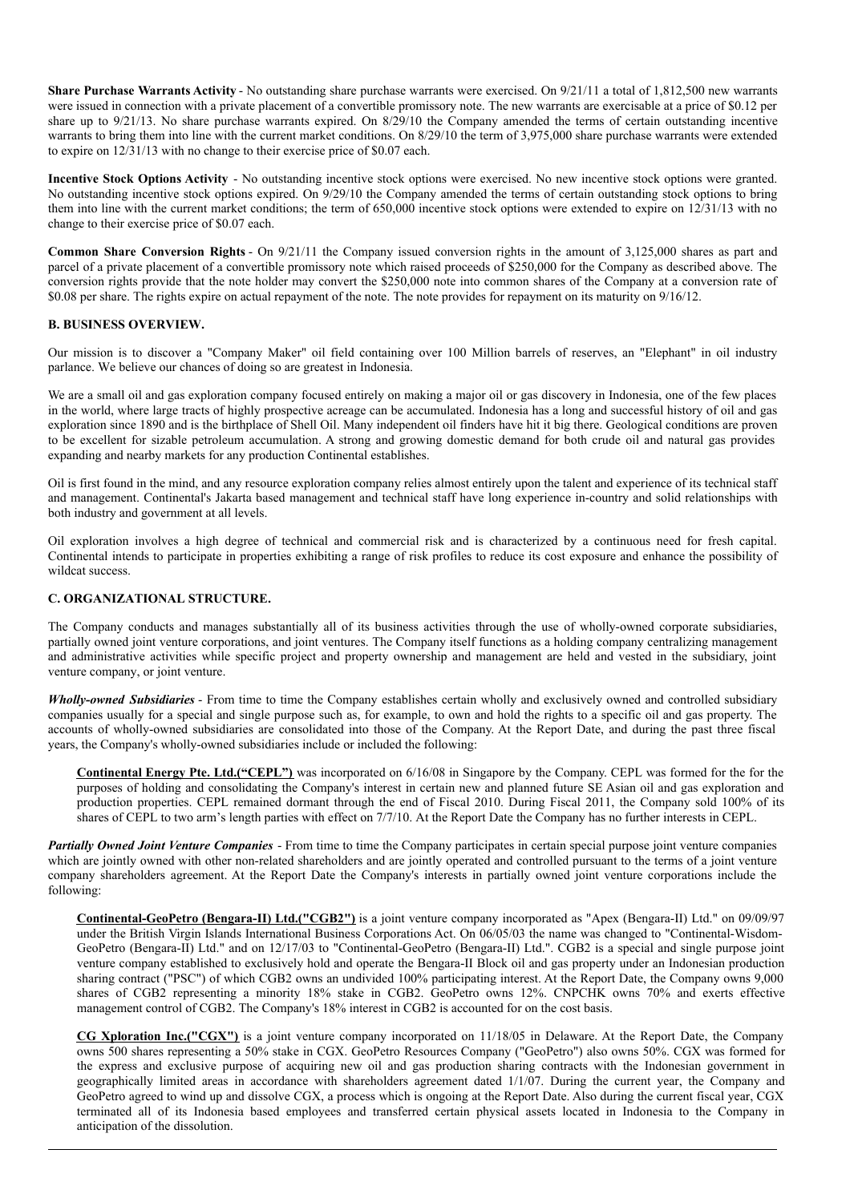**Share Purchase Warrants Activity** - No outstanding share purchase warrants were exercised. On 9/21/11 a total of 1,812,500 new warrants were issued in connection with a private placement of a convertible promissory note. The new warrants are exercisable at a price of $0.12 per share up to 9/21/13. No share purchase warrants expired. On 8/29/10 the Company amended the terms of certain outstanding incentive warrants to bring them into line with the current market conditions. On 8/29/10 the term of 3,975,000 share purchase warrants were extended to expire on 12/31/13 with no change to their exercise price of $0.07 each.

**Incentive Stock Options Activity** - No outstanding incentive stock options were exercised. No new incentive stock options were granted. No outstanding incentive stock options expired. On 9/29/10 the Company amended the terms of certain outstanding stock options to bring them into line with the current market conditions; the term of 650,000 incentive stock options were extended to expire on 12/31/13 with no change to their exercise price of $0.07 each.

**Common Share Conversion Rights** - On 9/21/11 the Company issued conversion rights in the amount of 3,125,000 shares as part and parcel of a private placement of a convertible promissory note which raised proceeds of $250,000 for the Company as described above. The conversion rights provide that the note holder may convert the $250,000 note into common shares of the Company at a conversion rate of $0.08 per share. The rights expire on actual repayment of the note. The note provides for repayment on its maturity on 9/16/12.

### B. BUSINESS OVERVIEW.

Our mission is to discover a "Company Maker" oil field containing over 100 Million barrels of reserves, an "Elephant" in oil industry parlance. We believe our chances of doing so are greatest in Indonesia.

We are a small oil and gas exploration company focused entirely on making a major oil or gas discovery in Indonesia, one of the few places in the world, where large tracts of highly prospective acreage can be accumulated. Indonesia has a long and successful history of oil and gas exploration since 1890 and is the birthplace of Shell Oil. Many independent oil finders have hit it big there. Geological conditions are proven to be excellent for sizable petroleum accumulation. A strong and growing domestic demand for both crude oil and natural gas provides expanding and nearby markets for any production Continental establishes.

Oil is first found in the mind, and any resource exploration company relies almost entirely upon the talent and experience of its technical staff and management. Continental's Jakarta based management and technical staff have long experience in-country and solid relationships with both industry and government at all levels.

Oil exploration involves a high degree of technical and commercial risk and is characterized by a continuous need for fresh capital. Continental intends to participate in properties exhibiting a range of risk profiles to reduce its cost exposure and enhance the possibility of wildcat success.

### C. ORGANIZATIONAL STRUCTURE.

The Company conducts and manages substantially all of its business activities through the use of wholly-owned corporate subsidiaries, partially owned joint venture corporations, and joint ventures. The Company itself functions as a holding company centralizing management and administrative activities while specific project and property ownership and management are held and vested in the subsidiary, joint venture company, or joint venture.

***Wholly-owned Subsidiaries*** - From time to time the Company establishes certain wholly and exclusively owned and controlled subsidiary companies usually for a special and single purpose such as, for example, to own and hold the rights to a specific oil and gas property. The accounts of wholly-owned subsidiaries are consolidated into those of the Company. At the Report Date, and during the past three fiscal years, the Company's wholly-owned subsidiaries include or included the following:

> **Continental Energy Pte. Ltd.("CEPL")** was incorporated on 6/16/08 in Singapore by the Company. CEPL was formed for the for the purposes of holding and consolidating the Company's interest in certain new and planned future SE Asian oil and gas exploration and production properties. CEPL remained dormant through the end of Fiscal 2010. During Fiscal 2011, the Company sold 100% of its shares of CEPL to two arm's length parties with effect on 7/7/10. At the Report Date the Company has no further interests in CEPL.

***Partially Owned Joint Venture Companies*** - From time to time the Company participates in certain special purpose joint venture companies which are jointly owned with other non-related shareholders and are jointly operated and controlled pursuant to the terms of a joint venture company shareholders agreement. At the Report Date the Company's interests in partially owned joint venture corporations include the following:

> **Continental-GeoPetro (Bengara-II) Ltd.("CGB2")** is a joint venture company incorporated as "Apex (Bengara-II) Ltd." on 09/09/97 under the British Virgin Islands International Business Corporations Act. On 06/05/03 the name was changed to "Continental-Wisdom-GeoPetro (Bengara-II) Ltd." and on 12/17/03 to "Continental-GeoPetro (Bengara-II) Ltd.". CGB2 is a special and single purpose joint venture company established to exclusively hold and operate the Bengara-II Block oil and gas property under an Indonesian production sharing contract ("PSC") of which CGB2 owns an undivided 100% participating interest. At the Report Date, the Company owns 9,000 shares of CGB2 representing a minority 18% stake in CGB2. GeoPetro owns 12%. CNPCHK owns 70% and exerts effective management control of CGB2. The Company's 18% interest in CGB2 is accounted for on the cost basis.

> **CG Xploration Inc.("CGX")** is a joint venture company incorporated on 11/18/05 in Delaware. At the Report Date, the Company owns 500 shares representing a 50% stake in CGX. GeoPetro Resources Company ("GeoPetro") also owns 50%. CGX was formed for the express and exclusive purpose of acquiring new oil and gas production sharing contracts with the Indonesian government in geographically limited areas in accordance with shareholders agreement dated 1/1/07. During the current year, the Company and GeoPetro agreed to wind up and dissolve CGX, a process which is ongoing at the Report Date. Also during the current fiscal year, CGX terminated all of its Indonesia based employees and transferred certain physical assets located in Indonesia to the Company in anticipation of the dissolution.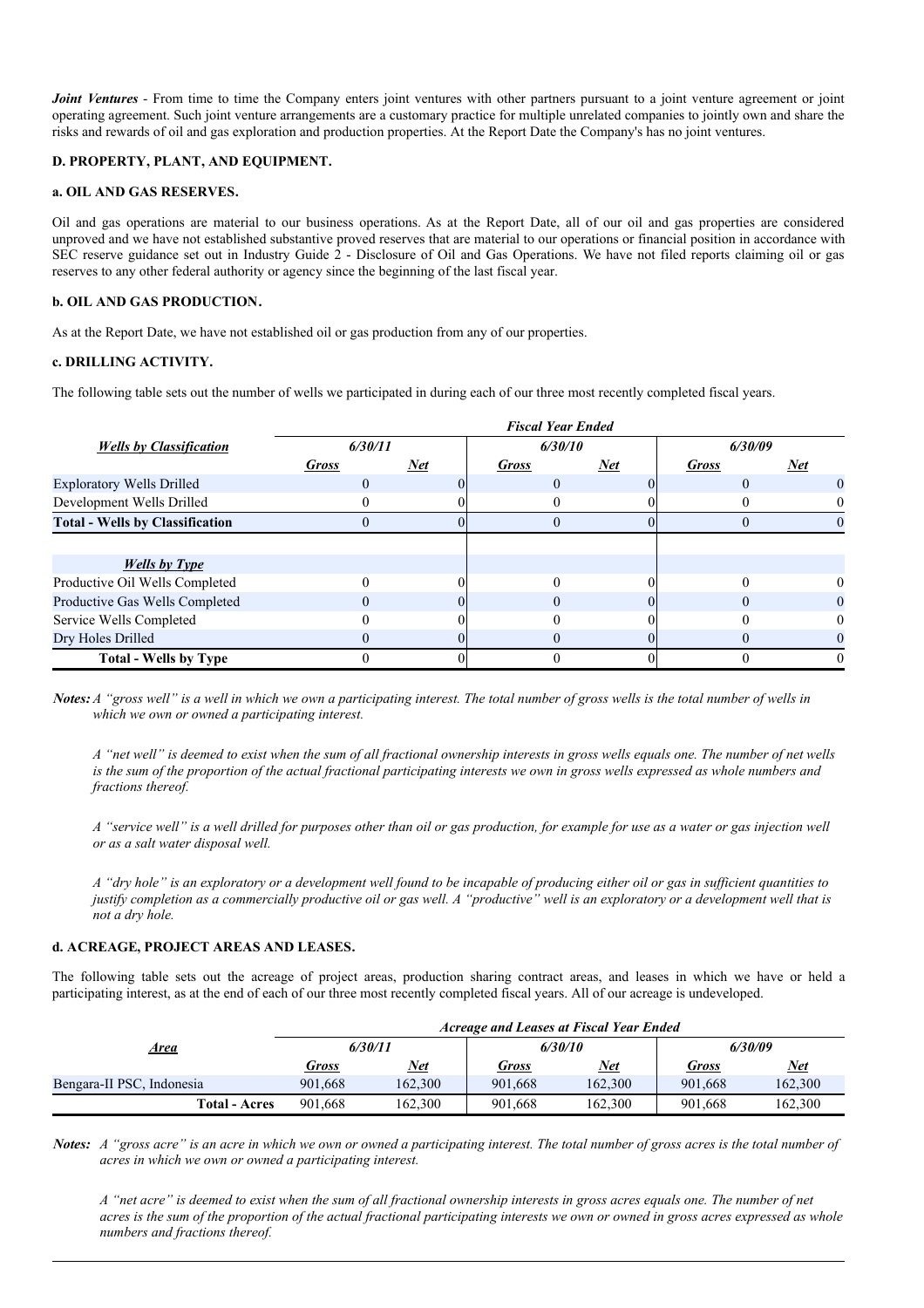***Joint Ventures*** - From time to time the Company enters joint ventures with other partners pursuant to a joint venture agreement or joint operating agreement. Such joint venture arrangements are a customary practice for multiple unrelated companies to jointly own and share the risks and rewards of oil and gas exploration and production properties. At the Report Date the Company's has no joint ventures.

### D. PROPERTY, PLANT, AND EQUIPMENT.

#### a. OIL AND GAS RESERVES.

Oil and gas operations are material to our business operations. As at the Report Date, all of our oil and gas properties are considered unproved and we have not established substantive proved reserves that are material to our operations or financial position in accordance with SEC reserve guidance set out in Industry Guide 2 - Disclosure of Oil and Gas Operations. We have not filed reports claiming oil or gas reserves to any other federal authority or agency since the beginning of the last fiscal year.

#### b. OIL AND GAS PRODUCTION.

As at the Report Date, we have not established oil or gas production from any of our properties.

#### c. DRILLING ACTIVITY.

The following table sets out the number of wells we participated in during each of our three most recently completed fiscal years.

| | ***Fiscal Year Ended*** | | | | | |
|---|---|---|---|---|---|---|
| ***Wells by Classification*** | ***6/30/11*** | | ***6/30/10*** | | ***6/30/09*** | |
| | ***Gross*** | ***Net*** | ***Gross*** | ***Net*** | ***Gross*** | ***Net*** |
| Exploratory Wells Drilled | 0 | 0 | 0 | 0 | 0 | 0 |
| Development Wells Drilled | 0 | 0 | 0 | 0 | 0 | 0 |
| **Total - Wells by Classification** | 0 | 0 | 0 | 0 | 0 | 0 |
| | | | | | | |
| ***Wells by Type*** | | | | | | |
| Productive Oil Wells Completed | 0 | 0 | 0 | 0 | 0 | 0 |
| Productive Gas Wells Completed | 0 | 0 | 0 | 0 | 0 | 0 |
| Service Wells Completed | 0 | 0 | 0 | 0 | 0 | 0 |
| Dry Holes Drilled | 0 | 0 | 0 | 0 | 0 | 0 |
| **Total - Wells by Type** | 0 | 0 | 0 | 0 | 0 | 0 |

***Notes:*** *A "gross well" is a well in which we own a participating interest. The total number of gross wells is the total number of wells in which we own or owned a participating interest.*

*A "net well" is deemed to exist when the sum of all fractional ownership interests in gross wells equals one. The number of net wells is the sum of the proportion of the actual fractional participating interests we own in gross wells expressed as whole numbers and fractions thereof.*

*A "service well" is a well drilled for purposes other than oil or gas production, for example for use as a water or gas injection well or as a salt water disposal well.*

*A "dry hole" is an exploratory or a development well found to be incapable of producing either oil or gas in sufficient quantities to justify completion as a commercially productive oil or gas well. A "productive" well is an exploratory or a development well that is not a dry hole.*

#### d. ACREAGE, PROJECT AREAS AND LEASES.

The following table sets out the acreage of project areas, production sharing contract areas, and leases in which we have or held a participating interest, as at the end of each of our three most recently completed fiscal years. All of our acreage is undeveloped.

| | ***Acreage and Leases at Fiscal Year Ended*** | | | | | |
|---|---|---|---|---|---|---|
| ***Area*** | ***6/30/11*** | | ***6/30/10*** | | ***6/30/09*** | |
| | ***Gross*** | ***Net*** | ***Gross*** | ***Net*** | ***Gross*** | ***Net*** |
| Bengara-II PSC, Indonesia | 901,668 | 162,300 | 901,668 | 162,300 | 901,668 | 162,300 |
| **Total - Acres** | 901,668 | 162,300 | 901,668 | 162,300 | 901,668 | 162,300 |

***Notes:*** *A "gross acre" is an acre in which we own or owned a participating interest. The total number of gross acres is the total number of acres in which we own or owned a participating interest.*

*A "net acre" is deemed to exist when the sum of all fractional ownership interests in gross acres equals one. The number of net acres is the sum of the proportion of the actual fractional participating interests we own or owned in gross acres expressed as whole numbers and fractions thereof.*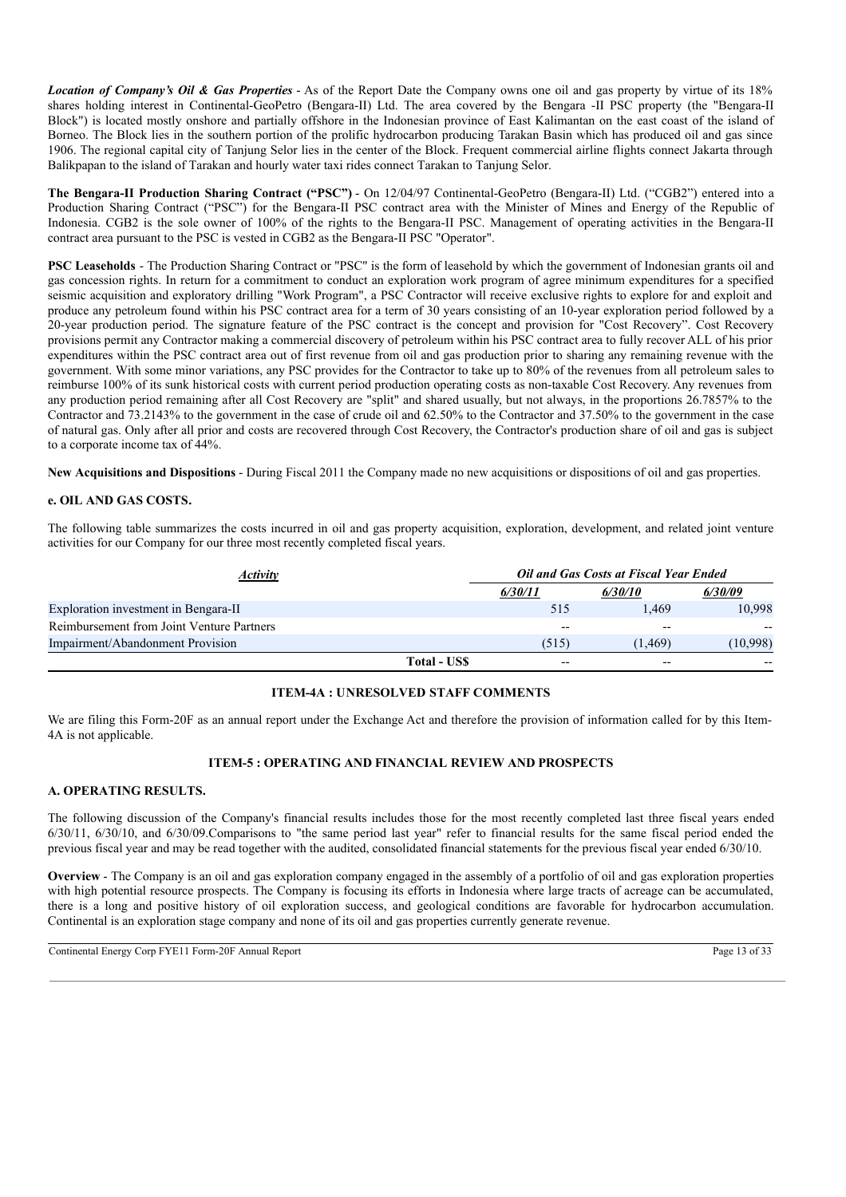***Location of Company's Oil & Gas Properties*** - As of the Report Date the Company owns one oil and gas property by virtue of its 18% shares holding interest in Continental-GeoPetro (Bengara-II) Ltd. The area covered by the Bengara -II PSC property (the "Bengara-II Block") is located mostly onshore and partially offshore in the Indonesian province of East Kalimantan on the east coast of the island of Borneo. The Block lies in the southern portion of the prolific hydrocarbon producing Tarakan Basin which has produced oil and gas since 1906. The regional capital city of Tanjung Selor lies in the center of the Block. Frequent commercial airline flights connect Jakarta through Balikpapan to the island of Tarakan and hourly water taxi rides connect Tarakan to Tanjung Selor.

**The Bengara-II Production Sharing Contract ("PSC")** - On 12/04/97 Continental-GeoPetro (Bengara-II) Ltd. ("CGB2") entered into a Production Sharing Contract ("PSC") for the Bengara-II PSC contract area with the Minister of Mines and Energy of the Republic of Indonesia. CGB2 is the sole owner of 100% of the rights to the Bengara-II PSC. Management of operating activities in the Bengara-II contract area pursuant to the PSC is vested in CGB2 as the Bengara-II PSC "Operator".

**PSC Leaseholds** - The Production Sharing Contract or "PSC" is the form of leasehold by which the government of Indonesian grants oil and gas concession rights. In return for a commitment to conduct an exploration work program of agree minimum expenditures for a specified seismic acquisition and exploratory drilling "Work Program", a PSC Contractor will receive exclusive rights to explore for and exploit and produce any petroleum found within his PSC contract area for a term of 30 years consisting of an 10-year exploration period followed by a 20-year production period. The signature feature of the PSC contract is the concept and provision for "Cost Recovery". Cost Recovery provisions permit any Contractor making a commercial discovery of petroleum within his PSC contract area to fully recover ALL of his prior expenditures within the PSC contract area out of first revenue from oil and gas production prior to sharing any remaining revenue with the government. With some minor variations, any PSC provides for the Contractor to take up to 80% of the revenues from all petroleum sales to reimburse 100% of its sunk historical costs with current period production operating costs as non-taxable Cost Recovery. Any revenues from any production period remaining after all Cost Recovery are "split" and shared usually, but not always, in the proportions 26.7857% to the Contractor and 73.2143% to the government in the case of crude oil and 62.50% to the Contractor and 37.50% to the government in the case of natural gas. Only after all prior and costs are recovered through Cost Recovery, the Contractor's production share of oil and gas is subject to a corporate income tax of 44%.

**New Acquisitions and Dispositions** - During Fiscal 2011 the Company made no new acquisitions or dispositions of oil and gas properties.

### e. OIL AND GAS COSTS.

The following table summarizes the costs incurred in oil and gas property acquisition, exploration, development, and related joint venture activities for our Company for our three most recently completed fiscal years.

| *Activity* | *Oil and Gas Costs at Fiscal Year Ended* | | |
|---|---|---|---|
| | *6/30/11* | *6/30/10* | *6/30/09* |
| Exploration investment in Bengara-II | 515 | 1,469 | 10,998 |
| Reimbursement from Joint Venture Partners | -- | -- | -- |
| Impairment/Abandonment Provision | (515) | (1,469) | (10,998) |
| **Total - US$** | -- | -- | -- |

### ITEM-4A : UNRESOLVED STAFF COMMENTS

We are filing this Form-20F as an annual report under the Exchange Act and therefore the provision of information called for by this Item-4A is not applicable.

## ITEM-5 : OPERATING AND FINANCIAL REVIEW AND PROSPECTS

### A. OPERATING RESULTS.

The following discussion of the Company's financial results includes those for the most recently completed last three fiscal years ended 6/30/11, 6/30/10, and 6/30/09.Comparisons to "the same period last year" refer to financial results for the same fiscal period ended the previous fiscal year and may be read together with the audited, consolidated financial statements for the previous fiscal year ended 6/30/10.

**Overview** - The Company is an oil and gas exploration company engaged in the assembly of a portfolio of oil and gas exploration properties with high potential resource prospects. The Company is focusing its efforts in Indonesia where large tracts of acreage can be accumulated, there is a long and positive history of oil exploration success, and geological conditions are favorable for hydrocarbon accumulation. Continental is an exploration stage company and none of its oil and gas properties currently generate revenue.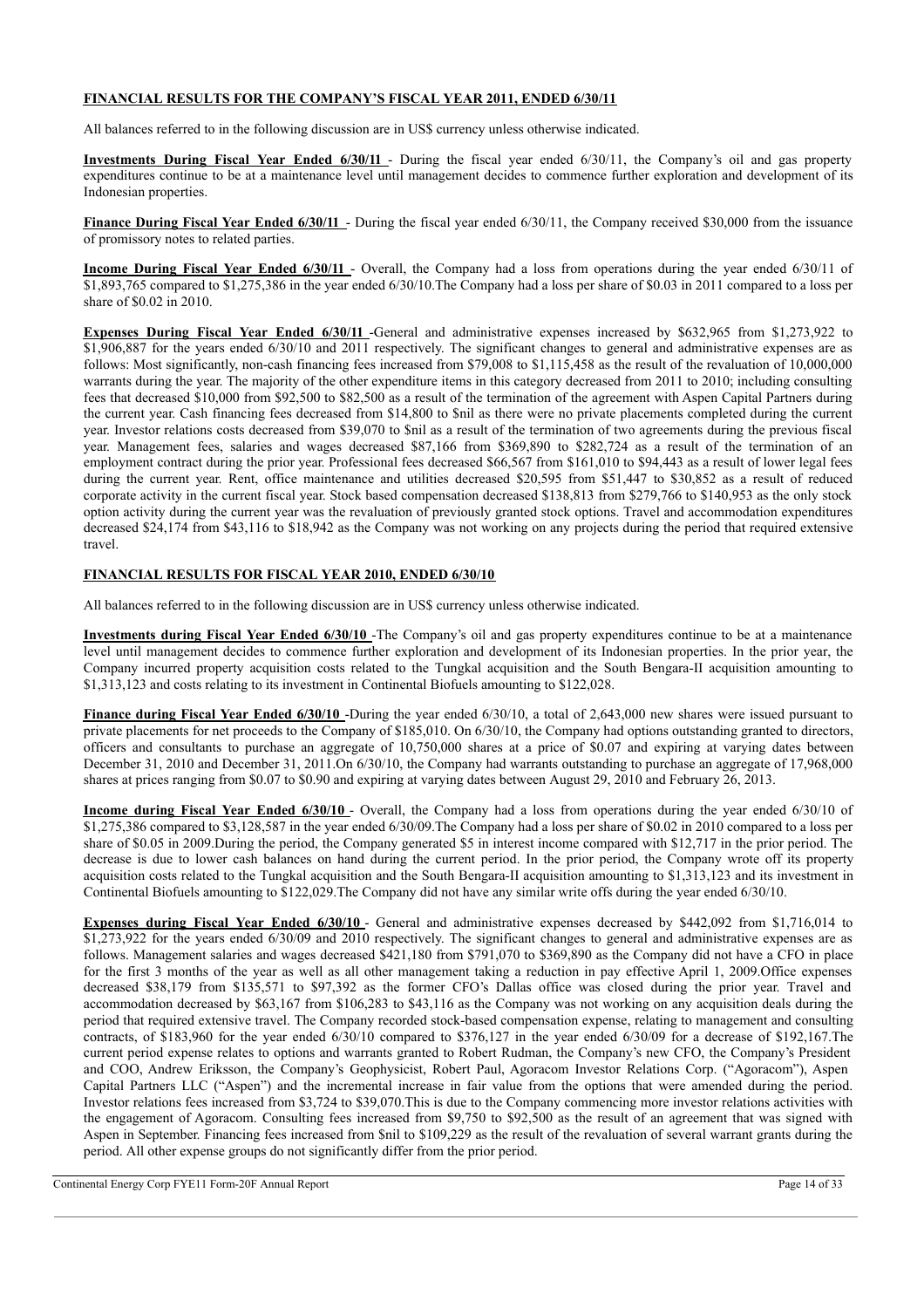## FINANCIAL RESULTS FOR THE COMPANY'S FISCAL YEAR 2011, ENDED 6/30/11

All balances referred to in the following discussion are in US$ currency unless otherwise indicated.

**Investments During Fiscal Year Ended 6/30/11** - During the fiscal year ended 6/30/11, the Company's oil and gas property expenditures continue to be at a maintenance level until management decides to commence further exploration and development of its Indonesian properties.

**Finance During Fiscal Year Ended 6/30/11** - During the fiscal year ended 6/30/11, the Company received $30,000 from the issuance of promissory notes to related parties.

**Income During Fiscal Year Ended 6/30/11** - Overall, the Company had a loss from operations during the year ended 6/30/11 of $1,893,765 compared to $1,275,386 in the year ended 6/30/10.The Company had a loss per share of $0.03 in 2011 compared to a loss per share of $0.02 in 2010.

**Expenses During Fiscal Year Ended 6/30/11** -General and administrative expenses increased by $632,965 from $1,273,922 to $1,906,887 for the years ended 6/30/10 and 2011 respectively. The significant changes to general and administrative expenses are as follows: Most significantly, non-cash financing fees increased from $79,008 to $1,115,458 as the result of the revaluation of 10,000,000 warrants during the year. The majority of the other expenditure items in this category decreased from 2011 to 2010; including consulting fees that decreased $10,000 from $92,500 to $82,500 as a result of the termination of the agreement with Aspen Capital Partners during the current year. Cash financing fees decreased from $14,800 to $nil as there were no private placements completed during the current year. Investor relations costs decreased from $39,070 to $nil as a result of the termination of two agreements during the previous fiscal year. Management fees, salaries and wages decreased $87,166 from $369,890 to $282,724 as a result of the termination of an employment contract during the prior year. Professional fees decreased $66,567 from $161,010 to $94,443 as a result of lower legal fees during the current year. Rent, office maintenance and utilities decreased $20,595 from $51,447 to $30,852 as a result of reduced corporate activity in the current fiscal year. Stock based compensation decreased $138,813 from $279,766 to $140,953 as the only stock option activity during the current year was the revaluation of previously granted stock options. Travel and accommodation expenditures decreased $24,174 from $43,116 to $18,942 as the Company was not working on any projects during the period that required extensive travel.

## FINANCIAL RESULTS FOR FISCAL YEAR 2010, ENDED 6/30/10

All balances referred to in the following discussion are in US$ currency unless otherwise indicated.

**Investments during Fiscal Year Ended 6/30/10** -The Company's oil and gas property expenditures continue to be at a maintenance level until management decides to commence further exploration and development of its Indonesian properties. In the prior year, the Company incurred property acquisition costs related to the Tungkal acquisition and the South Bengara-II acquisition amounting to $1,313,123 and costs relating to its investment in Continental Biofuels amounting to $122,028.

**Finance during Fiscal Year Ended 6/30/10** -During the year ended 6/30/10, a total of 2,643,000 new shares were issued pursuant to private placements for net proceeds to the Company of $185,010. On 6/30/10, the Company had options outstanding granted to directors, officers and consultants to purchase an aggregate of 10,750,000 shares at a price of $0.07 and expiring at varying dates between December 31, 2010 and December 31, 2011.On 6/30/10, the Company had warrants outstanding to purchase an aggregate of 17,968,000 shares at prices ranging from $0.07 to $0.90 and expiring at varying dates between August 29, 2010 and February 26, 2013.

**Income during Fiscal Year Ended 6/30/10** - Overall, the Company had a loss from operations during the year ended 6/30/10 of $1,275,386 compared to $3,128,587 in the year ended 6/30/09.The Company had a loss per share of $0.02 in 2010 compared to a loss per share of $0.05 in 2009.During the period, the Company generated $5 in interest income compared with $12,717 in the prior period. The decrease is due to lower cash balances on hand during the current period. In the prior period, the Company wrote off its property acquisition costs related to the Tungkal acquisition and the South Bengara-II acquisition amounting to $1,313,123 and its investment in Continental Biofuels amounting to $122,029.The Company did not have any similar write offs during the year ended 6/30/10.

**Expenses during Fiscal Year Ended 6/30/10** - General and administrative expenses decreased by $442,092 from $1,716,014 to $1,273,922 for the years ended 6/30/09 and 2010 respectively. The significant changes to general and administrative expenses are as follows. Management salaries and wages decreased $421,180 from $791,070 to $369,890 as the Company did not have a CFO in place for the first 3 months of the year as well as all other management taking a reduction in pay effective April 1, 2009.Office expenses decreased $38,179 from $135,571 to $97,392 as the former CFO's Dallas office was closed during the prior year. Travel and accommodation decreased by $63,167 from $106,283 to $43,116 as the Company was not working on any acquisition deals during the period that required extensive travel. The Company recorded stock-based compensation expense, relating to management and consulting contracts, of $183,960 for the year ended 6/30/10 compared to $376,127 in the year ended 6/30/09 for a decrease of $192,167.The current period expense relates to options and warrants granted to Robert Rudman, the Company's new CFO, the Company's President and COO, Andrew Eriksson, the Company's Geophysicist, Robert Paul, Agoracom Investor Relations Corp. ("Agoracom"), Aspen Capital Partners LLC ("Aspen") and the incremental increase in fair value from the options that were amended during the period. Investor relations fees increased from $3,724 to $39,070.This is due to the Company commencing more investor relations activities with the engagement of Agoracom. Consulting fees increased from $9,750 to $92,500 as the result of an agreement that was signed with Aspen in September. Financing fees increased from $nil to $109,229 as the result of the revaluation of several warrant grants during the period. All other expense groups do not significantly differ from the prior period.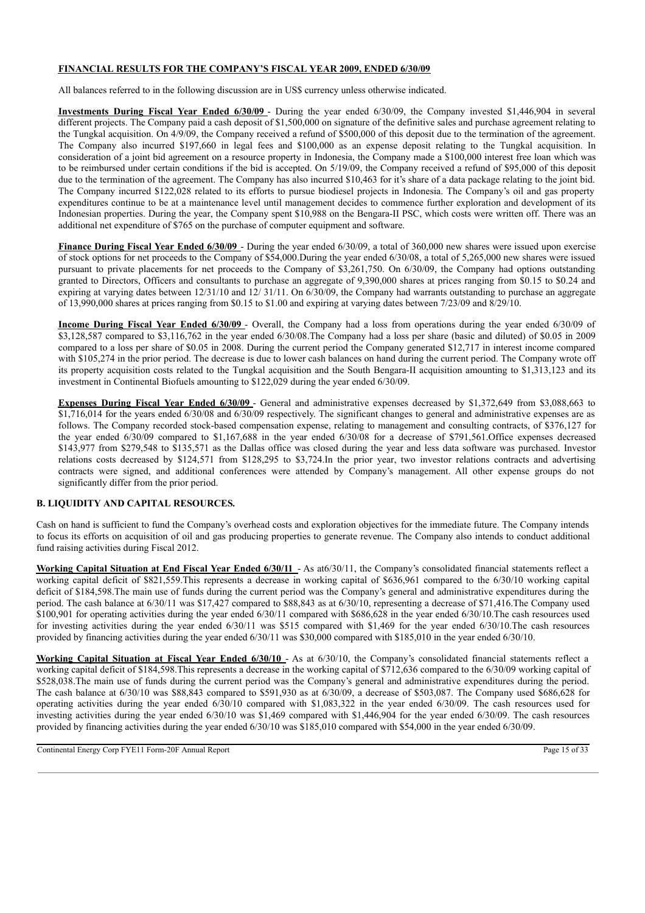**FINANCIAL RESULTS FOR THE COMPANY'S FISCAL YEAR 2009, ENDED 6/30/09**

All balances referred to in the following discussion are in US$ currency unless otherwise indicated.

**Investments During Fiscal Year Ended 6/30/09** - During the year ended 6/30/09, the Company invested $1,446,904 in several different projects. The Company paid a cash deposit of $1,500,000 on signature of the definitive sales and purchase agreement relating to the Tungkal acquisition. On 4/9/09, the Company received a refund of $500,000 of this deposit due to the termination of the agreement. The Company also incurred $197,660 in legal fees and $100,000 as an expense deposit relating to the Tungkal acquisition. In consideration of a joint bid agreement on a resource property in Indonesia, the Company made a $100,000 interest free loan which was to be reimbursed under certain conditions if the bid is accepted. On 5/19/09, the Company received a refund of $95,000 of this deposit due to the termination of the agreement. The Company has also incurred $10,463 for it's share of a data package relating to the joint bid. The Company incurred $122,028 related to its efforts to pursue biodiesel projects in Indonesia. The Company's oil and gas property expenditures continue to be at a maintenance level until management decides to commence further exploration and development of its Indonesian properties. During the year, the Company spent $10,988 on the Bengara-II PSC, which costs were written off. There was an additional net expenditure of $765 on the purchase of computer equipment and software.

**Finance During Fiscal Year Ended 6/30/09** - During the year ended 6/30/09, a total of 360,000 new shares were issued upon exercise of stock options for net proceeds to the Company of $54,000.During the year ended 6/30/08, a total of 5,265,000 new shares were issued pursuant to private placements for net proceeds to the Company of $3,261,750. On 6/30/09, the Company had options outstanding granted to Directors, Officers and consultants to purchase an aggregate of 9,390,000 shares at prices ranging from $0.15 to $0.24 and expiring at varying dates between 12/31/10 and 12/ 31/11. On 6/30/09, the Company had warrants outstanding to purchase an aggregate of 13,990,000 shares at prices ranging from $0.15 to $1.00 and expiring at varying dates between 7/23/09 and 8/29/10.

**Income During Fiscal Year Ended 6/30/09** - Overall, the Company had a loss from operations during the year ended 6/30/09 of $3,128,587 compared to $3,116,762 in the year ended 6/30/08.The Company had a loss per share (basic and diluted) of $0.05 in 2009 compared to a loss per share of $0.05 in 2008. During the current period the Company generated $12,717 in interest income compared with $105,274 in the prior period. The decrease is due to lower cash balances on hand during the current period. The Company wrote off its property acquisition costs related to the Tungkal acquisition and the South Bengara-II acquisition amounting to $1,313,123 and its investment in Continental Biofuels amounting to $122,029 during the year ended 6/30/09.

**Expenses During Fiscal Year Ended 6/30/09** - General and administrative expenses decreased by $1,372,649 from $3,088,663 to $1,716,014 for the years ended 6/30/08 and 6/30/09 respectively. The significant changes to general and administrative expenses are as follows. The Company recorded stock-based compensation expense, relating to management and consulting contracts, of $376,127 for the year ended 6/30/09 compared to $1,167,688 in the year ended 6/30/08 for a decrease of $791,561.Office expenses decreased $143,977 from $279,548 to $135,571 as the Dallas office was closed during the year and less data software was purchased. Investor relations costs decreased by $124,571 from $128,295 to $3,724.In the prior year, two investor relations contracts and advertising contracts were signed, and additional conferences were attended by Company's management. All other expense groups do not significantly differ from the prior period.

## B. LIQUIDITY AND CAPITAL RESOURCES.

Cash on hand is sufficient to fund the Company's overhead costs and exploration objectives for the immediate future. The Company intends to focus its efforts on acquisition of oil and gas producing properties to generate revenue. The Company also intends to conduct additional fund raising activities during Fiscal 2012.

**Working Capital Situation at End Fiscal Year Ended 6/30/11** - As at6/30/11, the Company's consolidated financial statements reflect a working capital deficit of $821,559.This represents a decrease in working capital of $636,961 compared to the 6/30/10 working capital deficit of $184,598.The main use of funds during the current period was the Company's general and administrative expenditures during the period. The cash balance at 6/30/11 was $17,427 compared to $88,843 as at 6/30/10, representing a decrease of $71,416.The Company used $100,901 for operating activities during the year ended 6/30/11 compared with $686,628 in the year ended 6/30/10.The cash resources used for investing activities during the year ended 6/30/11 was $515 compared with $1,469 for the year ended 6/30/10.The cash resources provided by financing activities during the year ended 6/30/11 was $30,000 compared with $185,010 in the year ended 6/30/10.

**Working Capital Situation at Fiscal Year Ended 6/30/10** - As at 6/30/10, the Company's consolidated financial statements reflect a working capital deficit of $184,598.This represents a decrease in the working capital of $712,636 compared to the 6/30/09 working capital of $528,038.The main use of funds during the current period was the Company's general and administrative expenditures during the period. The cash balance at 6/30/10 was $88,843 compared to $591,930 as at 6/30/09, a decrease of $503,087. The Company used $686,628 for operating activities during the year ended 6/30/10 compared with $1,083,322 in the year ended 6/30/09. The cash resources used for investing activities during the year ended 6/30/10 was $1,469 compared with $1,446,904 for the year ended 6/30/09. The cash resources provided by financing activities during the year ended 6/30/10 was $185,010 compared with $54,000 in the year ended 6/30/09.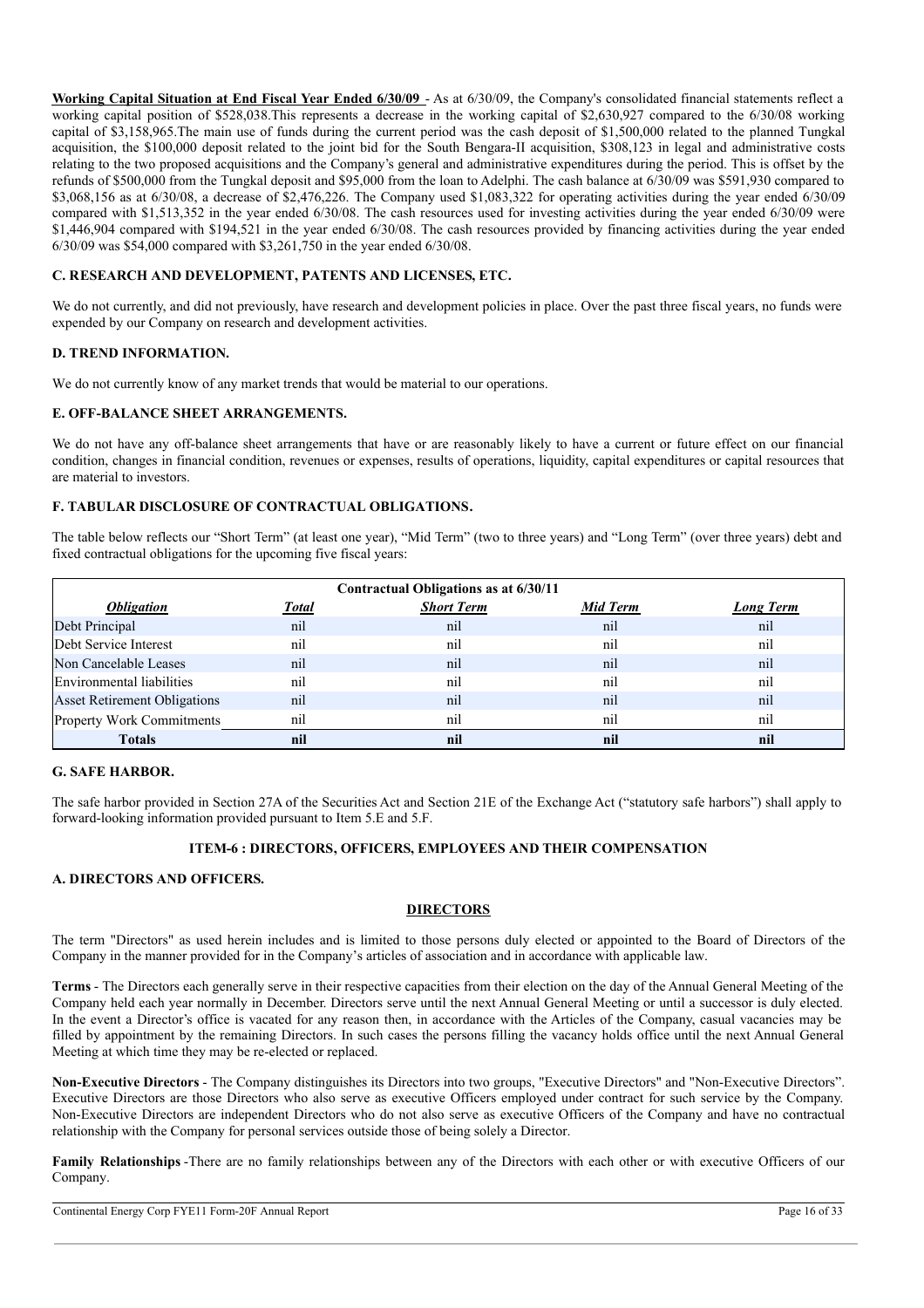**Working Capital Situation at End Fiscal Year Ended 6/30/09** - As at 6/30/09, the Company's consolidated financial statements reflect a working capital position of $528,038.This represents a decrease in the working capital of $2,630,927 compared to the 6/30/08 working capital of $3,158,965.The main use of funds during the current period was the cash deposit of $1,500,000 related to the planned Tungkal acquisition, the $100,000 deposit related to the joint bid for the South Bengara-II acquisition, $308,123 in legal and administrative costs relating to the two proposed acquisitions and the Company's general and administrative expenditures during the period. This is offset by the refunds of $500,000 from the Tungkal deposit and $95,000 from the loan to Adelphi. The cash balance at 6/30/09 was $591,930 compared to $3,068,156 as at 6/30/08, a decrease of $2,476,226. The Company used $1,083,322 for operating activities during the year ended 6/30/09 compared with $1,513,352 in the year ended 6/30/08. The cash resources used for investing activities during the year ended 6/30/09 were $1,446,904 compared with $194,521 in the year ended 6/30/08. The cash resources provided by financing activities during the year ended 6/30/09 was $54,000 compared with $3,261,750 in the year ended 6/30/08.

### C. RESEARCH AND DEVELOPMENT, PATENTS AND LICENSES, ETC.

We do not currently, and did not previously, have research and development policies in place. Over the past three fiscal years, no funds were expended by our Company on research and development activities.

### D. TREND INFORMATION.

We do not currently know of any market trends that would be material to our operations.

### E. OFF-BALANCE SHEET ARRANGEMENTS.

We do not have any off-balance sheet arrangements that have or are reasonably likely to have a current or future effect on our financial condition, changes in financial condition, revenues or expenses, results of operations, liquidity, capital expenditures or capital resources that are material to investors.

### F. TABULAR DISCLOSURE OF CONTRACTUAL OBLIGATIONS.

The table below reflects our "Short Term" (at least one year), "Mid Term" (two to three years) and "Long Term" (over three years) debt and fixed contractual obligations for the upcoming five fiscal years:

| Contractual Obligations as at 6/30/11 | | | | |
|---|---|---|---|---|
| ***Obligation*** | ***Total*** | ***Short Term*** | ***Mid Term*** | ***Long Term*** |
| Debt Principal | nil | nil | nil | nil |
| Debt Service Interest | nil | nil | nil | nil |
| Non Cancelable Leases | nil | nil | nil | nil |
| Environmental liabilities | nil | nil | nil | nil |
| Asset Retirement Obligations | nil | nil | nil | nil |
| Property Work Commitments | nil | nil | nil | nil |
| **Totals** | **nil** | **nil** | **nil** | **nil** |

### G. SAFE HARBOR.

The safe harbor provided in Section 27A of the Securities Act and Section 21E of the Exchange Act ("statutory safe harbors") shall apply to forward-looking information provided pursuant to Item 5.E and 5.F.

## ITEM-6 : DIRECTORS, OFFICERS, EMPLOYEES AND THEIR COMPENSATION

### A. DIRECTORS AND OFFICERS.

#### DIRECTORS

The term "Directors" as used herein includes and is limited to those persons duly elected or appointed to the Board of Directors of the Company in the manner provided for in the Company's articles of association and in accordance with applicable law.

**Terms** - The Directors each generally serve in their respective capacities from their election on the day of the Annual General Meeting of the Company held each year normally in December. Directors serve until the next Annual General Meeting or until a successor is duly elected. In the event a Director's office is vacated for any reason then, in accordance with the Articles of the Company, casual vacancies may be filled by appointment by the remaining Directors. In such cases the persons filling the vacancy holds office until the next Annual General Meeting at which time they may be re-elected or replaced.

**Non-Executive Directors** - The Company distinguishes its Directors into two groups, "Executive Directors" and "Non-Executive Directors". Executive Directors are those Directors who also serve as executive Officers employed under contract for such service by the Company. Non-Executive Directors are independent Directors who do not also serve as executive Officers of the Company and have no contractual relationship with the Company for personal services outside those of being solely a Director.

**Family Relationships** -There are no family relationships between any of the Directors with each other or with executive Officers of our Company.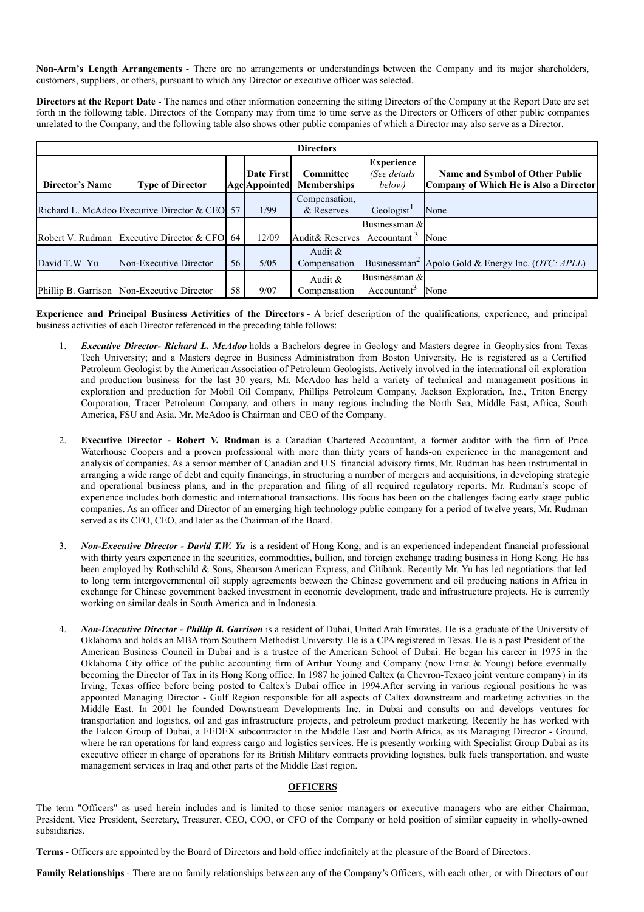**Non-Arm's Length Arrangements** - There are no arrangements or understandings between the Company and its major shareholders, customers, suppliers, or others, pursuant to which any Director or executive officer was selected.

**Directors at the Report Date** - The names and other information concerning the sitting Directors of the Company at the Report Date are set forth in the following table. Directors of the Company may from time to time serve as the Directors or Officers of other public companies unrelated to the Company, and the following table also shows other public companies of which a Director may also serve as a Director.

| Directors | | | | | | |
|---|---|---|---|---|---|---|
| **Director's Name** | **Type of Director** | **Age** | **Date First Appointed** | **Committee Memberships** | **Experience** *(See details below)* | **Name and Symbol of Other Public Company of Which He is Also a Director** |
| Richard L. McAdoo | Executive Director & CEO | 57 | 1/99 | Compensation, & Reserves | Geologist[1] | None |
| Robert V. Rudman | Executive Director & CFO | 64 | 12/09 | Audit& Reserves | Businessman & Accountant [3] | None |
| David T.W. Yu | Non-Executive Director | 56 | 5/05 | Audit & Compensation | Businessman[2] | Apolo Gold & Energy Inc. (*OTC: APLL*) |
| Phillip B. Garrison | Non-Executive Director | 58 | 9/07 | Audit & Compensation | Businessman & Accountant[3] | None |

**Experience and Principal Business Activities of the Directors** - A brief description of the qualifications, experience, and principal business activities of each Director referenced in the preceding table follows:

1. ***Executive Director- Richard L. McAdoo*** holds a Bachelors degree in Geology and Masters degree in Geophysics from Texas Tech University; and a Masters degree in Business Administration from Boston University. He is registered as a Certified Petroleum Geologist by the American Association of Petroleum Geologists. Actively involved in the international oil exploration and production business for the last 30 years, Mr. McAdoo has held a variety of technical and management positions in exploration and production for Mobil Oil Company, Phillips Petroleum Company, Jackson Exploration, Inc., Triton Energy Corporation, Tracer Petroleum Company, and others in many regions including the North Sea, Middle East, Africa, South America, FSU and Asia. Mr. McAdoo is Chairman and CEO of the Company.

2. **Executive Director - Robert V. Rudman** is a Canadian Chartered Accountant, a former auditor with the firm of Price Waterhouse Coopers and a proven professional with more than thirty years of hands-on experience in the management and analysis of companies. As a senior member of Canadian and U.S. financial advisory firms, Mr. Rudman has been instrumental in arranging a wide range of debt and equity financings, in structuring a number of mergers and acquisitions, in developing strategic and operational business plans, and in the preparation and filing of all required regulatory reports. Mr. Rudman's scope of experience includes both domestic and international transactions. His focus has been on the challenges facing early stage public companies. As an officer and Director of an emerging high technology public company for a period of twelve years, Mr. Rudman served as its CFO, CEO, and later as the Chairman of the Board.

3. ***Non-Executive Director - David T.W. Yu*** is a resident of Hong Kong, and is an experienced independent financial professional with thirty years experience in the securities, commodities, bullion, and foreign exchange trading business in Hong Kong. He has been employed by Rothschild & Sons, Shearson American Express, and Citibank. Recently Mr. Yu has led negotiations that led to long term intergovernmental oil supply agreements between the Chinese government and oil producing nations in Africa in exchange for Chinese government backed investment in economic development, trade and infrastructure projects. He is currently working on similar deals in South America and in Indonesia.

4. ***Non-Executive Director - Phillip B. Garrison*** is a resident of Dubai, United Arab Emirates. He is a graduate of the University of Oklahoma and holds an MBA from Southern Methodist University. He is a CPA registered in Texas. He is a past President of the American Business Council in Dubai and is a trustee of the American School of Dubai. He began his career in 1975 in the Oklahoma City office of the public accounting firm of Arthur Young and Company (now Ernst & Young) before eventually becoming the Director of Tax in its Hong Kong office. In 1987 he joined Caltex (a Chevron-Texaco joint venture company) in its Irving, Texas office before being posted to Caltex's Dubai office in 1994.After serving in various regional positions he was appointed Managing Director - Gulf Region responsible for all aspects of Caltex downstream and marketing activities in the Middle East. In 2001 he founded Downstream Developments Inc. in Dubai and consults on and develops ventures for transportation and logistics, oil and gas infrastructure projects, and petroleum product marketing. Recently he has worked with the Falcon Group of Dubai, a FEDEX subcontractor in the Middle East and North Africa, as its Managing Director - Ground, where he ran operations for land express cargo and logistics services. He is presently working with Specialist Group Dubai as its executive officer in charge of operations for its British Military contracts providing logistics, bulk fuels transportation, and waste management services in Iraq and other parts of the Middle East region.

## OFFICERS

The term "Officers" as used herein includes and is limited to those senior managers or executive managers who are either Chairman, President, Vice President, Secretary, Treasurer, CEO, COO, or CFO of the Company or hold position of similar capacity in wholly-owned subsidiaries.

**Terms** - Officers are appointed by the Board of Directors and hold office indefinitely at the pleasure of the Board of Directors.

**Family Relationships** - There are no family relationships between any of the Company's Officers, with each other, or with Directors of our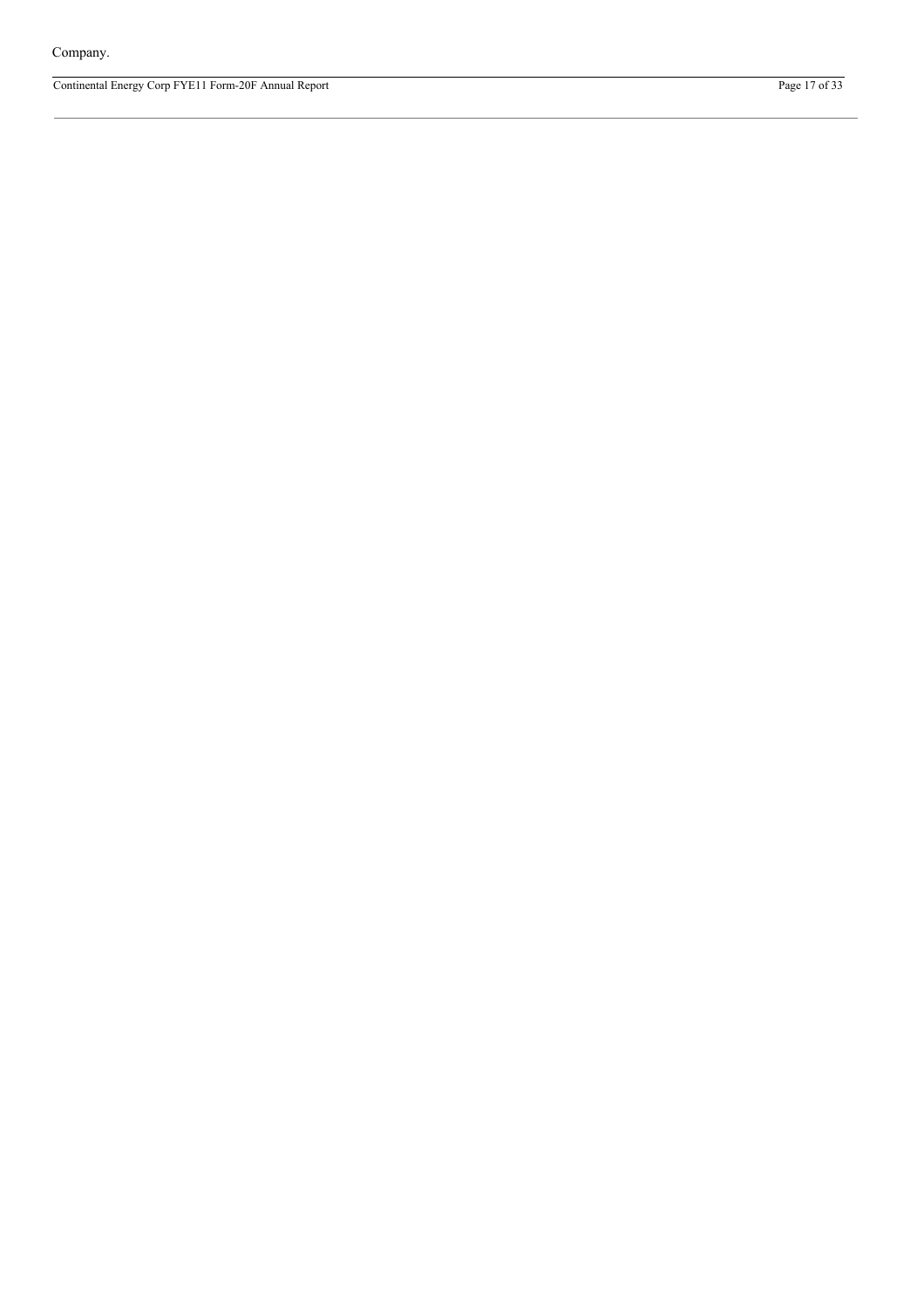Company.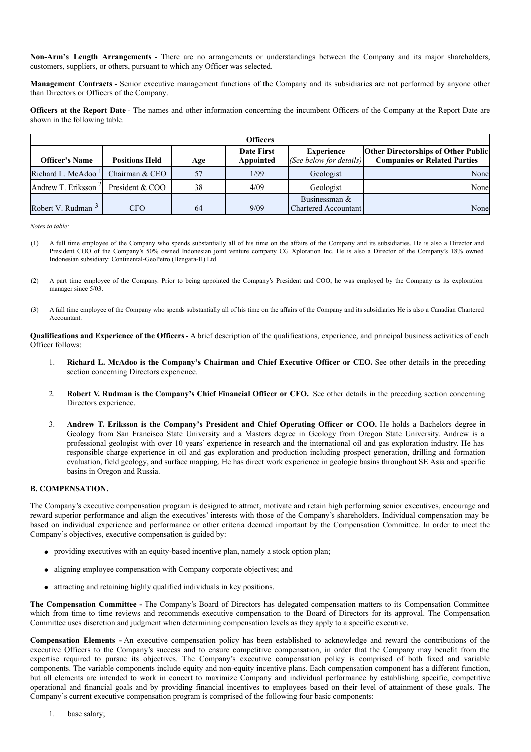**Non-Arm's Length Arrangements** - There are no arrangements or understandings between the Company and its major shareholders, customers, suppliers, or others, pursuant to which any Officer was selected.

**Management Contracts** - Senior executive management functions of the Company and its subsidiaries are not performed by anyone other than Directors or Officers of the Company.

**Officers at the Report Date** - The names and other information concerning the incumbent Officers of the Company at the Report Date are shown in the following table.

| Officers | | | | | |
|---|---|---|---|---|---|
| **Officer's Name** | **Positions Held** | **Age** | **Date First Appointed** | **Experience** *(See below for details)* | **Other Directorships of Other Public Companies or Related Parties** |
| Richard L. McAdoo [1] | Chairman & CEO | 57 | 1/99 | Geologist | None |
| Andrew T. Eriksson [2] | President & COO | 38 | 4/09 | Geologist | None |
| Robert V. Rudman [3] | CFO | 64 | 9/09 | Businessman & Chartered Accountant | None |

*Notes to table:*

(1) A full time employee of the Company who spends substantially all of his time on the affairs of the Company and its subsidiaries. He is also a Director and President COO of the Company's 50% owned Indonesian joint venture company CG Xploration Inc. He is also a Director of the Company's 18% owned Indonesian subsidiary: Continental-GeoPetro (Bengara-II) Ltd.

(2) A part time employee of the Company. Prior to being appointed the Company's President and COO, he was employed by the Company as its exploration manager since 5/03.

(3) A full time employee of the Company who spends substantially all of his time on the affairs of the Company and its subsidiaries He is also a Canadian Chartered Accountant.

**Qualifications and Experience of the Officers** - A brief description of the qualifications, experience, and principal business activities of each Officer follows:

1. **Richard L. McAdoo is the Company's Chairman and Chief Executive Officer or CEO.** See other details in the preceding section concerning Directors experience.

2. **Robert V. Rudman is the Company's Chief Financial Officer or CFO.** See other details in the preceding section concerning Directors experience.

3. **Andrew T. Eriksson is the Company's President and Chief Operating Officer or COO.** He holds a Bachelors degree in Geology from San Francisco State University and a Masters degree in Geology from Oregon State University. Andrew is a professional geologist with over 10 years' experience in research and the international oil and gas exploration industry. He has responsible charge experience in oil and gas exploration and production including prospect generation, drilling and formation evaluation, field geology, and surface mapping. He has direct work experience in geologic basins throughout SE Asia and specific basins in Oregon and Russia.

### B. COMPENSATION.

The Company's executive compensation program is designed to attract, motivate and retain high performing senior executives, encourage and reward superior performance and align the executives' interests with those of the Company's shareholders. Individual compensation may be based on individual experience and performance or other criteria deemed important by the Compensation Committee. In order to meet the Company's objectives, executive compensation is guided by:

- providing executives with an equity-based incentive plan, namely a stock option plan;
- aligning employee compensation with Company corporate objectives; and
- attracting and retaining highly qualified individuals in key positions.

**The Compensation Committee -** The Company's Board of Directors has delegated compensation matters to its Compensation Committee which from time to time reviews and recommends executive compensation to the Board of Directors for its approval. The Compensation Committee uses discretion and judgment when determining compensation levels as they apply to a specific executive.

**Compensation Elements -** An executive compensation policy has been established to acknowledge and reward the contributions of the executive Officers to the Company's success and to ensure competitive compensation, in order that the Company may benefit from the expertise required to pursue its objectives. The Company's executive compensation policy is comprised of both fixed and variable components. The variable components include equity and non-equity incentive plans. Each compensation component has a different function, but all elements are intended to work in concert to maximize Company and individual performance by establishing specific, competitive operational and financial goals and by providing financial incentives to employees based on their level of attainment of these goals. The Company's current executive compensation program is comprised of the following four basic components:

1. base salary;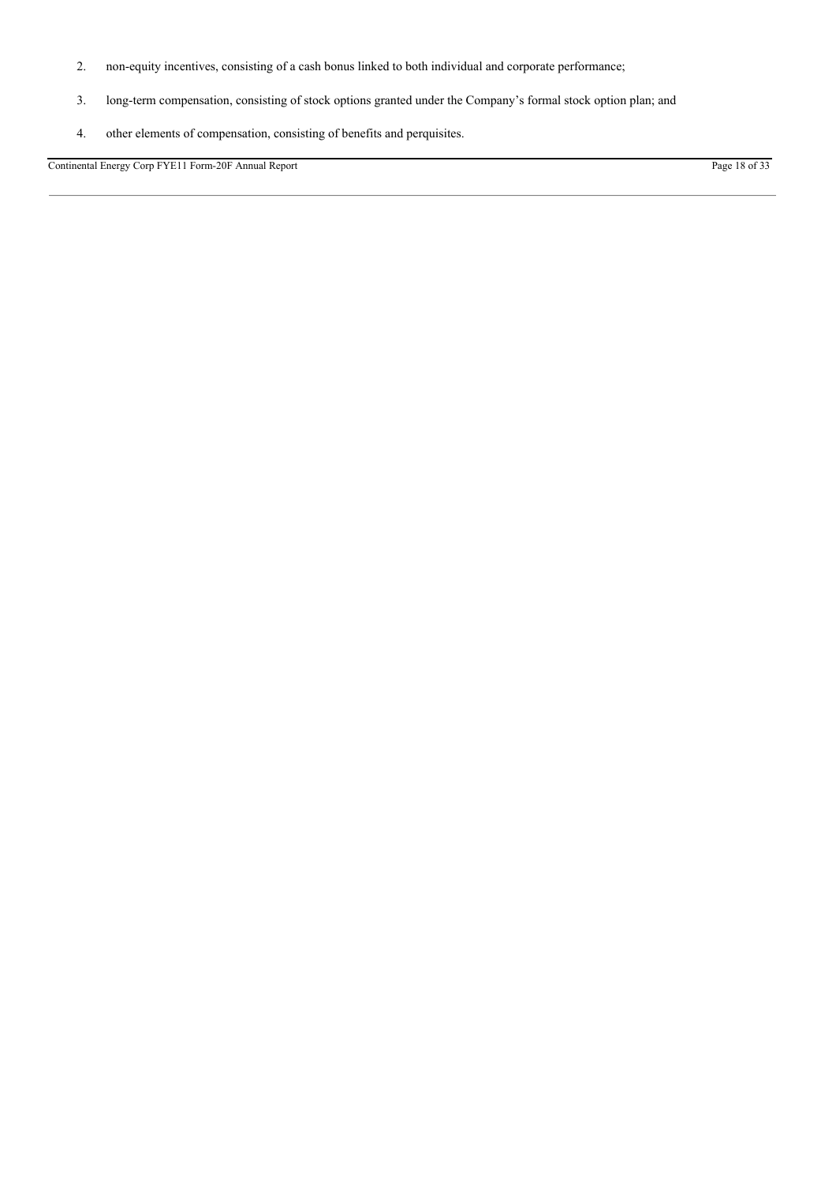2. non-equity incentives, consisting of a cash bonus linked to both individual and corporate performance;
3. long-term compensation, consisting of stock options granted under the Company's formal stock option plan; and
4. other elements of compensation, consisting of benefits and perquisites.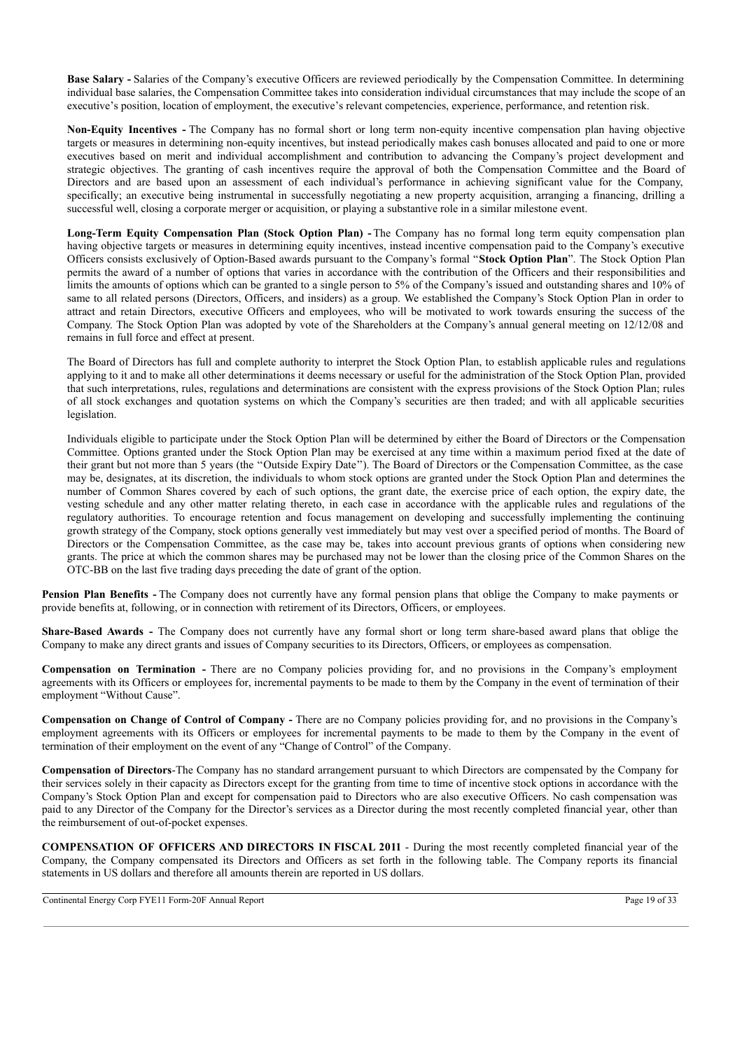**Base Salary -** Salaries of the Company's executive Officers are reviewed periodically by the Compensation Committee. In determining individual base salaries, the Compensation Committee takes into consideration individual circumstances that may include the scope of an executive's position, location of employment, the executive's relevant competencies, experience, performance, and retention risk.

**Non-Equity Incentives -** The Company has no formal short or long term non-equity incentive compensation plan having objective targets or measures in determining non-equity incentives, but instead periodically makes cash bonuses allocated and paid to one or more executives based on merit and individual accomplishment and contribution to advancing the Company's project development and strategic objectives. The granting of cash incentives require the approval of both the Compensation Committee and the Board of Directors and are based upon an assessment of each individual's performance in achieving significant value for the Company, specifically; an executive being instrumental in successfully negotiating a new property acquisition, arranging a financing, drilling a successful well, closing a corporate merger or acquisition, or playing a substantive role in a similar milestone event.

**Long-Term Equity Compensation Plan (Stock Option Plan) -** The Company has no formal long term equity compensation plan having objective targets or measures in determining equity incentives, instead incentive compensation paid to the Company's executive Officers consists exclusively of Option-Based awards pursuant to the Company's formal "**Stock Option Plan**". The Stock Option Plan permits the award of a number of options that varies in accordance with the contribution of the Officers and their responsibilities and limits the amounts of options which can be granted to a single person to 5% of the Company's issued and outstanding shares and 10% of same to all related persons (Directors, Officers, and insiders) as a group. We established the Company's Stock Option Plan in order to attract and retain Directors, executive Officers and employees, who will be motivated to work towards ensuring the success of the Company. The Stock Option Plan was adopted by vote of the Shareholders at the Company's annual general meeting on 12/12/08 and remains in full force and effect at present.

The Board of Directors has full and complete authority to interpret the Stock Option Plan, to establish applicable rules and regulations applying to it and to make all other determinations it deems necessary or useful for the administration of the Stock Option Plan, provided that such interpretations, rules, regulations and determinations are consistent with the express provisions of the Stock Option Plan; rules of all stock exchanges and quotation systems on which the Company's securities are then traded; and with all applicable securities legislation.

Individuals eligible to participate under the Stock Option Plan will be determined by either the Board of Directors or the Compensation Committee. Options granted under the Stock Option Plan may be exercised at any time within a maximum period fixed at the date of their grant but not more than 5 years (the "Outside Expiry Date"). The Board of Directors or the Compensation Committee, as the case may be, designates, at its discretion, the individuals to whom stock options are granted under the Stock Option Plan and determines the number of Common Shares covered by each of such options, the grant date, the exercise price of each option, the expiry date, the vesting schedule and any other matter relating thereto, in each case in accordance with the applicable rules and regulations of the regulatory authorities. To encourage retention and focus management on developing and successfully implementing the continuing growth strategy of the Company, stock options generally vest immediately but may vest over a specified period of months. The Board of Directors or the Compensation Committee, as the case may be, takes into account previous grants of options when considering new grants. The price at which the common shares may be purchased may not be lower than the closing price of the Common Shares on the OTC-BB on the last five trading days preceding the date of grant of the option.

**Pension Plan Benefits -** The Company does not currently have any formal pension plans that oblige the Company to make payments or provide benefits at, following, or in connection with retirement of its Directors, Officers, or employees.

**Share-Based Awards -** The Company does not currently have any formal short or long term share-based award plans that oblige the Company to make any direct grants and issues of Company securities to its Directors, Officers, or employees as compensation.

**Compensation on Termination -** There are no Company policies providing for, and no provisions in the Company's employment agreements with its Officers or employees for, incremental payments to be made to them by the Company in the event of termination of their employment "Without Cause".

**Compensation on Change of Control of Company -** There are no Company policies providing for, and no provisions in the Company's employment agreements with its Officers or employees for incremental payments to be made to them by the Company in the event of termination of their employment on the event of any "Change of Control" of the Company.

**Compensation of Directors**-The Company has no standard arrangement pursuant to which Directors are compensated by the Company for their services solely in their capacity as Directors except for the granting from time to time of incentive stock options in accordance with the Company's Stock Option Plan and except for compensation paid to Directors who are also executive Officers. No cash compensation was paid to any Director of the Company for the Director's services as a Director during the most recently completed financial year, other than the reimbursement of out-of-pocket expenses.

**COMPENSATION OF OFFICERS AND DIRECTORS IN FISCAL 2011** - During the most recently completed financial year of the Company, the Company compensated its Directors and Officers as set forth in the following table. The Company reports its financial statements in US dollars and therefore all amounts therein are reported in US dollars.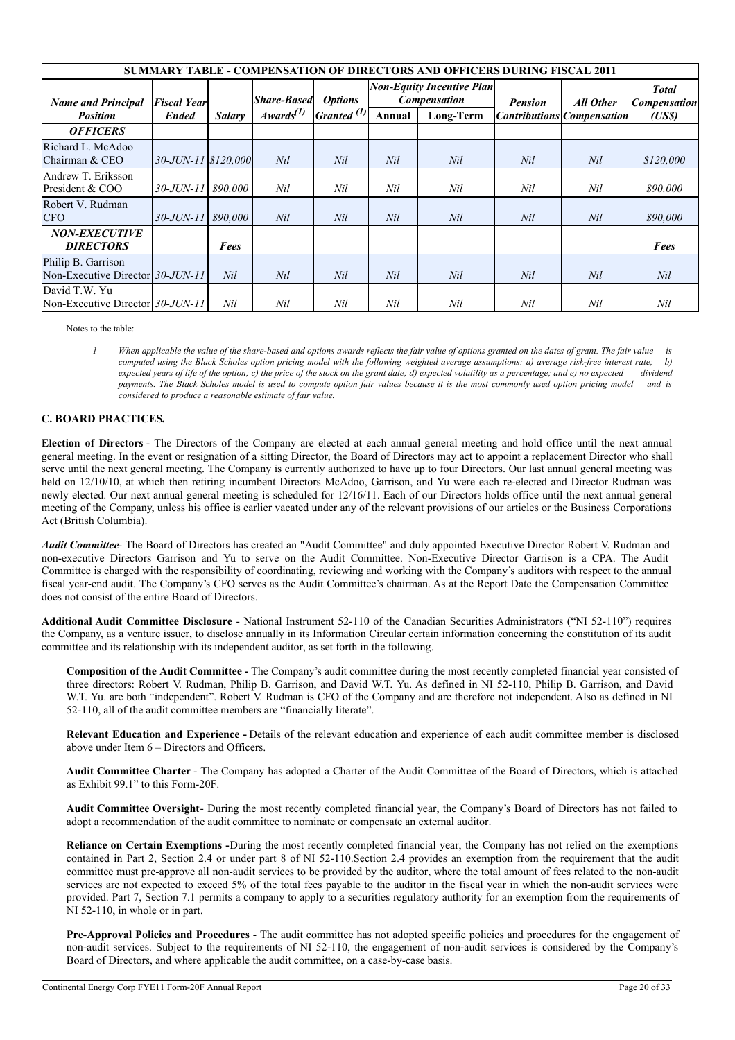| SUMMARY TABLE - COMPENSATION OF DIRECTORS AND OFFICERS DURING FISCAL 2011 | | | | | | | | | |
|---|---|---|---|---|---|---|---|---|---|
| Name and Principal Position | Fiscal Year Ended | Salary | Share-Based Awards[(1)] | Options Granted [(1)] | Non-Equity Incentive Plan Compensation | | Pension Contributions | All Other Compensation | Total Compensation (US$) |
| | | | | | Annual | Long-Term | | | |
| *OFFICERS* | | | | | | | | | |
| Richard L. McAdoo Chairman & CEO | 30-JUN-11 | $120,000 | Nil | Nil | Nil | Nil | Nil | Nil | $120,000 |
| Andrew T. Eriksson President & COO | 30-JUN-11 | $90,000 | Nil | Nil | Nil | Nil | Nil | Nil | $90,000 |
| Robert V. Rudman CFO | 30-JUN-11 | $90,000 | Nil | Nil | Nil | Nil | Nil | Nil | $90,000 |
| *NON-EXECUTIVE DIRECTORS* | | *Fees* | | | | | | | *Fees* |
| Philip B. Garrison Non-Executive Director | 30-JUN-11 | Nil | Nil | Nil | Nil | Nil | Nil | Nil | Nil |
| David T.W. Yu Non-Executive Director | 30-JUN-11 | Nil | Nil | Nil | Nil | Nil | Nil | Nil | Nil |

Notes to the table:

*1 When applicable the value of the share-based and options awards reflects the fair value of options granted on the dates of grant. The fair value is computed using the Black Scholes option pricing model with the following weighted average assumptions: a) average risk-free interest rate; b) expected years of life of the option; c) the price of the stock on the grant date; d) expected volatility as a percentage; and e) no expected dividend payments. The Black Scholes model is used to compute option fair values because it is the most commonly used option pricing model and is considered to produce a reasonable estimate of fair value.*

### C. BOARD PRACTICES.

**Election of Directors** - The Directors of the Company are elected at each annual general meeting and hold office until the next annual general meeting. In the event or resignation of a sitting Director, the Board of Directors may act to appoint a replacement Director who shall serve until the next general meeting. The Company is currently authorized to have up to four Directors. Our last annual general meeting was held on 12/10/10, at which then retiring incumbent Directors McAdoo, Garrison, and Yu were each re-elected and Director Rudman was newly elected. Our next annual general meeting is scheduled for 12/16/11. Each of our Directors holds office until the next annual general meeting of the Company, unless his office is earlier vacated under any of the relevant provisions of our articles or the Business Corporations Act (British Columbia).

***Audit Committee***- The Board of Directors has created an "Audit Committee" and duly appointed Executive Director Robert V. Rudman and non-executive Directors Garrison and Yu to serve on the Audit Committee. Non-Executive Director Garrison is a CPA. The Audit Committee is charged with the responsibility of coordinating, reviewing and working with the Company's auditors with respect to the annual fiscal year-end audit. The Company's CFO serves as the Audit Committee's chairman. As at the Report Date the Compensation Committee does not consist of the entire Board of Directors.

**Additional Audit Committee Disclosure** - National Instrument 52-110 of the Canadian Securities Administrators ("NI 52-110") requires the Company, as a venture issuer, to disclose annually in its Information Circular certain information concerning the constitution of its audit committee and its relationship with its independent auditor, as set forth in the following.

**Composition of the Audit Committee -** The Company's audit committee during the most recently completed financial year consisted of three directors: Robert V. Rudman, Philip B. Garrison, and David W.T. Yu. As defined in NI 52-110, Philip B. Garrison, and David W.T. Yu. are both "independent". Robert V. Rudman is CFO of the Company and are therefore not independent. Also as defined in NI 52-110, all of the audit committee members are "financially literate".

**Relevant Education and Experience -** Details of the relevant education and experience of each audit committee member is disclosed above under Item 6 – Directors and Officers.

**Audit Committee Charter** - The Company has adopted a Charter of the Audit Committee of the Board of Directors, which is attached as Exhibit 99.1" to this Form-20F.

**Audit Committee Oversight**- During the most recently completed financial year, the Company's Board of Directors has not failed to adopt a recommendation of the audit committee to nominate or compensate an external auditor.

**Reliance on Certain Exemptions -**During the most recently completed financial year, the Company has not relied on the exemptions contained in Part 2, Section 2.4 or under part 8 of NI 52-110.Section 2.4 provides an exemption from the requirement that the audit committee must pre-approve all non-audit services to be provided by the auditor, where the total amount of fees related to the non-audit services are not expected to exceed 5% of the total fees payable to the auditor in the fiscal year in which the non-audit services were provided. Part 7, Section 7.1 permits a company to apply to a securities regulatory authority for an exemption from the requirements of NI 52-110, in whole or in part.

**Pre-Approval Policies and Procedures** - The audit committee has not adopted specific policies and procedures for the engagement of non-audit services. Subject to the requirements of NI 52-110, the engagement of non-audit services is considered by the Company's Board of Directors, and where applicable the audit committee, on a case-by-case basis.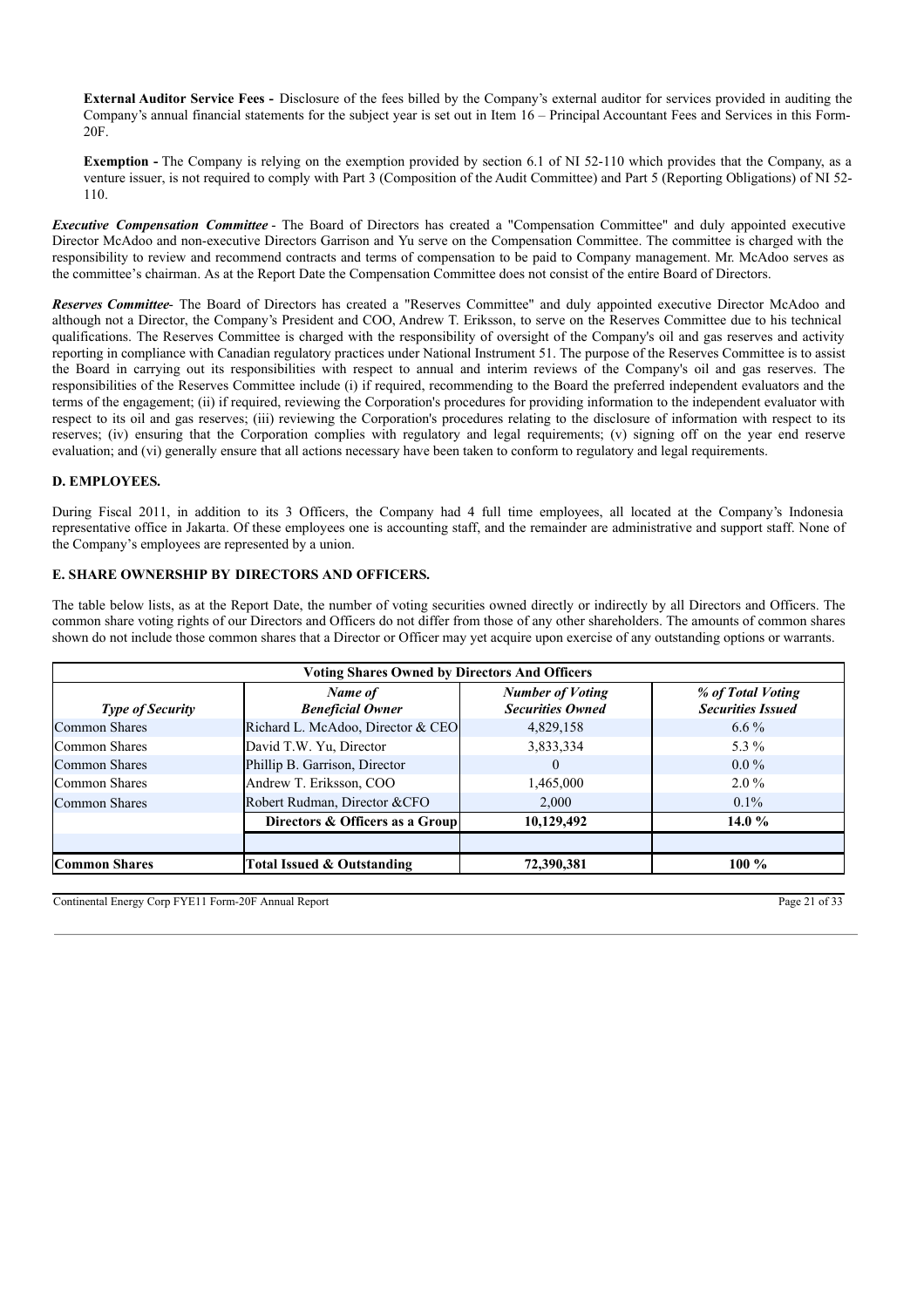**External Auditor Service Fees -** Disclosure of the fees billed by the Company's external auditor for services provided in auditing the Company's annual financial statements for the subject year is set out in Item 16 – Principal Accountant Fees and Services in this Form-20F.

**Exemption -** The Company is relying on the exemption provided by section 6.1 of NI 52-110 which provides that the Company, as a venture issuer, is not required to comply with Part 3 (Composition of the Audit Committee) and Part 5 (Reporting Obligations) of NI 52-110.

***Executive Compensation Committee*** - The Board of Directors has created a "Compensation Committee" and duly appointed executive Director McAdoo and non-executive Directors Garrison and Yu serve on the Compensation Committee. The committee is charged with the responsibility to review and recommend contracts and terms of compensation to be paid to Company management. Mr. McAdoo serves as the committee's chairman. As at the Report Date the Compensation Committee does not consist of the entire Board of Directors.

***Reserves Committee***- The Board of Directors has created a "Reserves Committee" and duly appointed executive Director McAdoo and although not a Director, the Company's President and COO, Andrew T. Eriksson, to serve on the Reserves Committee due to his technical qualifications. The Reserves Committee is charged with the responsibility of oversight of the Company's oil and gas reserves and activity reporting in compliance with Canadian regulatory practices under National Instrument 51. The purpose of the Reserves Committee is to assist the Board in carrying out its responsibilities with respect to annual and interim reviews of the Company's oil and gas reserves. The responsibilities of the Reserves Committee include (i) if required, recommending to the Board the preferred independent evaluators and the terms of the engagement; (ii) if required, reviewing the Corporation's procedures for providing information to the independent evaluator with respect to its oil and gas reserves; (iii) reviewing the Corporation's procedures relating to the disclosure of information with respect to its reserves; (iv) ensuring that the Corporation complies with regulatory and legal requirements; (v) signing off on the year end reserve evaluation; and (vi) generally ensure that all actions necessary have been taken to conform to regulatory and legal requirements.

### D. EMPLOYEES.

During Fiscal 2011, in addition to its 3 Officers, the Company had 4 full time employees, all located at the Company's Indonesia representative office in Jakarta. Of these employees one is accounting staff, and the remainder are administrative and support staff. None of the Company's employees are represented by a union.

### E. SHARE OWNERSHIP BY DIRECTORS AND OFFICERS.

The table below lists, as at the Report Date, the number of voting securities owned directly or indirectly by all Directors and Officers. The common share voting rights of our Directors and Officers do not differ from those of any other shareholders. The amounts of common shares shown do not include those common shares that a Director or Officer may yet acquire upon exercise of any outstanding options or warrants.

| **Voting Shares Owned by Directors And Officers** | | | |
|---|---|---|---|
| ***Type of Security*** | ***Name of Beneficial Owner*** | ***Number of Voting Securities Owned*** | ***% of Total Voting Securities Issued*** |
| Common Shares | Richard L. McAdoo, Director & CEO | 4,829,158 | 6.6 % |
| Common Shares | David T.W. Yu, Director | 3,833,334 | 5.3 % |
| Common Shares | Phillip B. Garrison, Director | 0 | 0.0 % |
| Common Shares | Andrew T. Eriksson, COO | 1,465,000 | 2.0 % |
| Common Shares | Robert Rudman, Director &CFO | 2,000 | 0.1% |
| | **Directors & Officers as a Group** | **10,129,492** | **14.0 %** |
| | | | |
| **Common Shares** | **Total Issued & Outstanding** | **72,390,381** | **100 %** |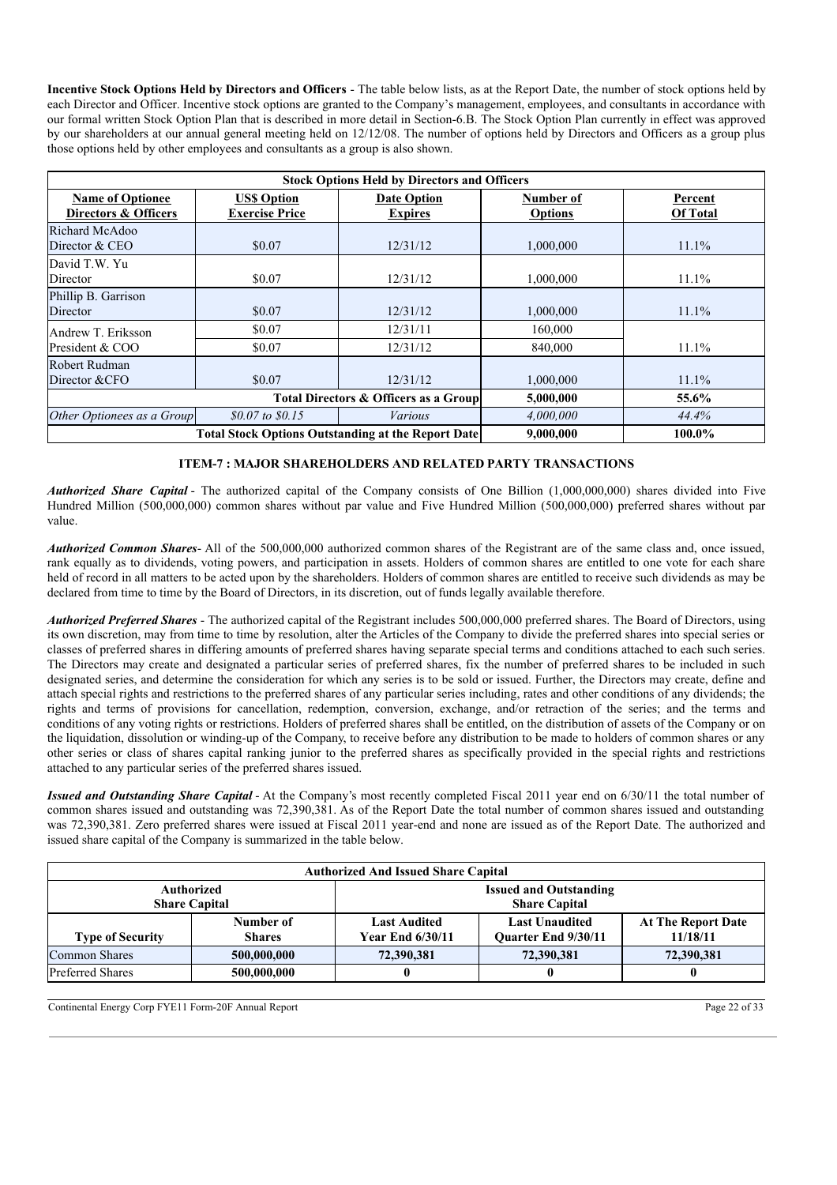**Incentive Stock Options Held by Directors and Officers** - The table below lists, as at the Report Date, the number of stock options held by each Director and Officer. Incentive stock options are granted to the Company's management, employees, and consultants in accordance with our formal written Stock Option Plan that is described in more detail in Section-6.B. The Stock Option Plan currently in effect was approved by our shareholders at our annual general meeting held on 12/12/08. The number of options held by Directors and Officers as a group plus those options held by other employees and consultants as a group is also shown.

| Stock Options Held by Directors and Officers | | | | |
|---|---|---|---|---|
| **Name of Optionee Directors & Officers** | **US$ Option Exercise Price** | **Date Option Expires** | **Number of Options** | **Percent Of Total** |
| Richard McAdoo Director & CEO | $0.07 | 12/31/12 | 1,000,000 | 11.1% |
| David T.W. Yu Director | $0.07 | 12/31/12 | 1,000,000 | 11.1% |
| Phillip B. Garrison Director | $0.07 | 12/31/12 | 1,000,000 | 11.1% |
| Andrew T. Eriksson President & COO | $0.07 | 12/31/11 | 160,000 | |
| | $0.07 | 12/31/12 | 840,000 | 11.1% |
| Robert Rudman Director &CFO | $0.07 | 12/31/12 | 1,000,000 | 11.1% |
| | | **Total Directors & Officers as a Group** | **5,000,000** | **55.6%** |
| *Other Optionees as a Group* | *$0.07 to $0.15* | *Various* | *4,000,000* | *44.4%* |
| | | **Total Stock Options Outstanding at the Report Date** | **9,000,000** | **100.0%** |

## ITEM-7 : MAJOR SHAREHOLDERS AND RELATED PARTY TRANSACTIONS

***Authorized Share Capital*** - The authorized capital of the Company consists of One Billion (1,000,000,000) shares divided into Five Hundred Million (500,000,000) common shares without par value and Five Hundred Million (500,000,000) preferred shares without par value.

***Authorized Common Shares***- All of the 500,000,000 authorized common shares of the Registrant are of the same class and, once issued, rank equally as to dividends, voting powers, and participation in assets. Holders of common shares are entitled to one vote for each share held of record in all matters to be acted upon by the shareholders. Holders of common shares are entitled to receive such dividends as may be declared from time to time by the Board of Directors, in its discretion, out of funds legally available therefore.

***Authorized Preferred Shares*** - The authorized capital of the Registrant includes 500,000,000 preferred shares. The Board of Directors, using its own discretion, may from time to time by resolution, alter the Articles of the Company to divide the preferred shares into special series or classes of preferred shares in differing amounts of preferred shares having separate special terms and conditions attached to each such series. The Directors may create and designated a particular series of preferred shares, fix the number of preferred shares to be included in such designated series, and determine the consideration for which any series is to be sold or issued. Further, the Directors may create, define and attach special rights and restrictions to the preferred shares of any particular series including, rates and other conditions of any dividends; the rights and terms of provisions for cancellation, redemption, conversion, exchange, and/or retraction of the series; and the terms and conditions of any voting rights or restrictions. Holders of preferred shares shall be entitled, on the distribution of assets of the Company or on the liquidation, dissolution or winding-up of the Company, to receive before any distribution to be made to holders of common shares or any other series or class of shares capital ranking junior to the preferred shares as specifically provided in the special rights and restrictions attached to any particular series of the preferred shares issued.

***Issued and Outstanding Share Capital*** - At the Company's most recently completed Fiscal 2011 year end on 6/30/11 the total number of common shares issued and outstanding was 72,390,381. As of the Report Date the total number of common shares issued and outstanding was 72,390,381. Zero preferred shares were issued at Fiscal 2011 year-end and none are issued as of the Report Date. The authorized and issued share capital of the Company is summarized in the table below.

| Authorized And Issued Share Capital | | | | |
|---|---|---|---|---|
| **Authorized Share Capital** | | **Issued and Outstanding Share Capital** | | |
| **Type of Security** | **Number of Shares** | **Last Audited Year End 6/30/11** | **Last Unaudited Quarter End 9/30/11** | **At The Report Date 11/18/11** |
| Common Shares | **500,000,000** | **72,390,381** | **72,390,381** | **72,390,381** |
| Preferred Shares | **500,000,000** | **0** | **0** | **0** |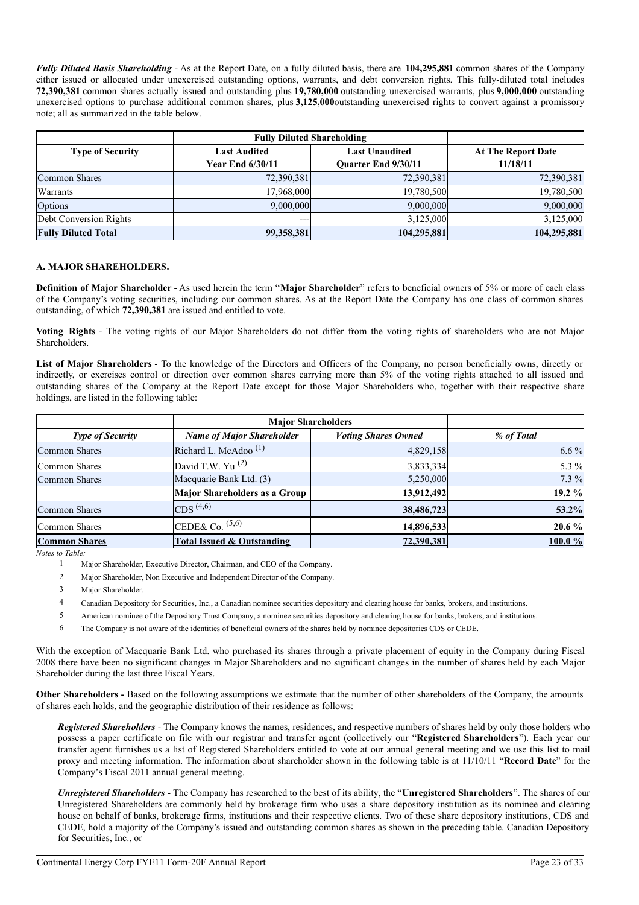*Fully Diluted Basis Shareholding* - As at the Report Date, on a fully diluted basis, there are **104,295,881** common shares of the Company either issued or allocated under unexercised outstanding options, warrants, and debt conversion rights. This fully-diluted total includes **72,390,381** common shares actually issued and outstanding plus **19,780,000** outstanding unexercised warrants, plus **9,000,000** outstanding unexercised options to purchase additional common shares, plus **3,125,000**outstanding unexercised rights to convert against a promissory note; all as summarized in the table below.

| | Fully Diluted Shareholding | | |
|---|---|---|---|
| **Type of Security** | **Last Audited Year End 6/30/11** | **Last Unaudited Quarter End 9/30/11** | **At The Report Date 11/18/11** |
| Common Shares | 72,390,381 | 72,390,381 | 72,390,381 |
| Warrants | 17,968,000 | 19,780,500 | 19,780,500 |
| Options | 9,000,000 | 9,000,000 | 9,000,000 |
| Debt Conversion Rights | --- | 3,125,000 | 3,125,000 |
| **Fully Diluted Total** | **99,358,381** | **104,295,881** | **104,295,881** |

### A. MAJOR SHAREHOLDERS.

**Definition of Major Shareholder** - As used herein the term "**Major Shareholder**" refers to beneficial owners of 5% or more of each class of the Company's voting securities, including our common shares. As at the Report Date the Company has one class of common shares outstanding, of which **72,390,381** are issued and entitled to vote.

**Voting Rights** - The voting rights of our Major Shareholders do not differ from the voting rights of shareholders who are not Major Shareholders.

**List of Major Shareholders** - To the knowledge of the Directors and Officers of the Company, no person beneficially owns, directly or indirectly, or exercises control or direction over common shares carrying more than 5% of the voting rights attached to all issued and outstanding shares of the Company at the Report Date except for those Major Shareholders who, together with their respective share holdings, are listed in the following table:

| | Major Shareholders | | |
|---|---|---|---|
| ***Type of Security*** | ***Name of Major Shareholder*** | ***Voting Shares Owned*** | ***% of Total*** |
| Common Shares | Richard L. McAdoo [1] | 4,829,158 | 6.6 % |
| Common Shares | David T.W. Yu [2] | 3,833,334 | 5.3 % |
| Common Shares | Macquarie Bank Ltd. (3) | 5,250,000 | 7.3 % |
| | **Major Shareholders as a Group** | **13,912,492** | **19.2 %** |
| Common Shares | CDS [4,6] | **38,486,723** | **53.2%** |
| Common Shares | CEDE& Co. [5,6] | **14,896,533** | **20.6 %** |
| **Common Shares** | **Total Issued & Outstanding** | **72,390,381** | **100.0 %** |

*Notes to Table:*

1. Major Shareholder, Executive Director, Chairman, and CEO of the Company.
2. Major Shareholder, Non Executive and Independent Director of the Company.
3. Major Shareholder.
4. Canadian Depository for Securities, Inc., a Canadian nominee securities depository and clearing house for banks, brokers, and institutions.
5. American nominee of the Depository Trust Company, a nominee securities depository and clearing house for banks, brokers, and institutions.
6. The Company is not aware of the identities of beneficial owners of the shares held by nominee depositories CDS or CEDE.

With the exception of Macquarie Bank Ltd. who purchased its shares through a private placement of equity in the Company during Fiscal 2008 there have been no significant changes in Major Shareholders and no significant changes in the number of shares held by each Major Shareholder during the last three Fiscal Years.

**Other Shareholders -** Based on the following assumptions we estimate that the number of other shareholders of the Company, the amounts of shares each holds, and the geographic distribution of their residence as follows:

> ***Registered Shareholders*** - The Company knows the names, residences, and respective numbers of shares held by only those holders who possess a paper certificate on file with our registrar and transfer agent (collectively our "**Registered Shareholders**"). Each year our transfer agent furnishes us a list of Registered Shareholders entitled to vote at our annual general meeting and we use this list to mail proxy and meeting information. The information about shareholder shown in the following table is at 11/10/11 "**Record Date**" for the Company's Fiscal 2011 annual general meeting.
>
> ***Unregistered Shareholders*** - The Company has researched to the best of its ability, the "**Unregistered Shareholders**". The shares of our Unregistered Shareholders are commonly held by brokerage firm who uses a share depository institution as its nominee and clearing house on behalf of banks, brokerage firms, institutions and their respective clients. Two of these share depository institutions, CDS and CEDE, hold a majority of the Company's issued and outstanding common shares as shown in the preceding table. Canadian Depository for Securities, Inc., or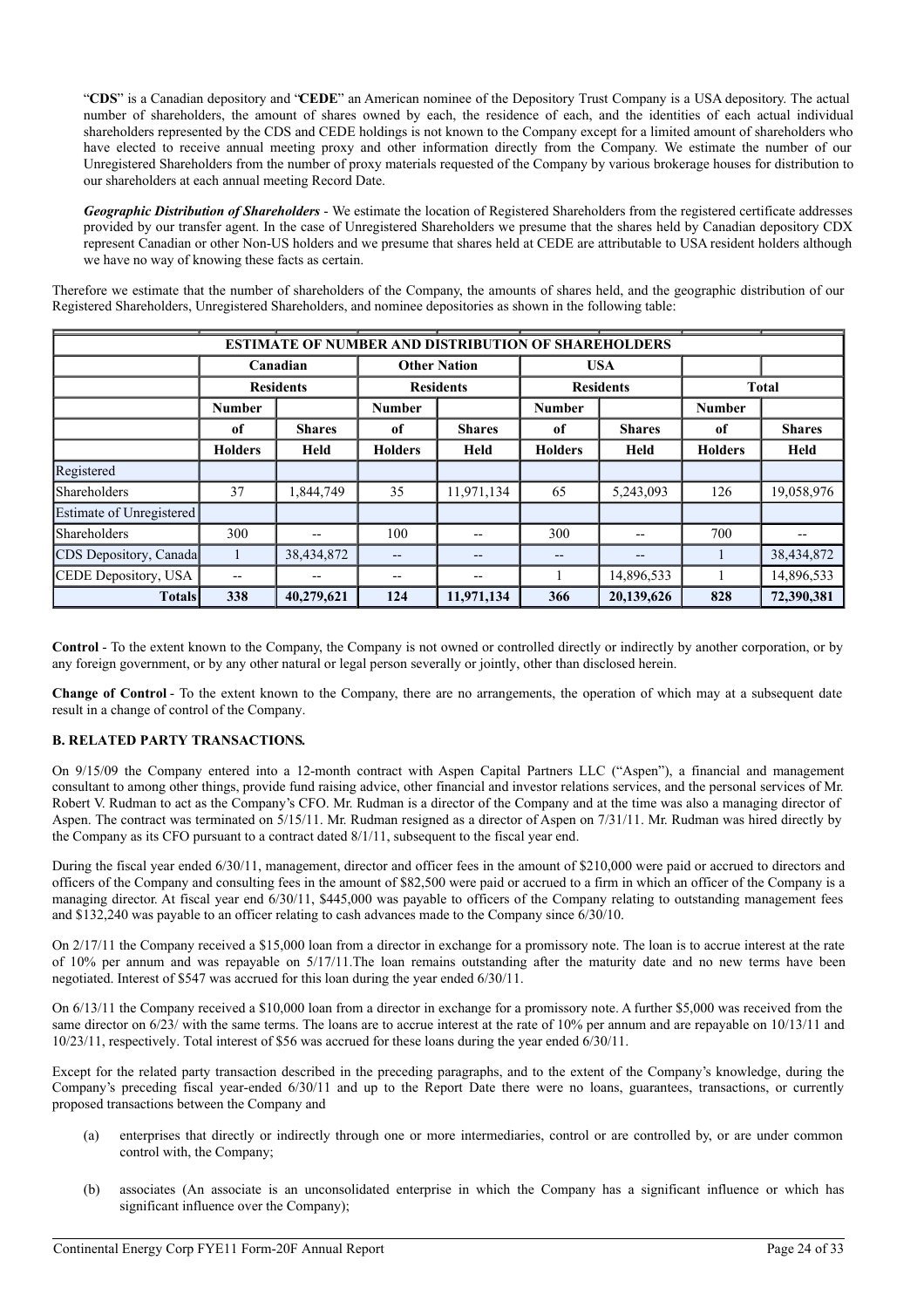"**CDS**" is a Canadian depository and "**CEDE**" an American nominee of the Depository Trust Company is a USA depository. The actual number of shareholders, the amount of shares owned by each, the residence of each, and the identities of each actual individual shareholders represented by the CDS and CEDE holdings is not known to the Company except for a limited amount of shareholders who have elected to receive annual meeting proxy and other information directly from the Company. We estimate the number of our Unregistered Shareholders from the number of proxy materials requested of the Company by various brokerage houses for distribution to our shareholders at each annual meeting Record Date.

***Geographic Distribution of Shareholders*** - We estimate the location of Registered Shareholders from the registered certificate addresses provided by our transfer agent. In the case of Unregistered Shareholders we presume that the shares held by Canadian depository CDX represent Canadian or other Non-US holders and we presume that shares held at CEDE are attributable to USA resident holders although we have no way of knowing these facts as certain.

Therefore we estimate that the number of shareholders of the Company, the amounts of shares held, and the geographic distribution of our Registered Shareholders, Unregistered Shareholders, and nominee depositories as shown in the following table:

| ESTIMATE OF NUMBER AND DISTRIBUTION OF SHAREHOLDERS | | | | | | | | |
|---|---|---|---|---|---|---|---|---|
| | Canadian Residents | | Other Nation Residents | | USA Residents | | Total | |
| | Number of Holders | Shares Held | Number of Holders | Shares Held | Number of Holders | Shares Held | Number of Holders | Shares Held |
| Registered Shareholders | 37 | 1,844,749 | 35 | 11,971,134 | 65 | 5,243,093 | 126 | 19,058,976 |
| Estimate of Unregistered Shareholders | 300 | -- | 100 | -- | 300 | -- | 700 | -- |
| CDS Depository, Canada | 1 | 38,434,872 | -- | -- | -- | -- | 1 | 38,434,872 |
| CEDE Depository, USA | -- | -- | -- | -- | 1 | 14,896,533 | 1 | 14,896,533 |
| **Totals** | **338** | **40,279,621** | **124** | **11,971,134** | **366** | **20,139,626** | **828** | **72,390,381** |

**Control** - To the extent known to the Company, the Company is not owned or controlled directly or indirectly by another corporation, or by any foreign government, or by any other natural or legal person severally or jointly, other than disclosed herein.

**Change of Control** - To the extent known to the Company, there are no arrangements, the operation of which may at a subsequent date result in a change of control of the Company.

### B. RELATED PARTY TRANSACTIONS.

On 9/15/09 the Company entered into a 12-month contract with Aspen Capital Partners LLC ("Aspen"), a financial and management consultant to among other things, provide fund raising advice, other financial and investor relations services, and the personal services of Mr. Robert V. Rudman to act as the Company's CFO. Mr. Rudman is a director of the Company and at the time was also a managing director of Aspen. The contract was terminated on 5/15/11. Mr. Rudman resigned as a director of Aspen on 7/31/11. Mr. Rudman was hired directly by the Company as its CFO pursuant to a contract dated 8/1/11, subsequent to the fiscal year end.

During the fiscal year ended 6/30/11, management, director and officer fees in the amount of $210,000 were paid or accrued to directors and officers of the Company and consulting fees in the amount of $82,500 were paid or accrued to a firm in which an officer of the Company is a managing director. At fiscal year end 6/30/11, $445,000 was payable to officers of the Company relating to outstanding management fees and $132,240 was payable to an officer relating to cash advances made to the Company since 6/30/10.

On 2/17/11 the Company received a $15,000 loan from a director in exchange for a promissory note. The loan is to accrue interest at the rate of 10% per annum and was repayable on 5/17/11.The loan remains outstanding after the maturity date and no new terms have been negotiated. Interest of $547 was accrued for this loan during the year ended 6/30/11.

On 6/13/11 the Company received a $10,000 loan from a director in exchange for a promissory note. A further $5,000 was received from the same director on 6/23/ with the same terms. The loans are to accrue interest at the rate of 10% per annum and are repayable on 10/13/11 and 10/23/11, respectively. Total interest of $56 was accrued for these loans during the year ended 6/30/11.

Except for the related party transaction described in the preceding paragraphs, and to the extent of the Company's knowledge, during the Company's preceding fiscal year-ended 6/30/11 and up to the Report Date there were no loans, guarantees, transactions, or currently proposed transactions between the Company and

(a) enterprises that directly or indirectly through one or more intermediaries, control or are controlled by, or are under common control with, the Company;

(b) associates (An associate is an unconsolidated enterprise in which the Company has a significant influence or which has significant influence over the Company);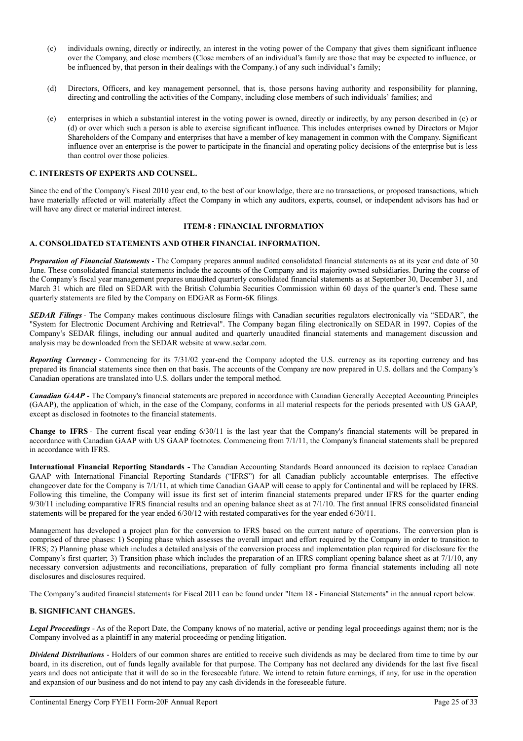(c) individuals owning, directly or indirectly, an interest in the voting power of the Company that gives them significant influence over the Company, and close members (Close members of an individual's family are those that may be expected to influence, or be influenced by, that person in their dealings with the Company.) of any such individual's family;

(d) Directors, Officers, and key management personnel, that is, those persons having authority and responsibility for planning, directing and controlling the activities of the Company, including close members of such individuals' families; and

(e) enterprises in which a substantial interest in the voting power is owned, directly or indirectly, by any person described in (c) or (d) or over which such a person is able to exercise significant influence. This includes enterprises owned by Directors or Major Shareholders of the Company and enterprises that have a member of key management in common with the Company. Significant influence over an enterprise is the power to participate in the financial and operating policy decisions of the enterprise but is less than control over those policies.

### C. INTERESTS OF EXPERTS AND COUNSEL.

Since the end of the Company's Fiscal 2010 year end, to the best of our knowledge, there are no transactions, or proposed transactions, which have materially affected or will materially affect the Company in which any auditors, experts, counsel, or independent advisors has had or will have any direct or material indirect interest.

## ITEM-8 : FINANCIAL INFORMATION

### A. CONSOLIDATED STATEMENTS AND OTHER FINANCIAL INFORMATION.

***Preparation of Financial Statements*** - The Company prepares annual audited consolidated financial statements as at its year end date of 30 June. These consolidated financial statements include the accounts of the Company and its majority owned subsidiaries. During the course of the Company's fiscal year management prepares unaudited quarterly consolidated financial statements as at September 30, December 31, and March 31 which are filed on SEDAR with the British Columbia Securities Commission within 60 days of the quarter's end. These same quarterly statements are filed by the Company on EDGAR as Form-6K filings.

***SEDAR Filings*** - The Company makes continuous disclosure filings with Canadian securities regulators electronically via "SEDAR", the "System for Electronic Document Archiving and Retrieval". The Company began filing electronically on SEDAR in 1997. Copies of the Company's SEDAR filings, including our annual audited and quarterly unaudited financial statements and management discussion and analysis may be downloaded from the SEDAR website at www.sedar.com.

***Reporting Currency*** - Commencing for its 7/31/02 year-end the Company adopted the U.S. currency as its reporting currency and has prepared its financial statements since then on that basis. The accounts of the Company are now prepared in U.S. dollars and the Company's Canadian operations are translated into U.S. dollars under the temporal method.

***Canadian GAAP*** - The Company's financial statements are prepared in accordance with Canadian Generally Accepted Accounting Principles (GAAP), the application of which, in the case of the Company, conforms in all material respects for the periods presented with US GAAP, except as disclosed in footnotes to the financial statements.

**Change to IFRS** - The current fiscal year ending 6/30/11 is the last year that the Company's financial statements will be prepared in accordance with Canadian GAAP with US GAAP footnotes. Commencing from 7/1/11, the Company's financial statements shall be prepared in accordance with IFRS.

**International Financial Reporting Standards -** The Canadian Accounting Standards Board announced its decision to replace Canadian GAAP with International Financial Reporting Standards ("IFRS") for all Canadian publicly accountable enterprises. The effective changeover date for the Company is 7/1/11, at which time Canadian GAAP will cease to apply for Continental and will be replaced by IFRS. Following this timeline, the Company will issue its first set of interim financial statements prepared under IFRS for the quarter ending 9/30/11 including comparative IFRS financial results and an opening balance sheet as at 7/1/10. The first annual IFRS consolidated financial statements will be prepared for the year ended 6/30/12 with restated comparatives for the year ended 6/30/11.

Management has developed a project plan for the conversion to IFRS based on the current nature of operations. The conversion plan is comprised of three phases: 1) Scoping phase which assesses the overall impact and effort required by the Company in order to transition to IFRS; 2) Planning phase which includes a detailed analysis of the conversion process and implementation plan required for disclosure for the Company's first quarter; 3) Transition phase which includes the preparation of an IFRS compliant opening balance sheet as at 7/1/10, any necessary conversion adjustments and reconciliations, preparation of fully compliant pro forma financial statements including all note disclosures and disclosures required.

The Company's audited financial statements for Fiscal 2011 can be found under "Item 18 - Financial Statements" in the annual report below.

### B. SIGNIFICANT CHANGES.

***Legal Proceedings*** - As of the Report Date, the Company knows of no material, active or pending legal proceedings against them; nor is the Company involved as a plaintiff in any material proceeding or pending litigation.

***Dividend Distributions*** - Holders of our common shares are entitled to receive such dividends as may be declared from time to time by our board, in its discretion, out of funds legally available for that purpose. The Company has not declared any dividends for the last five fiscal years and does not anticipate that it will do so in the foreseeable future. We intend to retain future earnings, if any, for use in the operation and expansion of our business and do not intend to pay any cash dividends in the foreseeable future.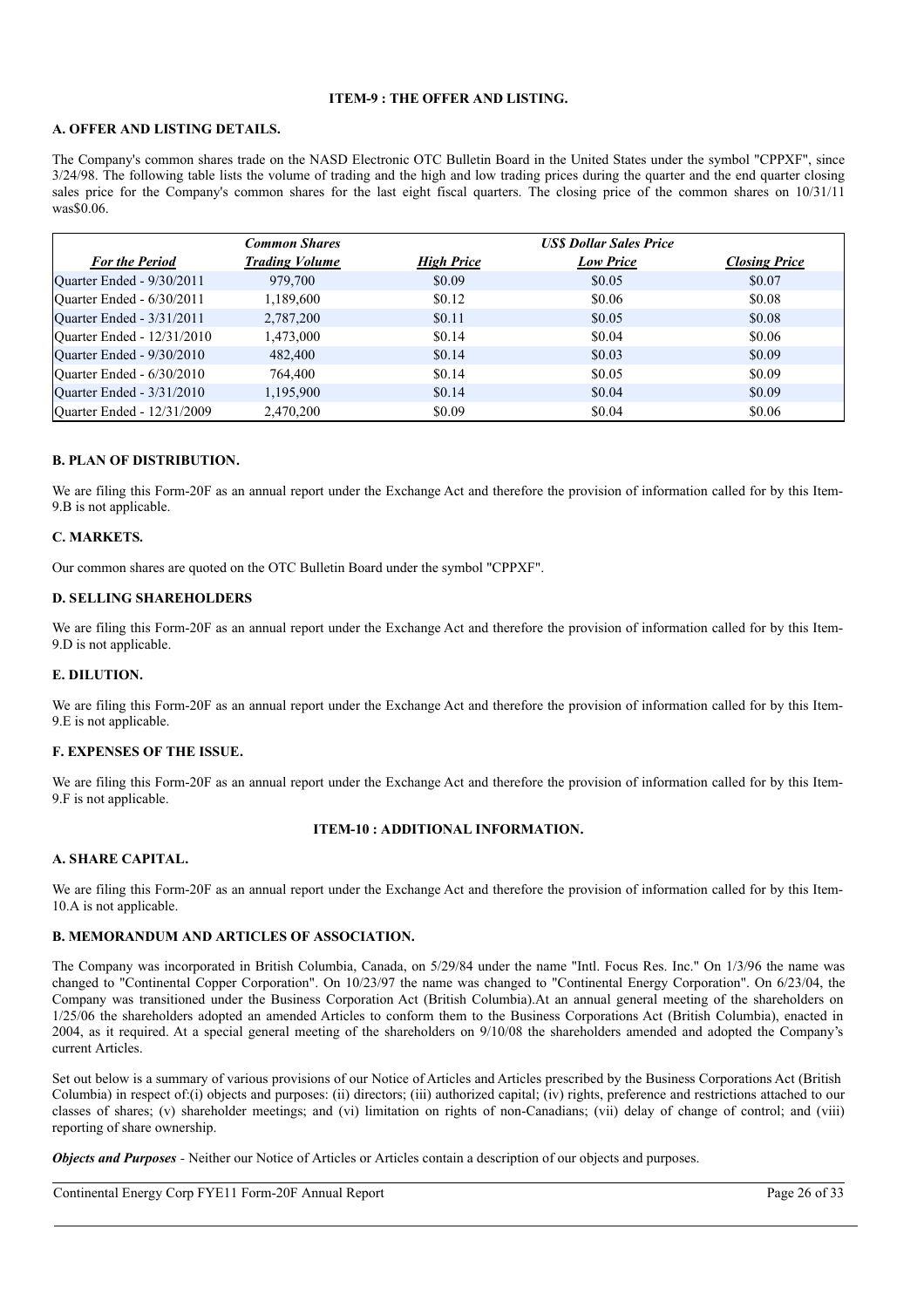### ITEM-9 : THE OFFER AND LISTING.

#### A. OFFER AND LISTING DETAILS.

The Company's common shares trade on the NASD Electronic OTC Bulletin Board in the United States under the symbol "CPPXF", since 3/24/98. The following table lists the volume of trading and the high and low trading prices during the quarter and the end quarter closing sales price for the Company's common shares for the last eight fiscal quarters. The closing price of the common shares on 10/31/11 was$0.06.

| | *Common Shares* | *US$ Dollar Sales Price* | | |
|---|---|---|---|---|
| ***For the Period*** | ***Trading Volume*** | ***High Price*** | ***Low Price*** | ***Closing Price*** |
| Quarter Ended - 9/30/2011 | 979,700 | $0.09 | $0.05 | $0.07 |
| Quarter Ended - 6/30/2011 | 1,189,600 | $0.12 | $0.06 | $0.08 |
| Quarter Ended - 3/31/2011 | 2,787,200 | $0.11 | $0.05 | $0.08 |
| Quarter Ended - 12/31/2010 | 1,473,000 | $0.14 | $0.04 | $0.06 |
| Quarter Ended - 9/30/2010 | 482,400 | $0.14 | $0.03 | $0.09 |
| Quarter Ended - 6/30/2010 | 764,400 | $0.14 | $0.05 | $0.09 |
| Quarter Ended - 3/31/2010 | 1,195,900 | $0.14 | $0.04 | $0.09 |
| Quarter Ended - 12/31/2009 | 2,470,200 | $0.09 | $0.04 | $0.06 |

#### B. PLAN OF DISTRIBUTION.

We are filing this Form-20F as an annual report under the Exchange Act and therefore the provision of information called for by this Item-9.B is not applicable.

#### C. MARKETS.

Our common shares are quoted on the OTC Bulletin Board under the symbol "CPPXF".

#### D. SELLING SHAREHOLDERS

We are filing this Form-20F as an annual report under the Exchange Act and therefore the provision of information called for by this Item-9.D is not applicable.

#### E. DILUTION.

We are filing this Form-20F as an annual report under the Exchange Act and therefore the provision of information called for by this Item-9.E is not applicable.

#### F. EXPENSES OF THE ISSUE.

We are filing this Form-20F as an annual report under the Exchange Act and therefore the provision of information called for by this Item-9.F is not applicable.

### ITEM-10 : ADDITIONAL INFORMATION.

#### A. SHARE CAPITAL.

We are filing this Form-20F as an annual report under the Exchange Act and therefore the provision of information called for by this Item-10.A is not applicable.

#### B. MEMORANDUM AND ARTICLES OF ASSOCIATION.

The Company was incorporated in British Columbia, Canada, on 5/29/84 under the name "Intl. Focus Res. Inc." On 1/3/96 the name was changed to "Continental Copper Corporation". On 10/23/97 the name was changed to "Continental Energy Corporation". On 6/23/04, the Company was transitioned under the Business Corporation Act (British Columbia).At an annual general meeting of the shareholders on 1/25/06 the shareholders adopted an amended Articles to conform them to the Business Corporations Act (British Columbia), enacted in 2004, as it required. At a special general meeting of the shareholders on 9/10/08 the shareholders amended and adopted the Company's current Articles.

Set out below is a summary of various provisions of our Notice of Articles and Articles prescribed by the Business Corporations Act (British Columbia) in respect of:(i) objects and purposes: (ii) directors; (iii) authorized capital; (iv) rights, preference and restrictions attached to our classes of shares; (v) shareholder meetings; and (vi) limitation on rights of non-Canadians; (vii) delay of change of control; and (viii) reporting of share ownership.

***Objects and Purposes*** - Neither our Notice of Articles or Articles contain a description of our objects and purposes.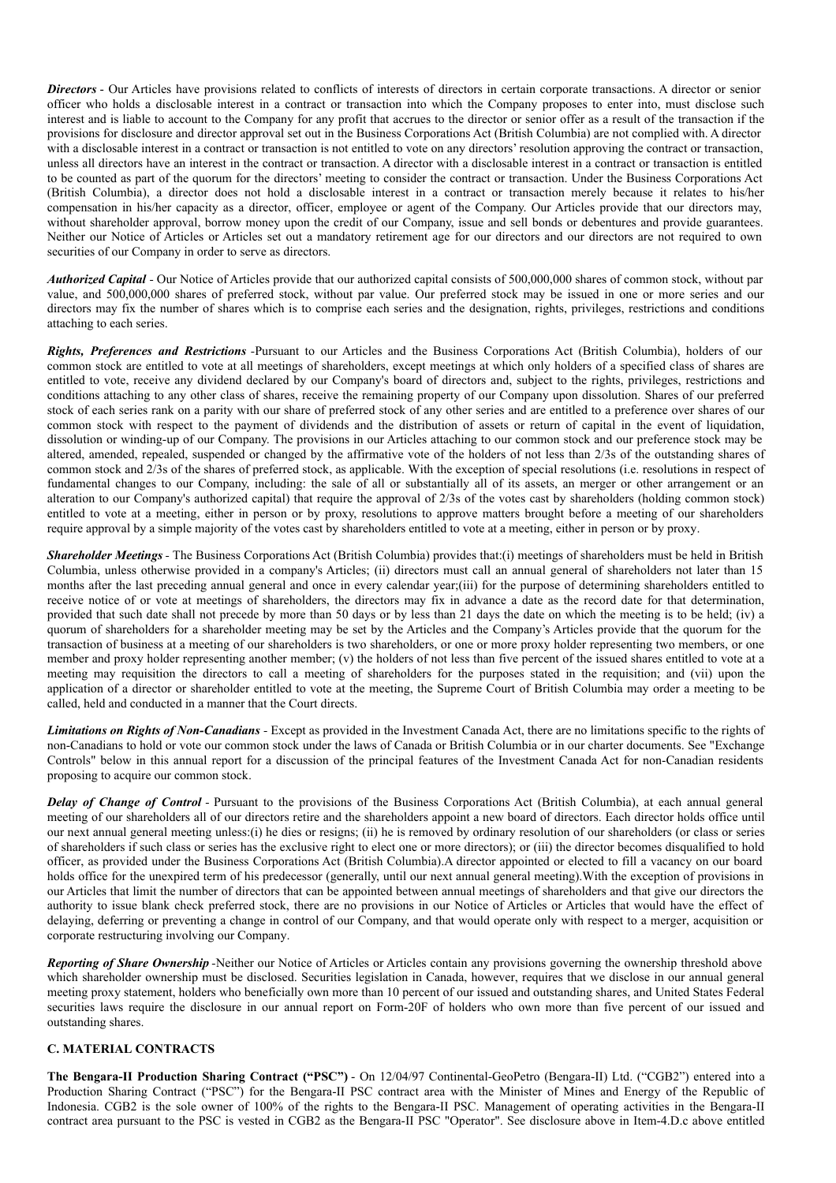***Directors*** - Our Articles have provisions related to conflicts of interests of directors in certain corporate transactions. A director or senior officer who holds a disclosable interest in a contract or transaction into which the Company proposes to enter into, must disclose such interest and is liable to account to the Company for any profit that accrues to the director or senior offer as a result of the transaction if the provisions for disclosure and director approval set out in the Business Corporations Act (British Columbia) are not complied with. A director with a disclosable interest in a contract or transaction is not entitled to vote on any directors' resolution approving the contract or transaction, unless all directors have an interest in the contract or transaction. A director with a disclosable interest in a contract or transaction is entitled to be counted as part of the quorum for the directors' meeting to consider the contract or transaction. Under the Business Corporations Act (British Columbia), a director does not hold a disclosable interest in a contract or transaction merely because it relates to his/her compensation in his/her capacity as a director, officer, employee or agent of the Company. Our Articles provide that our directors may, without shareholder approval, borrow money upon the credit of our Company, issue and sell bonds or debentures and provide guarantees. Neither our Notice of Articles or Articles set out a mandatory retirement age for our directors and our directors are not required to own securities of our Company in order to serve as directors.

***Authorized Capital*** - Our Notice of Articles provide that our authorized capital consists of 500,000,000 shares of common stock, without par value, and 500,000,000 shares of preferred stock, without par value. Our preferred stock may be issued in one or more series and our directors may fix the number of shares which is to comprise each series and the designation, rights, privileges, restrictions and conditions attaching to each series.

***Rights, Preferences and Restrictions*** -Pursuant to our Articles and the Business Corporations Act (British Columbia), holders of our common stock are entitled to vote at all meetings of shareholders, except meetings at which only holders of a specified class of shares are entitled to vote, receive any dividend declared by our Company's board of directors and, subject to the rights, privileges, restrictions and conditions attaching to any other class of shares, receive the remaining property of our Company upon dissolution. Shares of our preferred stock of each series rank on a parity with our share of preferred stock of any other series and are entitled to a preference over shares of our common stock with respect to the payment of dividends and the distribution of assets or return of capital in the event of liquidation, dissolution or winding-up of our Company. The provisions in our Articles attaching to our common stock and our preference stock may be altered, amended, repealed, suspended or changed by the affirmative vote of the holders of not less than 2/3s of the outstanding shares of common stock and 2/3s of the shares of preferred stock, as applicable. With the exception of special resolutions (i.e. resolutions in respect of fundamental changes to our Company, including: the sale of all or substantially all of its assets, an merger or other arrangement or an alteration to our Company's authorized capital) that require the approval of 2/3s of the votes cast by shareholders (holding common stock) entitled to vote at a meeting, either in person or by proxy, resolutions to approve matters brought before a meeting of our shareholders require approval by a simple majority of the votes cast by shareholders entitled to vote at a meeting, either in person or by proxy.

***Shareholder Meetings*** - The Business Corporations Act (British Columbia) provides that:(i) meetings of shareholders must be held in British Columbia, unless otherwise provided in a company's Articles; (ii) directors must call an annual general of shareholders not later than 15 months after the last preceding annual general and once in every calendar year;(iii) for the purpose of determining shareholders entitled to receive notice of or vote at meetings of shareholders, the directors may fix in advance a date as the record date for that determination, provided that such date shall not precede by more than 50 days or by less than 21 days the date on which the meeting is to be held; (iv) a quorum of shareholders for a shareholder meeting may be set by the Articles and the Company's Articles provide that the quorum for the transaction of business at a meeting of our shareholders is two shareholders, or one or more proxy holder representing two members, or one member and proxy holder representing another member; (v) the holders of not less than five percent of the issued shares entitled to vote at a meeting may requisition the directors to call a meeting of shareholders for the purposes stated in the requisition; and (vii) upon the application of a director or shareholder entitled to vote at the meeting, the Supreme Court of British Columbia may order a meeting to be called, held and conducted in a manner that the Court directs.

***Limitations on Rights of Non-Canadians*** - Except as provided in the Investment Canada Act, there are no limitations specific to the rights of non-Canadians to hold or vote our common stock under the laws of Canada or British Columbia or in our charter documents. See "Exchange Controls" below in this annual report for a discussion of the principal features of the Investment Canada Act for non-Canadian residents proposing to acquire our common stock.

***Delay of Change of Control*** - Pursuant to the provisions of the Business Corporations Act (British Columbia), at each annual general meeting of our shareholders all of our directors retire and the shareholders appoint a new board of directors. Each director holds office until our next annual general meeting unless:(i) he dies or resigns; (ii) he is removed by ordinary resolution of our shareholders (or class or series of shareholders if such class or series has the exclusive right to elect one or more directors); or (iii) the director becomes disqualified to hold officer, as provided under the Business Corporations Act (British Columbia).A director appointed or elected to fill a vacancy on our board holds office for the unexpired term of his predecessor (generally, until our next annual general meeting).With the exception of provisions in our Articles that limit the number of directors that can be appointed between annual meetings of shareholders and that give our directors the authority to issue blank check preferred stock, there are no provisions in our Notice of Articles or Articles that would have the effect of delaying, deferring or preventing a change in control of our Company, and that would operate only with respect to a merger, acquisition or corporate restructuring involving our Company.

***Reporting of Share Ownership*** -Neither our Notice of Articles or Articles contain any provisions governing the ownership threshold above which shareholder ownership must be disclosed. Securities legislation in Canada, however, requires that we disclose in our annual general meeting proxy statement, holders who beneficially own more than 10 percent of our issued and outstanding shares, and United States Federal securities laws require the disclosure in our annual report on Form-20F of holders who own more than five percent of our issued and outstanding shares.

### C. MATERIAL CONTRACTS

**The Bengara-II Production Sharing Contract ("PSC")** - On 12/04/97 Continental-GeoPetro (Bengara-II) Ltd. ("CGB2") entered into a Production Sharing Contract ("PSC") for the Bengara-II PSC contract area with the Minister of Mines and Energy of the Republic of Indonesia. CGB2 is the sole owner of 100% of the rights to the Bengara-II PSC. Management of operating activities in the Bengara-II contract area pursuant to the PSC is vested in CGB2 as the Bengara-II PSC "Operator". See disclosure above in Item-4.D.c above entitled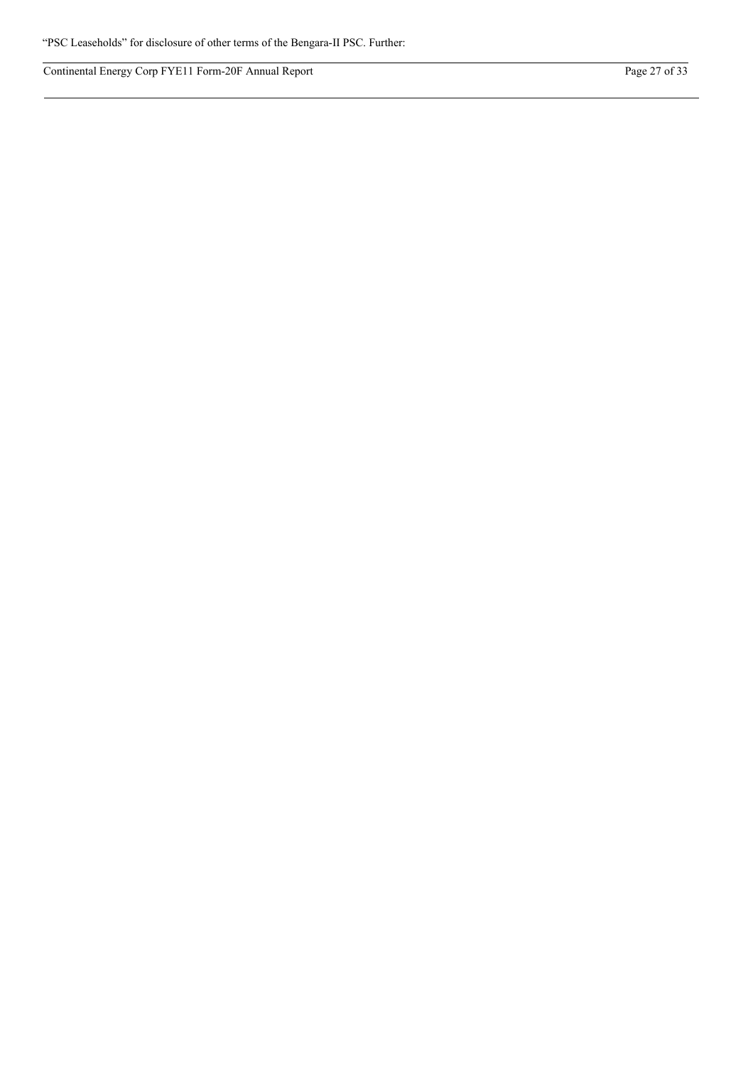“PSC Leaseholds” for disclosure of other terms of the Bengara-II PSC. Further: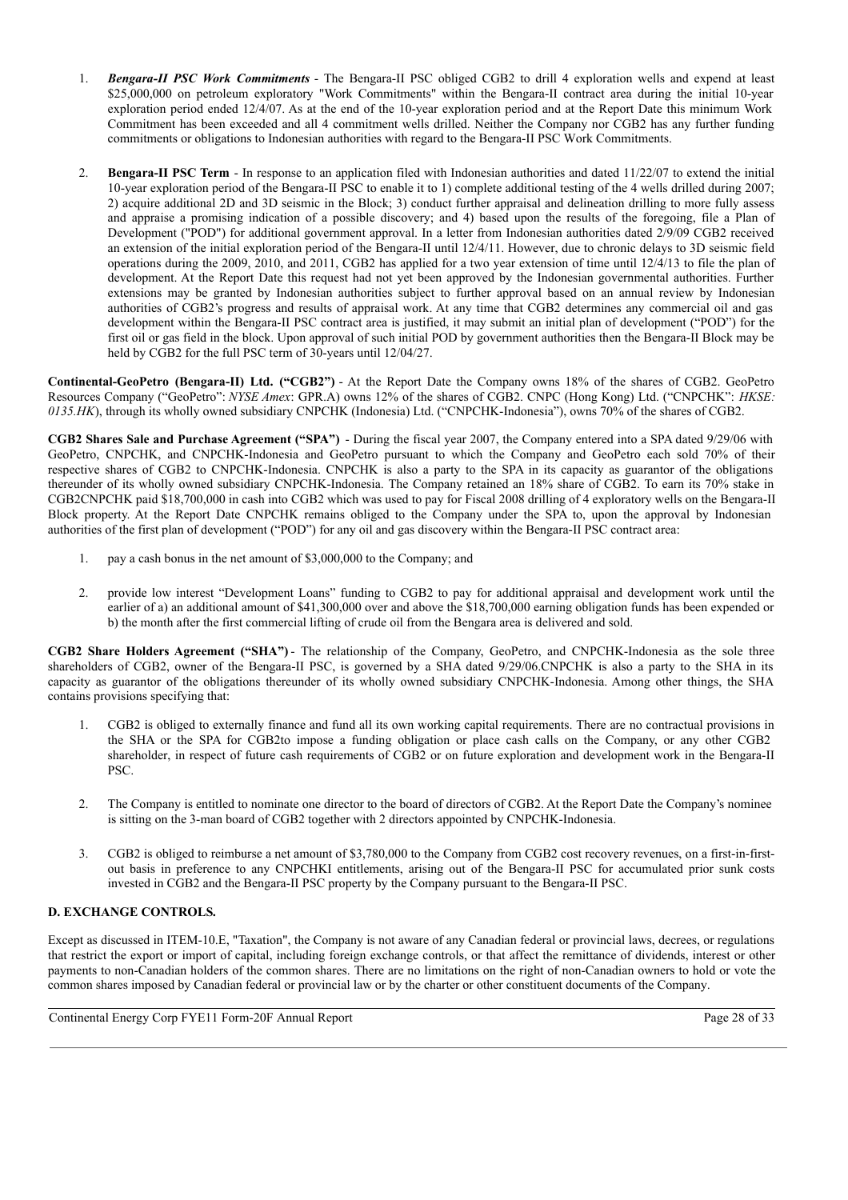1. ***Bengara-II PSC Work Commitments*** - The Bengara-II PSC obliged CGB2 to drill 4 exploration wells and expend at least $25,000,000 on petroleum exploratory "Work Commitments" within the Bengara-II contract area during the initial 10-year exploration period ended 12/4/07. As at the end of the 10-year exploration period and at the Report Date this minimum Work Commitment has been exceeded and all 4 commitment wells drilled. Neither the Company nor CGB2 has any further funding commitments or obligations to Indonesian authorities with regard to the Bengara-II PSC Work Commitments.

2. **Bengara-II PSC Term** - In response to an application filed with Indonesian authorities and dated 11/22/07 to extend the initial 10-year exploration period of the Bengara-II PSC to enable it to 1) complete additional testing of the 4 wells drilled during 2007; 2) acquire additional 2D and 3D seismic in the Block; 3) conduct further appraisal and delineation drilling to more fully assess and appraise a promising indication of a possible discovery; and 4) based upon the results of the foregoing, file a Plan of Development ("POD") for additional government approval. In a letter from Indonesian authorities dated 2/9/09 CGB2 received an extension of the initial exploration period of the Bengara-II until 12/4/11. However, due to chronic delays to 3D seismic field operations during the 2009, 2010, and 2011, CGB2 has applied for a two year extension of time until 12/4/13 to file the plan of development. At the Report Date this request had not yet been approved by the Indonesian governmental authorities. Further extensions may be granted by Indonesian authorities subject to further approval based on an annual review by Indonesian authorities of CGB2's progress and results of appraisal work. At any time that CGB2 determines any commercial oil and gas development within the Bengara-II PSC contract area is justified, it may submit an initial plan of development ("POD") for the first oil or gas field in the block. Upon approval of such initial POD by government authorities then the Bengara-II Block may be held by CGB2 for the full PSC term of 30-years until 12/04/27.

**Continental-GeoPetro (Bengara-II) Ltd. ("CGB2")** - At the Report Date the Company owns 18% of the shares of CGB2. GeoPetro Resources Company ("GeoPetro": *NYSE Amex*: GPR.A) owns 12% of the shares of CGB2. CNPC (Hong Kong) Ltd. ("CNPCHK": *HKSE: 0135.HK*), through its wholly owned subsidiary CNPCHK (Indonesia) Ltd. ("CNPCHK-Indonesia"), owns 70% of the shares of CGB2.

**CGB2 Shares Sale and Purchase Agreement ("SPA")** - During the fiscal year 2007, the Company entered into a SPA dated 9/29/06 with GeoPetro, CNPCHK, and CNPCHK-Indonesia and GeoPetro pursuant to which the Company and GeoPetro each sold 70% of their respective shares of CGB2 to CNPCHK-Indonesia. CNPCHK is also a party to the SPA in its capacity as guarantor of the obligations thereunder of its wholly owned subsidiary CNPCHK-Indonesia. The Company retained an 18% share of CGB2. To earn its 70% stake in CGB2CNPCHK paid $18,700,000 in cash into CGB2 which was used to pay for Fiscal 2008 drilling of 4 exploratory wells on the Bengara-II Block property. At the Report Date CNPCHK remains obliged to the Company under the SPA to, upon the approval by Indonesian authorities of the first plan of development ("POD") for any oil and gas discovery within the Bengara-II PSC contract area:

1. pay a cash bonus in the net amount of $3,000,000 to the Company; and

2. provide low interest "Development Loans" funding to CGB2 to pay for additional appraisal and development work until the earlier of a) an additional amount of $41,300,000 over and above the $18,700,000 earning obligation funds has been expended or b) the month after the first commercial lifting of crude oil from the Bengara area is delivered and sold.

**CGB2 Share Holders Agreement ("SHA")** - The relationship of the Company, GeoPetro, and CNPCHK-Indonesia as the sole three shareholders of CGB2, owner of the Bengara-II PSC, is governed by a SHA dated 9/29/06.CNPCHK is also a party to the SHA in its capacity as guarantor of the obligations thereunder of its wholly owned subsidiary CNPCHK-Indonesia. Among other things, the SHA contains provisions specifying that:

1. CGB2 is obliged to externally finance and fund all its own working capital requirements. There are no contractual provisions in the SHA or the SPA for CGB2to impose a funding obligation or place cash calls on the Company, or any other CGB2 shareholder, in respect of future cash requirements of CGB2 or on future exploration and development work in the Bengara-II PSC.

2. The Company is entitled to nominate one director to the board of directors of CGB2. At the Report Date the Company's nominee is sitting on the 3-man board of CGB2 together with 2 directors appointed by CNPCHK-Indonesia.

3. CGB2 is obliged to reimburse a net amount of $3,780,000 to the Company from CGB2 cost recovery revenues, on a first-in-first-out basis in preference to any CNPCHKI entitlements, arising out of the Bengara-II PSC for accumulated prior sunk costs invested in CGB2 and the Bengara-II PSC property by the Company pursuant to the Bengara-II PSC.

### D. EXCHANGE CONTROLS.

Except as discussed in ITEM-10.E, "Taxation", the Company is not aware of any Canadian federal or provincial laws, decrees, or regulations that restrict the export or import of capital, including foreign exchange controls, or that affect the remittance of dividends, interest or other payments to non-Canadian holders of the common shares. There are no limitations on the right of non-Canadian owners to hold or vote the common shares imposed by Canadian federal or provincial law or by the charter or other constituent documents of the Company.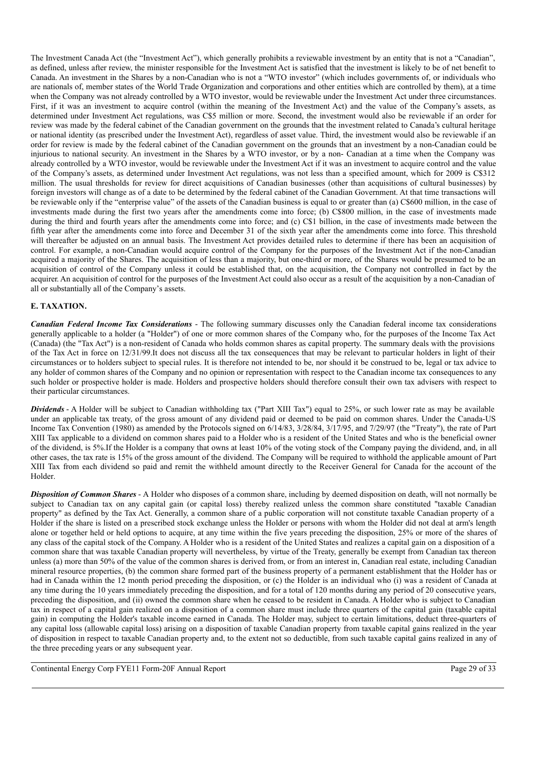The Investment Canada Act (the "Investment Act"), which generally prohibits a reviewable investment by an entity that is not a "Canadian", as defined, unless after review, the minister responsible for the Investment Act is satisfied that the investment is likely to be of net benefit to Canada. An investment in the Shares by a non-Canadian who is not a "WTO investor" (which includes governments of, or individuals who are nationals of, member states of the World Trade Organization and corporations and other entities which are controlled by them), at a time when the Company was not already controlled by a WTO investor, would be reviewable under the Investment Act under three circumstances. First, if it was an investment to acquire control (within the meaning of the Investment Act) and the value of the Company's assets, as determined under Investment Act regulations, was C$5 million or more. Second, the investment would also be reviewable if an order for review was made by the federal cabinet of the Canadian government on the grounds that the investment related to Canada's cultural heritage or national identity (as prescribed under the Investment Act), regardless of asset value. Third, the investment would also be reviewable if an order for review is made by the federal cabinet of the Canadian government on the grounds that an investment by a non-Canadian could be injurious to national security. An investment in the Shares by a WTO investor, or by a non- Canadian at a time when the Company was already controlled by a WTO investor, would be reviewable under the Investment Act if it was an investment to acquire control and the value of the Company's assets, as determined under Investment Act regulations, was not less than a specified amount, which for 2009 is C$312 million. The usual thresholds for review for direct acquisitions of Canadian businesses (other than acquisitions of cultural businesses) by foreign investors will change as of a date to be determined by the federal cabinet of the Canadian Government. At that time transactions will be reviewable only if the "enterprise value" of the assets of the Canadian business is equal to or greater than (a) C$600 million, in the case of investments made during the first two years after the amendments come into force; (b) C$800 million, in the case of investments made during the third and fourth years after the amendments come into force; and (c) C$1 billion, in the case of investments made between the fifth year after the amendments come into force and December 31 of the sixth year after the amendments come into force. This threshold will thereafter be adjusted on an annual basis. The Investment Act provides detailed rules to determine if there has been an acquisition of control. For example, a non-Canadian would acquire control of the Company for the purposes of the Investment Act if the non-Canadian acquired a majority of the Shares. The acquisition of less than a majority, but one-third or more, of the Shares would be presumed to be an acquisition of control of the Company unless it could be established that, on the acquisition, the Company not controlled in fact by the acquirer. An acquisition of control for the purposes of the Investment Act could also occur as a result of the acquisition by a non-Canadian of all or substantially all of the Company's assets.

### E. TAXATION.

***Canadian Federal Income Tax Considerations*** - The following summary discusses only the Canadian federal income tax considerations generally applicable to a holder (a "Holder") of one or more common shares of the Company who, for the purposes of the Income Tax Act (Canada) (the "Tax Act") is a non-resident of Canada who holds common shares as capital property. The summary deals with the provisions of the Tax Act in force on 12/31/99.It does not discuss all the tax consequences that may be relevant to particular holders in light of their circumstances or to holders subject to special rules. It is therefore not intended to be, nor should it be construed to be, legal or tax advice to any holder of common shares of the Company and no opinion or representation with respect to the Canadian income tax consequences to any such holder or prospective holder is made. Holders and prospective holders should therefore consult their own tax advisers with respect to their particular circumstances.

***Dividends*** - A Holder will be subject to Canadian withholding tax ("Part XIII Tax") equal to 25%, or such lower rate as may be available under an applicable tax treaty, of the gross amount of any dividend paid or deemed to be paid on common shares. Under the Canada-US Income Tax Convention (1980) as amended by the Protocols signed on 6/14/83, 3/28/84, 3/17/95, and 7/29/97 (the "Treaty"), the rate of Part XIII Tax applicable to a dividend on common shares paid to a Holder who is a resident of the United States and who is the beneficial owner of the dividend, is 5%.If the Holder is a company that owns at least 10% of the voting stock of the Company paying the dividend, and, in all other cases, the tax rate is 15% of the gross amount of the dividend. The Company will be required to withhold the applicable amount of Part XIII Tax from each dividend so paid and remit the withheld amount directly to the Receiver General for Canada for the account of the Holder.

***Disposition of Common Shares*** - A Holder who disposes of a common share, including by deemed disposition on death, will not normally be subject to Canadian tax on any capital gain (or capital loss) thereby realized unless the common share constituted "taxable Canadian property" as defined by the Tax Act. Generally, a common share of a public corporation will not constitute taxable Canadian property of a Holder if the share is listed on a prescribed stock exchange unless the Holder or persons with whom the Holder did not deal at arm's length alone or together held or held options to acquire, at any time within the five years preceding the disposition, 25% or more of the shares of any class of the capital stock of the Company. A Holder who is a resident of the United States and realizes a capital gain on a disposition of a common share that was taxable Canadian property will nevertheless, by virtue of the Treaty, generally be exempt from Canadian tax thereon unless (a) more than 50% of the value of the common shares is derived from, or from an interest in, Canadian real estate, including Canadian mineral resource properties, (b) the common share formed part of the business property of a permanent establishment that the Holder has or had in Canada within the 12 month period preceding the disposition, or (c) the Holder is an individual who (i) was a resident of Canada at any time during the 10 years immediately preceding the disposition, and for a total of 120 months during any period of 20 consecutive years, preceding the disposition, and (ii) owned the common share when he ceased to be resident in Canada. A Holder who is subject to Canadian tax in respect of a capital gain realized on a disposition of a common share must include three quarters of the capital gain (taxable capital gain) in computing the Holder's taxable income earned in Canada. The Holder may, subject to certain limitations, deduct three-quarters of any capital loss (allowable capital loss) arising on a disposition of taxable Canadian property from taxable capital gains realized in the year of disposition in respect to taxable Canadian property and, to the extent not so deductible, from such taxable capital gains realized in any of the three preceding years or any subsequent year.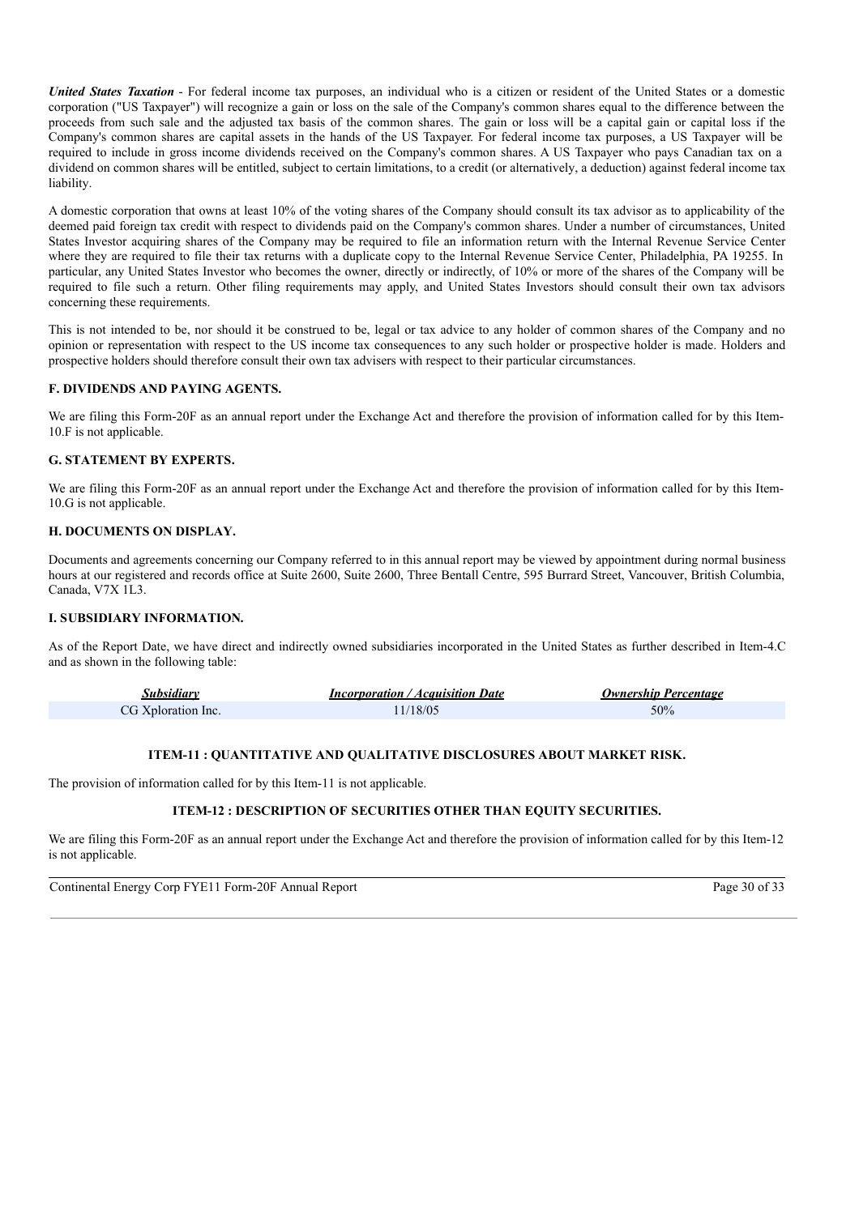***United States Taxation*** - For federal income tax purposes, an individual who is a citizen or resident of the United States or a domestic corporation ("US Taxpayer") will recognize a gain or loss on the sale of the Company's common shares equal to the difference between the proceeds from such sale and the adjusted tax basis of the common shares. The gain or loss will be a capital gain or capital loss if the Company's common shares are capital assets in the hands of the US Taxpayer. For federal income tax purposes, a US Taxpayer will be required to include in gross income dividends received on the Company's common shares. A US Taxpayer who pays Canadian tax on a dividend on common shares will be entitled, subject to certain limitations, to a credit (or alternatively, a deduction) against federal income tax liability.

A domestic corporation that owns at least 10% of the voting shares of the Company should consult its tax advisor as to applicability of the deemed paid foreign tax credit with respect to dividends paid on the Company's common shares. Under a number of circumstances, United States Investor acquiring shares of the Company may be required to file an information return with the Internal Revenue Service Center where they are required to file their tax returns with a duplicate copy to the Internal Revenue Service Center, Philadelphia, PA 19255. In particular, any United States Investor who becomes the owner, directly or indirectly, of 10% or more of the shares of the Company will be required to file such a return. Other filing requirements may apply, and United States Investors should consult their own tax advisors concerning these requirements.

This is not intended to be, nor should it be construed to be, legal or tax advice to any holder of common shares of the Company and no opinion or representation with respect to the US income tax consequences to any such holder or prospective holder is made. Holders and prospective holders should therefore consult their own tax advisers with respect to their particular circumstances.

### F. DIVIDENDS AND PAYING AGENTS.

We are filing this Form-20F as an annual report under the Exchange Act and therefore the provision of information called for by this Item-10.F is not applicable.

### G. STATEMENT BY EXPERTS.

We are filing this Form-20F as an annual report under the Exchange Act and therefore the provision of information called for by this Item-10.G is not applicable.

### H. DOCUMENTS ON DISPLAY.

Documents and agreements concerning our Company referred to in this annual report may be viewed by appointment during normal business hours at our registered and records office at Suite 2600, Suite 2600, Three Bentall Centre, 595 Burrard Street, Vancouver, British Columbia, Canada, V7X 1L3.

### I. SUBSIDIARY INFORMATION.

As of the Report Date, we have direct and indirectly owned subsidiaries incorporated in the United States as further described in Item-4.C and as shown in the following table:

| *Subsidiary* | *Incorporation / Acquisition Date* | *Ownership Percentage* |
|---|---|---|
| CG Xploration Inc. | 11/18/05 | 50% |

## ITEM-11 : QUANTITATIVE AND QUALITATIVE DISCLOSURES ABOUT MARKET RISK.

The provision of information called for by this Item-11 is not applicable.

## ITEM-12 : DESCRIPTION OF SECURITIES OTHER THAN EQUITY SECURITIES.

We are filing this Form-20F as an annual report under the Exchange Act and therefore the provision of information called for by this Item-12 is not applicable.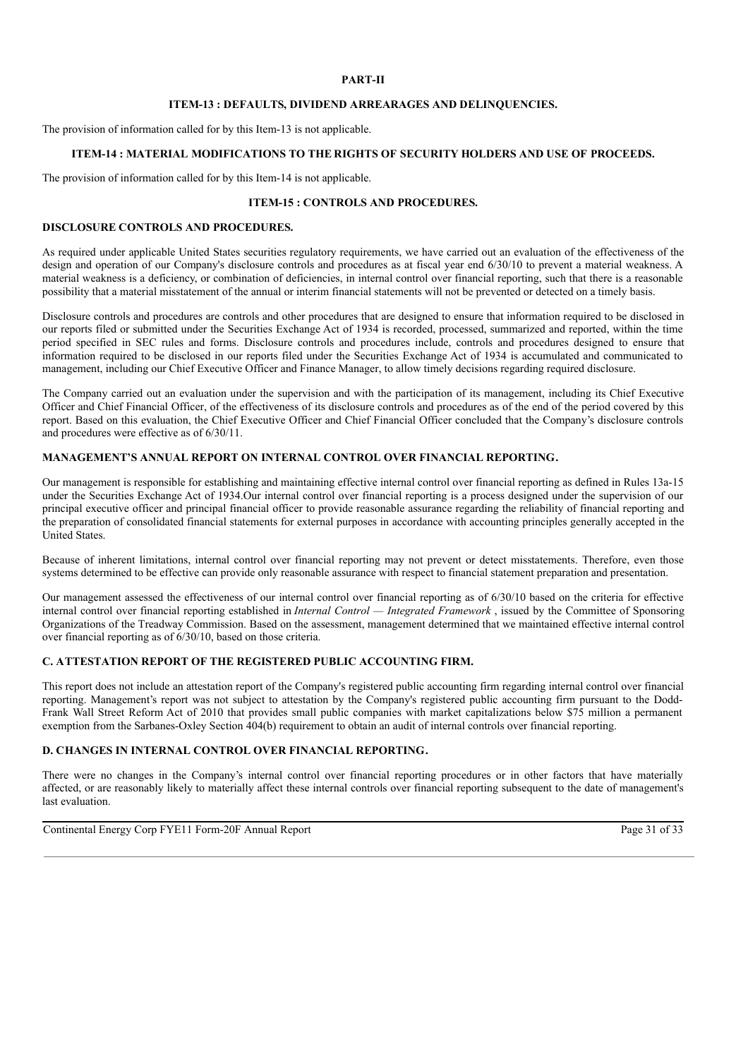## PART-II

### ITEM-13 : DEFAULTS, DIVIDEND ARREARAGES AND DELINQUENCIES.

The provision of information called for by this Item-13 is not applicable.

### ITEM-14 : MATERIAL MODIFICATIONS TO THE RIGHTS OF SECURITY HOLDERS AND USE OF PROCEEDS.

The provision of information called for by this Item-14 is not applicable.

### ITEM-15 : CONTROLS AND PROCEDURES.

#### DISCLOSURE CONTROLS AND PROCEDURES.

As required under applicable United States securities regulatory requirements, we have carried out an evaluation of the effectiveness of the design and operation of our Company's disclosure controls and procedures as at fiscal year end 6/30/10 to prevent a material weakness. A material weakness is a deficiency, or combination of deficiencies, in internal control over financial reporting, such that there is a reasonable possibility that a material misstatement of the annual or interim financial statements will not be prevented or detected on a timely basis.

Disclosure controls and procedures are controls and other procedures that are designed to ensure that information required to be disclosed in our reports filed or submitted under the Securities Exchange Act of 1934 is recorded, processed, summarized and reported, within the time period specified in SEC rules and forms. Disclosure controls and procedures include, controls and procedures designed to ensure that information required to be disclosed in our reports filed under the Securities Exchange Act of 1934 is accumulated and communicated to management, including our Chief Executive Officer and Finance Manager, to allow timely decisions regarding required disclosure.

The Company carried out an evaluation under the supervision and with the participation of its management, including its Chief Executive Officer and Chief Financial Officer, of the effectiveness of its disclosure controls and procedures as of the end of the period covered by this report. Based on this evaluation, the Chief Executive Officer and Chief Financial Officer concluded that the Company's disclosure controls and procedures were effective as of 6/30/11.

#### MANAGEMENT'S ANNUAL REPORT ON INTERNAL CONTROL OVER FINANCIAL REPORTING.

Our management is responsible for establishing and maintaining effective internal control over financial reporting as defined in Rules 13a-15 under the Securities Exchange Act of 1934.Our internal control over financial reporting is a process designed under the supervision of our principal executive officer and principal financial officer to provide reasonable assurance regarding the reliability of financial reporting and the preparation of consolidated financial statements for external purposes in accordance with accounting principles generally accepted in the United States.

Because of inherent limitations, internal control over financial reporting may not prevent or detect misstatements. Therefore, even those systems determined to be effective can provide only reasonable assurance with respect to financial statement preparation and presentation.

Our management assessed the effectiveness of our internal control over financial reporting as of 6/30/10 based on the criteria for effective internal control over financial reporting established in *Internal Control — Integrated Framework* , issued by the Committee of Sponsoring Organizations of the Treadway Commission. Based on the assessment, management determined that we maintained effective internal control over financial reporting as of 6/30/10, based on those criteria.

#### C. ATTESTATION REPORT OF THE REGISTERED PUBLIC ACCOUNTING FIRM.

This report does not include an attestation report of the Company's registered public accounting firm regarding internal control over financial reporting. Management's report was not subject to attestation by the Company's registered public accounting firm pursuant to the Dodd-Frank Wall Street Reform Act of 2010 that provides small public companies with market capitalizations below $75 million a permanent exemption from the Sarbanes-Oxley Section 404(b) requirement to obtain an audit of internal controls over financial reporting.

#### D. CHANGES IN INTERNAL CONTROL OVER FINANCIAL REPORTING.

There were no changes in the Company's internal control over financial reporting procedures or in other factors that have materially affected, or are reasonably likely to materially affect these internal controls over financial reporting subsequent to the date of management's last evaluation.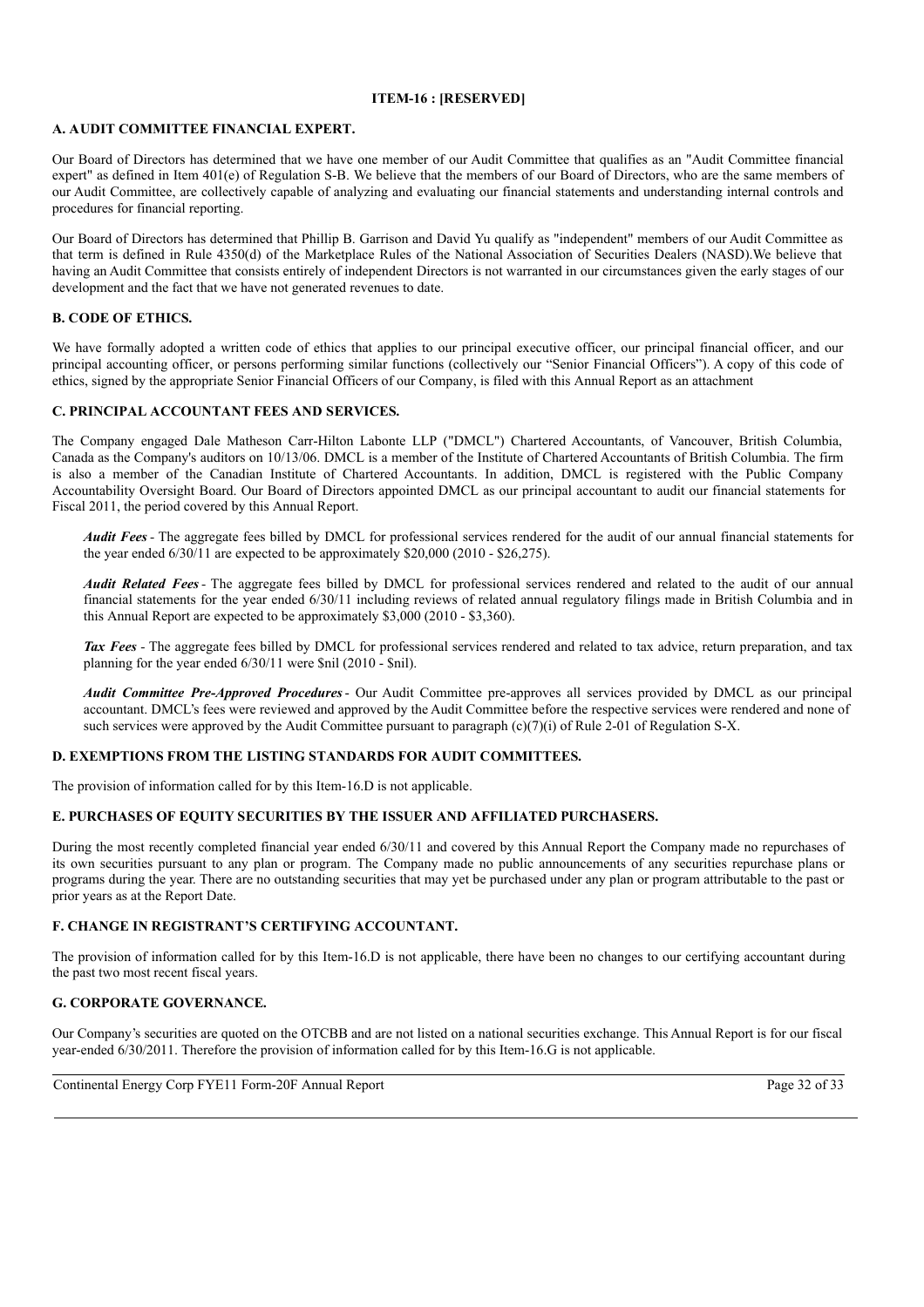## ITEM-16 : [RESERVED]

### A. AUDIT COMMITTEE FINANCIAL EXPERT.

Our Board of Directors has determined that we have one member of our Audit Committee that qualifies as an "Audit Committee financial expert" as defined in Item 401(e) of Regulation S-B. We believe that the members of our Board of Directors, who are the same members of our Audit Committee, are collectively capable of analyzing and evaluating our financial statements and understanding internal controls and procedures for financial reporting.

Our Board of Directors has determined that Phillip B. Garrison and David Yu qualify as "independent" members of our Audit Committee as that term is defined in Rule 4350(d) of the Marketplace Rules of the National Association of Securities Dealers (NASD).We believe that having an Audit Committee that consists entirely of independent Directors is not warranted in our circumstances given the early stages of our development and the fact that we have not generated revenues to date.

### B. CODE OF ETHICS.

We have formally adopted a written code of ethics that applies to our principal executive officer, our principal financial officer, and our principal accounting officer, or persons performing similar functions (collectively our "Senior Financial Officers"). A copy of this code of ethics, signed by the appropriate Senior Financial Officers of our Company, is filed with this Annual Report as an attachment

### C. PRINCIPAL ACCOUNTANT FEES AND SERVICES.

The Company engaged Dale Matheson Carr-Hilton Labonte LLP ("DMCL") Chartered Accountants, of Vancouver, British Columbia, Canada as the Company's auditors on 10/13/06. DMCL is a member of the Institute of Chartered Accountants of British Columbia. The firm is also a member of the Canadian Institute of Chartered Accountants. In addition, DMCL is registered with the Public Company Accountability Oversight Board. Our Board of Directors appointed DMCL as our principal accountant to audit our financial statements for Fiscal 2011, the period covered by this Annual Report.

> ***Audit Fees*** - The aggregate fees billed by DMCL for professional services rendered for the audit of our annual financial statements for the year ended 6/30/11 are expected to be approximately $20,000 (2010 - $26,275).
>
> ***Audit Related Fees*** - The aggregate fees billed by DMCL for professional services rendered and related to the audit of our annual financial statements for the year ended 6/30/11 including reviews of related annual regulatory filings made in British Columbia and in this Annual Report are expected to be approximately $3,000 (2010 - $3,360).
>
> ***Tax Fees*** - The aggregate fees billed by DMCL for professional services rendered and related to tax advice, return preparation, and tax planning for the year ended 6/30/11 were $nil (2010 - $nil).
>
> ***Audit Committee Pre-Approved Procedures*** - Our Audit Committee pre-approves all services provided by DMCL as our principal accountant. DMCL's fees were reviewed and approved by the Audit Committee before the respective services were rendered and none of such services were approved by the Audit Committee pursuant to paragraph (c)(7)(i) of Rule 2-01 of Regulation S-X.

### D. EXEMPTIONS FROM THE LISTING STANDARDS FOR AUDIT COMMITTEES.

The provision of information called for by this Item-16.D is not applicable.

### E. PURCHASES OF EQUITY SECURITIES BY THE ISSUER AND AFFILIATED PURCHASERS.

During the most recently completed financial year ended 6/30/11 and covered by this Annual Report the Company made no repurchases of its own securities pursuant to any plan or program. The Company made no public announcements of any securities repurchase plans or programs during the year. There are no outstanding securities that may yet be purchased under any plan or program attributable to the past or prior years as at the Report Date.

### F. CHANGE IN REGISTRANT'S CERTIFYING ACCOUNTANT.

The provision of information called for by this Item-16.D is not applicable, there have been no changes to our certifying accountant during the past two most recent fiscal years.

### G. CORPORATE GOVERNANCE.

Our Company's securities are quoted on the OTCBB and are not listed on a national securities exchange. This Annual Report is for our fiscal year-ended 6/30/2011. Therefore the provision of information called for by this Item-16.G is not applicable.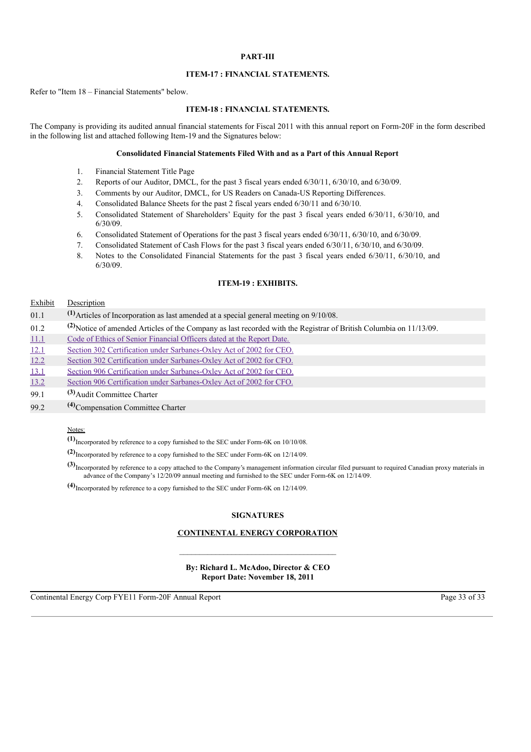## PART-III

### ITEM-17 : FINANCIAL STATEMENTS.

Refer to "Item 18 – Financial Statements" below.

### ITEM-18 : FINANCIAL STATEMENTS.

The Company is providing its audited annual financial statements for Fiscal 2011 with this annual report on Form-20F in the form described in the following list and attached following Item-19 and the Signatures below:

**Consolidated Financial Statements Filed With and as a Part of this Annual Report**

1. Financial Statement Title Page
2. Reports of our Auditor, DMCL, for the past 3 fiscal years ended 6/30/11, 6/30/10, and 6/30/09.
3. Comments by our Auditor, DMCL, for US Readers on Canada-US Reporting Differences.
4. Consolidated Balance Sheets for the past 2 fiscal years ended 6/30/11 and 6/30/10.
5. Consolidated Statement of Shareholders' Equity for the past 3 fiscal years ended 6/30/11, 6/30/10, and 6/30/09.
6. Consolidated Statement of Operations for the past 3 fiscal years ended 6/30/11, 6/30/10, and 6/30/09.
7. Consolidated Statement of Cash Flows for the past 3 fiscal years ended 6/30/11, 6/30/10, and 6/30/09.
8. Notes to the Consolidated Financial Statements for the past 3 fiscal years ended 6/30/11, 6/30/10, and 6/30/09.

### ITEM-19 : EXHIBITS.

| Exhibit | Description |
|---|---|
| 01.1 | (1) Articles of Incorporation as last amended at a special general meeting on 9/10/08. |
| 01.2 | (2) Notice of amended Articles of the Company as last recorded with the Registrar of British Columbia on 11/13/09. |
| 11.1 | Code of Ethics of Senior Financial Officers dated at the Report Date. |
| 12.1 | Section 302 Certification under Sarbanes-Oxley Act of 2002 for CEO. |
| 12.2 | Section 302 Certification under Sarbanes-Oxley Act of 2002 for CFO. |
| 13.1 | Section 906 Certification under Sarbanes-Oxley Act of 2002 for CEO. |
| 13.2 | Section 906 Certification under Sarbanes-Oxley Act of 2002 for CFO. |
| 99.1 | (3) Audit Committee Charter |
| 99.2 | (4) Compensation Committee Charter |

Notes:

(1) Incorporated by reference to a copy furnished to the SEC under Form-6K on 10/10/08.

(2) Incorporated by reference to a copy furnished to the SEC under Form-6K on 12/14/09.

(3) Incorporated by reference to a copy attached to the Company's management information circular filed pursuant to required Canadian proxy materials in advance of the Company's 12/20/09 annual meeting and furnished to the SEC under Form-6K on 12/14/09.

(4) Incorporated by reference to a copy furnished to the SEC under Form-6K on 12/14/09.

## SIGNATURES

**CONTINENTAL ENERGY CORPORATION**

\_\_\_\_\_\_\_\_\_\_\_\_\_\_\_\_\_\_\_\_\_\_\_\_\_\_\_\_\_\_\_\_\_\_\_\_

**By: Richard L. McAdoo, Director & CEO**
**Report Date: November 18, 2011**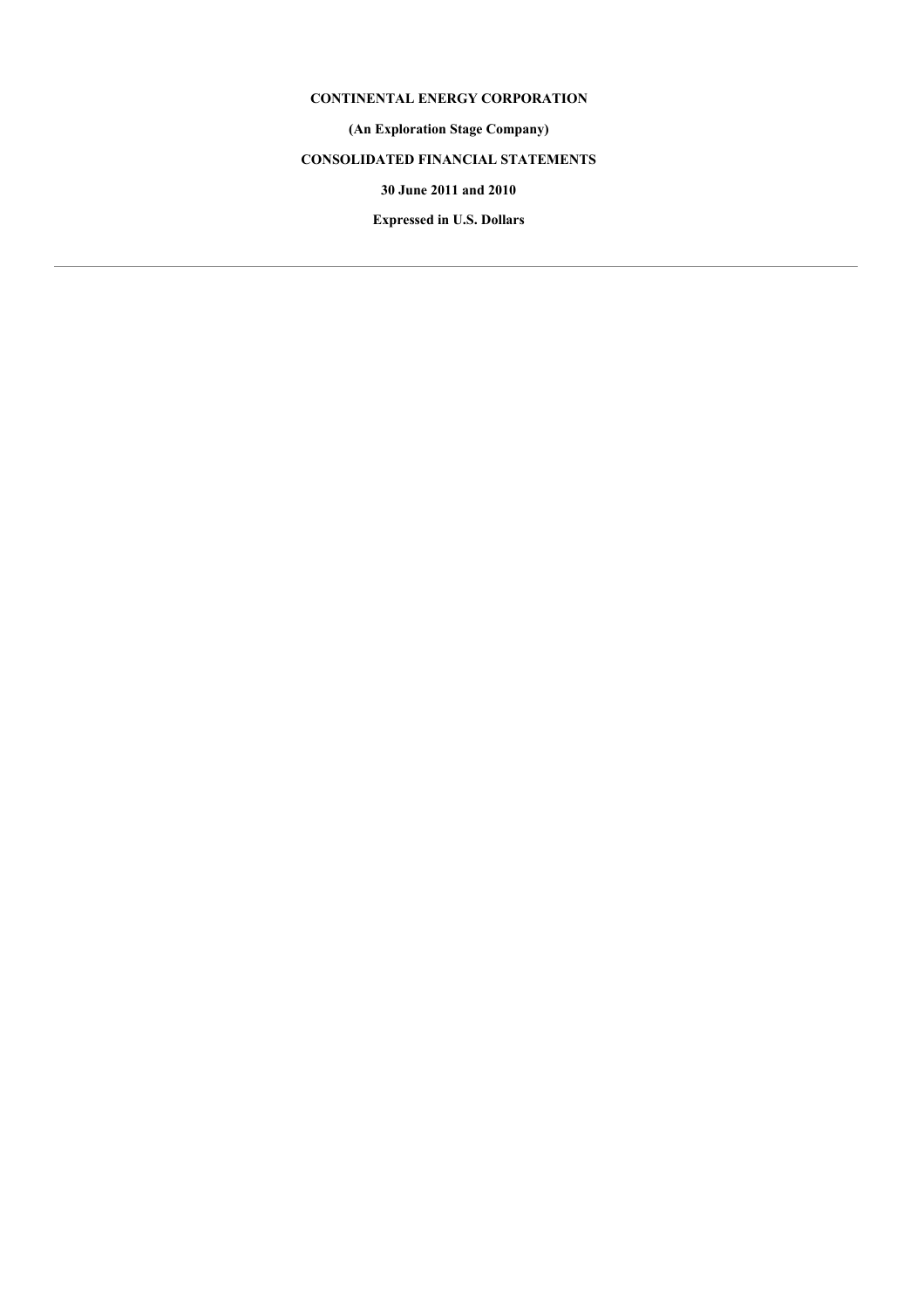**CONTINENTAL ENERGY CORPORATION**

**(An Exploration Stage Company)**

**CONSOLIDATED FINANCIAL STATEMENTS**

**30 June 2011 and 2010**

**Expressed in U.S. Dollars**

---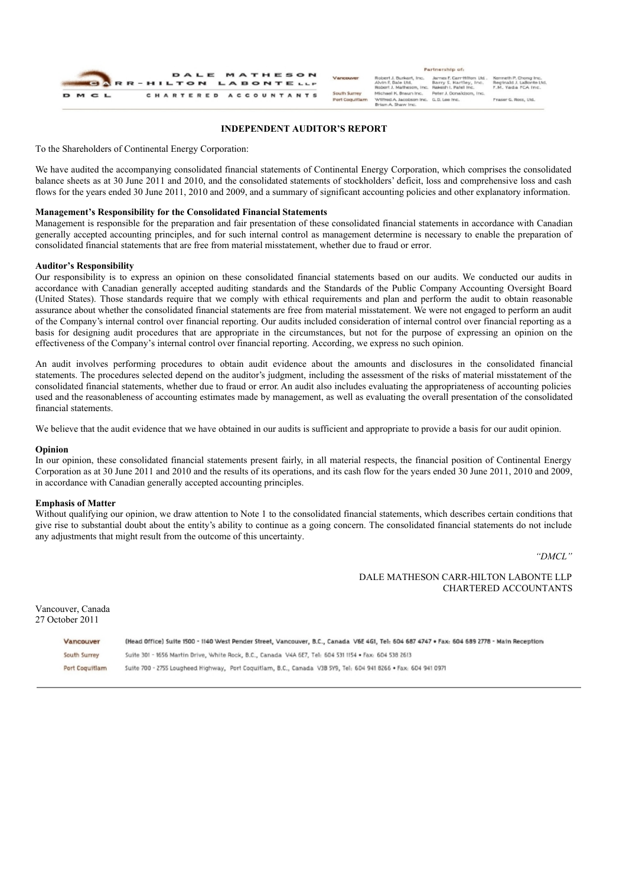DALE MATHESON CARR-HILTON LABONTE LLP

DMCL CHARTERED ACCOUNTANTS

Partnership of:

| | | | |
|---|---|---|---|
| Vancouver | Robert J. Burkart, Inc. | James F. Carr-Hilton Ltd. | Kenneth P. Chong Inc. |
| | Alvin F. Dale Ltd. | Barry S. Hartley, Inc. | Reginald J. LaBonte Ltd. |
| | Robert J. Matheson, Inc. | Rakesh I. Patel Inc. | F.M. Yada FCA Inc. |
| South Surrey | Michael K. Braun Inc. | Peter J. Donaldson, Inc. | |
| Port Coquitlam | Wilfred A. Jacobson Inc. | G.D. Lee Inc. | Fraser G. Ross, Ltd. |
| | Brian A. Shaw Inc. | | |

**INDEPENDENT AUDITOR'S REPORT**

To the Shareholders of Continental Energy Corporation:

We have audited the accompanying consolidated financial statements of Continental Energy Corporation, which comprises the consolidated balance sheets as at 30 June 2011 and 2010, and the consolidated statements of stockholders' deficit, loss and comprehensive loss and cash flows for the years ended 30 June 2011, 2010 and 2009, and a summary of significant accounting policies and other explanatory information.

**Management's Responsibility for the Consolidated Financial Statements**

Management is responsible for the preparation and fair presentation of these consolidated financial statements in accordance with Canadian generally accepted accounting principles, and for such internal control as management determine is necessary to enable the preparation of consolidated financial statements that are free from material misstatement, whether due to fraud or error.

**Auditor's Responsibility**

Our responsibility is to express an opinion on these consolidated financial statements based on our audits. We conducted our audits in accordance with Canadian generally accepted auditing standards and the Standards of the Public Company Accounting Oversight Board (United States). Those standards require that we comply with ethical requirements and plan and perform the audit to obtain reasonable assurance about whether the consolidated financial statements are free from material misstatement. We were not engaged to perform an audit of the Company's internal control over financial reporting. Our audits included consideration of internal control over financial reporting as a basis for designing audit procedures that are appropriate in the circumstances, but not for the purpose of expressing an opinion on the effectiveness of the Company's internal control over financial reporting. According, we express no such opinion.

An audit involves performing procedures to obtain audit evidence about the amounts and disclosures in the consolidated financial statements. The procedures selected depend on the auditor's judgment, including the assessment of the risks of material misstatement of the consolidated financial statements, whether due to fraud or error. An audit also includes evaluating the appropriateness of accounting policies used and the reasonableness of accounting estimates made by management, as well as evaluating the overall presentation of the consolidated financial statements.

We believe that the audit evidence that we have obtained in our audits is sufficient and appropriate to provide a basis for our audit opinion.

**Opinion**

In our opinion, these consolidated financial statements present fairly, in all material respects, the financial position of Continental Energy Corporation as at 30 June 2011 and 2010 and the results of its operations, and its cash flow for the years ended 30 June 2011, 2010 and 2009, in accordance with Canadian generally accepted accounting principles.

**Emphasis of Matter**

Without qualifying our opinion, we draw attention to Note 1 to the consolidated financial statements, which describes certain conditions that give rise to substantial doubt about the entity's ability to continue as a going concern. The consolidated financial statements do not include any adjustments that might result from the outcome of this uncertainty.

*"DMCL"*

DALE MATHESON CARR-HILTON LABONTE LLP
CHARTERED ACCOUNTANTS

Vancouver, Canada
27 October 2011

Vancouver (Head Office) Suite 1500 - 1140 West Pender Street, Vancouver, B.C., Canada V6E 4G1, Tel: 604 687 4747 • Fax: 604 689 2778 - Main Reception

South Surrey Suite 301 - 1656 Martin Drive, White Rock, B.C., Canada V4A 6E7, Tel: 604 531 1154 • Fax: 604 538 2613

Port Coquitlam Suite 700 - 2755 Lougheed Highway, Port Coquitlam, B.C., Canada V3B 5Y9, Tel: 604 941 8266 • Fax: 604 941 0971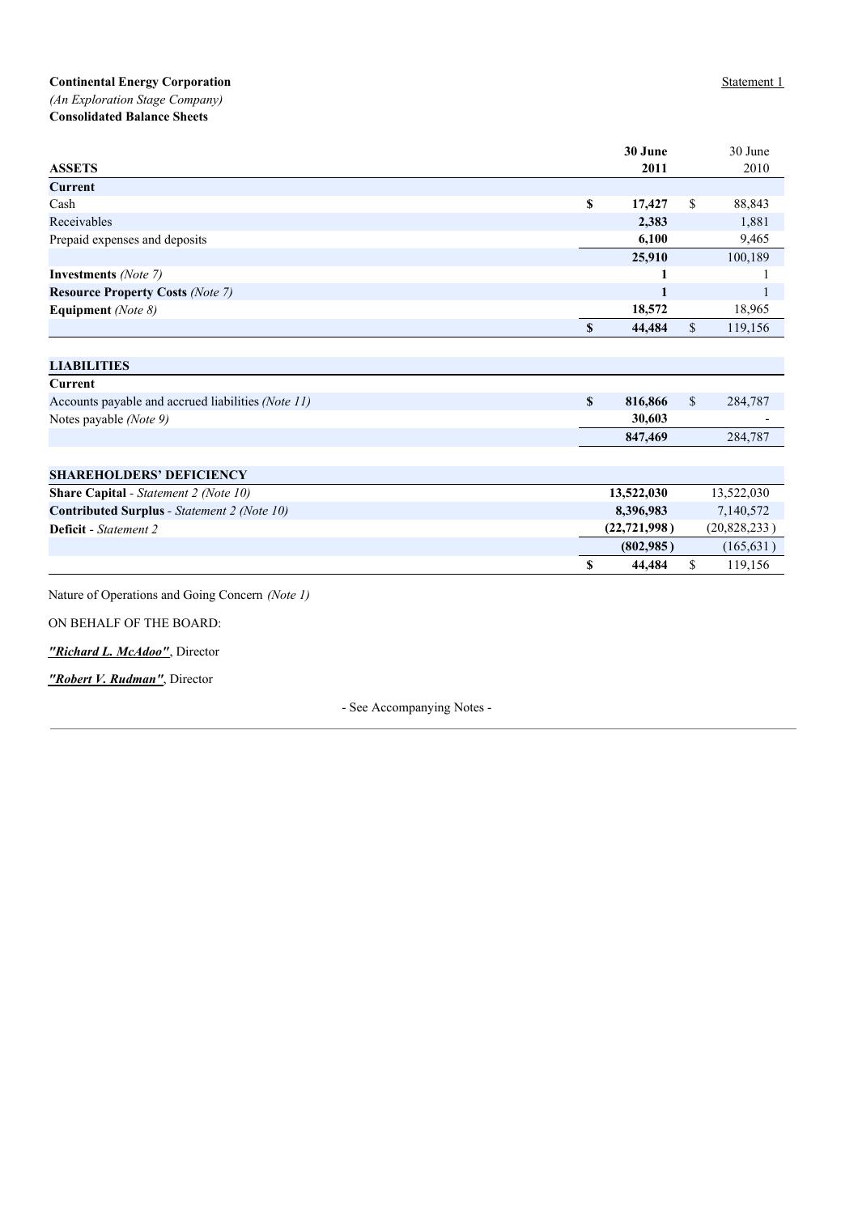**Continental Energy Corporation**

*(An Exploration Stage Company)*

**Consolidated Balance Sheets**

Statement 1

| ASSETS | | 30 June 2011 | | 30 June 2010 |
|---|---|---|---|---|
| **Current** | | | | |
| Cash | **$** | **17,427** | $ | 88,843 |
| Receivables | | **2,383** | | 1,881 |
| Prepaid expenses and deposits | | **6,100** | | 9,465 |
| | | **25,910** | | 100,189 |
| **Investments** *(Note 7)* | | **1** | | 1 |
| **Resource Property Costs** *(Note 7)* | | **1** | | 1 |
| **Equipment** *(Note 8)* | | **18,572** | | 18,965 |
| | **$** | **44,484** | $ | 119,156 |
| **LIABILITIES** | | | | |
| **Current** | | | | |
| Accounts payable and accrued liabilities *(Note 11)* | **$** | **816,866** | $ | 284,787 |
| Notes payable *(Note 9)* | | **30,603** | | - |
| | | **847,469** | | 284,787 |
| **SHAREHOLDERS' DEFICIENCY** | | | | |
| **Share Capital** - *Statement 2 (Note 10)* | | **13,522,030** | | 13,522,030 |
| **Contributed Surplus** - *Statement 2 (Note 10)* | | **8,396,983** | | 7,140,572 |
| **Deficit** - *Statement 2* | | **(22,721,998)** | | (20,828,233) |
| | | **(802,985)** | | (165,631) |
| | **$** | **44,484** | $ | 119,156 |

Nature of Operations and Going Concern *(Note 1)*

ON BEHALF OF THE BOARD:

***"Richard L. McAdoo"***, Director

***"Robert V. Rudman"***, Director

- See Accompanying Notes -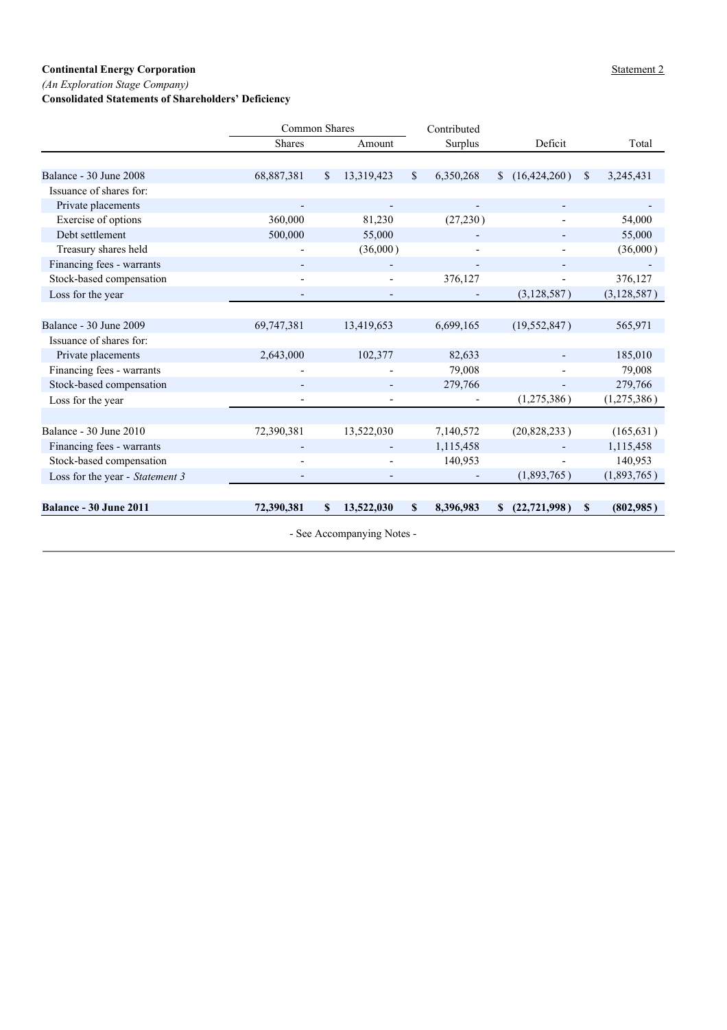**Continental Energy Corporation**

Statement 2

*(An Exploration Stage Company)*

**Consolidated Statements of Shareholders' Deficiency**

| | Common Shares | | Contributed | | |
|---|---|---|---|---|---|
| | Shares | Amount | Surplus | Deficit | Total |
| Balance - 30 June 2008 | 68,887,381 | $ 13,319,423 | $ 6,350,268 | $ (16,424,260) | $ 3,245,431 |
| Issuance of shares for: | | | | | |
| Private placements | - | - | - | - | - |
| Exercise of options | 360,000 | 81,230 | (27,230) | - | 54,000 |
| Debt settlement | 500,000 | 55,000 | - | - | 55,000 |
| Treasury shares held | - | (36,000) | - | - | (36,000) |
| Financing fees - warrants | - | - | - | - | - |
| Stock-based compensation | - | - | 376,127 | - | 376,127 |
| Loss for the year | - | - | - | (3,128,587) | (3,128,587) |
| Balance - 30 June 2009 | 69,747,381 | 13,419,653 | 6,699,165 | (19,552,847) | 565,971 |
| Issuance of shares for: | | | | | |
| Private placements | 2,643,000 | 102,377 | 82,633 | - | 185,010 |
| Financing fees - warrants | - | - | 79,008 | - | 79,008 |
| Stock-based compensation | - | - | 279,766 | - | 279,766 |
| Loss for the year | - | - | - | (1,275,386) | (1,275,386) |
| Balance - 30 June 2010 | 72,390,381 | 13,522,030 | 7,140,572 | (20,828,233) | (165,631) |
| Financing fees - warrants | - | - | 1,115,458 | - | 1,115,458 |
| Stock-based compensation | - | - | 140,953 | - | 140,953 |
| Loss for the year - *Statement 3* | - | - | - | (1,893,765) | (1,893,765) |
| **Balance - 30 June 2011** | **72,390,381** | **$ 13,522,030** | **$ 8,396,983** | **$ (22,721,998)** | **$ (802,985)** |

- See Accompanying Notes -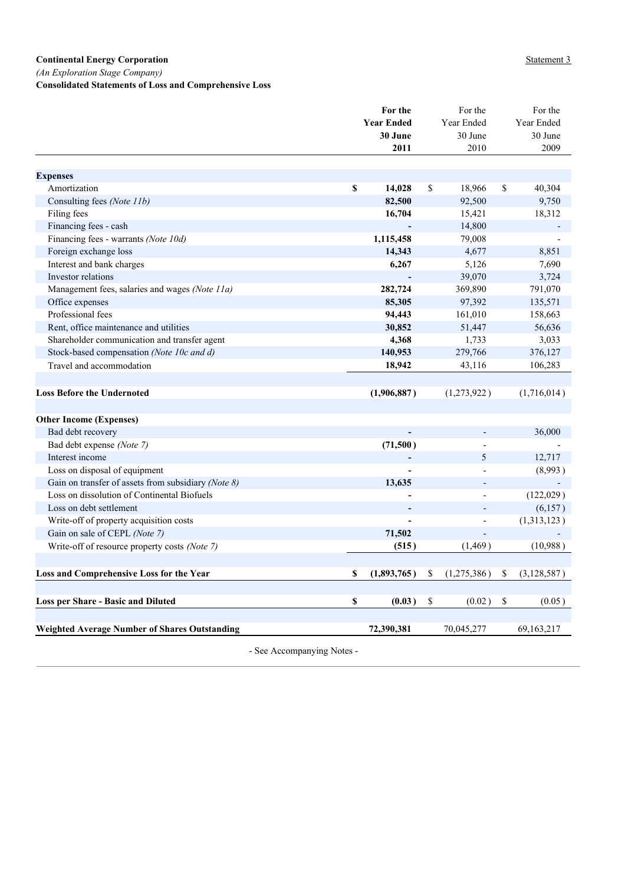**Continental Energy Corporation**

Statement 3

*(An Exploration Stage Company)*

**Consolidated Statements of Loss and Comprehensive Loss**

| | **For the Year Ended 30 June 2011** | For the Year Ended 30 June 2010 | For the Year Ended 30 June 2009 |
|---|---|---|---|
| **Expenses** | | | |
| Amortization | **$ 14,028** | $ 18,966 | $ 40,304 |
| Consulting fees *(Note 11b)* | **82,500** | 92,500 | 9,750 |
| Filing fees | **16,704** | 15,421 | 18,312 |
| Financing fees - cash | **-** | 14,800 | - |
| Financing fees - warrants *(Note 10d)* | **1,115,458** | 79,008 | - |
| Foreign exchange loss | **14,343** | 4,677 | 8,851 |
| Interest and bank charges | **6,267** | 5,126 | 7,690 |
| Investor relations | **-** | 39,070 | 3,724 |
| Management fees, salaries and wages *(Note 11a)* | **282,724** | 369,890 | 791,070 |
| Office expenses | **85,305** | 97,392 | 135,571 |
| Professional fees | **94,443** | 161,010 | 158,663 |
| Rent, office maintenance and utilities | **30,852** | 51,447 | 56,636 |
| Shareholder communication and transfer agent | **4,368** | 1,733 | 3,033 |
| Stock-based compensation *(Note 10c and d)* | **140,953** | 279,766 | 376,127 |
| Travel and accommodation | **18,942** | 43,116 | 106,283 |
| **Loss Before the Undernoted** | **(1,906,887)** | (1,273,922) | (1,716,014) |
| **Other Income (Expenses)** | | | |
| Bad debt recovery | **-** | - | 36,000 |
| Bad debt expense *(Note 7)* | **(71,500)** | - | - |
| Interest income | **-** | 5 | 12,717 |
| Loss on disposal of equipment | **-** | - | (8,993) |
| Gain on transfer of assets from subsidiary *(Note 8)* | **13,635** | - | - |
| Loss on dissolution of Continental Biofuels | **-** | - | (122,029) |
| Loss on debt settlement | **-** | - | (6,157) |
| Write-off of property acquisition costs | **-** | - | (1,313,123) |
| Gain on sale of CEPL *(Note 7)* | **71,502** | - | - |
| Write-off of resource property costs *(Note 7)* | **(515)** | (1,469) | (10,988) |
| **Loss and Comprehensive Loss for the Year** | **$ (1,893,765)** | $ (1,275,386) | $ (3,128,587) |
| **Loss per Share - Basic and Diluted** | **$ (0.03)** | $ (0.02) | $ (0.05) |
| **Weighted Average Number of Shares Outstanding** | **72,390,381** | 70,045,277 | 69,163,217 |

- See Accompanying Notes -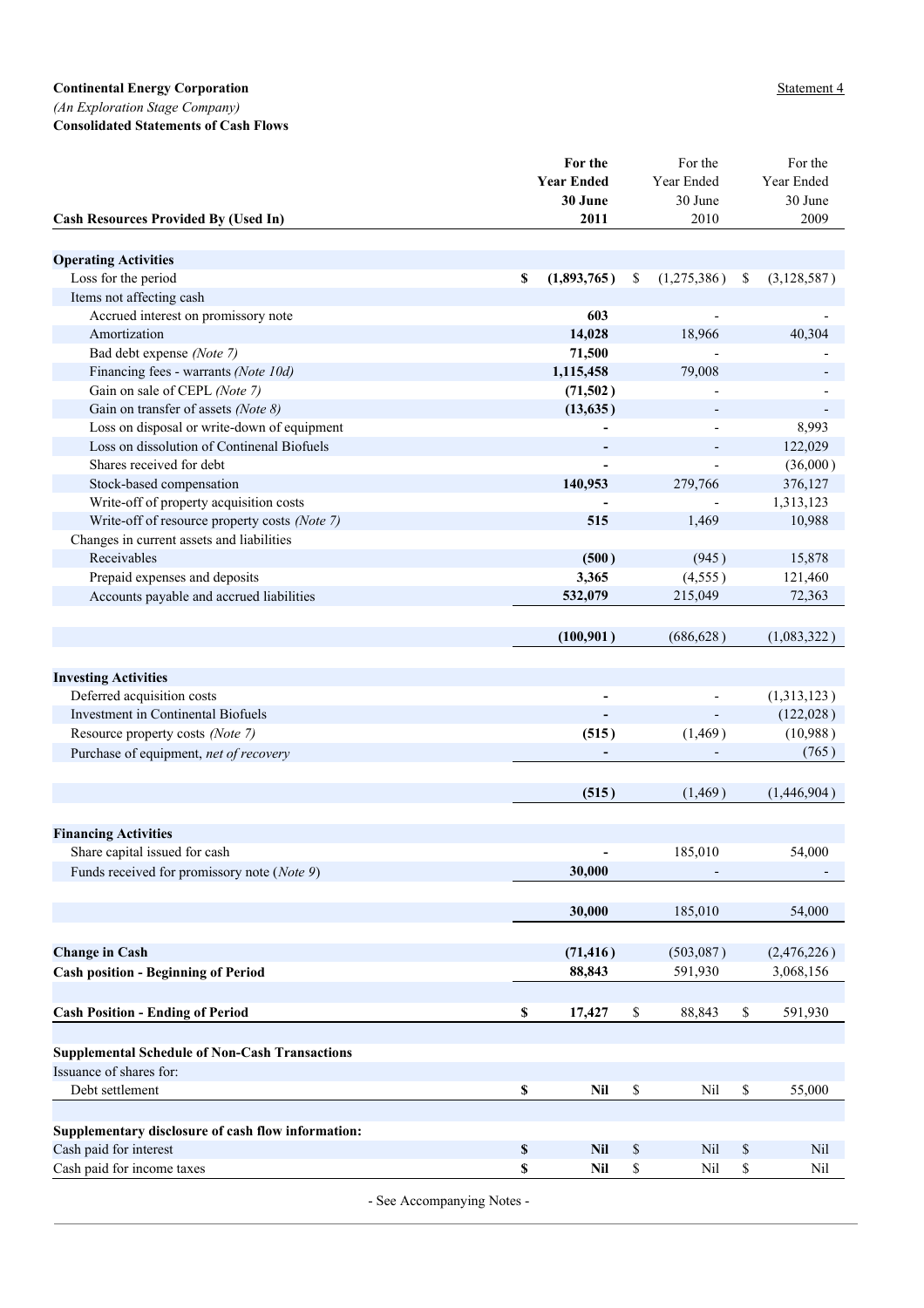**Continental Energy Corporation**

*(An Exploration Stage Company)*

**Consolidated Statements of Cash Flows**

Statement 4

| Cash Resources Provided By (Used In) | For the Year Ended 30 June 2011 | For the Year Ended 30 June 2010 | For the Year Ended 30 June 2009 |
|---|---|---|---|
| **Operating Activities** | | | |
| Loss for the period | **$ (1,893,765)** | $ (1,275,386) | $ (3,128,587) |
| Items not affecting cash | | | |
| Accrued interest on promissory note | **603** | - | - |
| Amortization | **14,028** | 18,966 | 40,304 |
| Bad debt expense *(Note 7)* | **71,500** | - | - |
| Financing fees - warrants *(Note 10d)* | **1,115,458** | 79,008 | - |
| Gain on sale of CEPL *(Note 7)* | **(71,502)** | - | - |
| Gain on transfer of assets *(Note 8)* | **(13,635)** | - | - |
| Loss on disposal or write-down of equipment | **-** | - | 8,993 |
| Loss on dissolution of Continenal Biofuels | **-** | - | 122,029 |
| Shares received for debt | **-** | - | (36,000) |
| Stock-based compensation | **140,953** | 279,766 | 376,127 |
| Write-off of property acquisition costs | **-** | - | 1,313,123 |
| Write-off of resource property costs *(Note 7)* | **515** | 1,469 | 10,988 |
| Changes in current assets and liabilities | | | |
| Receivables | **(500)** | (945) | 15,878 |
| Prepaid expenses and deposits | **3,365** | (4,555) | 121,460 |
| Accounts payable and accrued liabilities | **532,079** | 215,049 | 72,363 |
| | **(100,901)** | (686,628) | (1,083,322) |
| **Investing Activities** | | | |
| Deferred acquisition costs | **-** | - | (1,313,123) |
| Investment in Continental Biofuels | **-** | - | (122,028) |
| Resource property costs *(Note 7)* | **(515)** | (1,469) | (10,988) |
| Purchase of equipment, *net of recovery* | **-** | - | (765) |
| | **(515)** | (1,469) | (1,446,904) |
| **Financing Activities** | | | |
| Share capital issued for cash | **-** | 185,010 | 54,000 |
| Funds received for promissory note (*Note 9*) | **30,000** | - | - |
| | **30,000** | 185,010 | 54,000 |
| **Change in Cash** | **(71,416)** | (503,087) | (2,476,226) |
| **Cash position - Beginning of Period** | **88,843** | 591,930 | 3,068,156 |
| **Cash Position - Ending of Period** | **$ 17,427** | $ 88,843 | $ 591,930 |
| **Supplemental Schedule of Non-Cash Transactions** | | | |
| Issuance of shares for: | | | |
| Debt settlement | **$ Nil** | $ Nil | $ 55,000 |
| **Supplementary disclosure of cash flow information:** | | | |
| Cash paid for interest | **$ Nil** | $ Nil | $ Nil |
| Cash paid for income taxes | **$ Nil** | $ Nil | $ Nil |

- See Accompanying Notes -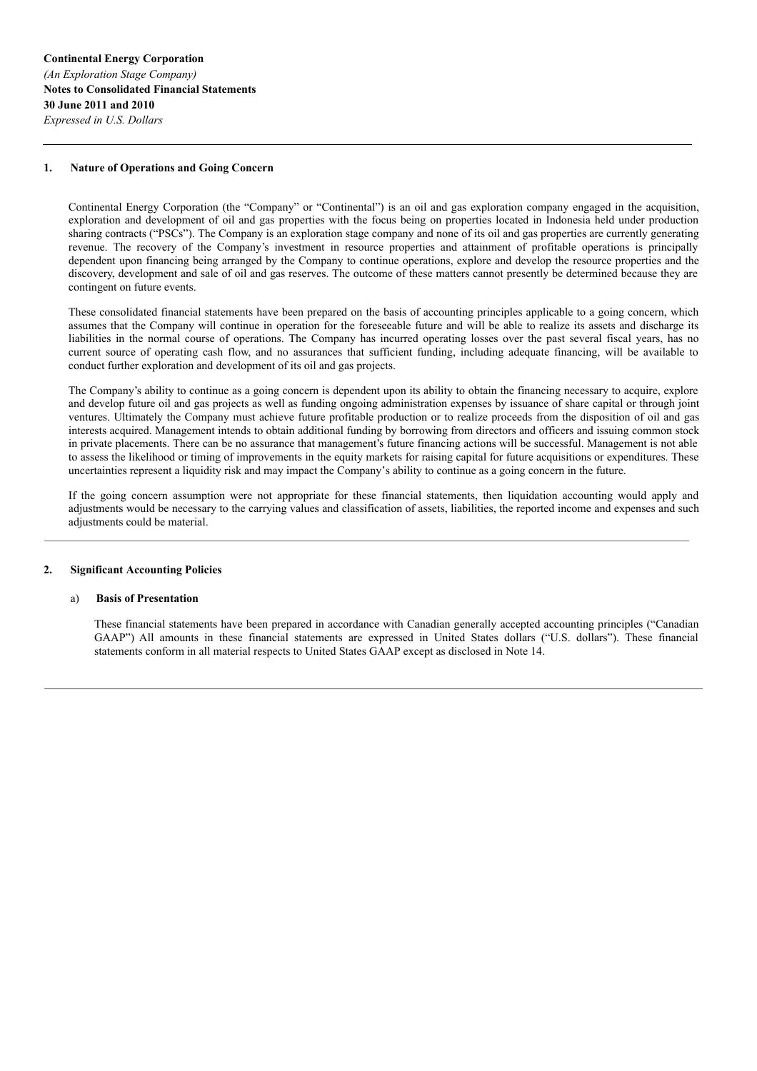**Continental Energy Corporation**
*(An Exploration Stage Company)*
**Notes to Consolidated Financial Statements**
**30 June 2011 and 2010**
*Expressed in U.S. Dollars*

## 1. Nature of Operations and Going Concern

Continental Energy Corporation (the "Company" or "Continental") is an oil and gas exploration company engaged in the acquisition, exploration and development of oil and gas properties with the focus being on properties located in Indonesia held under production sharing contracts ("PSCs"). The Company is an exploration stage company and none of its oil and gas properties are currently generating revenue. The recovery of the Company's investment in resource properties and attainment of profitable operations is principally dependent upon financing being arranged by the Company to continue operations, explore and develop the resource properties and the discovery, development and sale of oil and gas reserves. The outcome of these matters cannot presently be determined because they are contingent on future events.

These consolidated financial statements have been prepared on the basis of accounting principles applicable to a going concern, which assumes that the Company will continue in operation for the foreseeable future and will be able to realize its assets and discharge its liabilities in the normal course of operations. The Company has incurred operating losses over the past several fiscal years, has no current source of operating cash flow, and no assurances that sufficient funding, including adequate financing, will be available to conduct further exploration and development of its oil and gas projects.

The Company's ability to continue as a going concern is dependent upon its ability to obtain the financing necessary to acquire, explore and develop future oil and gas projects as well as funding ongoing administration expenses by issuance of share capital or through joint ventures. Ultimately the Company must achieve future profitable production or to realize proceeds from the disposition of oil and gas interests acquired. Management intends to obtain additional funding by borrowing from directors and officers and issuing common stock in private placements. There can be no assurance that management's future financing actions will be successful. Management is not able to assess the likelihood or timing of improvements in the equity markets for raising capital for future acquisitions or expenditures. These uncertainties represent a liquidity risk and may impact the Company's ability to continue as a going concern in the future.

If the going concern assumption were not appropriate for these financial statements, then liquidation accounting would apply and adjustments would be necessary to the carrying values and classification of assets, liabilities, the reported income and expenses and such adjustments could be material.

## 2. Significant Accounting Policies

### a) Basis of Presentation

These financial statements have been prepared in accordance with Canadian generally accepted accounting principles ("Canadian GAAP") All amounts in these financial statements are expressed in United States dollars ("U.S. dollars"). These financial statements conform in all material respects to United States GAAP except as disclosed in Note 14.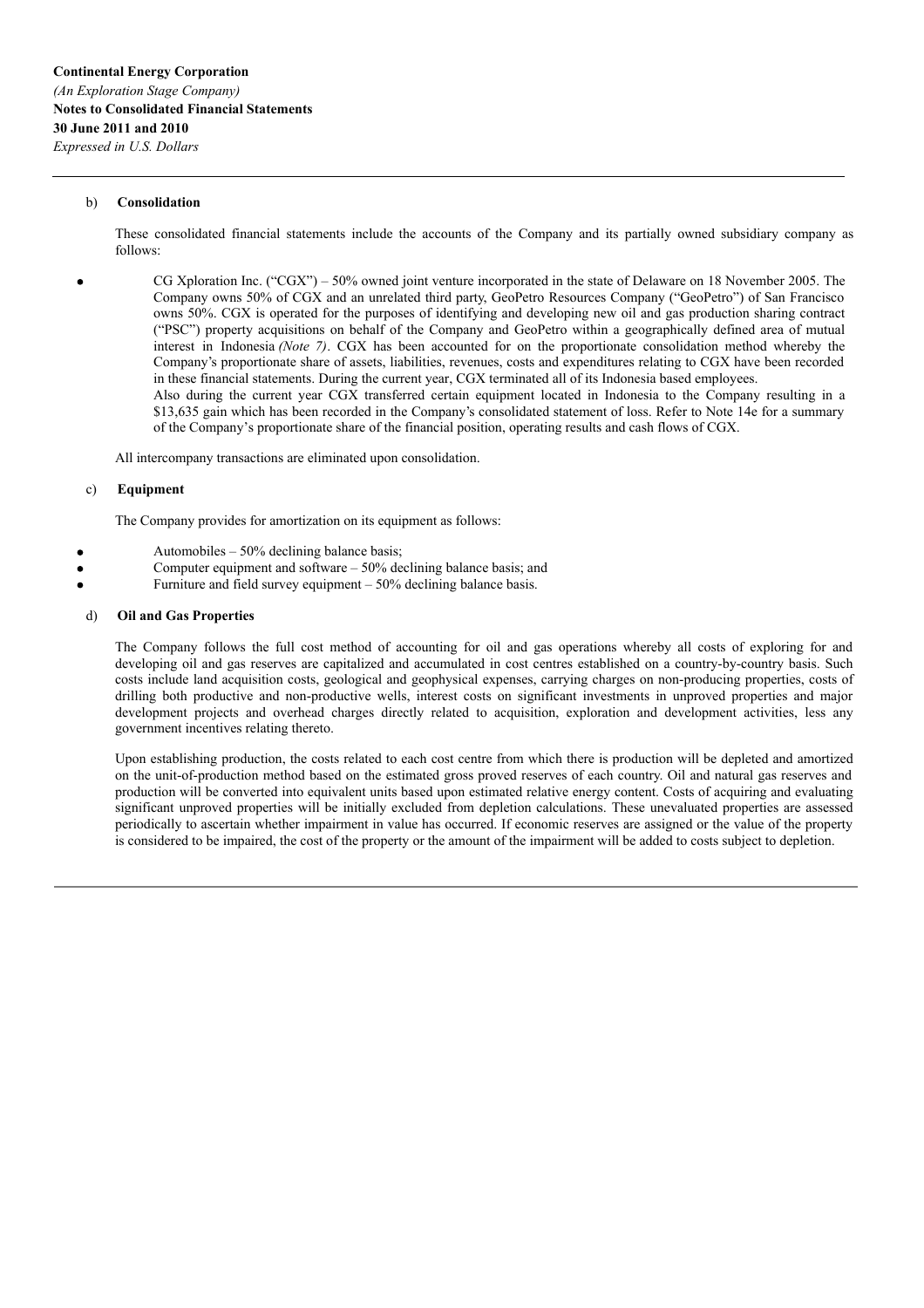b) **Consolidation**

These consolidated financial statements include the accounts of the Company and its partially owned subsidiary company as follows:

- CG Xploration Inc. ("CGX") – 50% owned joint venture incorporated in the state of Delaware on 18 November 2005. The Company owns 50% of CGX and an unrelated third party, GeoPetro Resources Company ("GeoPetro") of San Francisco owns 50%. CGX is operated for the purposes of identifying and developing new oil and gas production sharing contract ("PSC") property acquisitions on behalf of the Company and GeoPetro within a geographically defined area of mutual interest in Indonesia *(Note 7)*. CGX has been accounted for on the proportionate consolidation method whereby the Company's proportionate share of assets, liabilities, revenues, costs and expenditures relating to CGX have been recorded in these financial statements. During the current year, CGX terminated all of its Indonesia based employees.
  Also during the current year CGX transferred certain equipment located in Indonesia to the Company resulting in a \$13,635 gain which has been recorded in the Company's consolidated statement of loss. Refer to Note 14e for a summary of the Company's proportionate share of the financial position, operating results and cash flows of CGX.

All intercompany transactions are eliminated upon consolidation.

c) **Equipment**

The Company provides for amortization on its equipment as follows:

- Automobiles – 50% declining balance basis;
- Computer equipment and software – 50% declining balance basis; and
- Furniture and field survey equipment – 50% declining balance basis.

d) **Oil and Gas Properties**

The Company follows the full cost method of accounting for oil and gas operations whereby all costs of exploring for and developing oil and gas reserves are capitalized and accumulated in cost centres established on a country-by-country basis. Such costs include land acquisition costs, geological and geophysical expenses, carrying charges on non-producing properties, costs of drilling both productive and non-productive wells, interest costs on significant investments in unproved properties and major development projects and overhead charges directly related to acquisition, exploration and development activities, less any government incentives relating thereto.

Upon establishing production, the costs related to each cost centre from which there is production will be depleted and amortized on the unit-of-production method based on the estimated gross proved reserves of each country. Oil and natural gas reserves and production will be converted into equivalent units based upon estimated relative energy content. Costs of acquiring and evaluating significant unproved properties will be initially excluded from depletion calculations. These unevaluated properties are assessed periodically to ascertain whether impairment in value has occurred. If economic reserves are assigned or the value of the property is considered to be impaired, the cost of the property or the amount of the impairment will be added to costs subject to depletion.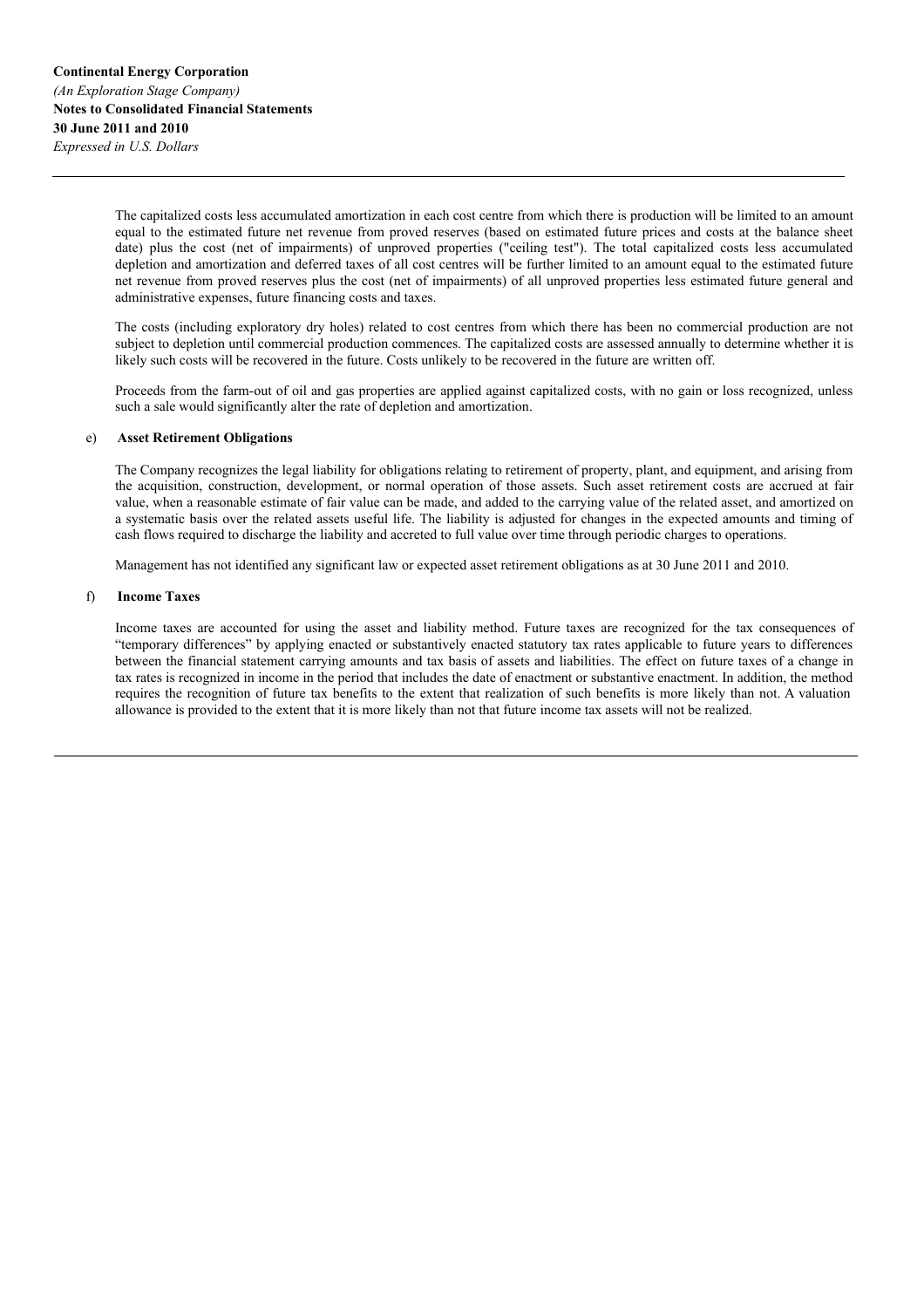The capitalized costs less accumulated amortization in each cost centre from which there is production will be limited to an amount equal to the estimated future net revenue from proved reserves (based on estimated future prices and costs at the balance sheet date) plus the cost (net of impairments) of unproved properties ("ceiling test"). The total capitalized costs less accumulated depletion and amortization and deferred taxes of all cost centres will be further limited to an amount equal to the estimated future net revenue from proved reserves plus the cost (net of impairments) of all unproved properties less estimated future general and administrative expenses, future financing costs and taxes.

The costs (including exploratory dry holes) related to cost centres from which there has been no commercial production are not subject to depletion until commercial production commences. The capitalized costs are assessed annually to determine whether it is likely such costs will be recovered in the future. Costs unlikely to be recovered in the future are written off.

Proceeds from the farm-out of oil and gas properties are applied against capitalized costs, with no gain or loss recognized, unless such a sale would significantly alter the rate of depletion and amortization.

e) **Asset Retirement Obligations**

The Company recognizes the legal liability for obligations relating to retirement of property, plant, and equipment, and arising from the acquisition, construction, development, or normal operation of those assets. Such asset retirement costs are accrued at fair value, when a reasonable estimate of fair value can be made, and added to the carrying value of the related asset, and amortized on a systematic basis over the related assets useful life. The liability is adjusted for changes in the expected amounts and timing of cash flows required to discharge the liability and accreted to full value over time through periodic charges to operations.

Management has not identified any significant law or expected asset retirement obligations as at 30 June 2011 and 2010.

f) **Income Taxes**

Income taxes are accounted for using the asset and liability method. Future taxes are recognized for the tax consequences of "temporary differences" by applying enacted or substantively enacted statutory tax rates applicable to future years to differences between the financial statement carrying amounts and tax basis of assets and liabilities. The effect on future taxes of a change in tax rates is recognized in income in the period that includes the date of enactment or substantive enactment. In addition, the method requires the recognition of future tax benefits to the extent that realization of such benefits is more likely than not. A valuation allowance is provided to the extent that it is more likely than not that future income tax assets will not be realized.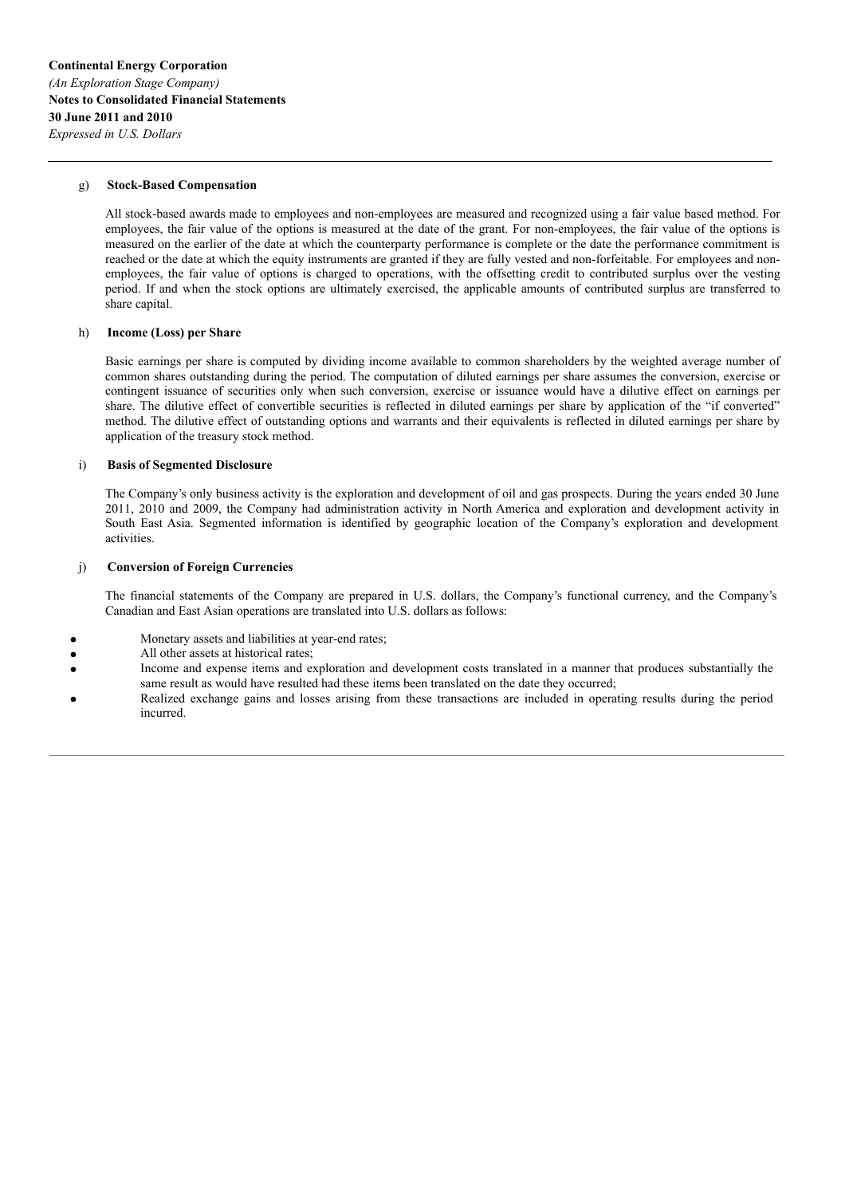g) **Stock-Based Compensation**

All stock-based awards made to employees and non-employees are measured and recognized using a fair value based method. For employees, the fair value of the options is measured at the date of the grant. For non-employees, the fair value of the options is measured on the earlier of the date at which the counterparty performance is complete or the date the performance commitment is reached or the date at which the equity instruments are granted if they are fully vested and non-forfeitable. For employees and non-employees, the fair value of options is charged to operations, with the offsetting credit to contributed surplus over the vesting period. If and when the stock options are ultimately exercised, the applicable amounts of contributed surplus are transferred to share capital.

h) **Income (Loss) per Share**

Basic earnings per share is computed by dividing income available to common shareholders by the weighted average number of common shares outstanding during the period. The computation of diluted earnings per share assumes the conversion, exercise or contingent issuance of securities only when such conversion, exercise or issuance would have a dilutive effect on earnings per share. The dilutive effect of convertible securities is reflected in diluted earnings per share by application of the "if converted" method. The dilutive effect of outstanding options and warrants and their equivalents is reflected in diluted earnings per share by application of the treasury stock method.

i) **Basis of Segmented Disclosure**

The Company's only business activity is the exploration and development of oil and gas prospects. During the years ended 30 June 2011, 2010 and 2009, the Company had administration activity in North America and exploration and development activity in South East Asia. Segmented information is identified by geographic location of the Company's exploration and development activities.

j) **Conversion of Foreign Currencies**

The financial statements of the Company are prepared in U.S. dollars, the Company's functional currency, and the Company's Canadian and East Asian operations are translated into U.S. dollars as follows:

- Monetary assets and liabilities at year-end rates;
- All other assets at historical rates;
- Income and expense items and exploration and development costs translated in a manner that produces substantially the same result as would have resulted had these items been translated on the date they occurred;
- Realized exchange gains and losses arising from these transactions are included in operating results during the period incurred.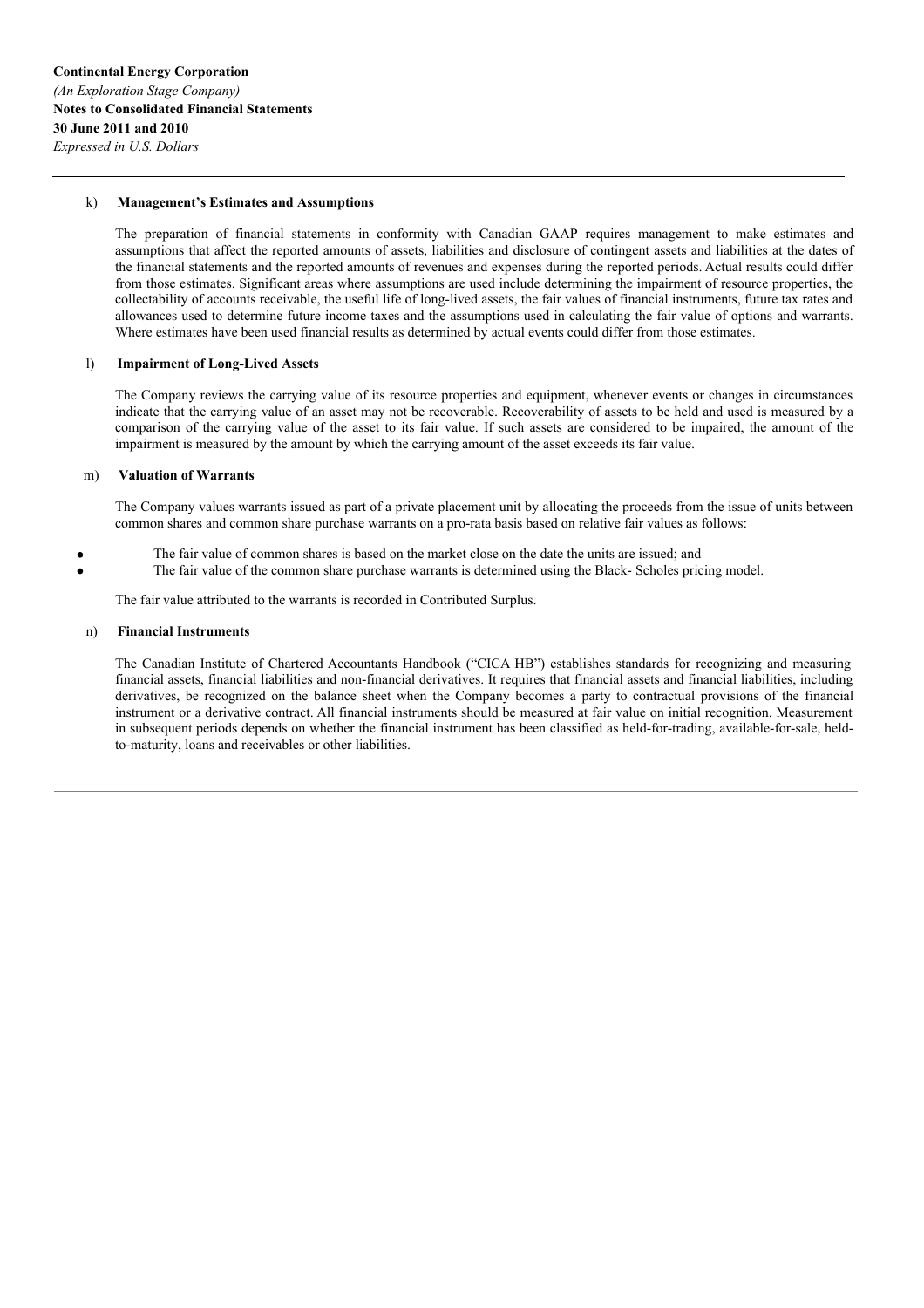k) **Management's Estimates and Assumptions**

The preparation of financial statements in conformity with Canadian GAAP requires management to make estimates and assumptions that affect the reported amounts of assets, liabilities and disclosure of contingent assets and liabilities at the dates of the financial statements and the reported amounts of revenues and expenses during the reported periods. Actual results could differ from those estimates. Significant areas where assumptions are used include determining the impairment of resource properties, the collectability of accounts receivable, the useful life of long-lived assets, the fair values of financial instruments, future tax rates and allowances used to determine future income taxes and the assumptions used in calculating the fair value of options and warrants. Where estimates have been used financial results as determined by actual events could differ from those estimates.

l) **Impairment of Long-Lived Assets**

The Company reviews the carrying value of its resource properties and equipment, whenever events or changes in circumstances indicate that the carrying value of an asset may not be recoverable. Recoverability of assets to be held and used is measured by a comparison of the carrying value of the asset to its fair value. If such assets are considered to be impaired, the amount of the impairment is measured by the amount by which the carrying amount of the asset exceeds its fair value.

m) **Valuation of Warrants**

The Company values warrants issued as part of a private placement unit by allocating the proceeds from the issue of units between common shares and common share purchase warrants on a pro-rata basis based on relative fair values as follows:

- The fair value of common shares is based on the market close on the date the units are issued; and
- The fair value of the common share purchase warrants is determined using the Black- Scholes pricing model.

The fair value attributed to the warrants is recorded in Contributed Surplus.

n) **Financial Instruments**

The Canadian Institute of Chartered Accountants Handbook ("CICA HB") establishes standards for recognizing and measuring financial assets, financial liabilities and non-financial derivatives. It requires that financial assets and financial liabilities, including derivatives, be recognized on the balance sheet when the Company becomes a party to contractual provisions of the financial instrument or a derivative contract. All financial instruments should be measured at fair value on initial recognition. Measurement in subsequent periods depends on whether the financial instrument has been classified as held-for-trading, available-for-sale, held-to-maturity, loans and receivables or other liabilities.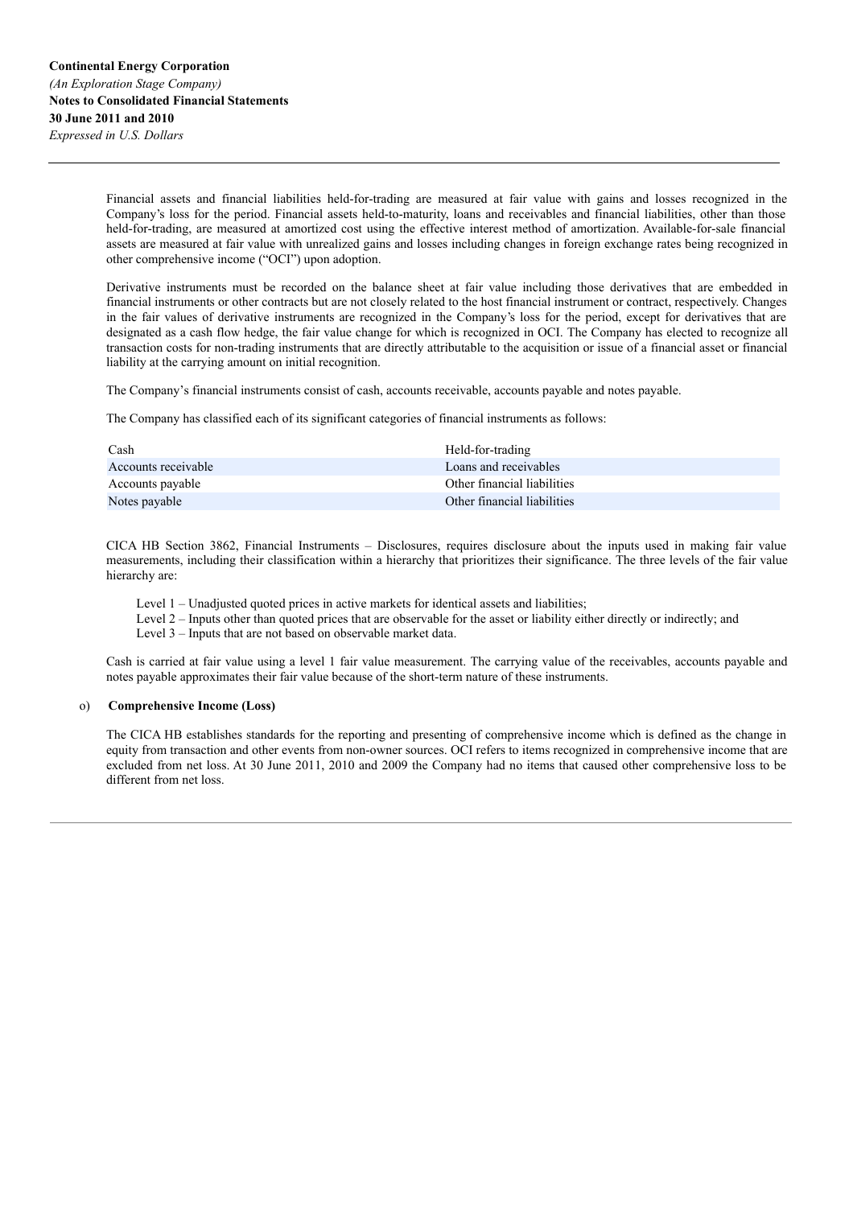Financial assets and financial liabilities held-for-trading are measured at fair value with gains and losses recognized in the Company's loss for the period. Financial assets held-to-maturity, loans and receivables and financial liabilities, other than those held-for-trading, are measured at amortized cost using the effective interest method of amortization. Available-for-sale financial assets are measured at fair value with unrealized gains and losses including changes in foreign exchange rates being recognized in other comprehensive income ("OCI") upon adoption.

Derivative instruments must be recorded on the balance sheet at fair value including those derivatives that are embedded in financial instruments or other contracts but are not closely related to the host financial instrument or contract, respectively. Changes in the fair values of derivative instruments are recognized in the Company's loss for the period, except for derivatives that are designated as a cash flow hedge, the fair value change for which is recognized in OCI. The Company has elected to recognize all transaction costs for non-trading instruments that are directly attributable to the acquisition or issue of a financial asset or financial liability at the carrying amount on initial recognition.

The Company's financial instruments consist of cash, accounts receivable, accounts payable and notes payable.

The Company has classified each of its significant categories of financial instruments as follows:

| | |
|---|---|
| Cash | Held-for-trading |
| Accounts receivable | Loans and receivables |
| Accounts payable | Other financial liabilities |
| Notes payable | Other financial liabilities |

CICA HB Section 3862, Financial Instruments – Disclosures, requires disclosure about the inputs used in making fair value measurements, including their classification within a hierarchy that prioritizes their significance. The three levels of the fair value hierarchy are:

- Level 1 – Unadjusted quoted prices in active markets for identical assets and liabilities;
- Level 2 – Inputs other than quoted prices that are observable for the asset or liability either directly or indirectly; and
- Level 3 – Inputs that are not based on observable market data.

Cash is carried at fair value using a level 1 fair value measurement. The carrying value of the receivables, accounts payable and notes payable approximates their fair value because of the short-term nature of these instruments.

o) **Comprehensive Income (Loss)**

The CICA HB establishes standards for the reporting and presenting of comprehensive income which is defined as the change in equity from transaction and other events from non-owner sources. OCI refers to items recognized in comprehensive income that are excluded from net loss. At 30 June 2011, 2010 and 2009 the Company had no items that caused other comprehensive loss to be different from net loss.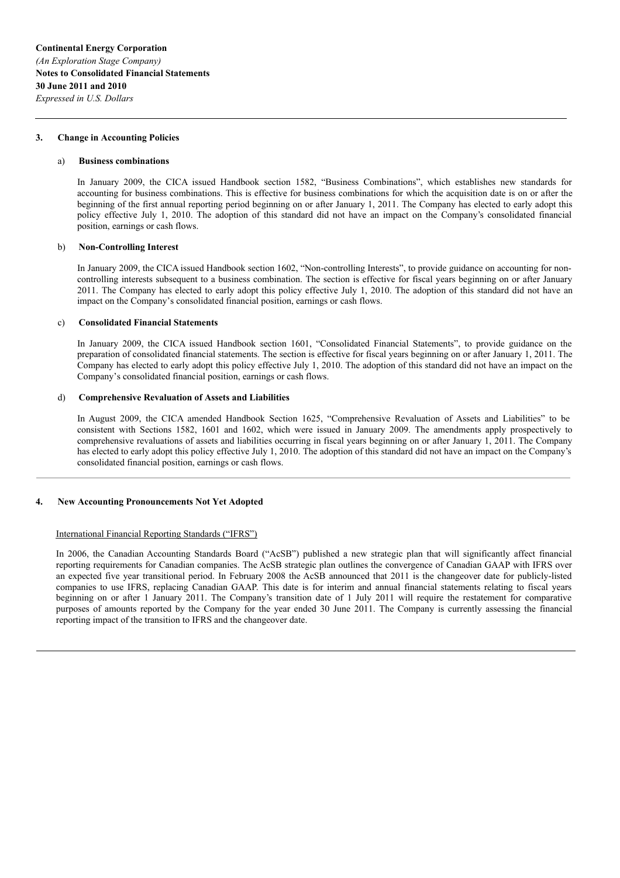**Continental Energy Corporation**
*(An Exploration Stage Company)*
**Notes to Consolidated Financial Statements**
**30 June 2011 and 2010**
*Expressed in U.S. Dollars*

## 3. Change in Accounting Policies

### a) Business combinations

In January 2009, the CICA issued Handbook section 1582, "Business Combinations", which establishes new standards for accounting for business combinations. This is effective for business combinations for which the acquisition date is on or after the beginning of the first annual reporting period beginning on or after January 1, 2011. The Company has elected to early adopt this policy effective July 1, 2010. The adoption of this standard did not have an impact on the Company's consolidated financial position, earnings or cash flows.

### b) Non-Controlling Interest

In January 2009, the CICA issued Handbook section 1602, "Non-controlling Interests", to provide guidance on accounting for non-controlling interests subsequent to a business combination. The section is effective for fiscal years beginning on or after January 2011. The Company has elected to early adopt this policy effective July 1, 2010. The adoption of this standard did not have an impact on the Company's consolidated financial position, earnings or cash flows.

### c) Consolidated Financial Statements

In January 2009, the CICA issued Handbook section 1601, "Consolidated Financial Statements", to provide guidance on the preparation of consolidated financial statements. The section is effective for fiscal years beginning on or after January 1, 2011. The Company has elected to early adopt this policy effective July 1, 2010. The adoption of this standard did not have an impact on the Company's consolidated financial position, earnings or cash flows.

### d) Comprehensive Revaluation of Assets and Liabilities

In August 2009, the CICA amended Handbook Section 1625, "Comprehensive Revaluation of Assets and Liabilities" to be consistent with Sections 1582, 1601 and 1602, which were issued in January 2009. The amendments apply prospectively to comprehensive revaluations of assets and liabilities occurring in fiscal years beginning on or after January 1, 2011. The Company has elected to early adopt this policy effective July 1, 2010. The adoption of this standard did not have an impact on the Company's consolidated financial position, earnings or cash flows.

## 4. New Accounting Pronouncements Not Yet Adopted

International Financial Reporting Standards ("IFRS")

In 2006, the Canadian Accounting Standards Board ("AcSB") published a new strategic plan that will significantly affect financial reporting requirements for Canadian companies. The AcSB strategic plan outlines the convergence of Canadian GAAP with IFRS over an expected five year transitional period. In February 2008 the AcSB announced that 2011 is the changeover date for publicly-listed companies to use IFRS, replacing Canadian GAAP. This date is for interim and annual financial statements relating to fiscal years beginning on or after 1 January 2011. The Company's transition date of 1 July 2011 will require the restatement for comparative purposes of amounts reported by the Company for the year ended 30 June 2011. The Company is currently assessing the financial reporting impact of the transition to IFRS and the changeover date.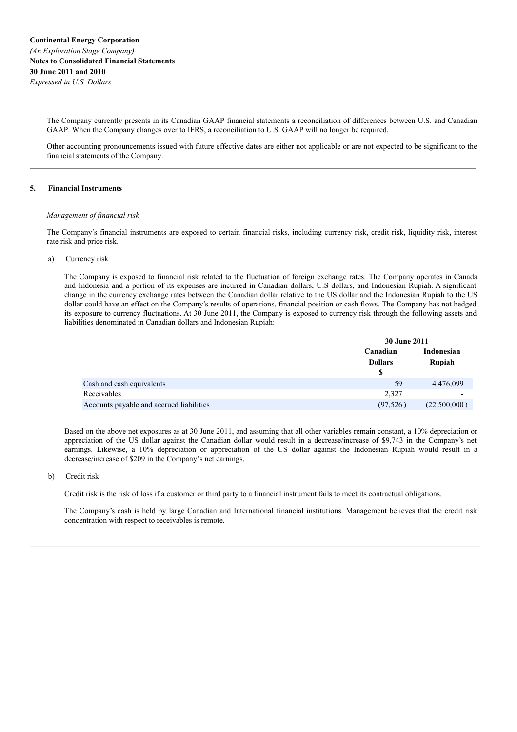The Company currently presents in its Canadian GAAP financial statements a reconciliation of differences between U.S. and Canadian GAAP. When the Company changes over to IFRS, a reconciliation to U.S. GAAP will no longer be required.

Other accounting pronouncements issued with future effective dates are either not applicable or are not expected to be significant to the financial statements of the Company.

## 5. Financial Instruments

*Management of financial risk*

The Company's financial instruments are exposed to certain financial risks, including currency risk, credit risk, liquidity risk, interest rate risk and price risk.

a) Currency risk

The Company is exposed to financial risk related to the fluctuation of foreign exchange rates. The Company operates in Canada and Indonesia and a portion of its expenses are incurred in Canadian dollars, U.S dollars, and Indonesian Rupiah. A significant change in the currency exchange rates between the Canadian dollar relative to the US dollar and the Indonesian Rupiah to the US dollar could have an effect on the Company's results of operations, financial position or cash flows. The Company has not hedged its exposure to currency fluctuations. At 30 June 2011, the Company is exposed to currency risk through the following assets and liabilities denominated in Canadian dollars and Indonesian Rupiah:

| | 30 June 2011 | |
|---|---|---|
| | Canadian Dollars $ | Indonesian Rupiah |
| Cash and cash equivalents | 59 | 4,476,099 |
| Receivables | 2,327 | - |
| Accounts payable and accrued liabilities | (97,526 ) | (22,500,000 ) |

Based on the above net exposures as at 30 June 2011, and assuming that all other variables remain constant, a 10% depreciation or appreciation of the US dollar against the Canadian dollar would result in a decrease/increase of $9,743 in the Company's net earnings. Likewise, a 10% depreciation or appreciation of the US dollar against the Indonesian Rupiah would result in a decrease/increase of $209 in the Company's net earnings.

b) Credit risk

Credit risk is the risk of loss if a customer or third party to a financial instrument fails to meet its contractual obligations.

The Company's cash is held by large Canadian and International financial institutions. Management believes that the credit risk concentration with respect to receivables is remote.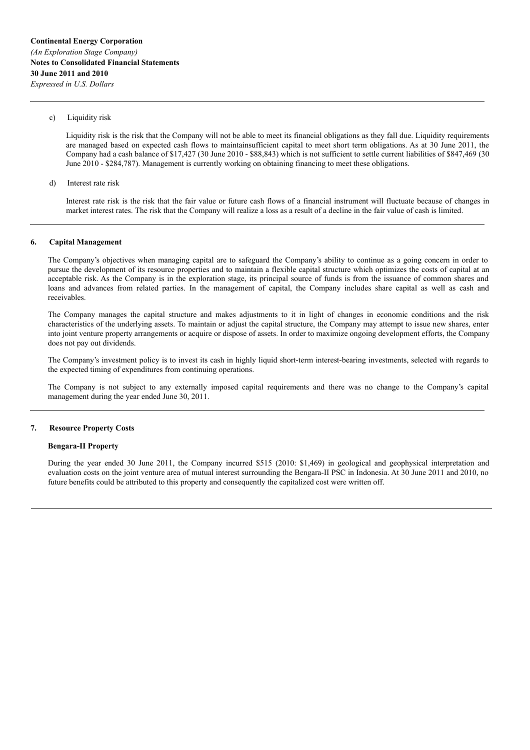c) Liquidity risk

Liquidity risk is the risk that the Company will not be able to meet its financial obligations as they fall due. Liquidity requirements are managed based on expected cash flows to maintainsufficient capital to meet short term obligations. As at 30 June 2011, the Company had a cash balance of $17,427 (30 June 2010 - $88,843) which is not sufficient to settle current liabilities of $847,469 (30 June 2010 - $284,787). Management is currently working on obtaining financing to meet these obligations.

d) Interest rate risk

Interest rate risk is the risk that the fair value or future cash flows of a financial instrument will fluctuate because of changes in market interest rates. The risk that the Company will realize a loss as a result of a decline in the fair value of cash is limited.

## 6. Capital Management

The Company's objectives when managing capital are to safeguard the Company's ability to continue as a going concern in order to pursue the development of its resource properties and to maintain a flexible capital structure which optimizes the costs of capital at an acceptable risk. As the Company is in the exploration stage, its principal source of funds is from the issuance of common shares and loans and advances from related parties. In the management of capital, the Company includes share capital as well as cash and receivables.

The Company manages the capital structure and makes adjustments to it in light of changes in economic conditions and the risk characteristics of the underlying assets. To maintain or adjust the capital structure, the Company may attempt to issue new shares, enter into joint venture property arrangements or acquire or dispose of assets. In order to maximize ongoing development efforts, the Company does not pay out dividends.

The Company's investment policy is to invest its cash in highly liquid short-term interest-bearing investments, selected with regards to the expected timing of expenditures from continuing operations.

The Company is not subject to any externally imposed capital requirements and there was no change to the Company's capital management during the year ended June 30, 2011.

## 7. Resource Property Costs

### Bengara-II Property

During the year ended 30 June 2011, the Company incurred $515 (2010: $1,469) in geological and geophysical interpretation and evaluation costs on the joint venture area of mutual interest surrounding the Bengara-II PSC in Indonesia. At 30 June 2011 and 2010, no future benefits could be attributed to this property and consequently the capitalized cost were written off.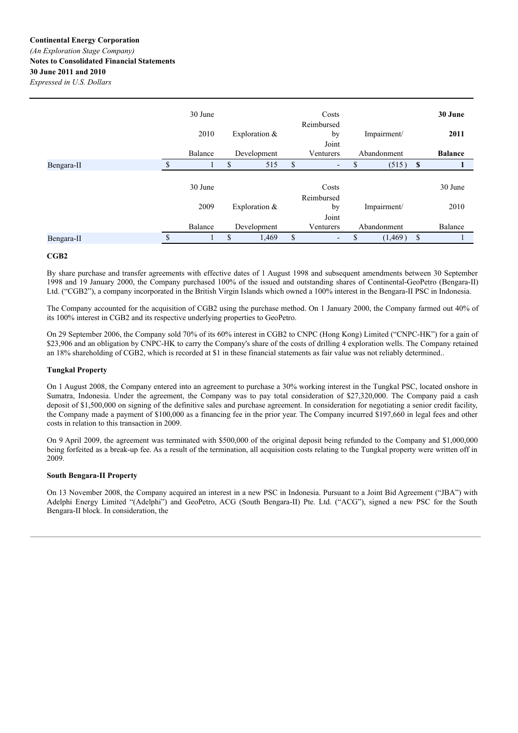**Continental Energy Corporation**
*(An Exploration Stage Company)*
**Notes to Consolidated Financial Statements**
**30 June 2011 and 2010**
*Expressed in U.S. Dollars*

| | 30 June 2010 Balance | Exploration & Development | Costs Reimbursed by Joint Venturers | Impairment/ Abandonment | **30 June 2011 Balance** |
|---|---|---|---|---|---|
| Bengara-II | $ 1 | $ 515 | $ - | $ (515) | **$ 1** |

| | 30 June 2009 Balance | Exploration & Development | Costs Reimbursed by Joint Venturers | Impairment/ Abandonment | 30 June 2010 Balance |
|---|---|---|---|---|---|
| Bengara-II | $ 1 | $ 1,469 | $ - | $ (1,469) | $ 1 |

**CGB2**

By share purchase and transfer agreements with effective dates of 1 August 1998 and subsequent amendments between 30 September 1998 and 19 January 2000, the Company purchased 100% of the issued and outstanding shares of Continental-GeoPetro (Bengara-II) Ltd. ("CGB2"), a company incorporated in the British Virgin Islands which owned a 100% interest in the Bengara-II PSC in Indonesia.

The Company accounted for the acquisition of CGB2 using the purchase method. On 1 January 2000, the Company farmed out 40% of its 100% interest in CGB2 and its respective underlying properties to GeoPetro.

On 29 September 2006, the Company sold 70% of its 60% interest in CGB2 to CNPC (Hong Kong) Limited ("CNPC-HK") for a gain of $23,906 and an obligation by CNPC-HK to carry the Company's share of the costs of drilling 4 exploration wells. The Company retained an 18% shareholding of CGB2, which is recorded at $1 in these financial statements as fair value was not reliably determined..

**Tungkal Property**

On 1 August 2008, the Company entered into an agreement to purchase a 30% working interest in the Tungkal PSC, located onshore in Sumatra, Indonesia. Under the agreement, the Company was to pay total consideration of $27,320,000. The Company paid a cash deposit of $1,500,000 on signing of the definitive sales and purchase agreement. In consideration for negotiating a senior credit facility, the Company made a payment of $100,000 as a financing fee in the prior year. The Company incurred $197,660 in legal fees and other costs in relation to this transaction in 2009.

On 9 April 2009, the agreement was terminated with $500,000 of the original deposit being refunded to the Company and $1,000,000 being forfeited as a break-up fee. As a result of the termination, all acquisition costs relating to the Tungkal property were written off in 2009.

**South Bengara-II Property**

On 13 November 2008, the Company acquired an interest in a new PSC in Indonesia. Pursuant to a Joint Bid Agreement ("JBA") with Adelphi Energy Limited "(Adelphi") and GeoPetro, ACG (South Bengara-II) Pte. Ltd. ("ACG"), signed a new PSC for the South Bengara-II block. In consideration, the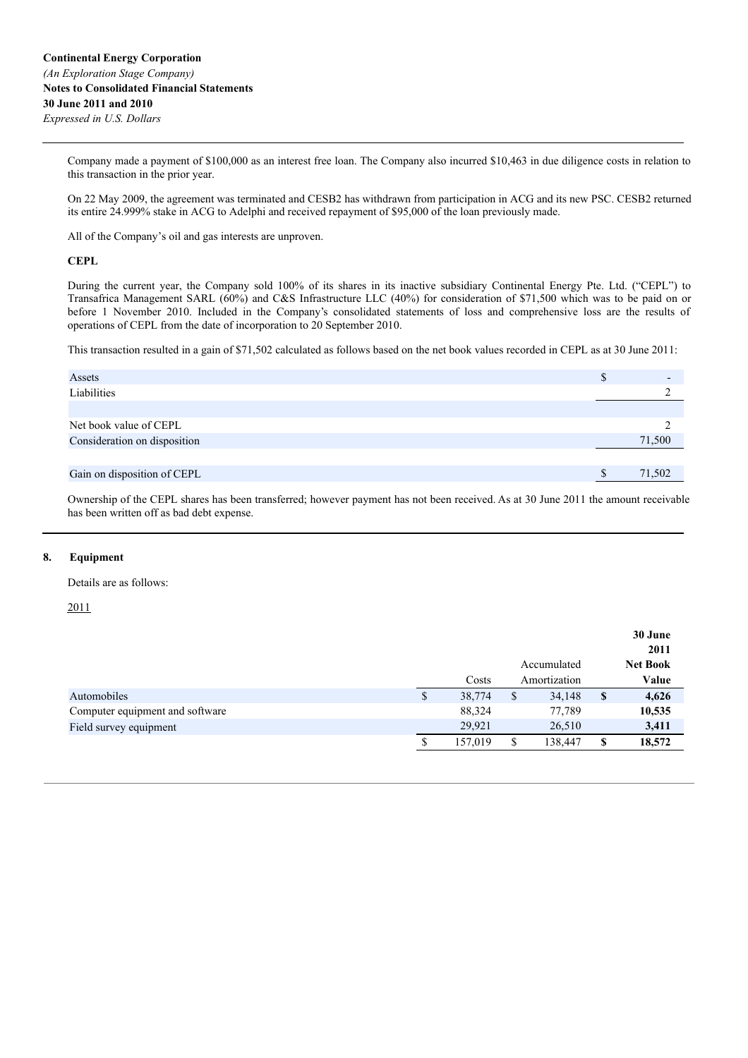Company made a payment of $100,000 as an interest free loan. The Company also incurred $10,463 in due diligence costs in relation to this transaction in the prior year.

On 22 May 2009, the agreement was terminated and CESB2 has withdrawn from participation in ACG and its new PSC. CESB2 returned its entire 24.999% stake in ACG to Adelphi and received repayment of $95,000 of the loan previously made.

All of the Company's oil and gas interests are unproven.

**CEPL**

During the current year, the Company sold 100% of its shares in its inactive subsidiary Continental Energy Pte. Ltd. ("CEPL") to Transafrica Management SARL (60%) and C&S Infrastructure LLC (40%) for consideration of $71,500 which was to be paid on or before 1 November 2010. Included in the Company's consolidated statements of loss and comprehensive loss are the results of operations of CEPL from the date of incorporation to 20 September 2010.

This transaction resulted in a gain of $71,502 calculated as follows based on the net book values recorded in CEPL as at 30 June 2011:

| | | |
|---|---|---|
| Assets | $ | - |
| Liabilities | | 2 |
| | | |
| Net book value of CEPL | | 2 |
| Consideration on disposition | | 71,500 |
| | | |
| Gain on disposition of CEPL | $ | 71,502 |

Ownership of the CEPL shares has been transferred; however payment has not been received. As at 30 June 2011 the amount receivable has been written off as bad debt expense.

## 8. Equipment

Details are as follows:

2011

| | | Costs | | Accumulated Amortization | | **30 June 2011 Net Book Value** |
|---|---|---|---|---|---|---|
| Automobiles | $ | 38,774 | $ | 34,148 | **$** | **4,626** |
| Computer equipment and software | | 88,324 | | 77,789 | | **10,535** |
| Field survey equipment | | 29,921 | | 26,510 | | **3,411** |
| | $ | 157,019 | $ | 138,447 | **$** | **18,572** |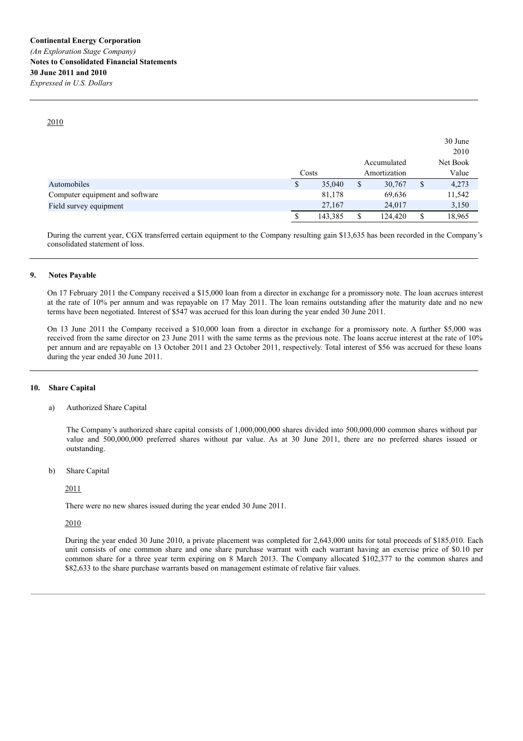2010

| | Costs | Accumulated Amortization | 30 June 2010 Net Book Value |
|---|---|---|---|
| Automobiles | $ 35,040 | $ 30,767 | $ 4,273 |
| Computer equipment and software | 81,178 | 69,636 | 11,542 |
| Field survey equipment | 27,167 | 24,017 | 3,150 |
| | $ 143,385 | $ 124,420 | $ 18,965 |

During the current year, CGX transferred certain equipment to the Company resulting gain $13,635 has been recorded in the Company's consolidated statement of loss.

## 9. Notes Payable

On 17 February 2011 the Company received a $15,000 loan from a director in exchange for a promissory note. The loan accrues interest at the rate of 10% per annum and was repayable on 17 May 2011. The loan remains outstanding after the maturity date and no new terms have been negotiated. Interest of $547 was accrued for this loan during the year ended 30 June 2011.

On 13 June 2011 the Company received a $10,000 loan from a director in exchange for a promissory note. A further $5,000 was received from the same director on 23 June 2011 with the same terms as the previous note. The loans accrue interest at the rate of 10% per annum and are repayable on 13 October 2011 and 23 October 2011, respectively. Total interest of $56 was accrued for these loans during the year ended 30 June 2011.

## 10. Share Capital

a) Authorized Share Capital

The Company's authorized share capital consists of 1,000,000,000 shares divided into 500,000,000 common shares without par value and 500,000,000 preferred shares without par value. As at 30 June 2011, there are no preferred shares issued or outstanding.

b) Share Capital

2011

There were no new shares issued during the year ended 30 June 2011.

2010

During the year ended 30 June 2010, a private placement was completed for 2,643,000 units for total proceeds of $185,010. Each unit consists of one common share and one share purchase warrant with each warrant having an exercise price of $0.10 per common share for a three year term expiring on 8 March 2013. The Company allocated $102,377 to the common shares and $82,633 to the share purchase warrants based on management estimate of relative fair values.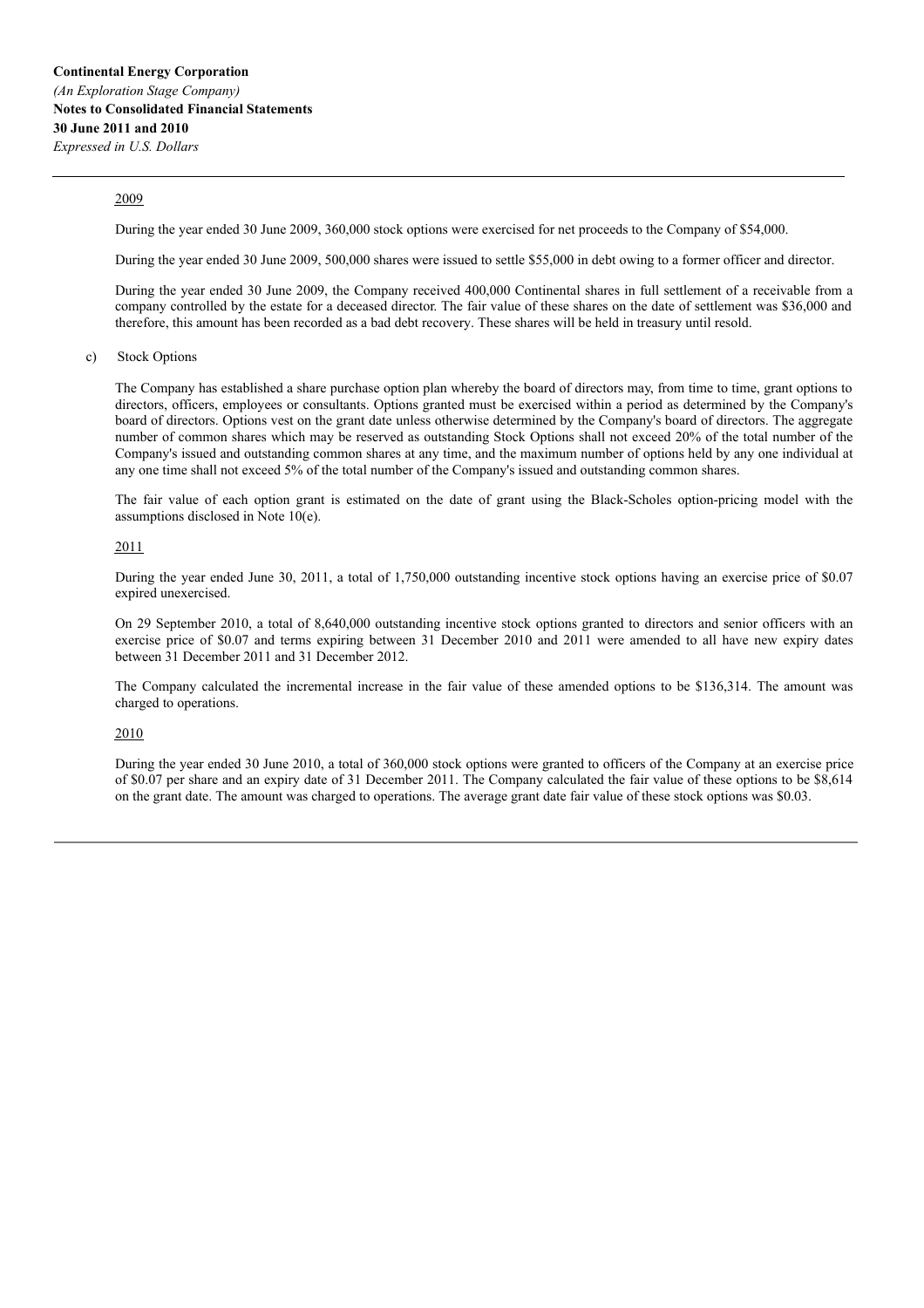2009

During the year ended 30 June 2009, 360,000 stock options were exercised for net proceeds to the Company of $54,000.

During the year ended 30 June 2009, 500,000 shares were issued to settle $55,000 in debt owing to a former officer and director.

During the year ended 30 June 2009, the Company received 400,000 Continental shares in full settlement of a receivable from a company controlled by the estate for a deceased director. The fair value of these shares on the date of settlement was $36,000 and therefore, this amount has been recorded as a bad debt recovery. These shares will be held in treasury until resold.

c) Stock Options

The Company has established a share purchase option plan whereby the board of directors may, from time to time, grant options to directors, officers, employees or consultants. Options granted must be exercised within a period as determined by the Company's board of directors. Options vest on the grant date unless otherwise determined by the Company's board of directors. The aggregate number of common shares which may be reserved as outstanding Stock Options shall not exceed 20% of the total number of the Company's issued and outstanding common shares at any time, and the maximum number of options held by any one individual at any one time shall not exceed 5% of the total number of the Company's issued and outstanding common shares.

The fair value of each option grant is estimated on the date of grant using the Black-Scholes option-pricing model with the assumptions disclosed in Note 10(e).

2011

During the year ended June 30, 2011, a total of 1,750,000 outstanding incentive stock options having an exercise price of $0.07 expired unexercised.

On 29 September 2010, a total of 8,640,000 outstanding incentive stock options granted to directors and senior officers with an exercise price of $0.07 and terms expiring between 31 December 2010 and 2011 were amended to all have new expiry dates between 31 December 2011 and 31 December 2012.

The Company calculated the incremental increase in the fair value of these amended options to be $136,314. The amount was charged to operations.

2010

During the year ended 30 June 2010, a total of 360,000 stock options were granted to officers of the Company at an exercise price of $0.07 per share and an expiry date of 31 December 2011. The Company calculated the fair value of these options to be $8,614 on the grant date. The amount was charged to operations. The average grant date fair value of these stock options was $0.03.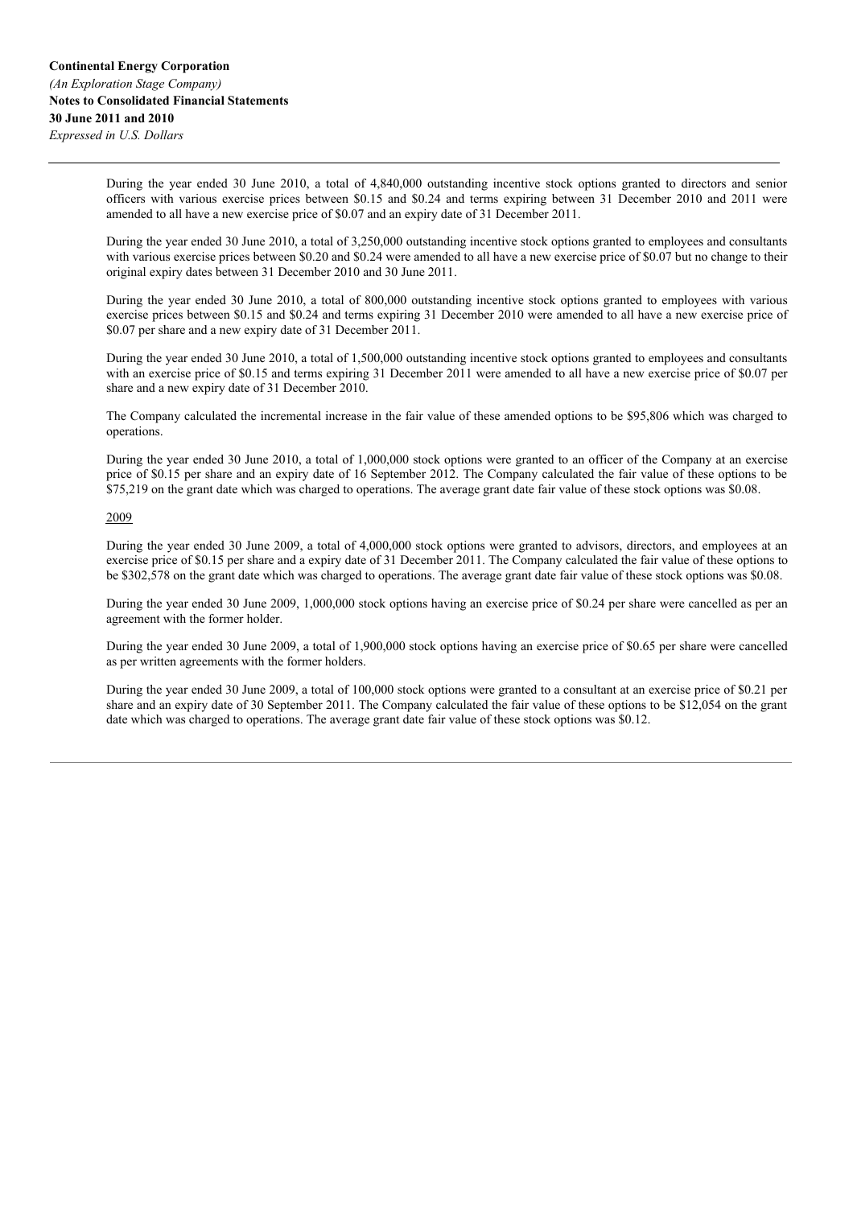During the year ended 30 June 2010, a total of 4,840,000 outstanding incentive stock options granted to directors and senior officers with various exercise prices between $0.15 and $0.24 and terms expiring between 31 December 2010 and 2011 were amended to all have a new exercise price of $0.07 and an expiry date of 31 December 2011.

During the year ended 30 June 2010, a total of 3,250,000 outstanding incentive stock options granted to employees and consultants with various exercise prices between $0.20 and $0.24 were amended to all have a new exercise price of $0.07 but no change to their original expiry dates between 31 December 2010 and 30 June 2011.

During the year ended 30 June 2010, a total of 800,000 outstanding incentive stock options granted to employees with various exercise prices between $0.15 and $0.24 and terms expiring 31 December 2010 were amended to all have a new exercise price of $0.07 per share and a new expiry date of 31 December 2011.

During the year ended 30 June 2010, a total of 1,500,000 outstanding incentive stock options granted to employees and consultants with an exercise price of $0.15 and terms expiring 31 December 2011 were amended to all have a new exercise price of $0.07 per share and a new expiry date of 31 December 2010.

The Company calculated the incremental increase in the fair value of these amended options to be $95,806 which was charged to operations.

During the year ended 30 June 2010, a total of 1,000,000 stock options were granted to an officer of the Company at an exercise price of $0.15 per share and an expiry date of 16 September 2012. The Company calculated the fair value of these options to be $75,219 on the grant date which was charged to operations. The average grant date fair value of these stock options was $0.08.

2009

During the year ended 30 June 2009, a total of 4,000,000 stock options were granted to advisors, directors, and employees at an exercise price of $0.15 per share and a expiry date of 31 December 2011. The Company calculated the fair value of these options to be $302,578 on the grant date which was charged to operations. The average grant date fair value of these stock options was $0.08.

During the year ended 30 June 2009, 1,000,000 stock options having an exercise price of $0.24 per share were cancelled as per an agreement with the former holder.

During the year ended 30 June 2009, a total of 1,900,000 stock options having an exercise price of $0.65 per share were cancelled as per written agreements with the former holders.

During the year ended 30 June 2009, a total of 100,000 stock options were granted to a consultant at an exercise price of $0.21 per share and an expiry date of 30 September 2011. The Company calculated the fair value of these options to be $12,054 on the grant date which was charged to operations. The average grant date fair value of these stock options was $0.12.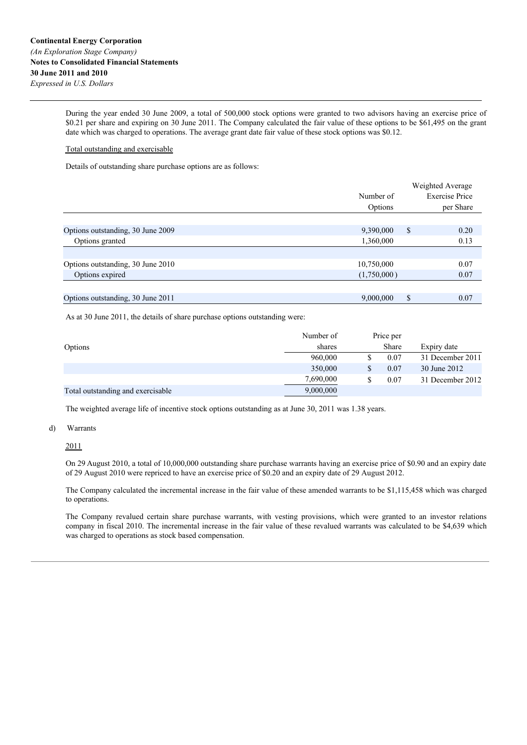During the year ended 30 June 2009, a total of 500,000 stock options were granted to two advisors having an exercise price of $0.21 per share and expiring on 30 June 2011. The Company calculated the fair value of these options to be $61,495 on the grant date which was charged to operations. The average grant date fair value of these stock options was $0.12.

Total outstanding and exercisable

Details of outstanding share purchase options are as follows:

| | Number of Options | Weighted Average Exercise Price per Share |
|---|---|---|
| Options outstanding, 30 June 2009 | 9,390,000 | $ 0.20 |
| Options granted | 1,360,000 | 0.13 |
| | | |
| Options outstanding, 30 June 2010 | 10,750,000 | 0.07 |
| Options expired | (1,750,000 ) | 0.07 |
| | | |
| Options outstanding, 30 June 2011 | 9,000,000 | $ 0.07 |

As at 30 June 2011, the details of share purchase options outstanding were:

| Options | Number of shares | Price per Share | Expiry date |
|---|---|---|---|
| | 960,000 | $ 0.07 | 31 December 2011 |
| | 350,000 | $ 0.07 | 30 June 2012 |
| | 7,690,000 | $ 0.07 | 31 December 2012 |
| Total outstanding and exercisable | 9,000,000 | | |

The weighted average life of incentive stock options outstanding as at June 30, 2011 was 1.38 years.

d) Warrants

2011

On 29 August 2010, a total of 10,000,000 outstanding share purchase warrants having an exercise price of $0.90 and an expiry date of 29 August 2010 were repriced to have an exercise price of $0.20 and an expiry date of 29 August 2012.

The Company calculated the incremental increase in the fair value of these amended warrants to be $1,115,458 which was charged to operations.

The Company revalued certain share purchase warrants, with vesting provisions, which were granted to an investor relations company in fiscal 2010. The incremental increase in the fair value of these revalued warrants was calculated to be $4,639 which was charged to operations as stock based compensation.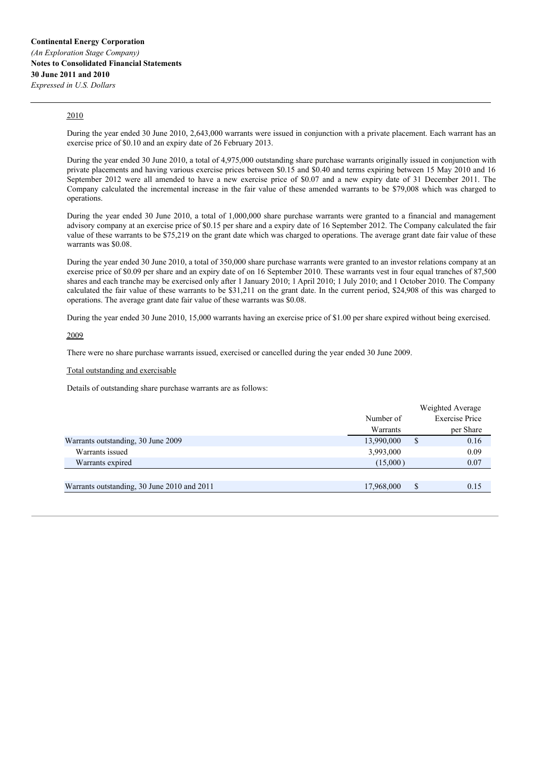2010

During the year ended 30 June 2010, 2,643,000 warrants were issued in conjunction with a private placement. Each warrant has an exercise price of $0.10 and an expiry date of 26 February 2013.

During the year ended 30 June 2010, a total of 4,975,000 outstanding share purchase warrants originally issued in conjunction with private placements and having various exercise prices between $0.15 and $0.40 and terms expiring between 15 May 2010 and 16 September 2012 were all amended to have a new exercise price of $0.07 and a new expiry date of 31 December 2011. The Company calculated the incremental increase in the fair value of these amended warrants to be $79,008 which was charged to operations.

During the year ended 30 June 2010, a total of 1,000,000 share purchase warrants were granted to a financial and management advisory company at an exercise price of $0.15 per share and a expiry date of 16 September 2012. The Company calculated the fair value of these warrants to be $75,219 on the grant date which was charged to operations. The average grant date fair value of these warrants was $0.08.

During the year ended 30 June 2010, a total of 350,000 share purchase warrants were granted to an investor relations company at an exercise price of $0.09 per share and an expiry date of on 16 September 2010. These warrants vest in four equal tranches of 87,500 shares and each tranche may be exercised only after 1 January 2010; 1 April 2010; 1 July 2010; and 1 October 2010. The Company calculated the fair value of these warrants to be $31,211 on the grant date. In the current period, $24,908 of this was charged to operations. The average grant date fair value of these warrants was $0.08.

During the year ended 30 June 2010, 15,000 warrants having an exercise price of $1.00 per share expired without being exercised.

2009

There were no share purchase warrants issued, exercised or cancelled during the year ended 30 June 2009.

Total outstanding and exercisable

Details of outstanding share purchase warrants are as follows:

| | Number of Warrants | Weighted Average Exercise Price per Share |
|---|---|---|
| Warrants outstanding, 30 June 2009 | 13,990,000 | $ 0.16 |
| Warrants issued | 3,993,000 | 0.09 |
| Warrants expired | (15,000) | 0.07 |
| Warrants outstanding, 30 June 2010 and 2011 | 17,968,000 | $ 0.15 |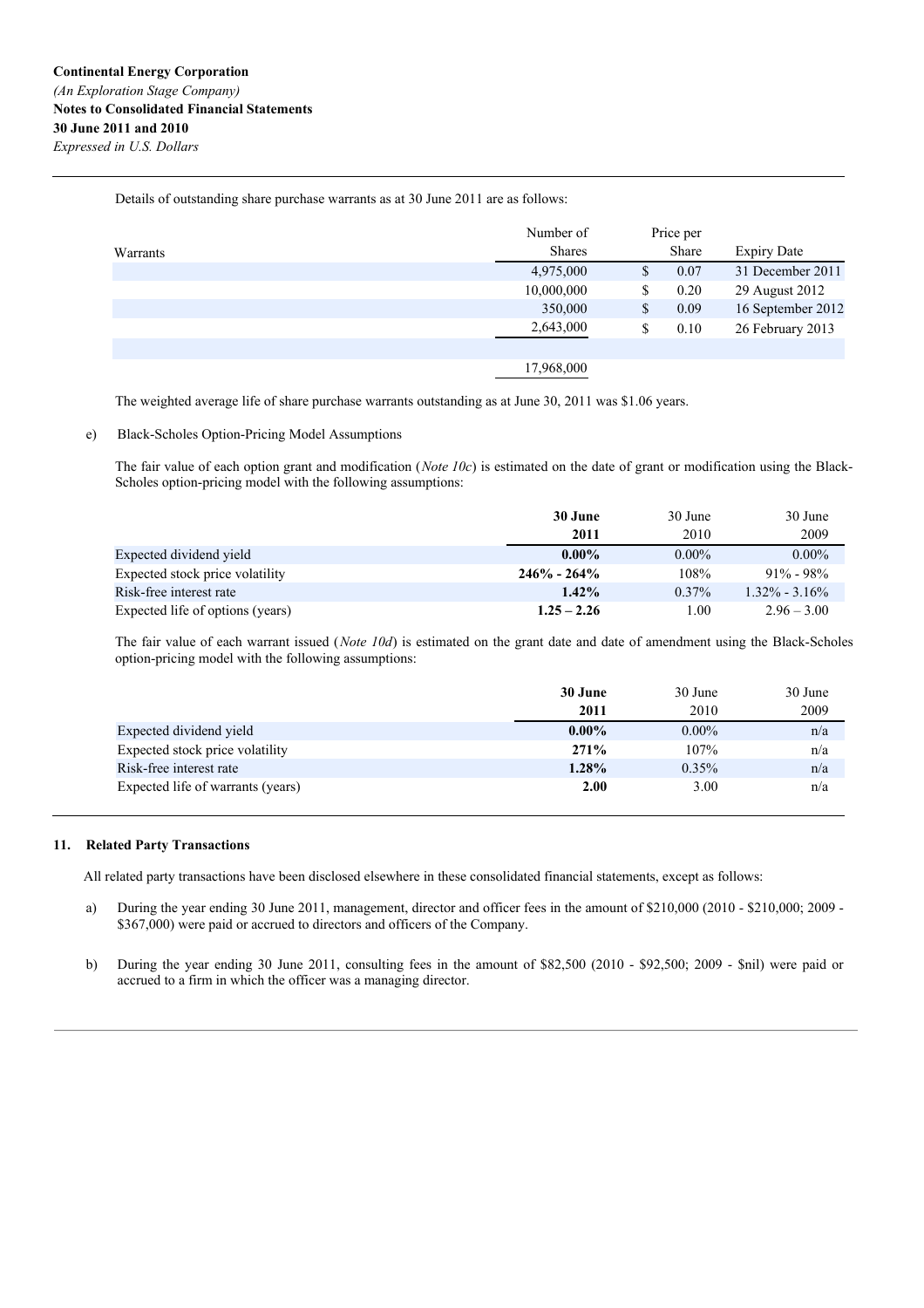Details of outstanding share purchase warrants as at 30 June 2011 are as follows:

| Warrants | Number of Shares | Price per Share | Expiry Date |
|---|---|---|---|
| | 4,975,000 | $ 0.07 | 31 December 2011 |
| | 10,000,000 | $ 0.20 | 29 August 2012 |
| | 350,000 | $ 0.09 | 16 September 2012 |
| | 2,643,000 | $ 0.10 | 26 February 2013 |
| | | | |
| | 17,968,000 | | |

The weighted average life of share purchase warrants outstanding as at June 30, 2011 was $1.06 years.

e) Black-Scholes Option-Pricing Model Assumptions

The fair value of each option grant and modification (*Note 10c*) is estimated on the date of grant or modification using the Black-Scholes option-pricing model with the following assumptions:

| | **30 June 2011** | 30 June 2010 | 30 June 2009 |
|---|---|---|---|
| Expected dividend yield | **0.00%** | 0.00% | 0.00% |
| Expected stock price volatility | **246% - 264%** | 108% | 91% - 98% |
| Risk-free interest rate | **1.42%** | 0.37% | 1.32% - 3.16% |
| Expected life of options (years) | **1.25 – 2.26** | 1.00 | 2.96 – 3.00 |

The fair value of each warrant issued (*Note 10d*) is estimated on the grant date and date of amendment using the Black-Scholes option-pricing model with the following assumptions:

| | **30 June 2011** | 30 June 2010 | 30 June 2009 |
|---|---|---|---|
| Expected dividend yield | **0.00%** | 0.00% | n/a |
| Expected stock price volatility | **271%** | 107% | n/a |
| Risk-free interest rate | **1.28%** | 0.35% | n/a |
| Expected life of warrants (years) | **2.00** | 3.00 | n/a |

## 11. Related Party Transactions

All related party transactions have been disclosed elsewhere in these consolidated financial statements, except as follows:

a) During the year ending 30 June 2011, management, director and officer fees in the amount of $210,000 (2010 - $210,000; 2009 - $367,000) were paid or accrued to directors and officers of the Company.

b) During the year ending 30 June 2011, consulting fees in the amount of $82,500 (2010 - $92,500; 2009 - $nil) were paid or accrued to a firm in which the officer was a managing director.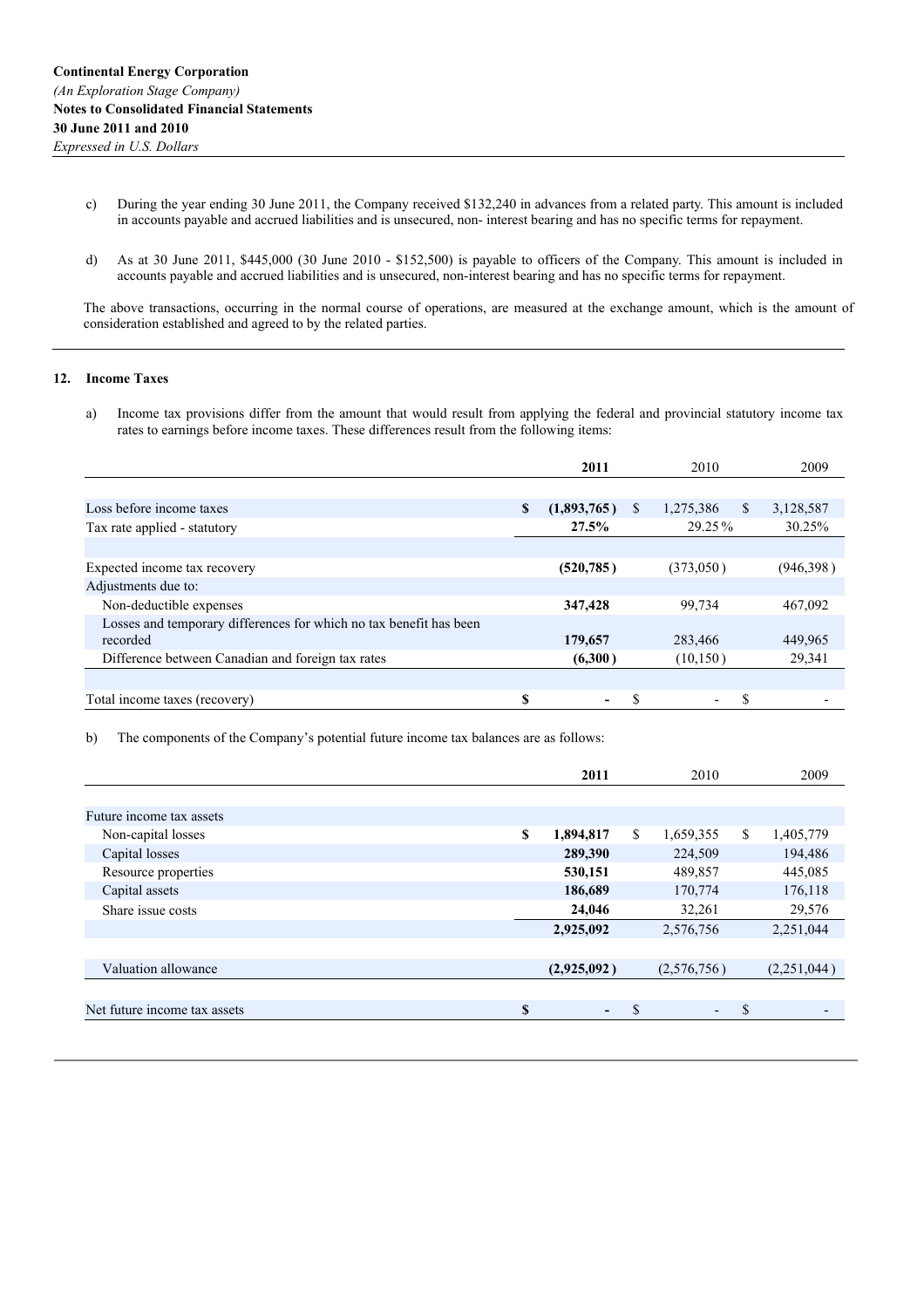c) During the year ending 30 June 2011, the Company received $132,240 in advances from a related party. This amount is included in accounts payable and accrued liabilities and is unsecured, non- interest bearing and has no specific terms for repayment.

d) As at 30 June 2011, $445,000 (30 June 2010 - $152,500) is payable to officers of the Company. This amount is included in accounts payable and accrued liabilities and is unsecured, non-interest bearing and has no specific terms for repayment.

The above transactions, occurring in the normal course of operations, are measured at the exchange amount, which is the amount of consideration established and agreed to by the related parties.

## 12. Income Taxes

a) Income tax provisions differ from the amount that would result from applying the federal and provincial statutory income tax rates to earnings before income taxes. These differences result from the following items:

| | **2011** | 2010 | 2009 |
|---|---|---|---|
| Loss before income taxes | **$ (1,893,765)** | $ 1,275,386 | $ 3,128,587 |
| Tax rate applied - statutory | **27.5%** | 29.25% | 30.25% |
| Expected income tax recovery | **(520,785)** | (373,050) | (946,398) |
| Adjustments due to: | | | |
| Non-deductible expenses | **347,428** | 99,734 | 467,092 |
| Losses and temporary differences for which no tax benefit has been recorded | **179,657** | 283,466 | 449,965 |
| Difference between Canadian and foreign tax rates | **(6,300)** | (10,150) | 29,341 |
| Total income taxes (recovery) | **$ -** | $ - | $ - |

b) The components of the Company's potential future income tax balances are as follows:

| | **2011** | 2010 | 2009 |
|---|---|---|---|
| Future income tax assets | | | |
| Non-capital losses | **$ 1,894,817** | $ 1,659,355 | $ 1,405,779 |
| Capital losses | **289,390** | 224,509 | 194,486 |
| Resource properties | **530,151** | 489,857 | 445,085 |
| Capital assets | **186,689** | 170,774 | 176,118 |
| Share issue costs | **24,046** | 32,261 | 29,576 |
| | **2,925,092** | 2,576,756 | 2,251,044 |
| Valuation allowance | **(2,925,092)** | (2,576,756) | (2,251,044) |
| Net future income tax assets | **$ -** | $ - | $ - |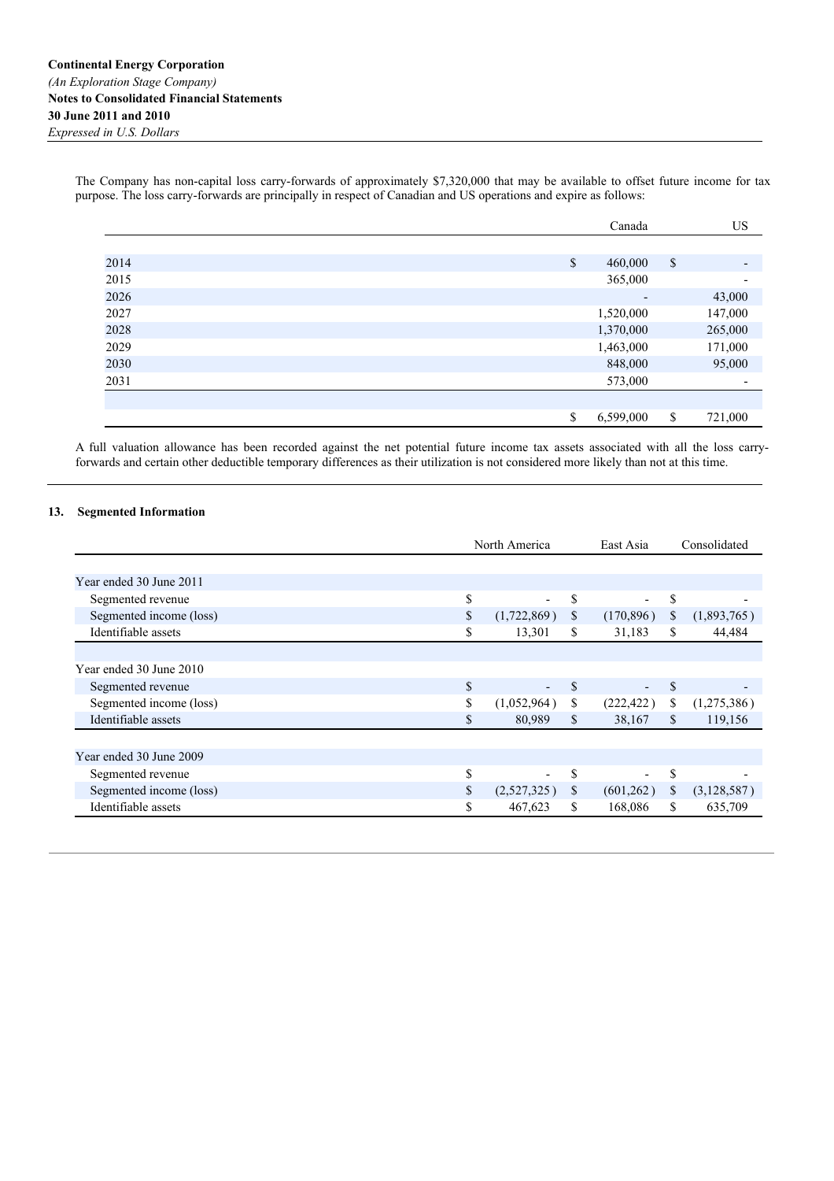**Continental Energy Corporation**
*(An Exploration Stage Company)*
**Notes to Consolidated Financial Statements**
**30 June 2011 and 2010**
*Expressed in U.S. Dollars*

The Company has non-capital loss carry-forwards of approximately $7,320,000 that may be available to offset future income for tax purpose. The loss carry-forwards are principally in respect of Canadian and US operations and expire as follows:

| | Canada | US |
|---|---|---|
| 2014 | $ 460,000 | $ - |
| 2015 | 365,000 | - |
| 2026 | - | 43,000 |
| 2027 | 1,520,000 | 147,000 |
| 2028 | 1,370,000 | 265,000 |
| 2029 | 1,463,000 | 171,000 |
| 2030 | 848,000 | 95,000 |
| 2031 | 573,000 | - |
| | $ 6,599,000 | $ 721,000 |

A full valuation allowance has been recorded against the net potential future income tax assets associated with all the loss carry-forwards and certain other deductible temporary differences as their utilization is not considered more likely than not at this time.

## 13. Segmented Information

| | North America | East Asia | Consolidated |
|---|---|---|---|
| Year ended 30 June 2011 | | | |
| Segmented revenue | $ - | $ - | $ - |
| Segmented income (loss) | $ (1,722,869) | $ (170,896) | $ (1,893,765) |
| Identifiable assets | $ 13,301 | $ 31,183 | $ 44,484 |
| Year ended 30 June 2010 | | | |
| Segmented revenue | $ - | $ - | $ - |
| Segmented income (loss) | $ (1,052,964) | $ (222,422) | $ (1,275,386) |
| Identifiable assets | $ 80,989 | $ 38,167 | $ 119,156 |
| Year ended 30 June 2009 | | | |
| Segmented revenue | $ - | $ - | $ - |
| Segmented income (loss) | $ (2,527,325) | $ (601,262) | $ (3,128,587) |
| Identifiable assets | $ 467,623 | $ 168,086 | $ 635,709 |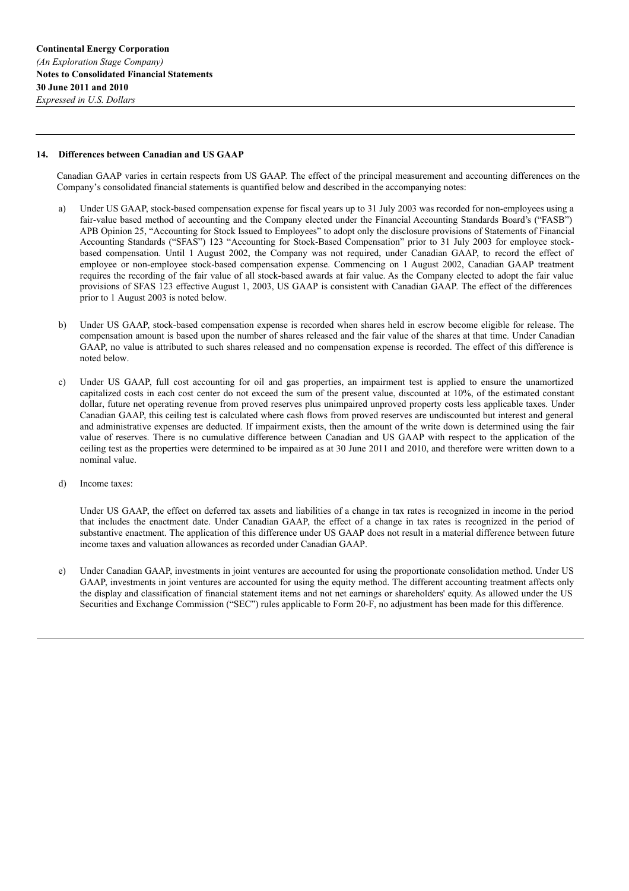## 14. Differences between Canadian and US GAAP

Canadian GAAP varies in certain respects from US GAAP. The effect of the principal measurement and accounting differences on the Company's consolidated financial statements is quantified below and described in the accompanying notes:

a) Under US GAAP, stock-based compensation expense for fiscal years up to 31 July 2003 was recorded for non-employees using a fair-value based method of accounting and the Company elected under the Financial Accounting Standards Board's ("FASB") APB Opinion 25, "Accounting for Stock Issued to Employees" to adopt only the disclosure provisions of Statements of Financial Accounting Standards ("SFAS") 123 "Accounting for Stock-Based Compensation" prior to 31 July 2003 for employee stock-based compensation. Until 1 August 2002, the Company was not required, under Canadian GAAP, to record the effect of employee or non-employee stock-based compensation expense. Commencing on 1 August 2002, Canadian GAAP treatment requires the recording of the fair value of all stock-based awards at fair value. As the Company elected to adopt the fair value provisions of SFAS 123 effective August 1, 2003, US GAAP is consistent with Canadian GAAP. The effect of the differences prior to 1 August 2003 is noted below.

b) Under US GAAP, stock-based compensation expense is recorded when shares held in escrow become eligible for release. The compensation amount is based upon the number of shares released and the fair value of the shares at that time. Under Canadian GAAP, no value is attributed to such shares released and no compensation expense is recorded. The effect of this difference is noted below.

c) Under US GAAP, full cost accounting for oil and gas properties, an impairment test is applied to ensure the unamortized capitalized costs in each cost center do not exceed the sum of the present value, discounted at 10%, of the estimated constant dollar, future net operating revenue from proved reserves plus unimpaired unproved property costs less applicable taxes. Under Canadian GAAP, this ceiling test is calculated where cash flows from proved reserves are undiscounted but interest and general and administrative expenses are deducted. If impairment exists, then the amount of the write down is determined using the fair value of reserves. There is no cumulative difference between Canadian and US GAAP with respect to the application of the ceiling test as the properties were determined to be impaired as at 30 June 2011 and 2010, and therefore were written down to a nominal value.

d) Income taxes:

   Under US GAAP, the effect on deferred tax assets and liabilities of a change in tax rates is recognized in income in the period that includes the enactment date. Under Canadian GAAP, the effect of a change in tax rates is recognized in the period of substantive enactment. The application of this difference under US GAAP does not result in a material difference between future income taxes and valuation allowances as recorded under Canadian GAAP.

e) Under Canadian GAAP, investments in joint ventures are accounted for using the proportionate consolidation method. Under US GAAP, investments in joint ventures are accounted for using the equity method. The different accounting treatment affects only the display and classification of financial statement items and not net earnings or shareholders' equity. As allowed under the US Securities and Exchange Commission ("SEC") rules applicable to Form 20-F, no adjustment has been made for this difference.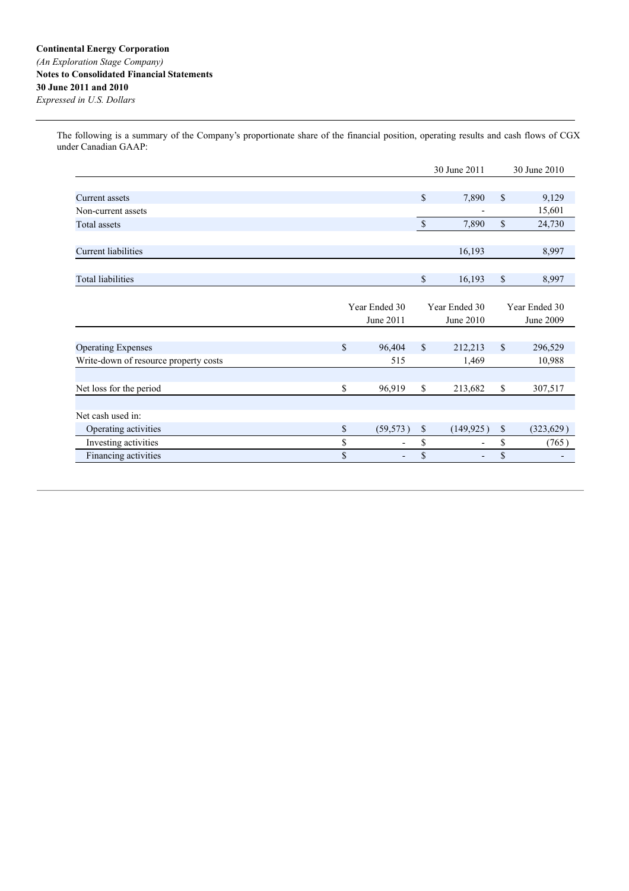**Continental Energy Corporation**
*(An Exploration Stage Company)*
**Notes to Consolidated Financial Statements**
**30 June 2011 and 2010**
*Expressed in U.S. Dollars*

The following is a summary of the Company's proportionate share of the financial position, operating results and cash flows of CGX under Canadian GAAP:

| | 30 June 2011 | 30 June 2010 |
|---|---|---|
| Current assets | $ 7,890 | $ 9,129 |
| Non-current assets | - | 15,601 |
| Total assets | $ 7,890 | $ 24,730 |
| Current liabilities | 16,193 | 8,997 |
| Total liabilities | $ 16,193 | $ 8,997 |

| | Year Ended 30 June 2011 | Year Ended 30 June 2010 | Year Ended 30 June 2009 |
|---|---|---|---|
| Operating Expenses | $ 96,404 | $ 212,213 | $ 296,529 |
| Write-down of resource property costs | 515 | 1,469 | 10,988 |
| Net loss for the period | $ 96,919 | $ 213,682 | $ 307,517 |
| Net cash used in: | | | |
| Operating activities | $ (59,573) | $ (149,925) | $ (323,629) |
| Investing activities | $ - | $ - | $ (765) |
| Financing activities | $ - | $ - | $ - |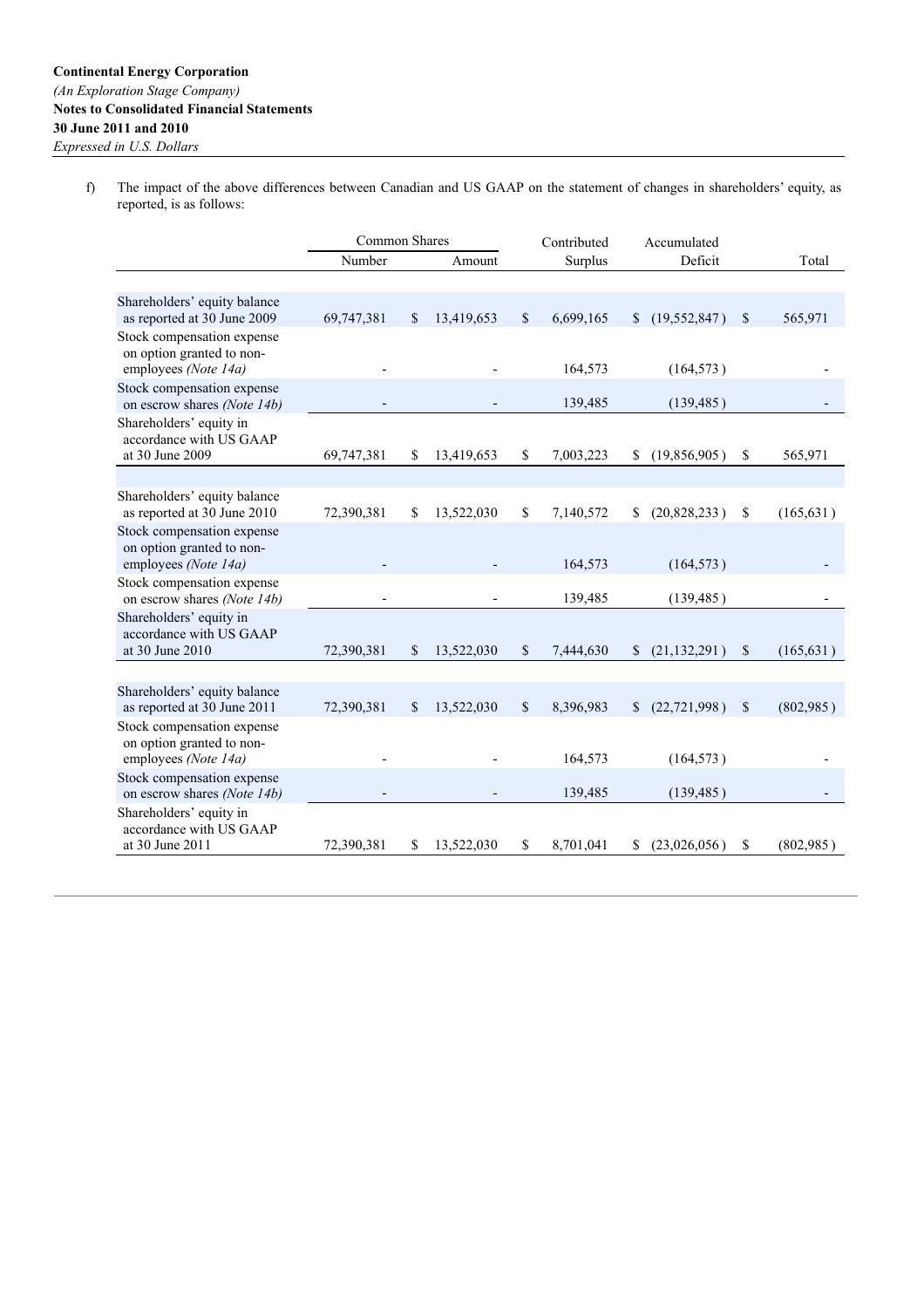f) The impact of the above differences between Canadian and US GAAP on the statement of changes in shareholders' equity, as reported, is as follows:

| | Common Shares | | Contributed | Accumulated | |
|---|---|---|---|---|---|
| | Number | Amount | Surplus | Deficit | Total |
| Shareholders' equity balance as reported at 30 June 2009 | 69,747,381 | $ 13,419,653 | $ 6,699,165 | $ (19,552,847) | $ 565,971 |
| Stock compensation expense on option granted to non-employees *(Note 14a)* | - | - | 164,573 | (164,573) | - |
| Stock compensation expense on escrow shares *(Note 14b)* | - | - | 139,485 | (139,485) | - |
| Shareholders' equity in accordance with US GAAP at 30 June 2009 | 69,747,381 | $ 13,419,653 | $ 7,003,223 | $ (19,856,905) | $ 565,971 |
| Shareholders' equity balance as reported at 30 June 2010 | 72,390,381 | $ 13,522,030 | $ 7,140,572 | $ (20,828,233) | $ (165,631) |
| Stock compensation expense on option granted to non-employees *(Note 14a)* | - | - | 164,573 | (164,573) | - |
| Stock compensation expense on escrow shares *(Note 14b)* | - | - | 139,485 | (139,485) | - |
| Shareholders' equity in accordance with US GAAP at 30 June 2010 | 72,390,381 | $ 13,522,030 | $ 7,444,630 | $ (21,132,291) | $ (165,631) |
| Shareholders' equity balance as reported at 30 June 2011 | 72,390,381 | $ 13,522,030 | $ 8,396,983 | $ (22,721,998) | $ (802,985) |
| Stock compensation expense on option granted to non-employees *(Note 14a)* | - | - | 164,573 | (164,573) | - |
| Stock compensation expense on escrow shares *(Note 14b)* | - | - | 139,485 | (139,485) | - |
| Shareholders' equity in accordance with US GAAP at 30 June 2011 | 72,390,381 | $ 13,522,030 | $ 8,701,041 | $ (23,026,056) | $ (802,985) |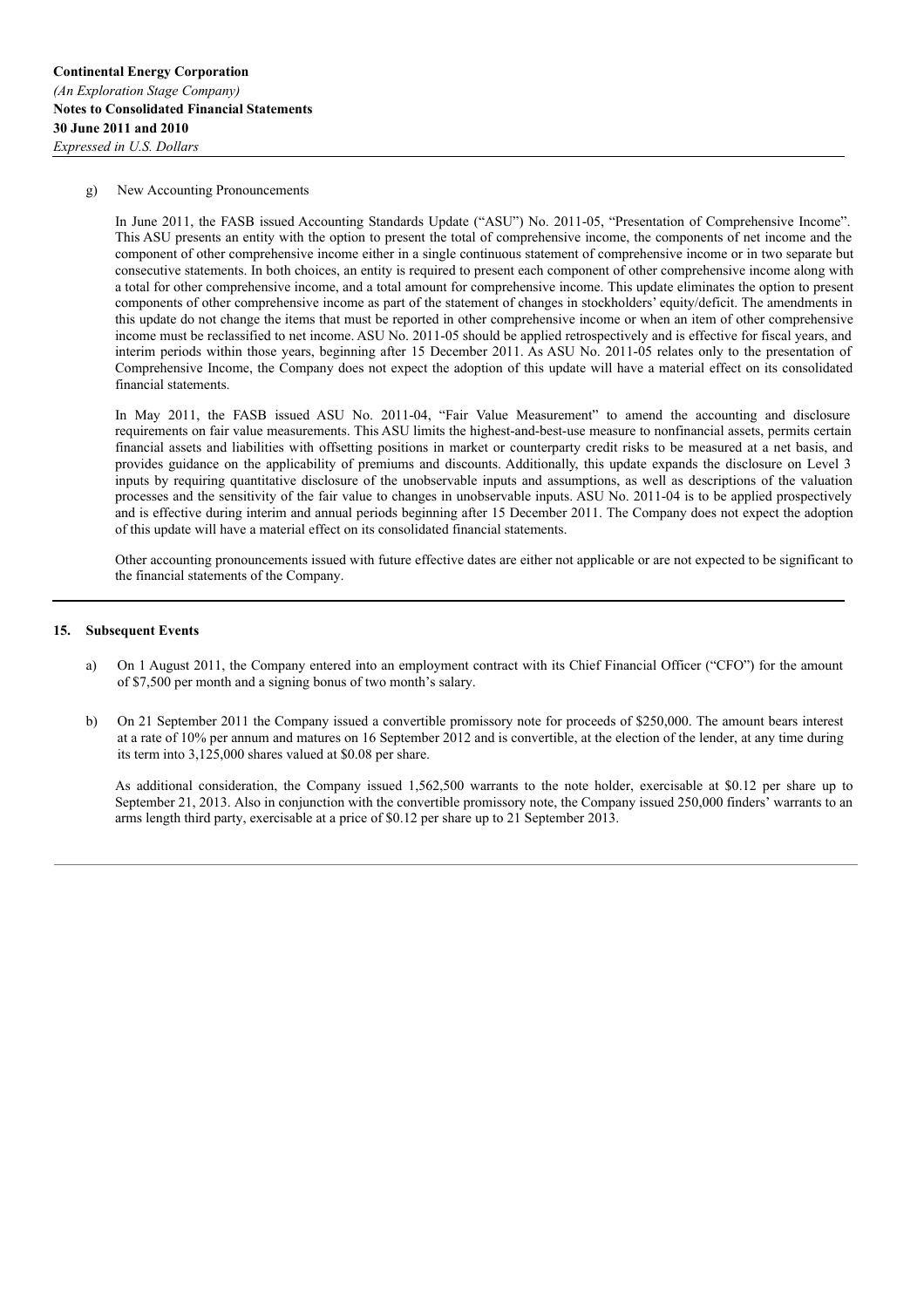g) New Accounting Pronouncements

In June 2011, the FASB issued Accounting Standards Update ("ASU") No. 2011-05, "Presentation of Comprehensive Income". This ASU presents an entity with the option to present the total of comprehensive income, the components of net income and the component of other comprehensive income either in a single continuous statement of comprehensive income or in two separate but consecutive statements. In both choices, an entity is required to present each component of other comprehensive income along with a total for other comprehensive income, and a total amount for comprehensive income. This update eliminates the option to present components of other comprehensive income as part of the statement of changes in stockholders' equity/deficit. The amendments in this update do not change the items that must be reported in other comprehensive income or when an item of other comprehensive income must be reclassified to net income. ASU No. 2011-05 should be applied retrospectively and is effective for fiscal years, and interim periods within those years, beginning after 15 December 2011. As ASU No. 2011-05 relates only to the presentation of Comprehensive Income, the Company does not expect the adoption of this update will have a material effect on its consolidated financial statements.

In May 2011, the FASB issued ASU No. 2011-04, "Fair Value Measurement" to amend the accounting and disclosure requirements on fair value measurements. This ASU limits the highest-and-best-use measure to nonfinancial assets, permits certain financial assets and liabilities with offsetting positions in market or counterparty credit risks to be measured at a net basis, and provides guidance on the applicability of premiums and discounts. Additionally, this update expands the disclosure on Level 3 inputs by requiring quantitative disclosure of the unobservable inputs and assumptions, as well as descriptions of the valuation processes and the sensitivity of the fair value to changes in unobservable inputs. ASU No. 2011-04 is to be applied prospectively and is effective during interim and annual periods beginning after 15 December 2011. The Company does not expect the adoption of this update will have a material effect on its consolidated financial statements.

Other accounting pronouncements issued with future effective dates are either not applicable or are not expected to be significant to the financial statements of the Company.

## 15. Subsequent Events

a) On 1 August 2011, the Company entered into an employment contract with its Chief Financial Officer ("CFO") for the amount of $7,500 per month and a signing bonus of two month's salary.

b) On 21 September 2011 the Company issued a convertible promissory note for proceeds of $250,000. The amount bears interest at a rate of 10% per annum and matures on 16 September 2012 and is convertible, at the election of the lender, at any time during its term into 3,125,000 shares valued at $0.08 per share.

As additional consideration, the Company issued 1,562,500 warrants to the note holder, exercisable at $0.12 per share up to September 21, 2013. Also in conjunction with the convertible promissory note, the Company issued 250,000 finders' warrants to an arms length third party, exercisable at a price of $0.12 per share up to 21 September 2013.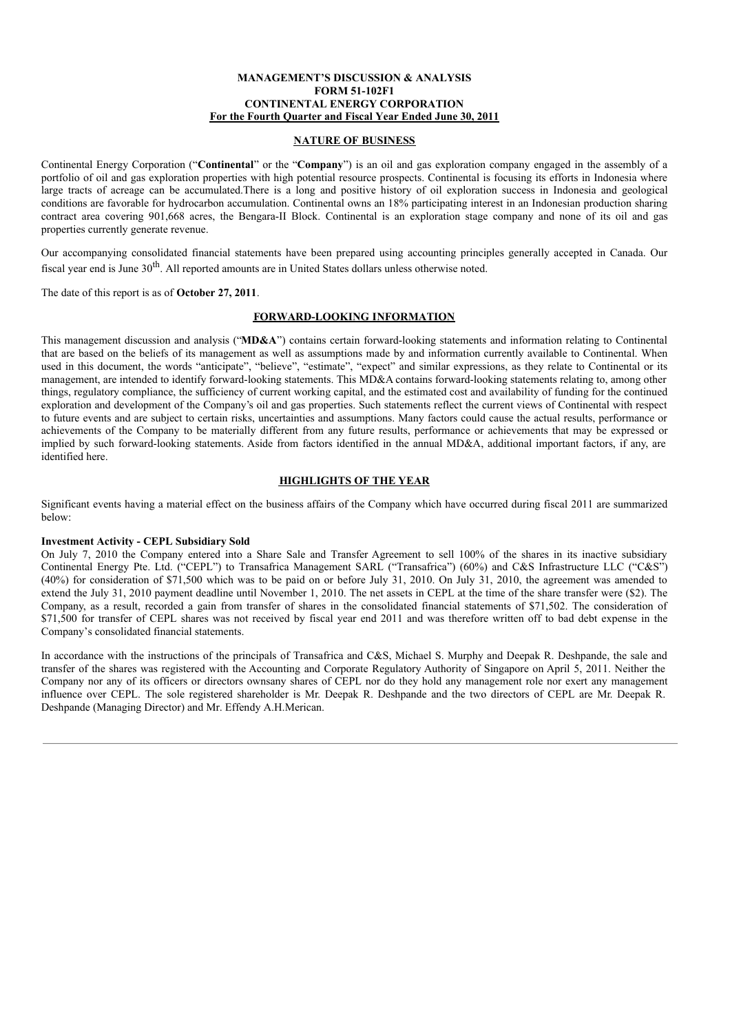**MANAGEMENT'S DISCUSSION & ANALYSIS**
**FORM 51-102F1**
**CONTINENTAL ENERGY CORPORATION**
**For the Fourth Quarter and Fiscal Year Ended June 30, 2011**

## NATURE OF BUSINESS

Continental Energy Corporation ("**Continental**" or the "**Company**") is an oil and gas exploration company engaged in the assembly of a portfolio of oil and gas exploration properties with high potential resource prospects. Continental is focusing its efforts in Indonesia where large tracts of acreage can be accumulated.There is a long and positive history of oil exploration success in Indonesia and geological conditions are favorable for hydrocarbon accumulation. Continental owns an 18% participating interest in an Indonesian production sharing contract area covering 901,668 acres, the Bengara-II Block. Continental is an exploration stage company and none of its oil and gas properties currently generate revenue.

Our accompanying consolidated financial statements have been prepared using accounting principles generally accepted in Canada. Our fiscal year end is June 30th. All reported amounts are in United States dollars unless otherwise noted.

The date of this report is as of **October 27, 2011**.

## FORWARD-LOOKING INFORMATION

This management discussion and analysis ("**MD&A**") contains certain forward-looking statements and information relating to Continental that are based on the beliefs of its management as well as assumptions made by and information currently available to Continental. When used in this document, the words "anticipate", "believe", "estimate", "expect" and similar expressions, as they relate to Continental or its management, are intended to identify forward-looking statements. This MD&A contains forward-looking statements relating to, among other things, regulatory compliance, the sufficiency of current working capital, and the estimated cost and availability of funding for the continued exploration and development of the Company's oil and gas properties. Such statements reflect the current views of Continental with respect to future events and are subject to certain risks, uncertainties and assumptions. Many factors could cause the actual results, performance or achievements of the Company to be materially different from any future results, performance or achievements that may be expressed or implied by such forward-looking statements. Aside from factors identified in the annual MD&A, additional important factors, if any, are identified here.

## HIGHLIGHTS OF THE YEAR

Significant events having a material effect on the business affairs of the Company which have occurred during fiscal 2011 are summarized below:

**Investment Activity - CEPL Subsidiary Sold**
On July 7, 2010 the Company entered into a Share Sale and Transfer Agreement to sell 100% of the shares in its inactive subsidiary Continental Energy Pte. Ltd. ("CEPL") to Transafrica Management SARL ("Transafrica") (60%) and C&S Infrastructure LLC ("C&S") (40%) for consideration of $71,500 which was to be paid on or before July 31, 2010. On July 31, 2010, the agreement was amended to extend the July 31, 2010 payment deadline until November 1, 2010. The net assets in CEPL at the time of the share transfer were ($2). The Company, as a result, recorded a gain from transfer of shares in the consolidated financial statements of $71,502. The consideration of $71,500 for transfer of CEPL shares was not received by fiscal year end 2011 and was therefore written off to bad debt expense in the Company's consolidated financial statements.

In accordance with the instructions of the principals of Transafrica and C&S, Michael S. Murphy and Deepak R. Deshpande, the sale and transfer of the shares was registered with the Accounting and Corporate Regulatory Authority of Singapore on April 5, 2011. Neither the Company nor any of its officers or directors ownsany shares of CEPL nor do they hold any management role nor exert any management influence over CEPL. The sole registered shareholder is Mr. Deepak R. Deshpande and the two directors of CEPL are Mr. Deepak R. Deshpande (Managing Director) and Mr. Effendy A.H.Merican.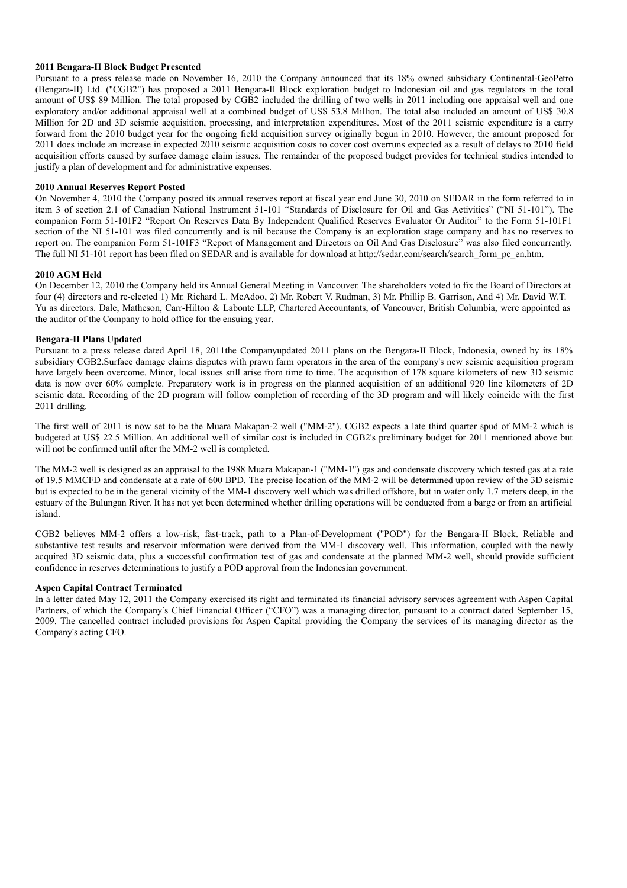**2011 Bengara-II Block Budget Presented**

Pursuant to a press release made on November 16, 2010 the Company announced that its 18% owned subsidiary Continental-GeoPetro (Bengara-II) Ltd. ("CGB2") has proposed a 2011 Bengara-II Block exploration budget to Indonesian oil and gas regulators in the total amount of US$ 89 Million. The total proposed by CGB2 included the drilling of two wells in 2011 including one appraisal well and one exploratory and/or additional appraisal well at a combined budget of US$ 53.8 Million. The total also included an amount of US$ 30.8 Million for 2D and 3D seismic acquisition, processing, and interpretation expenditures. Most of the 2011 seismic expenditure is a carry forward from the 2010 budget year for the ongoing field acquisition survey originally begun in 2010. However, the amount proposed for 2011 does include an increase in expected 2010 seismic acquisition costs to cover cost overruns expected as a result of delays to 2010 field acquisition efforts caused by surface damage claim issues. The remainder of the proposed budget provides for technical studies intended to justify a plan of development and for administrative expenses.

**2010 Annual Reserves Report Posted**

On November 4, 2010 the Company posted its annual reserves report at fiscal year end June 30, 2010 on SEDAR in the form referred to in item 3 of section 2.1 of Canadian National Instrument 51-101 "Standards of Disclosure for Oil and Gas Activities" ("NI 51-101"). The companion Form 51-101F2 "Report On Reserves Data By Independent Qualified Reserves Evaluator Or Auditor" to the Form 51-101F1 section of the NI 51-101 was filed concurrently and is nil because the Company is an exploration stage company and has no reserves to report on. The companion Form 51-101F3 "Report of Management and Directors on Oil And Gas Disclosure" was also filed concurrently. The full NI 51-101 report has been filed on SEDAR and is available for download at http://sedar.com/search/search_form_pc_en.htm.

**2010 AGM Held**

On December 12, 2010 the Company held its Annual General Meeting in Vancouver. The shareholders voted to fix the Board of Directors at four (4) directors and re-elected 1) Mr. Richard L. McAdoo, 2) Mr. Robert V. Rudman, 3) Mr. Phillip B. Garrison, And 4) Mr. David W.T. Yu as directors. Dale, Matheson, Carr-Hilton & Labonte LLP, Chartered Accountants, of Vancouver, British Columbia, were appointed as the auditor of the Company to hold office for the ensuing year.

**Bengara-II Plans Updated**

Pursuant to a press release dated April 18, 2011the Companyupdated 2011 plans on the Bengara-II Block, Indonesia, owned by its 18% subsidiary CGB2.Surface damage claims disputes with prawn farm operators in the area of the company's new seismic acquisition program have largely been overcome. Minor, local issues still arise from time to time. The acquisition of 178 square kilometers of new 3D seismic data is now over 60% complete. Preparatory work is in progress on the planned acquisition of an additional 920 line kilometers of 2D seismic data. Recording of the 2D program will follow completion of recording of the 3D program and will likely coincide with the first 2011 drilling.

The first well of 2011 is now set to be the Muara Makapan-2 well ("MM-2"). CGB2 expects a late third quarter spud of MM-2 which is budgeted at US$ 22.5 Million. An additional well of similar cost is included in CGB2's preliminary budget for 2011 mentioned above but will not be confirmed until after the MM-2 well is completed.

The MM-2 well is designed as an appraisal to the 1988 Muara Makapan-1 ("MM-1") gas and condensate discovery which tested gas at a rate of 19.5 MMCFD and condensate at a rate of 600 BPD. The precise location of the MM-2 will be determined upon review of the 3D seismic but is expected to be in the general vicinity of the MM-1 discovery well which was drilled offshore, but in water only 1.7 meters deep, in the estuary of the Bulungan River. It has not yet been determined whether drilling operations will be conducted from a barge or from an artificial island.

CGB2 believes MM-2 offers a low-risk, fast-track, path to a Plan-of-Development ("POD") for the Bengara-II Block. Reliable and substantive test results and reservoir information were derived from the MM-1 discovery well. This information, coupled with the newly acquired 3D seismic data, plus a successful confirmation test of gas and condensate at the planned MM-2 well, should provide sufficient confidence in reserves determinations to justify a POD approval from the Indonesian government.

**Aspen Capital Contract Terminated**

In a letter dated May 12, 2011 the Company exercised its right and terminated its financial advisory services agreement with Aspen Capital Partners, of which the Company's Chief Financial Officer ("CFO") was a managing director, pursuant to a contract dated September 15, 2009. The cancelled contract included provisions for Aspen Capital providing the Company the services of its managing director as the Company's acting CFO.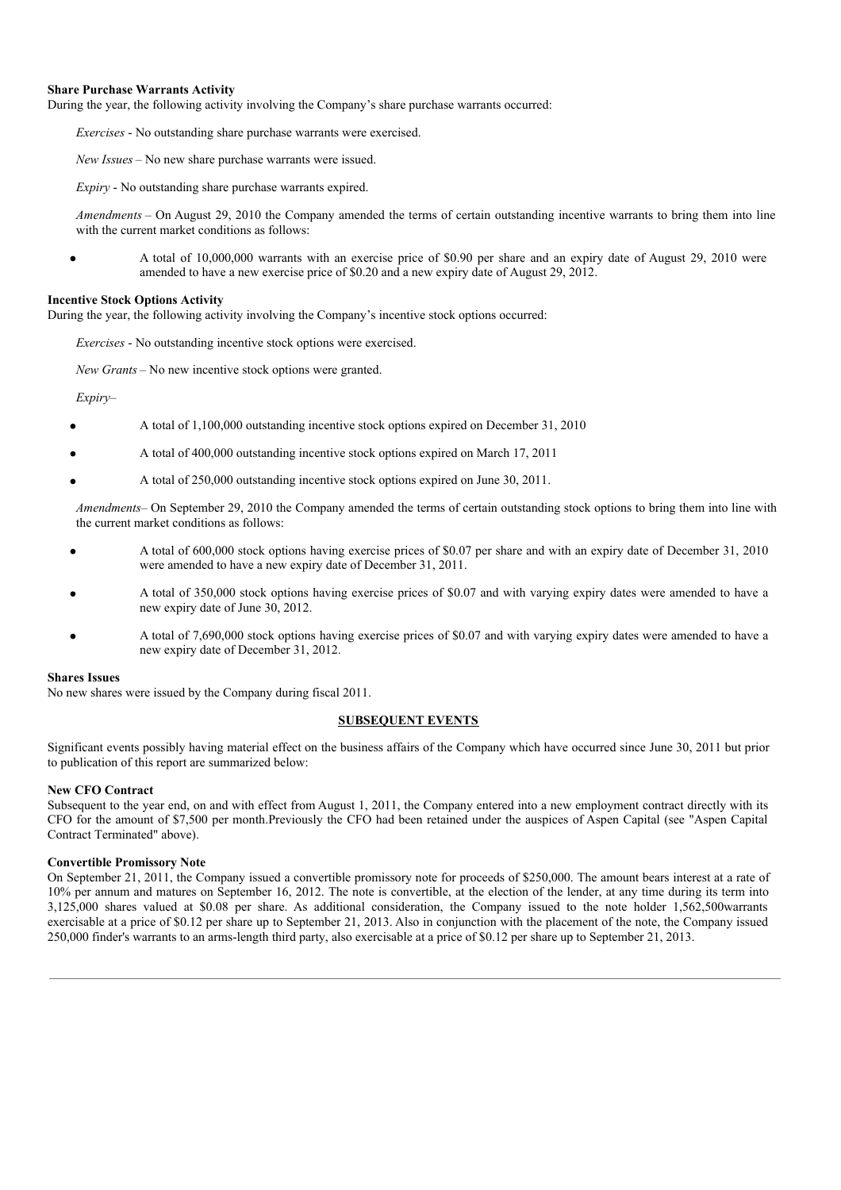**Share Purchase Warrants Activity**

During the year, the following activity involving the Company's share purchase warrants occurred:

*Exercises* - No outstanding share purchase warrants were exercised.

*New Issues* – No new share purchase warrants were issued.

*Expiry* - No outstanding share purchase warrants expired.

*Amendments* – On August 29, 2010 the Company amended the terms of certain outstanding incentive warrants to bring them into line with the current market conditions as follows:

- A total of 10,000,000 warrants with an exercise price of $0.90 per share and an expiry date of August 29, 2010 were amended to have a new exercise price of $0.20 and a new expiry date of August 29, 2012.

**Incentive Stock Options Activity**

During the year, the following activity involving the Company's incentive stock options occurred:

*Exercises* - No outstanding incentive stock options were exercised.

*New Grants* – No new incentive stock options were granted.

*Expiry*–

- A total of 1,100,000 outstanding incentive stock options expired on December 31, 2010
- A total of 400,000 outstanding incentive stock options expired on March 17, 2011
- A total of 250,000 outstanding incentive stock options expired on June 30, 2011.

*Amendments*– On September 29, 2010 the Company amended the terms of certain outstanding stock options to bring them into line with the current market conditions as follows:

- A total of 600,000 stock options having exercise prices of $0.07 per share and with an expiry date of December 31, 2010 were amended to have a new expiry date of December 31, 2011.
- A total of 350,000 stock options having exercise prices of $0.07 and with varying expiry dates were amended to have a new expiry date of June 30, 2012.
- A total of 7,690,000 stock options having exercise prices of $0.07 and with varying expiry dates were amended to have a new expiry date of December 31, 2012.

**Shares Issues**

No new shares were issued by the Company during fiscal 2011.

## SUBSEQUENT EVENTS

Significant events possibly having material effect on the business affairs of the Company which have occurred since June 30, 2011 but prior to publication of this report are summarized below:

**New CFO Contract**

Subsequent to the year end, on and with effect from August 1, 2011, the Company entered into a new employment contract directly with its CFO for the amount of $7,500 per month.Previously the CFO had been retained under the auspices of Aspen Capital (see "Aspen Capital Contract Terminated" above).

**Convertible Promissory Note**

On September 21, 2011, the Company issued a convertible promissory note for proceeds of $250,000. The amount bears interest at a rate of 10% per annum and matures on September 16, 2012. The note is convertible, at the election of the lender, at any time during its term into 3,125,000 shares valued at $0.08 per share. As additional consideration, the Company issued to the note holder 1,562,500warrants exercisable at a price of $0.12 per share up to September 21, 2013. Also in conjunction with the placement of the note, the Company issued 250,000 finder's warrants to an arms-length third party, also exercisable at a price of $0.12 per share up to September 21, 2013.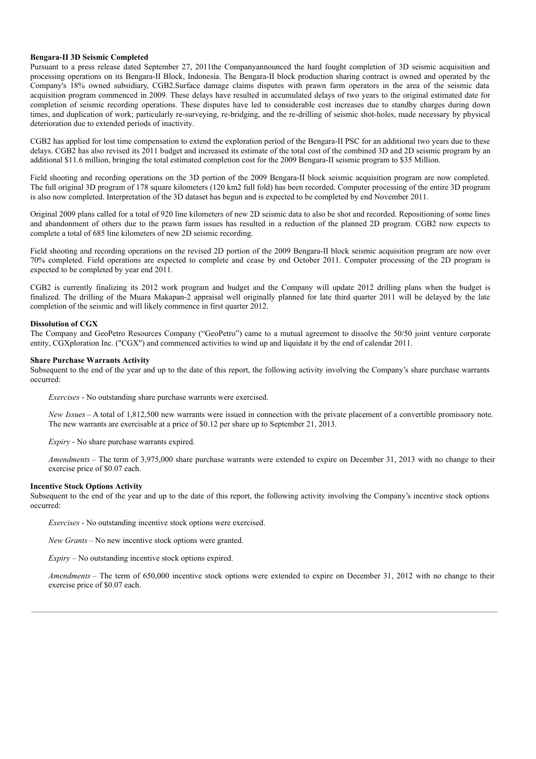**Bengara-II 3D Seismic Completed**

Pursuant to a press release dated September 27, 2011the Companyannounced the hard fought completion of 3D seismic acquisition and processing operations on its Bengara-II Block, Indonesia. The Bengara-II block production sharing contract is owned and operated by the Company's 18% owned subsidiary, CGB2.Surface damage claims disputes with prawn farm operators in the area of the seismic data acquisition program commenced in 2009. These delays have resulted in accumulated delays of two years to the original estimated date for completion of seismic recording operations. These disputes have led to considerable cost increases due to standby charges during down times, and duplication of work; particularly re-surveying, re-bridging, and the re-drilling of seismic shot-holes, made necessary by physical deterioration due to extended periods of inactivity.

CGB2 has applied for lost time compensation to extend the exploration period of the Bengara-II PSC for an additional two years due to these delays. CGB2 has also revised its 2011 budget and increased its estimate of the total cost of the combined 3D and 2D seismic program by an additional $11.6 million, bringing the total estimated completion cost for the 2009 Bengara-II seismic program to $35 Million.

Field shooting and recording operations on the 3D portion of the 2009 Bengara-II block seismic acquisition program are now completed. The full original 3D program of 178 square kilometers (120 km2 full fold) has been recorded. Computer processing of the entire 3D program is also now completed. Interpretation of the 3D dataset has begun and is expected to be completed by end November 2011.

Original 2009 plans called for a total of 920 line kilometers of new 2D seismic data to also be shot and recorded. Repositioning of some lines and abandonment of others due to the prawn farm issues has resulted in a reduction of the planned 2D program. CGB2 now expects to complete a total of 685 line kilometers of new 2D seismic recording.

Field shooting and recording operations on the revised 2D portion of the 2009 Bengara-II block seismic acquisition program are now over 70% completed. Field operations are expected to complete and cease by end October 2011. Computer processing of the 2D program is expected to be completed by year end 2011.

CGB2 is currently finalizing its 2012 work program and budget and the Company will update 2012 drilling plans when the budget is finalized. The drilling of the Muara Makapan-2 appraisal well originally planned for late third quarter 2011 will be delayed by the late completion of the seismic and will likely commence in first quarter 2012.

**Dissolution of CGX**

The Company and GeoPetro Resources Company ("GeoPetro") came to a mutual agreement to dissolve the 50/50 joint venture corporate entity, CGXploration Inc. ("CGX") and commenced activities to wind up and liquidate it by the end of calendar 2011.

**Share Purchase Warrants Activity**

Subsequent to the end of the year and up to the date of this report, the following activity involving the Company's share purchase warrants occurred:

*Exercises* - No outstanding share purchase warrants were exercised.

*New Issues* – A total of 1,812,500 new warrants were issued in connection with the private placement of a convertible promissory note. The new warrants are exercisable at a price of $0.12 per share up to September 21, 2013.

*Expiry* - No share purchase warrants expired.

*Amendments* – The term of 3,975,000 share purchase warrants were extended to expire on December 31, 2013 with no change to their exercise price of $0.07 each.

**Incentive Stock Options Activity**

Subsequent to the end of the year and up to the date of this report, the following activity involving the Company's incentive stock options occurred:

*Exercises* - No outstanding incentive stock options were exercised.

*New Grants* – No new incentive stock options were granted.

*Expiry* – No outstanding incentive stock options expired.

*Amendments* – The term of 650,000 incentive stock options were extended to expire on December 31, 2012 with no change to their exercise price of $0.07 each.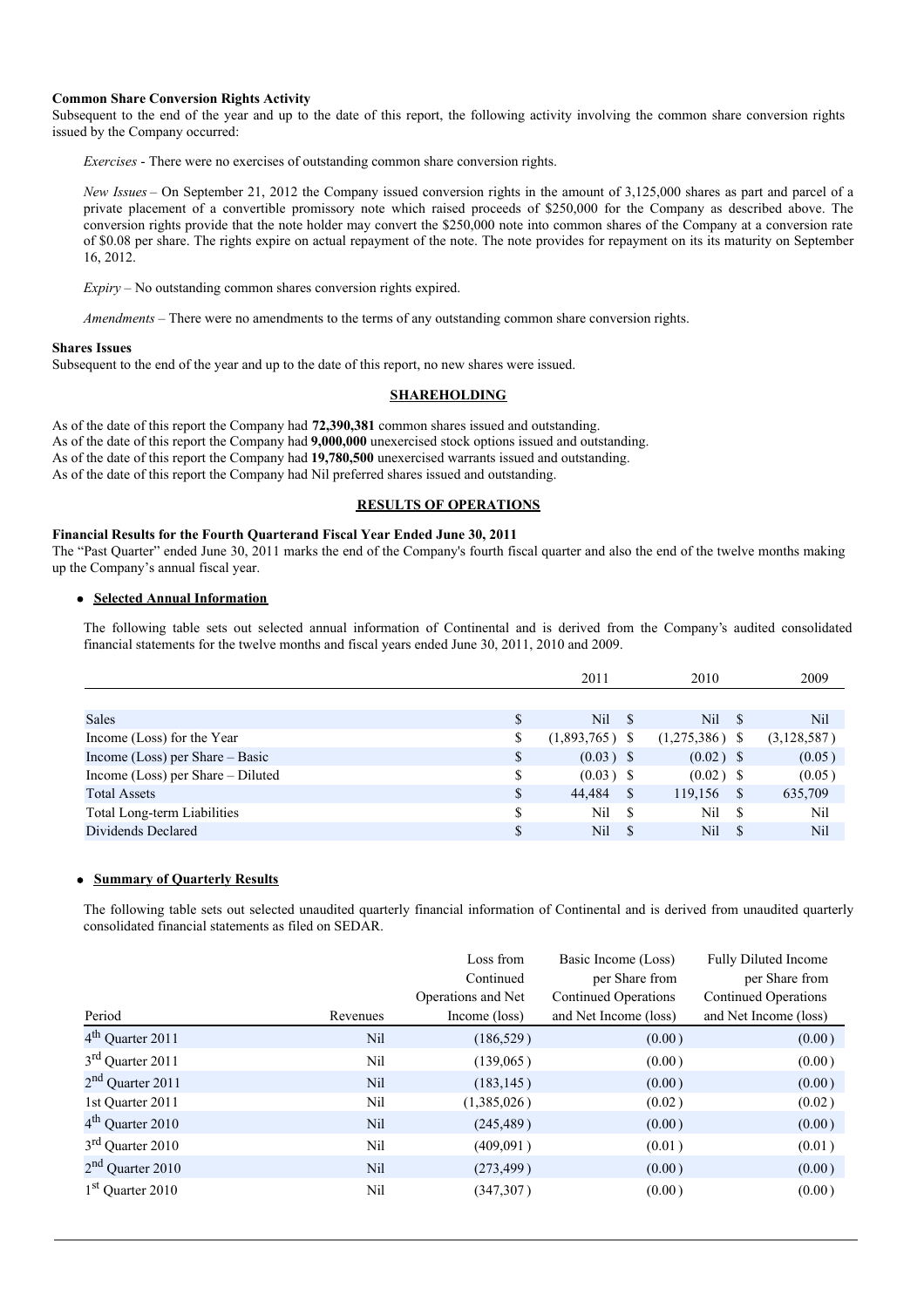**Common Share Conversion Rights Activity**
Subsequent to the end of the year and up to the date of this report, the following activity involving the common share conversion rights issued by the Company occurred:

*Exercises* - There were no exercises of outstanding common share conversion rights.

*New Issues* – On September 21, 2012 the Company issued conversion rights in the amount of 3,125,000 shares as part and parcel of a private placement of a convertible promissory note which raised proceeds of $250,000 for the Company as described above. The conversion rights provide that the note holder may convert the $250,000 note into common shares of the Company at a conversion rate of $0.08 per share. The rights expire on actual repayment of the note. The note provides for repayment on its its maturity on September 16, 2012.

*Expiry* – No outstanding common shares conversion rights expired.

*Amendments* – There were no amendments to the terms of any outstanding common share conversion rights.

**Shares Issues**
Subsequent to the end of the year and up to the date of this report, no new shares were issued.

## SHAREHOLDING

As of the date of this report the Company had **72,390,381** common shares issued and outstanding.
As of the date of this report the Company had **9,000,000** unexercised stock options issued and outstanding.
As of the date of this report the Company had **19,780,500** unexercised warrants issued and outstanding.
As of the date of this report the Company had Nil preferred shares issued and outstanding.

## RESULTS OF OPERATIONS

**Financial Results for the Fourth Quarterand Fiscal Year Ended June 30, 2011**
The "Past Quarter" ended June 30, 2011 marks the end of the Company's fourth fiscal quarter and also the end of the twelve months making up the Company's annual fiscal year.

- **Selected Annual Information**

The following table sets out selected annual information of Continental and is derived from the Company's audited consolidated financial statements for the twelve months and fiscal years ended June 30, 2011, 2010 and 2009.

| | | 2011 | | 2010 | | 2009 |
|---|---|---|---|---|---|---|
| Sales | $ | Nil | $ | Nil | $ | Nil |
| Income (Loss) for the Year | $ | (1,893,765) | $ | (1,275,386) | $ | (3,128,587) |
| Income (Loss) per Share – Basic | $ | (0.03) | $ | (0.02) | $ | (0.05) |
| Income (Loss) per Share – Diluted | $ | (0.03) | $ | (0.02) | $ | (0.05) |
| Total Assets | $ | 44,484 | $ | 119,156 | $ | 635,709 |
| Total Long-term Liabilities | $ | Nil | $ | Nil | $ | Nil |
| Dividends Declared | $ | Nil | $ | Nil | $ | Nil |

- **Summary of Quarterly Results**

The following table sets out selected unaudited quarterly financial information of Continental and is derived from unaudited quarterly consolidated financial statements as filed on SEDAR.

| Period | Revenues | Loss from Continued Operations and Net Income (loss) | Basic Income (Loss) per Share from Continued Operations and Net Income (loss) | Fully Diluted Income per Share from Continued Operations and Net Income (loss) |
|---|---|---|---|---|
| 4th Quarter 2011 | Nil | (186,529) | (0.00) | (0.00) |
| 3rd Quarter 2011 | Nil | (139,065) | (0.00) | (0.00) |
| 2nd Quarter 2011 | Nil | (183,145) | (0.00) | (0.00) |
| 1st Quarter 2011 | Nil | (1,385,026) | (0.02) | (0.02) |
| 4th Quarter 2010 | Nil | (245,489) | (0.00) | (0.00) |
| 3rd Quarter 2010 | Nil | (409,091) | (0.01) | (0.01) |
| 2nd Quarter 2010 | Nil | (273,499) | (0.00) | (0.00) |
| 1st Quarter 2010 | Nil | (347,307) | (0.00) | (0.00) |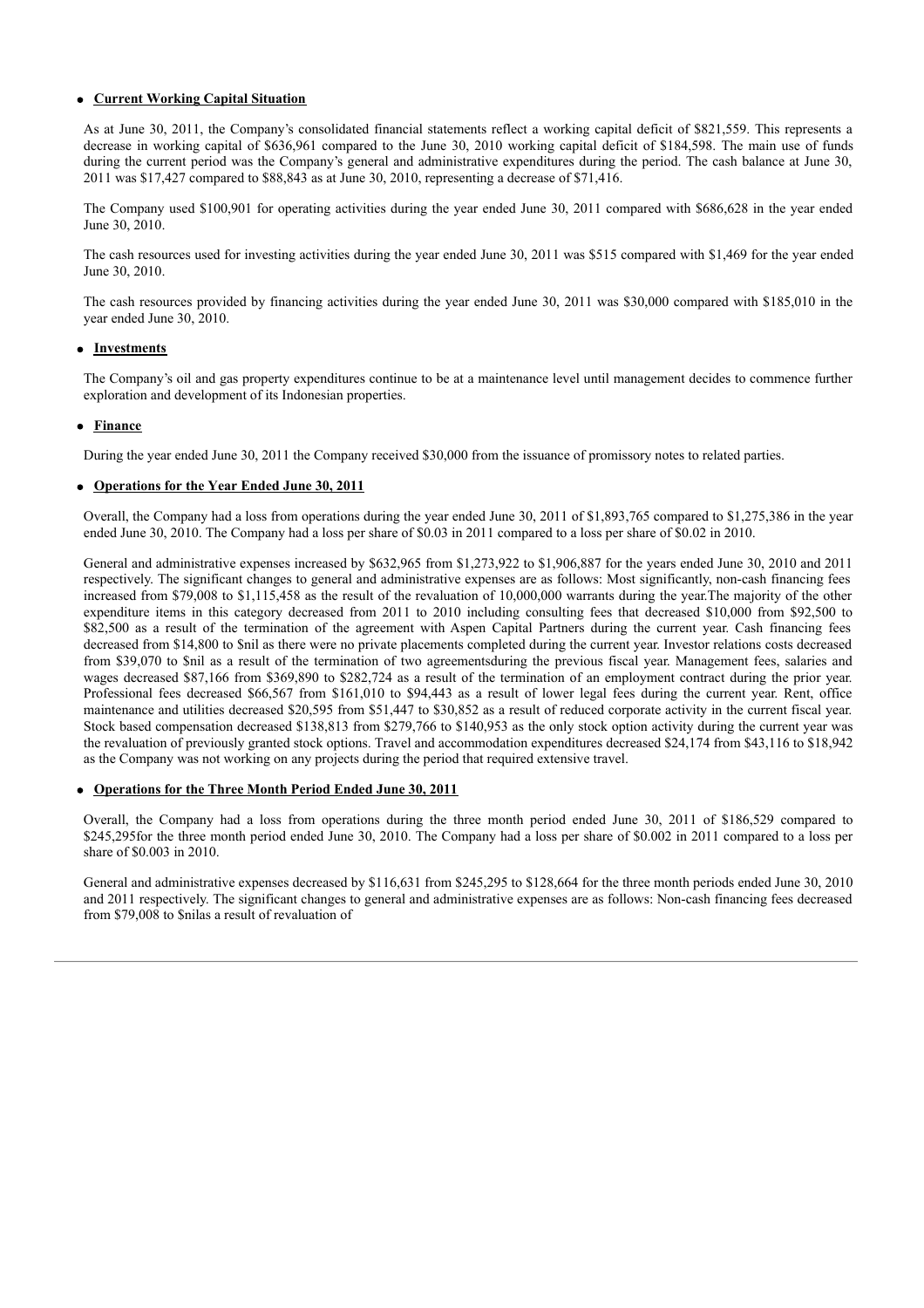- **Current Working Capital Situation**

  As at June 30, 2011, the Company's consolidated financial statements reflect a working capital deficit of $821,559. This represents a decrease in working capital of $636,961 compared to the June 30, 2010 working capital deficit of $184,598. The main use of funds during the current period was the Company's general and administrative expenditures during the period. The cash balance at June 30, 2011 was $17,427 compared to $88,843 as at June 30, 2010, representing a decrease of $71,416.

  The Company used $100,901 for operating activities during the year ended June 30, 2011 compared with $686,628 in the year ended June 30, 2010.

  The cash resources used for investing activities during the year ended June 30, 2011 was $515 compared with $1,469 for the year ended June 30, 2010.

  The cash resources provided by financing activities during the year ended June 30, 2011 was $30,000 compared with $185,010 in the year ended June 30, 2010.

- **Investments**

  The Company's oil and gas property expenditures continue to be at a maintenance level until management decides to commence further exploration and development of its Indonesian properties.

- **Finance**

  During the year ended June 30, 2011 the Company received $30,000 from the issuance of promissory notes to related parties.

- **Operations for the Year Ended June 30, 2011**

  Overall, the Company had a loss from operations during the year ended June 30, 2011 of $1,893,765 compared to $1,275,386 in the year ended June 30, 2010. The Company had a loss per share of $0.03 in 2011 compared to a loss per share of $0.02 in 2010.

  General and administrative expenses increased by $632,965 from $1,273,922 to $1,906,887 for the years ended June 30, 2010 and 2011 respectively. The significant changes to general and administrative expenses are as follows: Most significantly, non-cash financing fees increased from $79,008 to $1,115,458 as the result of the revaluation of 10,000,000 warrants during the year.The majority of the other expenditure items in this category decreased from 2011 to 2010 including consulting fees that decreased $10,000 from $92,500 to $82,500 as a result of the termination of the agreement with Aspen Capital Partners during the current year. Cash financing fees decreased from $14,800 to $nil as there were no private placements completed during the current year. Investor relations costs decreased from $39,070 to $nil as a result of the termination of two agreementsduring the previous fiscal year. Management fees, salaries and wages decreased $87,166 from $369,890 to $282,724 as a result of the termination of an employment contract during the prior year. Professional fees decreased $66,567 from $161,010 to $94,443 as a result of lower legal fees during the current year. Rent, office maintenance and utilities decreased $20,595 from $51,447 to $30,852 as a result of reduced corporate activity in the current fiscal year. Stock based compensation decreased $138,813 from $279,766 to $140,953 as the only stock option activity during the current year was the revaluation of previously granted stock options. Travel and accommodation expenditures decreased $24,174 from $43,116 to $18,942 as the Company was not working on any projects during the period that required extensive travel.

- **Operations for the Three Month Period Ended June 30, 2011**

  Overall, the Company had a loss from operations during the three month period ended June 30, 2011 of $186,529 compared to $245,295for the three month period ended June 30, 2010. The Company had a loss per share of $0.002 in 2011 compared to a loss per share of $0.003 in 2010.

  General and administrative expenses decreased by $116,631 from $245,295 to $128,664 for the three month periods ended June 30, 2010 and 2011 respectively. The significant changes to general and administrative expenses are as follows: Non-cash financing fees decreased from $79,008 to $nilas a result of revaluation of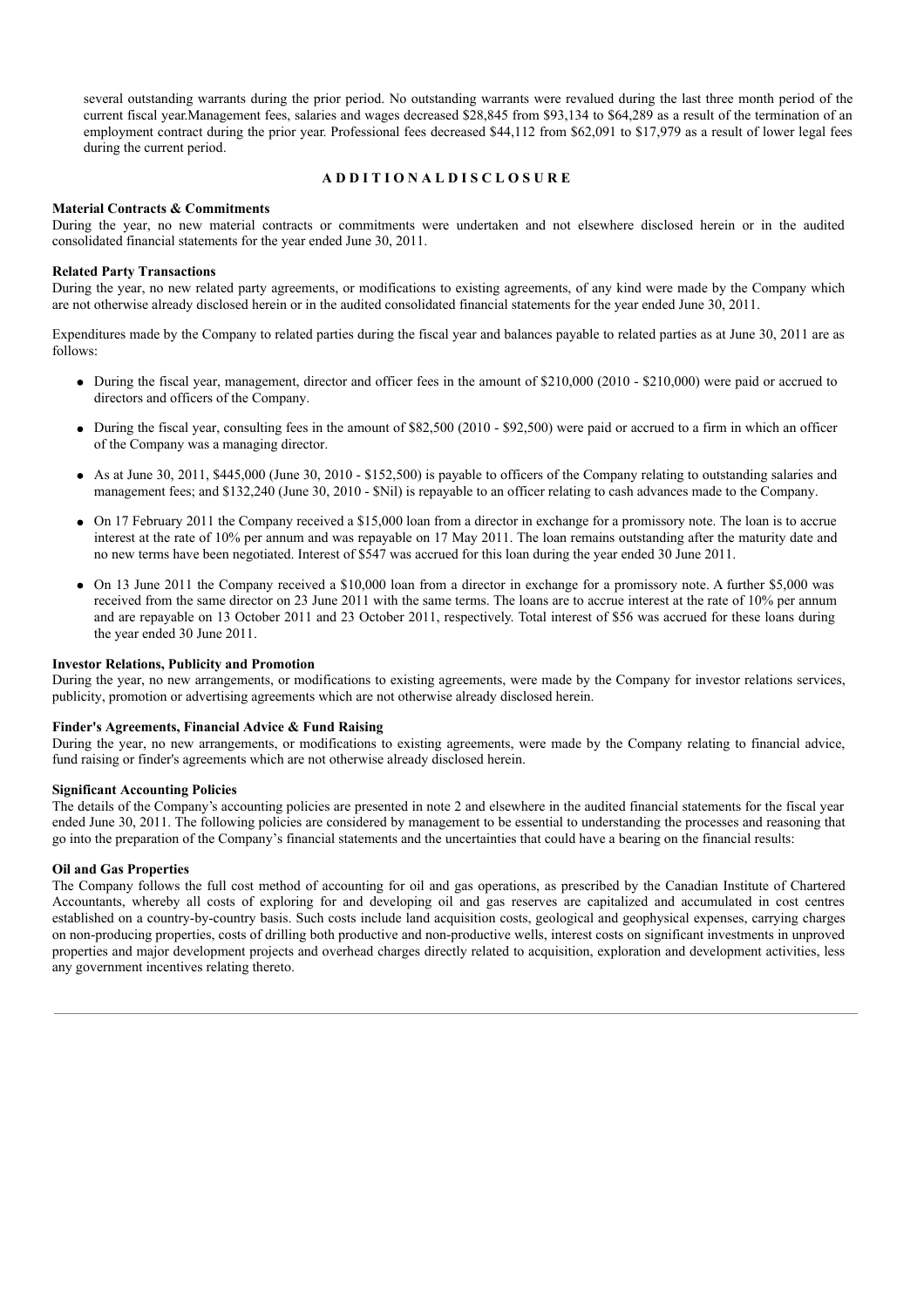several outstanding warrants during the prior period. No outstanding warrants were revalued during the last three month period of the current fiscal year.Management fees, salaries and wages decreased $28,845 from $93,134 to $64,289 as a result of the termination of an employment contract during the prior year. Professional fees decreased $44,112 from $62,091 to $17,979 as a result of lower legal fees during the current period.

## ADDITIONAL DISCLOSURE

**Material Contracts & Commitments**

During the year, no new material contracts or commitments were undertaken and not elsewhere disclosed herein or in the audited consolidated financial statements for the year ended June 30, 2011.

**Related Party Transactions**

During the year, no new related party agreements, or modifications to existing agreements, of any kind were made by the Company which are not otherwise already disclosed herein or in the audited consolidated financial statements for the year ended June 30, 2011.

Expenditures made by the Company to related parties during the fiscal year and balances payable to related parties as at June 30, 2011 are as follows:

- During the fiscal year, management, director and officer fees in the amount of $210,000 (2010 - $210,000) were paid or accrued to directors and officers of the Company.
- During the fiscal year, consulting fees in the amount of $82,500 (2010 - $92,500) were paid or accrued to a firm in which an officer of the Company was a managing director.
- As at June 30, 2011, $445,000 (June 30, 2010 - $152,500) is payable to officers of the Company relating to outstanding salaries and management fees; and $132,240 (June 30, 2010 - $Nil) is repayable to an officer relating to cash advances made to the Company.
- On 17 February 2011 the Company received a $15,000 loan from a director in exchange for a promissory note. The loan is to accrue interest at the rate of 10% per annum and was repayable on 17 May 2011. The loan remains outstanding after the maturity date and no new terms have been negotiated. Interest of $547 was accrued for this loan during the year ended 30 June 2011.
- On 13 June 2011 the Company received a $10,000 loan from a director in exchange for a promissory note. A further $5,000 was received from the same director on 23 June 2011 with the same terms. The loans are to accrue interest at the rate of 10% per annum and are repayable on 13 October 2011 and 23 October 2011, respectively. Total interest of $56 was accrued for these loans during the year ended 30 June 2011.

**Investor Relations, Publicity and Promotion**

During the year, no new arrangements, or modifications to existing agreements, were made by the Company for investor relations services, publicity, promotion or advertising agreements which are not otherwise already disclosed herein.

**Finder's Agreements, Financial Advice & Fund Raising**

During the year, no new arrangements, or modifications to existing agreements, were made by the Company relating to financial advice, fund raising or finder's agreements which are not otherwise already disclosed herein.

**Significant Accounting Policies**

The details of the Company's accounting policies are presented in note 2 and elsewhere in the audited financial statements for the fiscal year ended June 30, 2011. The following policies are considered by management to be essential to understanding the processes and reasoning that go into the preparation of the Company's financial statements and the uncertainties that could have a bearing on the financial results:

**Oil and Gas Properties**

The Company follows the full cost method of accounting for oil and gas operations, as prescribed by the Canadian Institute of Chartered Accountants, whereby all costs of exploring for and developing oil and gas reserves are capitalized and accumulated in cost centres established on a country-by-country basis. Such costs include land acquisition costs, geological and geophysical expenses, carrying charges on non-producing properties, costs of drilling both productive and non-productive wells, interest costs on significant investments in unproved properties and major development projects and overhead charges directly related to acquisition, exploration and development activities, less any government incentives relating thereto.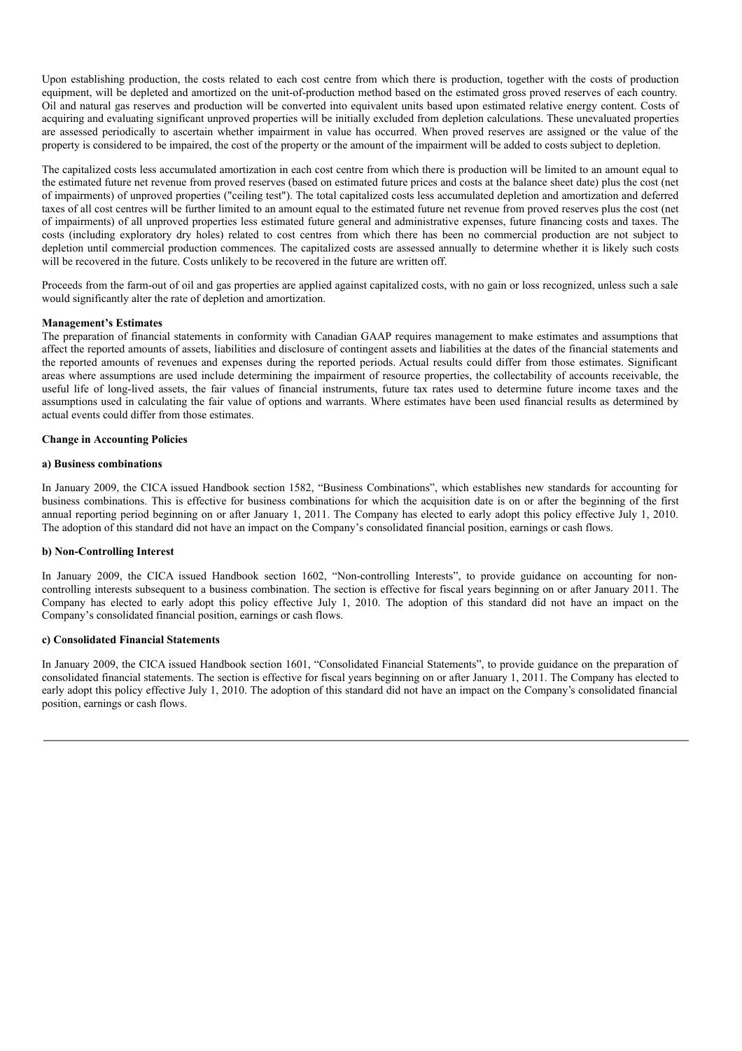Upon establishing production, the costs related to each cost centre from which there is production, together with the costs of production equipment, will be depleted and amortized on the unit-of-production method based on the estimated gross proved reserves of each country. Oil and natural gas reserves and production will be converted into equivalent units based upon estimated relative energy content. Costs of acquiring and evaluating significant unproved properties will be initially excluded from depletion calculations. These unevaluated properties are assessed periodically to ascertain whether impairment in value has occurred. When proved reserves are assigned or the value of the property is considered to be impaired, the cost of the property or the amount of the impairment will be added to costs subject to depletion.

The capitalized costs less accumulated amortization in each cost centre from which there is production will be limited to an amount equal to the estimated future net revenue from proved reserves (based on estimated future prices and costs at the balance sheet date) plus the cost (net of impairments) of unproved properties ("ceiling test"). The total capitalized costs less accumulated depletion and amortization and deferred taxes of all cost centres will be further limited to an amount equal to the estimated future net revenue from proved reserves plus the cost (net of impairments) of all unproved properties less estimated future general and administrative expenses, future financing costs and taxes. The costs (including exploratory dry holes) related to cost centres from which there has been no commercial production are not subject to depletion until commercial production commences. The capitalized costs are assessed annually to determine whether it is likely such costs will be recovered in the future. Costs unlikely to be recovered in the future are written off.

Proceeds from the farm-out of oil and gas properties are applied against capitalized costs, with no gain or loss recognized, unless such a sale would significantly alter the rate of depletion and amortization.

**Management's Estimates**

The preparation of financial statements in conformity with Canadian GAAP requires management to make estimates and assumptions that affect the reported amounts of assets, liabilities and disclosure of contingent assets and liabilities at the dates of the financial statements and the reported amounts of revenues and expenses during the reported periods. Actual results could differ from those estimates. Significant areas where assumptions are used include determining the impairment of resource properties, the collectability of accounts receivable, the useful life of long-lived assets, the fair values of financial instruments, future tax rates used to determine future income taxes and the assumptions used in calculating the fair value of options and warrants. Where estimates have been used financial results as determined by actual events could differ from those estimates.

**Change in Accounting Policies**

**a) Business combinations**

In January 2009, the CICA issued Handbook section 1582, "Business Combinations", which establishes new standards for accounting for business combinations. This is effective for business combinations for which the acquisition date is on or after the beginning of the first annual reporting period beginning on or after January 1, 2011. The Company has elected to early adopt this policy effective July 1, 2010. The adoption of this standard did not have an impact on the Company's consolidated financial position, earnings or cash flows.

**b) Non-Controlling Interest**

In January 2009, the CICA issued Handbook section 1602, "Non-controlling Interests", to provide guidance on accounting for non-controlling interests subsequent to a business combination. The section is effective for fiscal years beginning on or after January 2011. The Company has elected to early adopt this policy effective July 1, 2010. The adoption of this standard did not have an impact on the Company's consolidated financial position, earnings or cash flows.

**c) Consolidated Financial Statements**

In January 2009, the CICA issued Handbook section 1601, "Consolidated Financial Statements", to provide guidance on the preparation of consolidated financial statements. The section is effective for fiscal years beginning on or after January 1, 2011. The Company has elected to early adopt this policy effective July 1, 2010. The adoption of this standard did not have an impact on the Company's consolidated financial position, earnings or cash flows.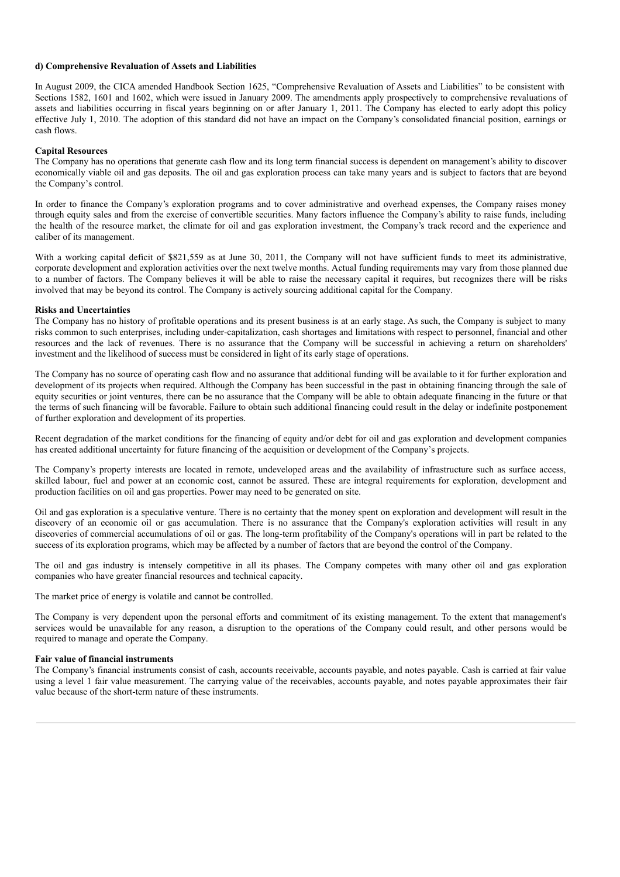**d) Comprehensive Revaluation of Assets and Liabilities**

In August 2009, the CICA amended Handbook Section 1625, "Comprehensive Revaluation of Assets and Liabilities" to be consistent with Sections 1582, 1601 and 1602, which were issued in January 2009. The amendments apply prospectively to comprehensive revaluations of assets and liabilities occurring in fiscal years beginning on or after January 1, 2011. The Company has elected to early adopt this policy effective July 1, 2010. The adoption of this standard did not have an impact on the Company's consolidated financial position, earnings or cash flows.

**Capital Resources**

The Company has no operations that generate cash flow and its long term financial success is dependent on management's ability to discover economically viable oil and gas deposits. The oil and gas exploration process can take many years and is subject to factors that are beyond the Company's control.

In order to finance the Company's exploration programs and to cover administrative and overhead expenses, the Company raises money through equity sales and from the exercise of convertible securities. Many factors influence the Company's ability to raise funds, including the health of the resource market, the climate for oil and gas exploration investment, the Company's track record and the experience and caliber of its management.

With a working capital deficit of $821,559 as at June 30, 2011, the Company will not have sufficient funds to meet its administrative, corporate development and exploration activities over the next twelve months. Actual funding requirements may vary from those planned due to a number of factors. The Company believes it will be able to raise the necessary capital it requires, but recognizes there will be risks involved that may be beyond its control. The Company is actively sourcing additional capital for the Company.

**Risks and Uncertainties**

The Company has no history of profitable operations and its present business is at an early stage. As such, the Company is subject to many risks common to such enterprises, including under-capitalization, cash shortages and limitations with respect to personnel, financial and other resources and the lack of revenues. There is no assurance that the Company will be successful in achieving a return on shareholders' investment and the likelihood of success must be considered in light of its early stage of operations.

The Company has no source of operating cash flow and no assurance that additional funding will be available to it for further exploration and development of its projects when required. Although the Company has been successful in the past in obtaining financing through the sale of equity securities or joint ventures, there can be no assurance that the Company will be able to obtain adequate financing in the future or that the terms of such financing will be favorable. Failure to obtain such additional financing could result in the delay or indefinite postponement of further exploration and development of its properties.

Recent degradation of the market conditions for the financing of equity and/or debt for oil and gas exploration and development companies has created additional uncertainty for future financing of the acquisition or development of the Company's projects.

The Company's property interests are located in remote, undeveloped areas and the availability of infrastructure such as surface access, skilled labour, fuel and power at an economic cost, cannot be assured. These are integral requirements for exploration, development and production facilities on oil and gas properties. Power may need to be generated on site.

Oil and gas exploration is a speculative venture. There is no certainty that the money spent on exploration and development will result in the discovery of an economic oil or gas accumulation. There is no assurance that the Company's exploration activities will result in any discoveries of commercial accumulations of oil or gas. The long-term profitability of the Company's operations will in part be related to the success of its exploration programs, which may be affected by a number of factors that are beyond the control of the Company.

The oil and gas industry is intensely competitive in all its phases. The Company competes with many other oil and gas exploration companies who have greater financial resources and technical capacity.

The market price of energy is volatile and cannot be controlled.

The Company is very dependent upon the personal efforts and commitment of its existing management. To the extent that management's services would be unavailable for any reason, a disruption to the operations of the Company could result, and other persons would be required to manage and operate the Company.

**Fair value of financial instruments**

The Company's financial instruments consist of cash, accounts receivable, accounts payable, and notes payable. Cash is carried at fair value using a level 1 fair value measurement. The carrying value of the receivables, accounts payable, and notes payable approximates their fair value because of the short-term nature of these instruments.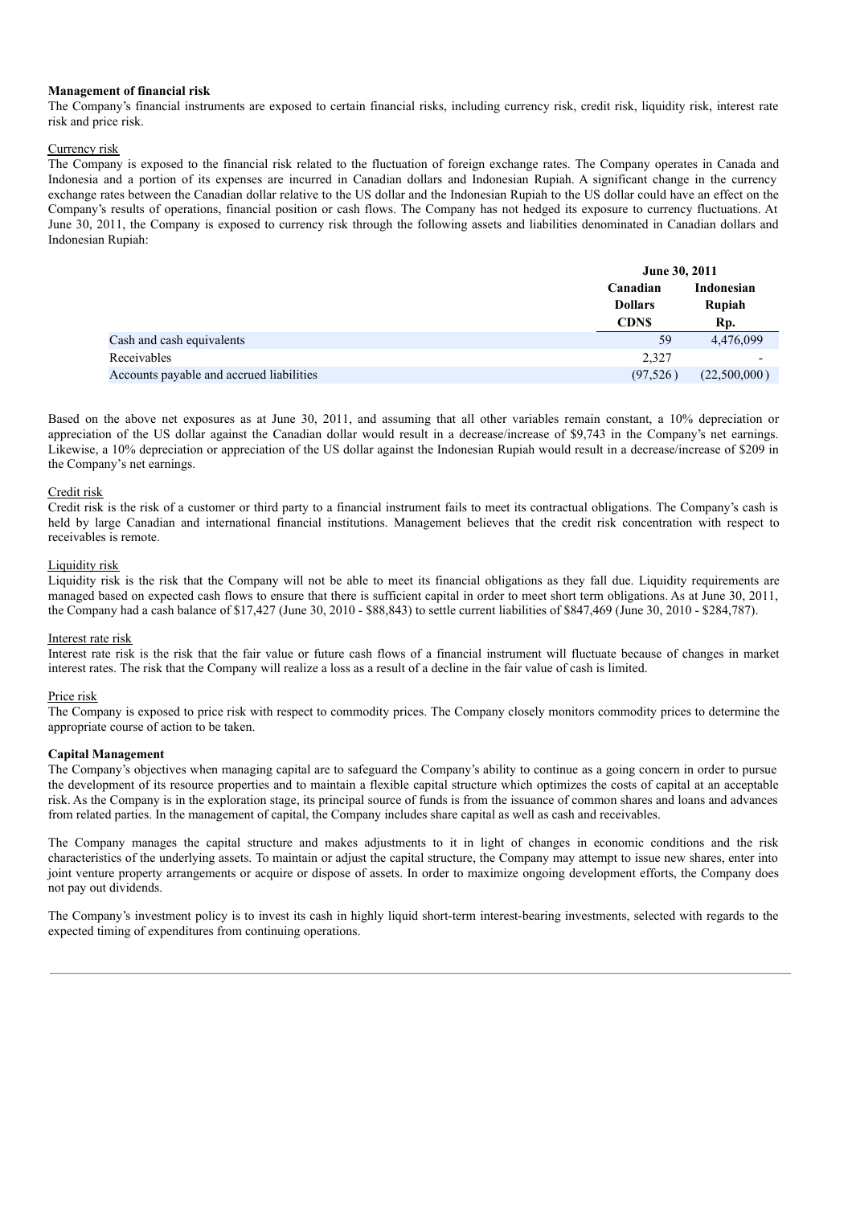**Management of financial risk**

The Company's financial instruments are exposed to certain financial risks, including currency risk, credit risk, liquidity risk, interest rate risk and price risk.

Currency risk

The Company is exposed to the financial risk related to the fluctuation of foreign exchange rates. The Company operates in Canada and Indonesia and a portion of its expenses are incurred in Canadian dollars and Indonesian Rupiah. A significant change in the currency exchange rates between the Canadian dollar relative to the US dollar and the Indonesian Rupiah to the US dollar could have an effect on the Company's results of operations, financial position or cash flows. The Company has not hedged its exposure to currency fluctuations. At June 30, 2011, the Company is exposed to currency risk through the following assets and liabilities denominated in Canadian dollars and Indonesian Rupiah:

| | June 30, 2011 | |
|---|---|---|
| | Canadian Dollars CDN$ | Indonesian Rupiah Rp. |
| Cash and cash equivalents | 59 | 4,476,099 |
| Receivables | 2,327 | - |
| Accounts payable and accrued liabilities | (97,526 ) | (22,500,000 ) |

Based on the above net exposures as at June 30, 2011, and assuming that all other variables remain constant, a 10% depreciation or appreciation of the US dollar against the Canadian dollar would result in a decrease/increase of $9,743 in the Company's net earnings. Likewise, a 10% depreciation or appreciation of the US dollar against the Indonesian Rupiah would result in a decrease/increase of $209 in the Company's net earnings.

Credit risk

Credit risk is the risk of a customer or third party to a financial instrument fails to meet its contractual obligations. The Company's cash is held by large Canadian and international financial institutions. Management believes that the credit risk concentration with respect to receivables is remote.

Liquidity risk

Liquidity risk is the risk that the Company will not be able to meet its financial obligations as they fall due. Liquidity requirements are managed based on expected cash flows to ensure that there is sufficient capital in order to meet short term obligations. As at June 30, 2011, the Company had a cash balance of $17,427 (June 30, 2010 - $88,843) to settle current liabilities of $847,469 (June 30, 2010 - $284,787).

Interest rate risk

Interest rate risk is the risk that the fair value or future cash flows of a financial instrument will fluctuate because of changes in market interest rates. The risk that the Company will realize a loss as a result of a decline in the fair value of cash is limited.

Price risk

The Company is exposed to price risk with respect to commodity prices. The Company closely monitors commodity prices to determine the appropriate course of action to be taken.

**Capital Management**

The Company's objectives when managing capital are to safeguard the Company's ability to continue as a going concern in order to pursue the development of its resource properties and to maintain a flexible capital structure which optimizes the costs of capital at an acceptable risk. As the Company is in the exploration stage, its principal source of funds is from the issuance of common shares and loans and advances from related parties. In the management of capital, the Company includes share capital as well as cash and receivables.

The Company manages the capital structure and makes adjustments to it in light of changes in economic conditions and the risk characteristics of the underlying assets. To maintain or adjust the capital structure, the Company may attempt to issue new shares, enter into joint venture property arrangements or acquire or dispose of assets. In order to maximize ongoing development efforts, the Company does not pay out dividends.

The Company's investment policy is to invest its cash in highly liquid short-term interest-bearing investments, selected with regards to the expected timing of expenditures from continuing operations.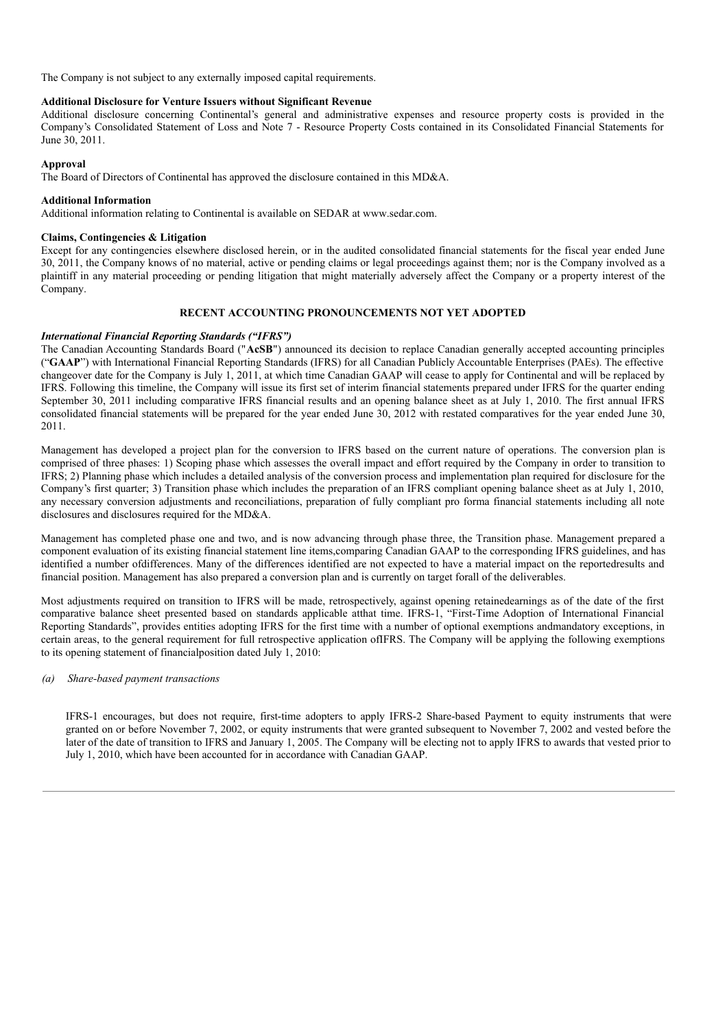The Company is not subject to any externally imposed capital requirements.

**Additional Disclosure for Venture Issuers without Significant Revenue**

Additional disclosure concerning Continental's general and administrative expenses and resource property costs is provided in the Company's Consolidated Statement of Loss and Note 7 - Resource Property Costs contained in its Consolidated Financial Statements for June 30, 2011.

**Approval**

The Board of Directors of Continental has approved the disclosure contained in this MD&A.

**Additional Information**

Additional information relating to Continental is available on SEDAR at www.sedar.com.

**Claims, Contingencies & Litigation**

Except for any contingencies elsewhere disclosed herein, or in the audited consolidated financial statements for the fiscal year ended June 30, 2011, the Company knows of no material, active or pending claims or legal proceedings against them; nor is the Company involved as a plaintiff in any material proceeding or pending litigation that might materially adversely affect the Company or a property interest of the Company.

## RECENT ACCOUNTING PRONOUNCEMENTS NOT YET ADOPTED

***International Financial Reporting Standards ("IFRS")***

The Canadian Accounting Standards Board ("**AcSB**") announced its decision to replace Canadian generally accepted accounting principles ("**GAAP**") with International Financial Reporting Standards (IFRS) for all Canadian Publicly Accountable Enterprises (PAEs). The effective changeover date for the Company is July 1, 2011, at which time Canadian GAAP will cease to apply for Continental and will be replaced by IFRS. Following this timeline, the Company will issue its first set of interim financial statements prepared under IFRS for the quarter ending September 30, 2011 including comparative IFRS financial results and an opening balance sheet as at July 1, 2010. The first annual IFRS consolidated financial statements will be prepared for the year ended June 30, 2012 with restated comparatives for the year ended June 30, 2011.

Management has developed a project plan for the conversion to IFRS based on the current nature of operations. The conversion plan is comprised of three phases: 1) Scoping phase which assesses the overall impact and effort required by the Company in order to transition to IFRS; 2) Planning phase which includes a detailed analysis of the conversion process and implementation plan required for disclosure for the Company's first quarter; 3) Transition phase which includes the preparation of an IFRS compliant opening balance sheet as at July 1, 2010, any necessary conversion adjustments and reconciliations, preparation of fully compliant pro forma financial statements including all note disclosures and disclosures required for the MD&A.

Management has completed phase one and two, and is now advancing through phase three, the Transition phase. Management prepared a component evaluation of its existing financial statement line items,comparing Canadian GAAP to the corresponding IFRS guidelines, and has identified a number ofdifferences. Many of the differences identified are not expected to have a material impact on the reportedresults and financial position. Management has also prepared a conversion plan and is currently on target forall of the deliverables.

Most adjustments required on transition to IFRS will be made, retrospectively, against opening retainedearnings as of the date of the first comparative balance sheet presented based on standards applicable atthat time. IFRS-1, "First-Time Adoption of International Financial Reporting Standards", provides entities adopting IFRS for the first time with a number of optional exemptions andmandatory exceptions, in certain areas, to the general requirement for full retrospective application ofIFRS. The Company will be applying the following exemptions to its opening statement of financialposition dated July 1, 2010:

*(a) Share-based payment transactions*

IFRS-1 encourages, but does not require, first-time adopters to apply IFRS-2 Share-based Payment to equity instruments that were granted on or before November 7, 2002, or equity instruments that were granted subsequent to November 7, 2002 and vested before the later of the date of transition to IFRS and January 1, 2005. The Company will be electing not to apply IFRS to awards that vested prior to July 1, 2010, which have been accounted for in accordance with Canadian GAAP.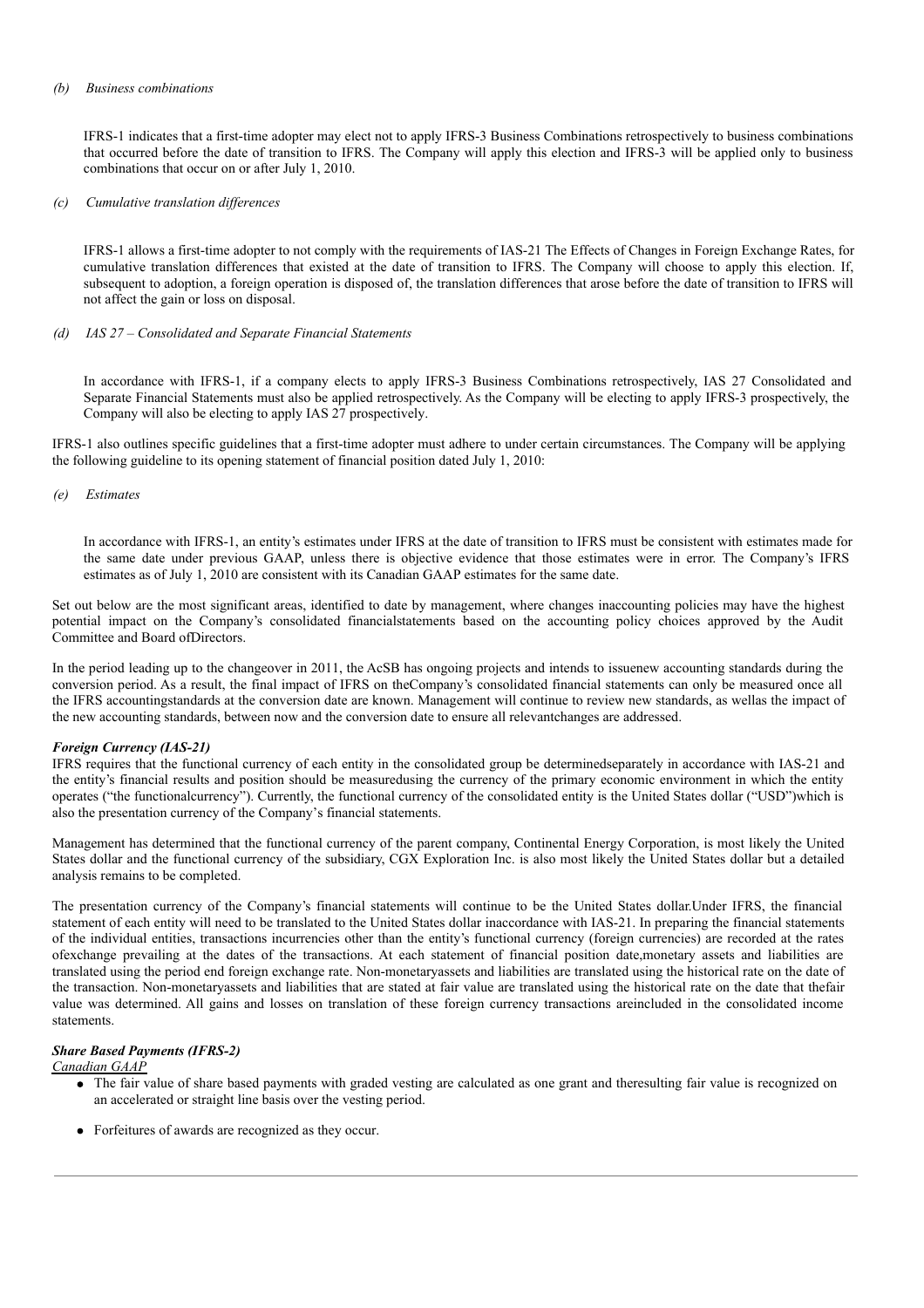*(b) Business combinations*

IFRS-1 indicates that a first-time adopter may elect not to apply IFRS-3 Business Combinations retrospectively to business combinations that occurred before the date of transition to IFRS. The Company will apply this election and IFRS-3 will be applied only to business combinations that occur on or after July 1, 2010.

*(c) Cumulative translation differences*

IFRS-1 allows a first-time adopter to not comply with the requirements of IAS-21 The Effects of Changes in Foreign Exchange Rates, for cumulative translation differences that existed at the date of transition to IFRS. The Company will choose to apply this election. If, subsequent to adoption, a foreign operation is disposed of, the translation differences that arose before the date of transition to IFRS will not affect the gain or loss on disposal.

*(d) IAS 27 – Consolidated and Separate Financial Statements*

In accordance with IFRS-1, if a company elects to apply IFRS-3 Business Combinations retrospectively, IAS 27 Consolidated and Separate Financial Statements must also be applied retrospectively. As the Company will be electing to apply IFRS-3 prospectively, the Company will also be electing to apply IAS 27 prospectively.

IFRS-1 also outlines specific guidelines that a first-time adopter must adhere to under certain circumstances. The Company will be applying the following guideline to its opening statement of financial position dated July 1, 2010:

*(e) Estimates*

In accordance with IFRS-1, an entity's estimates under IFRS at the date of transition to IFRS must be consistent with estimates made for the same date under previous GAAP, unless there is objective evidence that those estimates were in error. The Company's IFRS estimates as of July 1, 2010 are consistent with its Canadian GAAP estimates for the same date.

Set out below are the most significant areas, identified to date by management, where changes inaccounting policies may have the highest potential impact on the Company's consolidated financialstatements based on the accounting policy choices approved by the Audit Committee and Board ofDirectors.

In the period leading up to the changeover in 2011, the AcSB has ongoing projects and intends to issuenew accounting standards during the conversion period. As a result, the final impact of IFRS on theCompany's consolidated financial statements can only be measured once all the IFRS accountingstandards at the conversion date are known. Management will continue to review new standards, as wellas the impact of the new accounting standards, between now and the conversion date to ensure all relevantchanges are addressed.

***Foreign Currency (IAS-21)***

IFRS requires that the functional currency of each entity in the consolidated group be determinedseparately in accordance with IAS-21 and the entity's financial results and position should be measuredusing the currency of the primary economic environment in which the entity operates ("the functionalcurrency"). Currently, the functional currency of the consolidated entity is the United States dollar ("USD")which is also the presentation currency of the Company's financial statements.

Management has determined that the functional currency of the parent company, Continental Energy Corporation, is most likely the United States dollar and the functional currency of the subsidiary, CGX Exploration Inc. is also most likely the United States dollar but a detailed analysis remains to be completed.

The presentation currency of the Company's financial statements will continue to be the United States dollar.Under IFRS, the financial statement of each entity will need to be translated to the United States dollar inaccordance with IAS-21. In preparing the financial statements of the individual entities, transactions incurrencies other than the entity's functional currency (foreign currencies) are recorded at the rates ofexchange prevailing at the dates of the transactions. At each statement of financial position date,monetary assets and liabilities are translated using the period end foreign exchange rate. Non-monetaryassets and liabilities are translated using the historical rate on the date of the transaction. Non-monetaryassets and liabilities that are stated at fair value are translated using the historical rate on the date that thefair value was determined. All gains and losses on translation of these foreign currency transactions areincluded in the consolidated income statements.

***Share Based Payments (IFRS-2)***

*Canadian GAAP*

- The fair value of share based payments with graded vesting are calculated as one grant and theresulting fair value is recognized on an accelerated or straight line basis over the vesting period.
- Forfeitures of awards are recognized as they occur.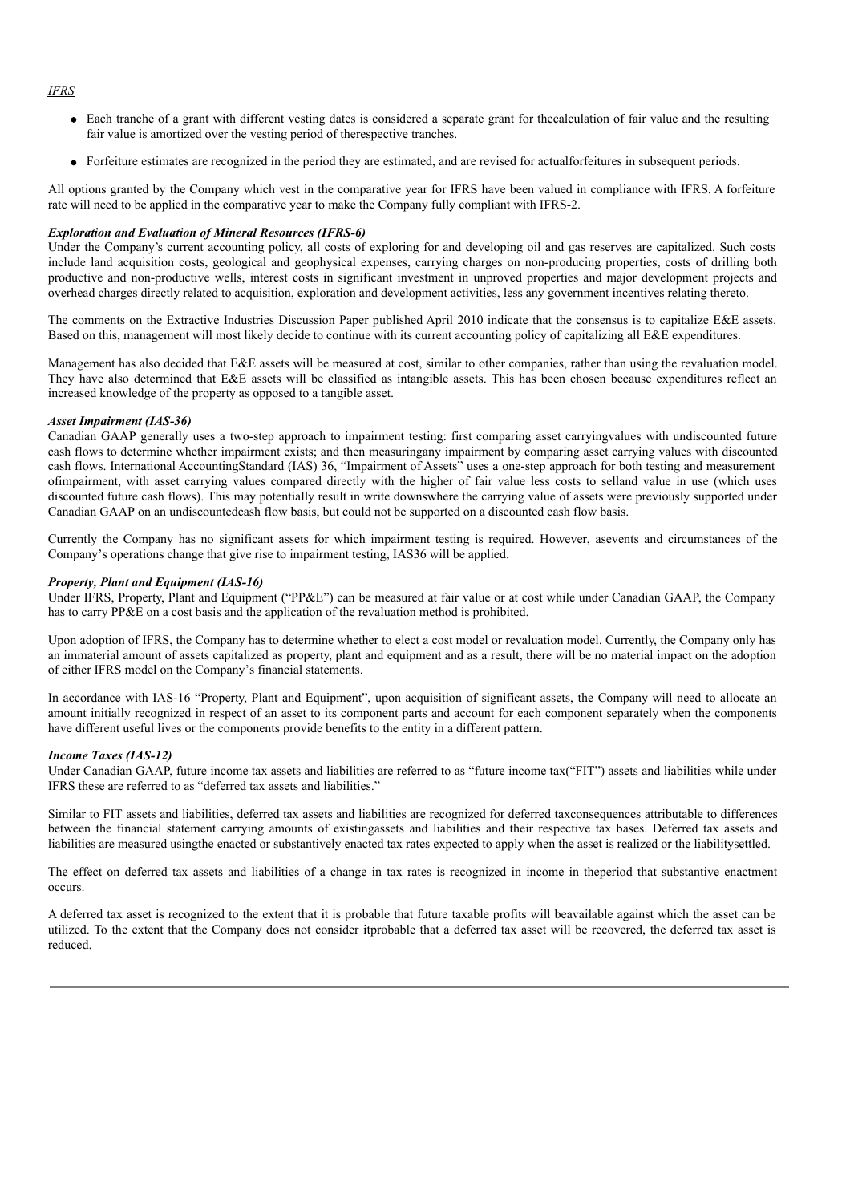*IFRS*

- Each tranche of a grant with different vesting dates is considered a separate grant for thecalculation of fair value and the resulting fair value is amortized over the vesting period of therespective tranches.
- Forfeiture estimates are recognized in the period they are estimated, and are revised for actualforfeitures in subsequent periods.

All options granted by the Company which vest in the comparative year for IFRS have been valued in compliance with IFRS. A forfeiture rate will need to be applied in the comparative year to make the Company fully compliant with IFRS-2.

***Exploration and Evaluation of Mineral Resources (IFRS-6)***

Under the Company's current accounting policy, all costs of exploring for and developing oil and gas reserves are capitalized. Such costs include land acquisition costs, geological and geophysical expenses, carrying charges on non-producing properties, costs of drilling both productive and non-productive wells, interest costs in significant investment in unproved properties and major development projects and overhead charges directly related to acquisition, exploration and development activities, less any government incentives relating thereto.

The comments on the Extractive Industries Discussion Paper published April 2010 indicate that the consensus is to capitalize E&E assets. Based on this, management will most likely decide to continue with its current accounting policy of capitalizing all E&E expenditures.

Management has also decided that E&E assets will be measured at cost, similar to other companies, rather than using the revaluation model. They have also determined that E&E assets will be classified as intangible assets. This has been chosen because expenditures reflect an increased knowledge of the property as opposed to a tangible asset.

***Asset Impairment (IAS-36)***

Canadian GAAP generally uses a two-step approach to impairment testing: first comparing asset carryingvalues with undiscounted future cash flows to determine whether impairment exists; and then measuringany impairment by comparing asset carrying values with discounted cash flows. International AccountingStandard (IAS) 36, "Impairment of Assets" uses a one-step approach for both testing and measurement ofimpairment, with asset carrying values compared directly with the higher of fair value less costs to selland value in use (which uses discounted future cash flows). This may potentially result in write downswhere the carrying value of assets were previously supported under Canadian GAAP on an undiscountedcash flow basis, but could not be supported on a discounted cash flow basis.

Currently the Company has no significant assets for which impairment testing is required. However, asevents and circumstances of the Company's operations change that give rise to impairment testing, IAS36 will be applied.

***Property, Plant and Equipment (IAS-16)***

Under IFRS, Property, Plant and Equipment ("PP&E") can be measured at fair value or at cost while under Canadian GAAP, the Company has to carry PP&E on a cost basis and the application of the revaluation method is prohibited.

Upon adoption of IFRS, the Company has to determine whether to elect a cost model or revaluation model. Currently, the Company only has an immaterial amount of assets capitalized as property, plant and equipment and as a result, there will be no material impact on the adoption of either IFRS model on the Company's financial statements.

In accordance with IAS-16 "Property, Plant and Equipment", upon acquisition of significant assets, the Company will need to allocate an amount initially recognized in respect of an asset to its component parts and account for each component separately when the components have different useful lives or the components provide benefits to the entity in a different pattern.

***Income Taxes (IAS-12)***

Under Canadian GAAP, future income tax assets and liabilities are referred to as "future income tax("FIT") assets and liabilities while under IFRS these are referred to as "deferred tax assets and liabilities."

Similar to FIT assets and liabilities, deferred tax assets and liabilities are recognized for deferred taxconsequences attributable to differences between the financial statement carrying amounts of existingassets and liabilities and their respective tax bases. Deferred tax assets and liabilities are measured usingthe enacted or substantively enacted tax rates expected to apply when the asset is realized or the liabilitysettled.

The effect on deferred tax assets and liabilities of a change in tax rates is recognized in income in theperiod that substantive enactment occurs.

A deferred tax asset is recognized to the extent that it is probable that future taxable profits will beavailable against which the asset can be utilized. To the extent that the Company does not consider itprobable that a deferred tax asset will be recovered, the deferred tax asset is reduced.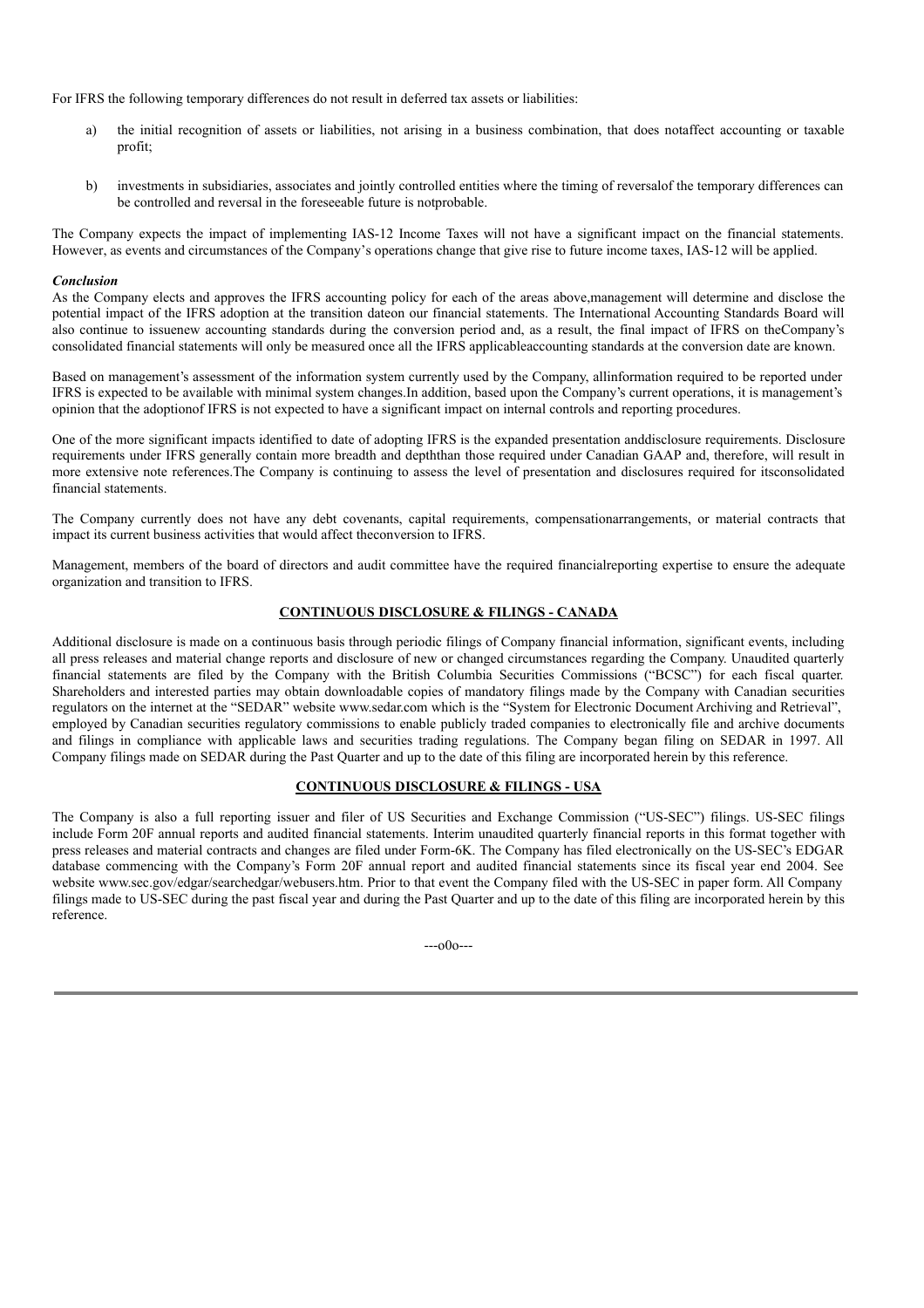For IFRS the following temporary differences do not result in deferred tax assets or liabilities:

a) the initial recognition of assets or liabilities, not arising in a business combination, that does notaffect accounting or taxable profit;

b) investments in subsidiaries, associates and jointly controlled entities where the timing of reversalof the temporary differences can be controlled and reversal in the foreseeable future is notprobable.

The Company expects the impact of implementing IAS-12 Income Taxes will not have a significant impact on the financial statements. However, as events and circumstances of the Company's operations change that give rise to future income taxes, IAS-12 will be applied.

***Conclusion***

As the Company elects and approves the IFRS accounting policy for each of the areas above,management will determine and disclose the potential impact of the IFRS adoption at the transition dateon our financial statements. The International Accounting Standards Board will also continue to issuenew accounting standards during the conversion period and, as a result, the final impact of IFRS on theCompany's consolidated financial statements will only be measured once all the IFRS applicableaccounting standards at the conversion date are known.

Based on management's assessment of the information system currently used by the Company, allinformation required to be reported under IFRS is expected to be available with minimal system changes.In addition, based upon the Company's current operations, it is management's opinion that the adoptionof IFRS is not expected to have a significant impact on internal controls and reporting procedures.

One of the more significant impacts identified to date of adopting IFRS is the expanded presentation anddisclosure requirements. Disclosure requirements under IFRS generally contain more breadth and depththan those required under Canadian GAAP and, therefore, will result in more extensive note references.The Company is continuing to assess the level of presentation and disclosures required for itsconsolidated financial statements.

The Company currently does not have any debt covenants, capital requirements, compensationarrangements, or material contracts that impact its current business activities that would affect theconversion to IFRS.

Management, members of the board of directors and audit committee have the required financialreporting expertise to ensure the adequate organization and transition to IFRS.

## CONTINUOUS DISCLOSURE & FILINGS - CANADA

Additional disclosure is made on a continuous basis through periodic filings of Company financial information, significant events, including all press releases and material change reports and disclosure of new or changed circumstances regarding the Company. Unaudited quarterly financial statements are filed by the Company with the British Columbia Securities Commissions ("BCSC") for each fiscal quarter. Shareholders and interested parties may obtain downloadable copies of mandatory filings made by the Company with Canadian securities regulators on the internet at the "SEDAR" website www.sedar.com which is the "System for Electronic Document Archiving and Retrieval", employed by Canadian securities regulatory commissions to enable publicly traded companies to electronically file and archive documents and filings in compliance with applicable laws and securities trading regulations. The Company began filing on SEDAR in 1997. All Company filings made on SEDAR during the Past Quarter and up to the date of this filing are incorporated herein by this reference.

## CONTINUOUS DISCLOSURE & FILINGS - USA

The Company is also a full reporting issuer and filer of US Securities and Exchange Commission ("US-SEC") filings. US-SEC filings include Form 20F annual reports and audited financial statements. Interim unaudited quarterly financial reports in this format together with press releases and material contracts and changes are filed under Form-6K. The Company has filed electronically on the US-SEC's EDGAR database commencing with the Company's Form 20F annual report and audited financial statements since its fiscal year end 2004. See website www.sec.gov/edgar/searchedgar/webusers.htm. Prior to that event the Company filed with the US-SEC in paper form. All Company filings made to US-SEC during the past fiscal year and during the Past Quarter and up to the date of this filing are incorporated herein by this reference.

---o0o---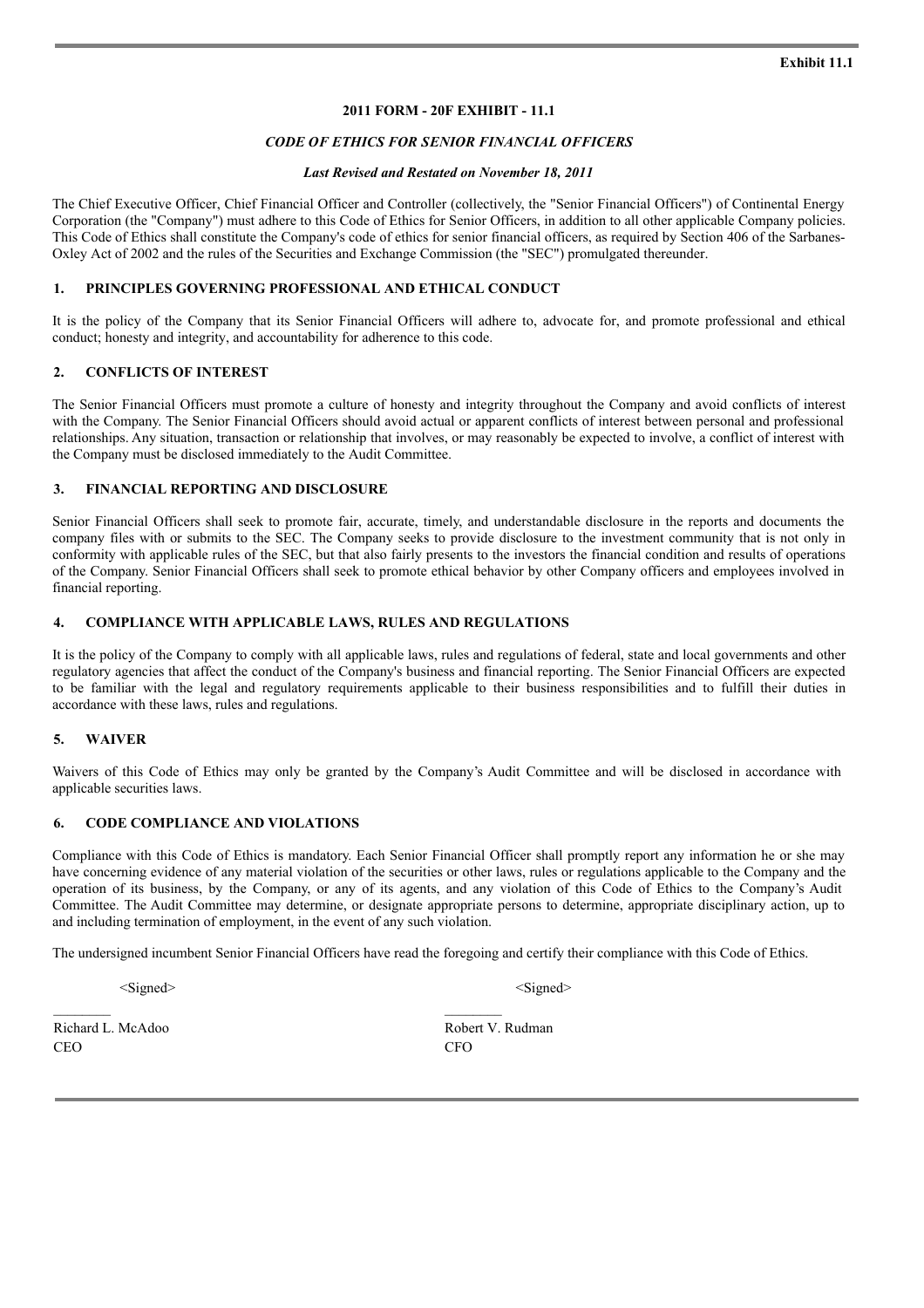**Exhibit 11.1**

**2011 FORM - 20F EXHIBIT - 11.1**

***CODE OF ETHICS FOR SENIOR FINANCIAL OFFICERS***

***Last Revised and Restated on November 18, 2011***

The Chief Executive Officer, Chief Financial Officer and Controller (collectively, the "Senior Financial Officers") of Continental Energy Corporation (the "Company") must adhere to this Code of Ethics for Senior Officers, in addition to all other applicable Company policies. This Code of Ethics shall constitute the Company's code of ethics for senior financial officers, as required by Section 406 of the Sarbanes-Oxley Act of 2002 and the rules of the Securities and Exchange Commission (the "SEC") promulgated thereunder.

## 1. PRINCIPLES GOVERNING PROFESSIONAL AND ETHICAL CONDUCT

It is the policy of the Company that its Senior Financial Officers will adhere to, advocate for, and promote professional and ethical conduct; honesty and integrity, and accountability for adherence to this code.

## 2. CONFLICTS OF INTEREST

The Senior Financial Officers must promote a culture of honesty and integrity throughout the Company and avoid conflicts of interest with the Company. The Senior Financial Officers should avoid actual or apparent conflicts of interest between personal and professional relationships. Any situation, transaction or relationship that involves, or may reasonably be expected to involve, a conflict of interest with the Company must be disclosed immediately to the Audit Committee.

## 3. FINANCIAL REPORTING AND DISCLOSURE

Senior Financial Officers shall seek to promote fair, accurate, timely, and understandable disclosure in the reports and documents the company files with or submits to the SEC. The Company seeks to provide disclosure to the investment community that is not only in conformity with applicable rules of the SEC, but that also fairly presents to the investors the financial condition and results of operations of the Company. Senior Financial Officers shall seek to promote ethical behavior by other Company officers and employees involved in financial reporting.

## 4. COMPLIANCE WITH APPLICABLE LAWS, RULES AND REGULATIONS

It is the policy of the Company to comply with all applicable laws, rules and regulations of federal, state and local governments and other regulatory agencies that affect the conduct of the Company's business and financial reporting. The Senior Financial Officers are expected to be familiar with the legal and regulatory requirements applicable to their business responsibilities and to fulfill their duties in accordance with these laws, rules and regulations.

## 5. WAIVER

Waivers of this Code of Ethics may only be granted by the Company's Audit Committee and will be disclosed in accordance with applicable securities laws.

## 6. CODE COMPLIANCE AND VIOLATIONS

Compliance with this Code of Ethics is mandatory. Each Senior Financial Officer shall promptly report any information he or she may have concerning evidence of any material violation of the securities or other laws, rules or regulations applicable to the Company and the operation of its business, by the Company, or any of its agents, and any violation of this Code of Ethics to the Company's Audit Committee. The Audit Committee may determine, or designate appropriate persons to determine, appropriate disciplinary action, up to and including termination of employment, in the event of any such violation.

The undersigned incumbent Senior Financial Officers have read the foregoing and certify their compliance with this Code of Ethics.

| <Signed> | <Signed> |
|---|---|
| Richard L. McAdoo | Robert V. Rudman |
| CEO | CFO |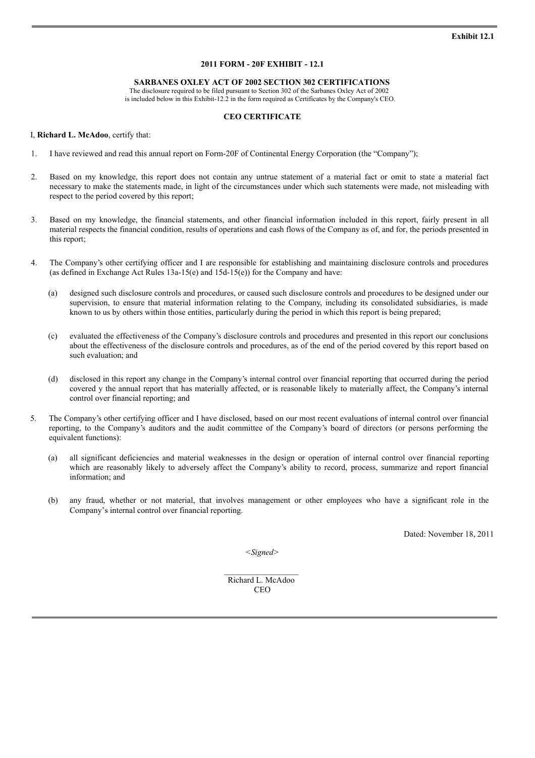**Exhibit 12.1**

**2011 FORM - 20F EXHIBIT - 12.1**

**SARBANES OXLEY ACT OF 2002 SECTION 302 CERTIFICATIONS**

The disclosure required to be filed pursuant to Section 302 of the Sarbanes Oxley Act of 2002 is included below in this Exhibit-12.2 in the form required as Certificates by the Company's CEO.

**CEO CERTIFICATE**

I, **Richard L. McAdoo**, certify that:

1. I have reviewed and read this annual report on Form-20F of Continental Energy Corporation (the "Company");

2. Based on my knowledge, this report does not contain any untrue statement of a material fact or omit to state a material fact necessary to make the statements made, in light of the circumstances under which such statements were made, not misleading with respect to the period covered by this report;

3. Based on my knowledge, the financial statements, and other financial information included in this report, fairly present in all material respects the financial condition, results of operations and cash flows of the Company as of, and for, the periods presented in this report;

4. The Company's other certifying officer and I are responsible for establishing and maintaining disclosure controls and procedures (as defined in Exchange Act Rules 13a-15(e) and 15d-15(e)) for the Company and have:

   (a) designed such disclosure controls and procedures, or caused such disclosure controls and procedures to be designed under our supervision, to ensure that material information relating to the Company, including its consolidated subsidiaries, is made known to us by others within those entities, particularly during the period in which this report is being prepared;

   (c) evaluated the effectiveness of the Company's disclosure controls and procedures and presented in this report our conclusions about the effectiveness of the disclosure controls and procedures, as of the end of the period covered by this report based on such evaluation; and

   (d) disclosed in this report any change in the Company's internal control over financial reporting that occurred during the period covered y the annual report that has materially affected, or is reasonable likely to materially affect, the Company's internal control over financial reporting; and

5. The Company's other certifying officer and I have disclosed, based on our most recent evaluations of internal control over financial reporting, to the Company's auditors and the audit committee of the Company's board of directors (or persons performing the equivalent functions):

   (a) all significant deficiencies and material weaknesses in the design or operation of internal control over financial reporting which are reasonably likely to adversely affect the Company's ability to record, process, summarize and report financial information; and

   (b) any fraud, whether or not material, that involves management or other employees who have a significant role in the Company's internal control over financial reporting.

Dated: November 18, 2011

*<Signed>*

\_\_\_\_\_\_\_\_\_\_\_\_\_\_\_\_\_\_

Richard L. McAdoo
CEO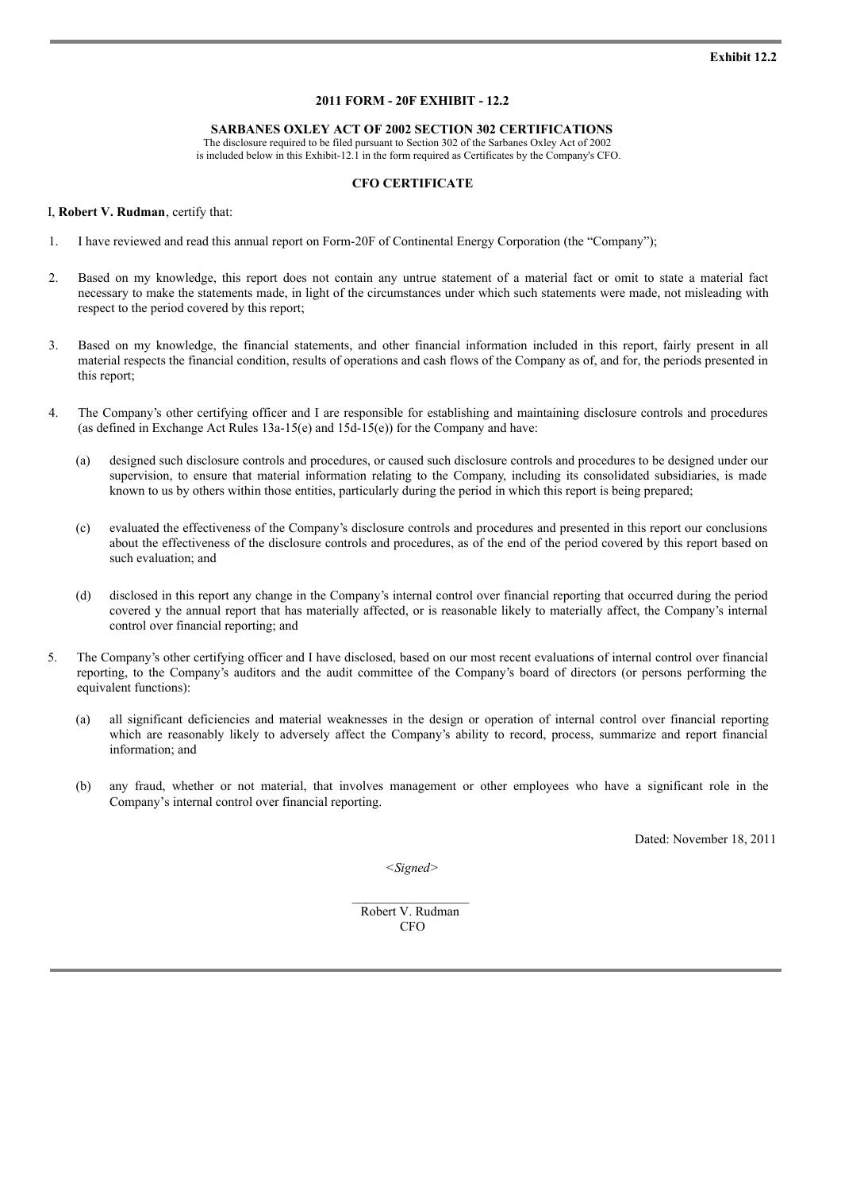**Exhibit 12.2**

**2011 FORM - 20F EXHIBIT - 12.2**

**SARBANES OXLEY ACT OF 2002 SECTION 302 CERTIFICATIONS**

The disclosure required to be filed pursuant to Section 302 of the Sarbanes Oxley Act of 2002 is included below in this Exhibit-12.1 in the form required as Certificates by the Company's CFO.

**CFO CERTIFICATE**

I, **Robert V. Rudman**, certify that:

1. I have reviewed and read this annual report on Form-20F of Continental Energy Corporation (the "Company");

2. Based on my knowledge, this report does not contain any untrue statement of a material fact or omit to state a material fact necessary to make the statements made, in light of the circumstances under which such statements were made, not misleading with respect to the period covered by this report;

3. Based on my knowledge, the financial statements, and other financial information included in this report, fairly present in all material respects the financial condition, results of operations and cash flows of the Company as of, and for, the periods presented in this report;

4. The Company's other certifying officer and I are responsible for establishing and maintaining disclosure controls and procedures (as defined in Exchange Act Rules 13a-15(e) and 15d-15(e)) for the Company and have:

   (a) designed such disclosure controls and procedures, or caused such disclosure controls and procedures to be designed under our supervision, to ensure that material information relating to the Company, including its consolidated subsidiaries, is made known to us by others within those entities, particularly during the period in which this report is being prepared;

   (c) evaluated the effectiveness of the Company's disclosure controls and procedures and presented in this report our conclusions about the effectiveness of the disclosure controls and procedures, as of the end of the period covered by this report based on such evaluation; and

   (d) disclosed in this report any change in the Company's internal control over financial reporting that occurred during the period covered y the annual report that has materially affected, or is reasonable likely to materially affect, the Company's internal control over financial reporting; and

5. The Company's other certifying officer and I have disclosed, based on our most recent evaluations of internal control over financial reporting, to the Company's auditors and the audit committee of the Company's board of directors (or persons performing the equivalent functions):

   (a) all significant deficiencies and material weaknesses in the design or operation of internal control over financial reporting which are reasonably likely to adversely affect the Company's ability to record, process, summarize and report financial information; and

   (b) any fraud, whether or not material, that involves management or other employees who have a significant role in the Company's internal control over financial reporting.

Dated: November 18, 2011

*<Signed>*

\_\_\_\_\_\_\_\_\_\_\_\_\_\_\_\_\_\_

Robert V. Rudman
CFO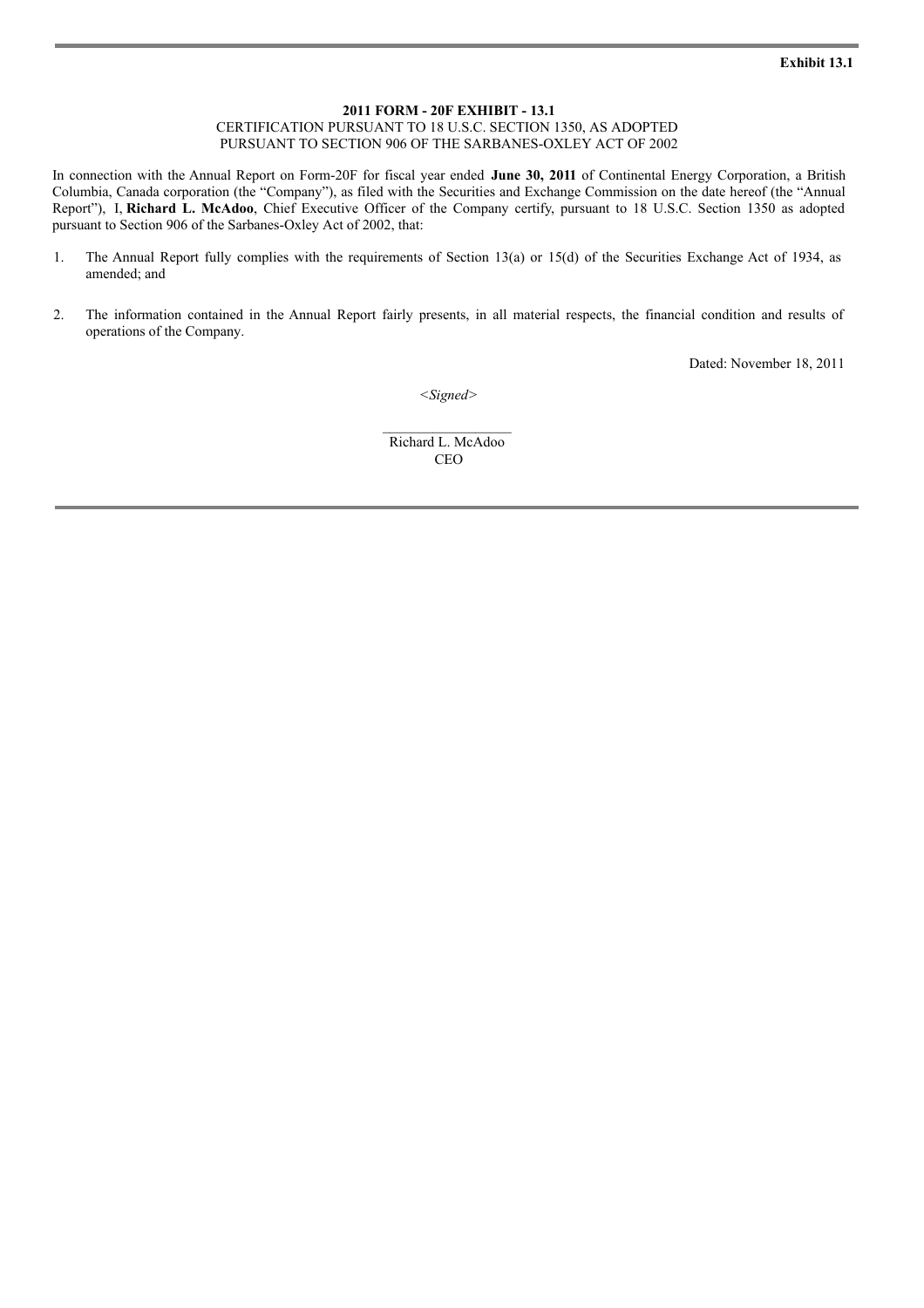**Exhibit 13.1**

**2011 FORM - 20F EXHIBIT - 13.1**
CERTIFICATION PURSUANT TO 18 U.S.C. SECTION 1350, AS ADOPTED
PURSUANT TO SECTION 906 OF THE SARBANES-OXLEY ACT OF 2002

In connection with the Annual Report on Form-20F for fiscal year ended **June 30, 2011** of Continental Energy Corporation, a British Columbia, Canada corporation (the "Company"), as filed with the Securities and Exchange Commission on the date hereof (the "Annual Report"), I, **Richard L. McAdoo**, Chief Executive Officer of the Company certify, pursuant to 18 U.S.C. Section 1350 as adopted pursuant to Section 906 of the Sarbanes-Oxley Act of 2002, that:

1. The Annual Report fully complies with the requirements of Section 13(a) or 15(d) of the Securities Exchange Act of 1934, as amended; and

2. The information contained in the Annual Report fairly presents, in all material respects, the financial condition and results of operations of the Company.

Dated: November 18, 2011

*<Signed>*

Richard L. McAdoo
CEO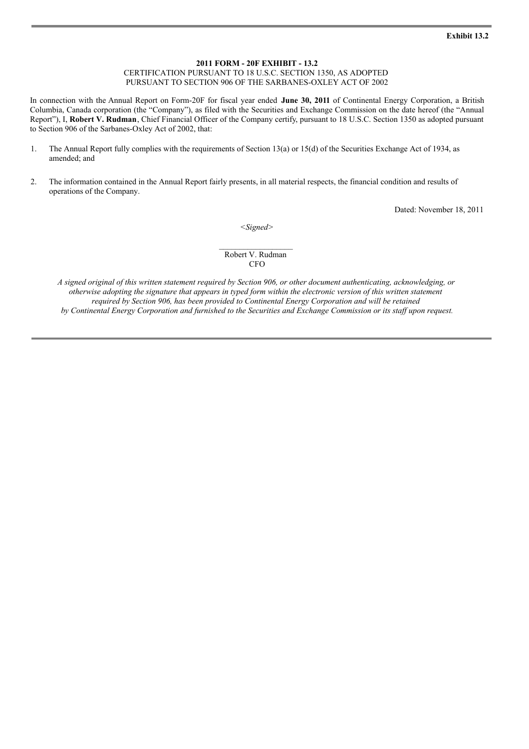**Exhibit 13.2**

**2011 FORM - 20F EXHIBIT - 13.2**
CERTIFICATION PURSUANT TO 18 U.S.C. SECTION 1350, AS ADOPTED
PURSUANT TO SECTION 906 OF THE SARBANES-OXLEY ACT OF 2002

In connection with the Annual Report on Form-20F for fiscal year ended **June 30, 2011** of Continental Energy Corporation, a British Columbia, Canada corporation (the "Company"), as filed with the Securities and Exchange Commission on the date hereof (the "Annual Report"), I, **Robert V. Rudman**, Chief Financial Officer of the Company certify, pursuant to 18 U.S.C. Section 1350 as adopted pursuant to Section 906 of the Sarbanes-Oxley Act of 2002, that:

1. The Annual Report fully complies with the requirements of Section 13(a) or 15(d) of the Securities Exchange Act of 1934, as amended; and

2. The information contained in the Annual Report fairly presents, in all material respects, the financial condition and results of operations of the Company.

Dated: November 18, 2011

*<Signed>*

\_\_\_\_\_\_\_\_\_\_\_\_\_\_\_\_\_\_
Robert V. Rudman
CFO

*A signed original of this written statement required by Section 906, or other document authenticating, acknowledging, or otherwise adopting the signature that appears in typed form within the electronic version of this written statement required by Section 906, has been provided to Continental Energy Corporation and will be retained by Continental Energy Corporation and furnished to the Securities and Exchange Commission or its staff upon request.*